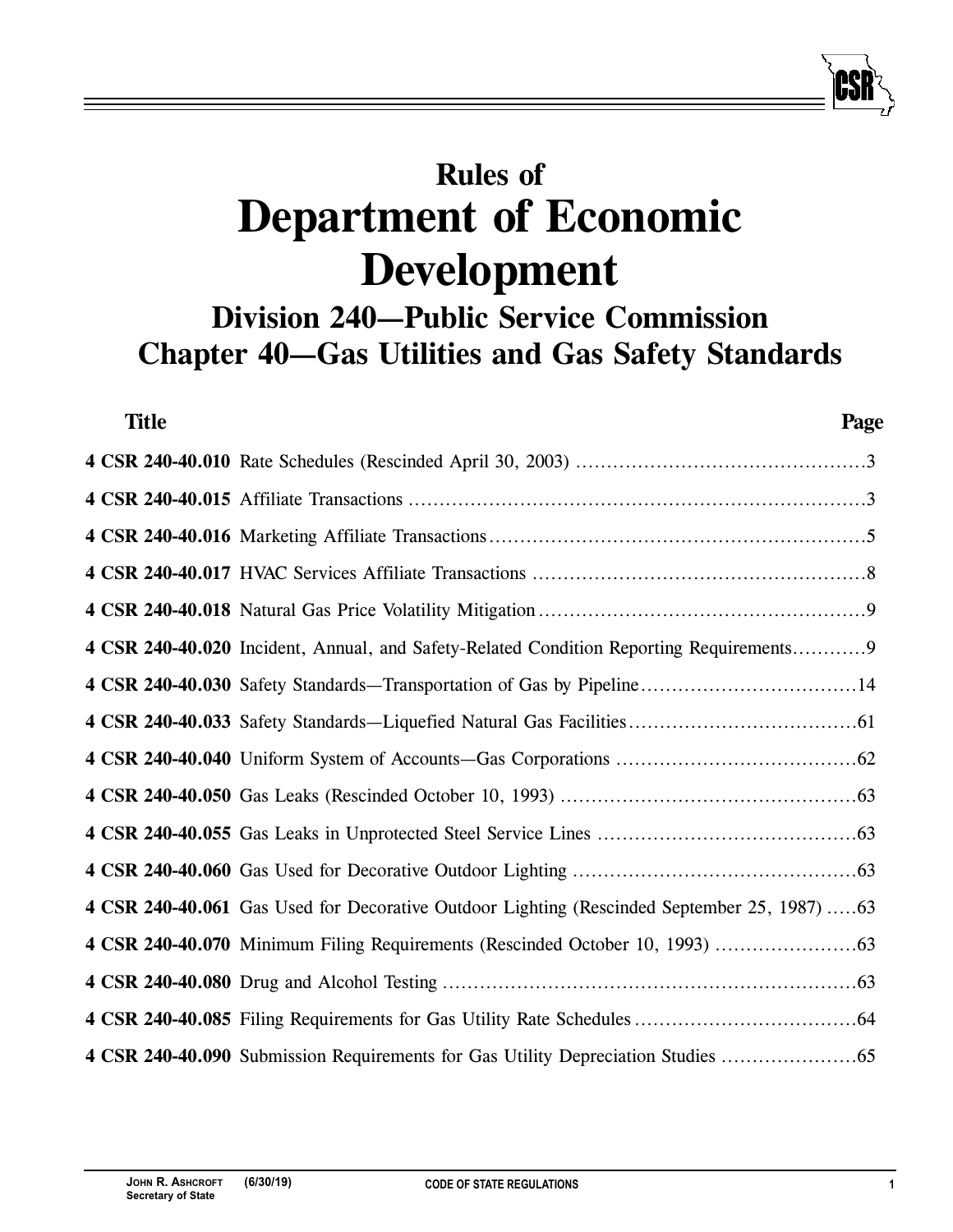# Rules of
# Department of Economic Development

## Division 240—Public Service Commission
## Chapter 40—Gas Utilities and Gas Safety Standards

| Title | Page |
|---|---|
| **4 CSR 240-40.010** Rate Schedules (Rescinded April 30, 2003) | 3 |
| **4 CSR 240-40.015** Affiliate Transactions | 3 |
| **4 CSR 240-40.016** Marketing Affiliate Transactions | 5 |
| **4 CSR 240-40.017** HVAC Services Affiliate Transactions | 8 |
| **4 CSR 240-40.018** Natural Gas Price Volatility Mitigation | 9 |
| **4 CSR 240-40.020** Incident, Annual, and Safety-Related Condition Reporting Requirements | 9 |
| **4 CSR 240-40.030** Safety Standards—Transportation of Gas by Pipeline | 14 |
| **4 CSR 240-40.033** Safety Standards—Liquefied Natural Gas Facilities | 61 |
| **4 CSR 240-40.040** Uniform System of Accounts—Gas Corporations | 62 |
| **4 CSR 240-40.050** Gas Leaks (Rescinded October 10, 1993) | 63 |
| **4 CSR 240-40.055** Gas Leaks in Unprotected Steel Service Lines | 63 |
| **4 CSR 240-40.060** Gas Used for Decorative Outdoor Lighting | 63 |
| **4 CSR 240-40.061** Gas Used for Decorative Outdoor Lighting (Rescinded September 25, 1987) | 63 |
| **4 CSR 240-40.070** Minimum Filing Requirements (Rescinded October 10, 1993) | 63 |
| **4 CSR 240-40.080** Drug and Alcohol Testing | 63 |
| **4 CSR 240-40.085** Filing Requirements for Gas Utility Rate Schedules | 64 |
| **4 CSR 240-40.090** Submission Requirements for Gas Utility Depreciation Studies | 65 |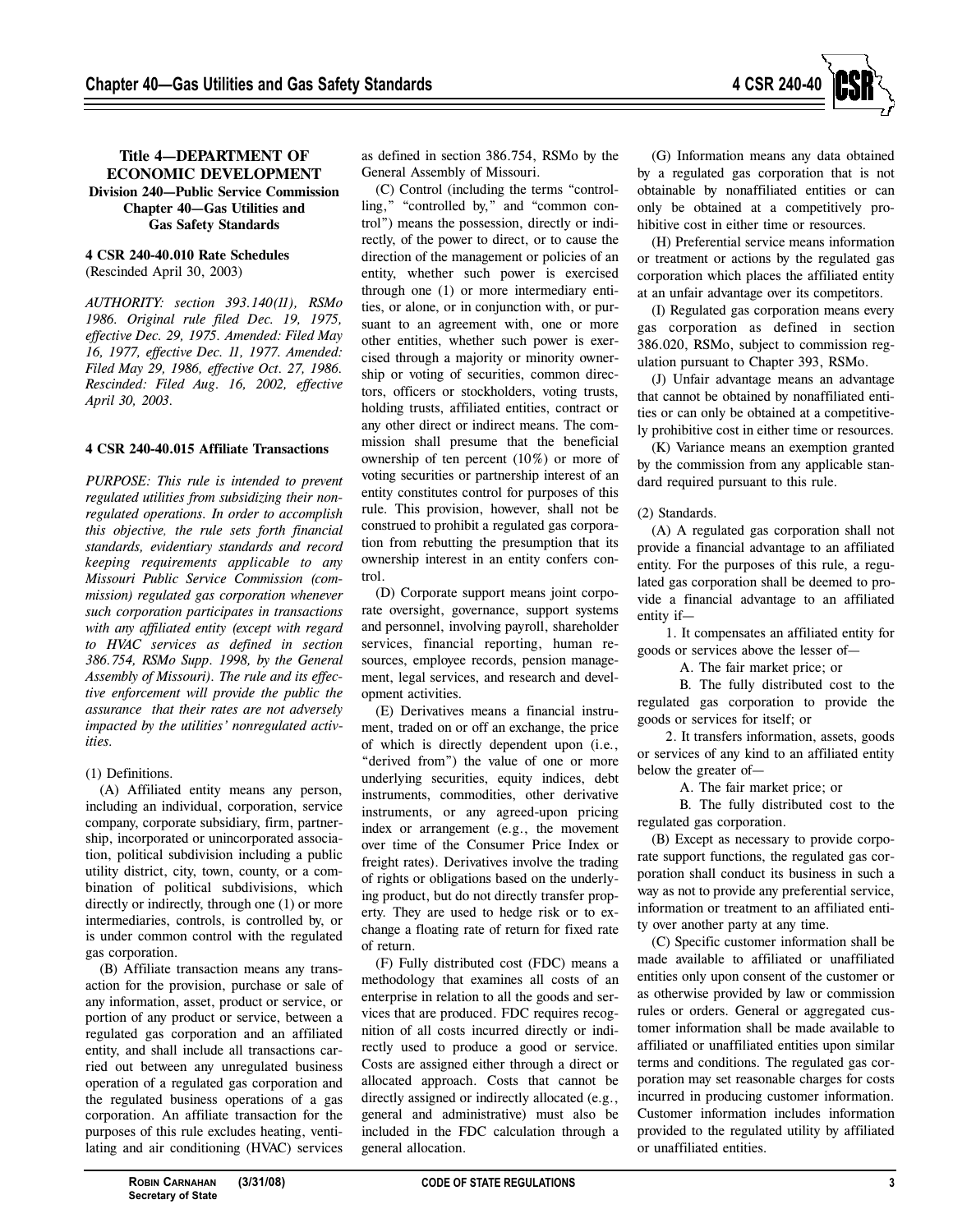**Title 4—DEPARTMENT OF ECONOMIC DEVELOPMENT**
**Division 240—Public Service Commission**
**Chapter 40—Gas Utilities and Gas Safety Standards**

### 4 CSR 240-40.010 Rate Schedules
(Rescinded April 30, 2003)

*AUTHORITY: section 393.140(11), RSMo 1986. Original rule filed Dec. 19, 1975, effective Dec. 29, 1975. Amended: Filed May 16, 1977, effective Dec. 11, 1977. Amended: Filed May 29, 1986, effective Oct. 27, 1986. Rescinded: Filed Aug. 16, 2002, effective April 30, 2003.*

### 4 CSR 240-40.015 Affiliate Transactions

*PURPOSE: This rule is intended to prevent regulated utilities from subsidizing their nonregulated operations. In order to accomplish this objective, the rule sets forth financial standards, evidentiary standards and record keeping requirements applicable to any Missouri Public Service Commission (commission) regulated gas corporation whenever such corporation participates in transactions with any affiliated entity (except with regard to HVAC services as defined in section 386.754, RSMo Supp. 1998, by the General Assembly of Missouri). The rule and its effective enforcement will provide the public the assurance that their rates are not adversely impacted by the utilities' nonregulated activities.*

(1) Definitions.

(A) Affiliated entity means any person, including an individual, corporation, service company, corporate subsidiary, firm, partnership, incorporated or unincorporated association, political subdivision including a public utility district, city, town, county, or a combination of political subdivisions, which directly or indirectly, through one (1) or more intermediaries, controls, is controlled by, or is under common control with the regulated gas corporation.

(B) Affiliate transaction means any transaction for the provision, purchase or sale of any information, asset, product or service, or portion of any product or service, between a regulated gas corporation and an affiliated entity, and shall include all transactions carried out between any unregulated business operation of a regulated gas corporation and the regulated business operations of a gas corporation. An affiliate transaction for the purposes of this rule excludes heating, ventilating and air conditioning (HVAC) services as defined in section 386.754, RSMo by the General Assembly of Missouri.

(C) Control (including the terms "controlling," "controlled by," and "common control") means the possession, directly or indirectly, of the power to direct, or to cause the direction of the management or policies of an entity, whether such power is exercised through one (1) or more intermediary entities, or alone, or in conjunction with, or pursuant to an agreement with, one or more other entities, whether such power is exercised through a majority or minority ownership or voting of securities, common directors, officers or stockholders, voting trusts, holding trusts, affiliated entities, contract or any other direct or indirect means. The commission shall presume that the beneficial ownership of ten percent (10%) or more of voting securities or partnership interest of an entity constitutes control for purposes of this rule. This provision, however, shall not be construed to prohibit a regulated gas corporation from rebutting the presumption that its ownership interest in an entity confers control.

(D) Corporate support means joint corporate oversight, governance, support systems and personnel, involving payroll, shareholder services, financial reporting, human resources, employee records, pension management, legal services, and research and development activities.

(E) Derivatives means a financial instrument, traded on or off an exchange, the price of which is directly dependent upon (i.e., "derived from") the value of one or more underlying securities, equity indices, debt instruments, commodities, other derivative instruments, or any agreed-upon pricing index or arrangement (e.g., the movement over time of the Consumer Price Index or freight rates). Derivatives involve the trading of rights or obligations based on the underlying product, but do not directly transfer property. They are used to hedge risk or to exchange a floating rate of return for fixed rate of return.

(F) Fully distributed cost (FDC) means a methodology that examines all costs of an enterprise in relation to all the goods and services that are produced. FDC requires recognition of all costs incurred directly or indirectly used to produce a good or service. Costs are assigned either through a direct or allocated approach. Costs that cannot be directly assigned or indirectly allocated (e.g., general and administrative) must also be included in the FDC calculation through a general allocation.

(G) Information means any data obtained by a regulated gas corporation that is not obtainable by nonaffiliated entities or can only be obtained at a competitively prohibitive cost in either time or resources.

(H) Preferential service means information or treatment or actions by the regulated gas corporation which places the affiliated entity at an unfair advantage over its competitors.

(I) Regulated gas corporation means every gas corporation as defined in section 386.020, RSMo, subject to commission regulation pursuant to Chapter 393, RSMo.

(J) Unfair advantage means an advantage that cannot be obtained by nonaffiliated entities or can only be obtained at a competitively prohibitive cost in either time or resources.

(K) Variance means an exemption granted by the commission from any applicable standard required pursuant to this rule.

(2) Standards.

(A) A regulated gas corporation shall not provide a financial advantage to an affiliated entity. For the purposes of this rule, a regulated gas corporation shall be deemed to provide a financial advantage to an affiliated entity if—

1. It compensates an affiliated entity for goods or services above the lesser of—

A. The fair market price; or

B. The fully distributed cost to the regulated gas corporation to provide the goods or services for itself; or

2. It transfers information, assets, goods or services of any kind to an affiliated entity below the greater of—

A. The fair market price; or

B. The fully distributed cost to the regulated gas corporation.

(B) Except as necessary to provide corporate support functions, the regulated gas corporation shall conduct its business in such a way as not to provide any preferential service, information or treatment to an affiliated entity over another party at any time.

(C) Specific customer information shall be made available to affiliated or unaffiliated entities only upon consent of the customer or as otherwise provided by law or commission rules or orders. General or aggregated customer information shall be made available to affiliated or unaffiliated entities upon similar terms and conditions. The regulated gas corporation may set reasonable charges for costs incurred in producing customer information. Customer information includes information provided to the regulated utility by affiliated or unaffiliated entities.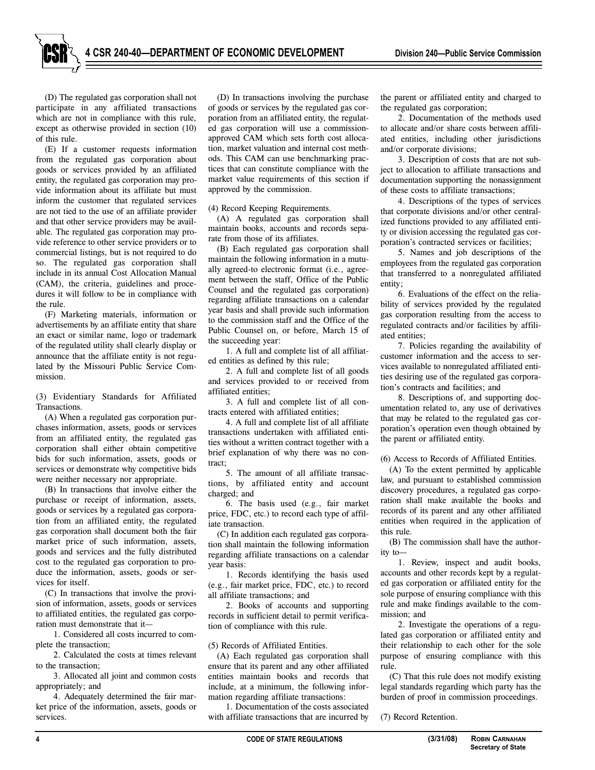(D) The regulated gas corporation shall not participate in any affiliated transactions which are not in compliance with this rule, except as otherwise provided in section (10) of this rule.

(E) If a customer requests information from the regulated gas corporation about goods or services provided by an affiliated entity, the regulated gas corporation may provide information about its affiliate but must inform the customer that regulated services are not tied to the use of an affiliate provider and that other service providers may be available. The regulated gas corporation may provide reference to other service providers or to commercial listings, but is not required to do so. The regulated gas corporation shall include in its annual Cost Allocation Manual (CAM), the criteria, guidelines and procedures it will follow to be in compliance with the rule.

(F) Marketing materials, information or advertisements by an affiliate entity that share an exact or similar name, logo or trademark of the regulated utility shall clearly display or announce that the affiliate entity is not regulated by the Missouri Public Service Commission.

(3) Evidentiary Standards for Affiliated Transactions.

(A) When a regulated gas corporation purchases information, assets, goods or services from an affiliated entity, the regulated gas corporation shall either obtain competitive bids for such information, assets, goods or services or demonstrate why competitive bids were neither necessary nor appropriate.

(B) In transactions that involve either the purchase or receipt of information, assets, goods or services by a regulated gas corporation from an affiliated entity, the regulated gas corporation shall document both the fair market price of such information, assets, goods and services and the fully distributed cost to the regulated gas corporation to produce the information, assets, goods or services for itself.

(C) In transactions that involve the provision of information, assets, goods or services to affiliated entities, the regulated gas corporation must demonstrate that it—

1. Considered all costs incurred to complete the transaction;
2. Calculated the costs at times relevant to the transaction;
3. Allocated all joint and common costs appropriately; and
4. Adequately determined the fair market price of the information, assets, goods or services.

(D) In transactions involving the purchase of goods or services by the regulated gas corporation from an affiliated entity, the regulated gas corporation will use a commission-approved CAM which sets forth cost allocation, market valuation and internal cost methods. This CAM can use benchmarking practices that can constitute compliance with the market value requirements of this section if approved by the commission.

(4) Record Keeping Requirements.

(A) A regulated gas corporation shall maintain books, accounts and records separate from those of its affiliates.

(B) Each regulated gas corporation shall maintain the following information in a mutually agreed-to electronic format (i.e., agreement between the staff, Office of the Public Counsel and the regulated gas corporation) regarding affiliate transactions on a calendar year basis and shall provide such information to the commission staff and the Office of the Public Counsel on, or before, March 15 of the succeeding year:

1. A full and complete list of all affiliated entities as defined by this rule;
2. A full and complete list of all goods and services provided to or received from affiliated entities;
3. A full and complete list of all contracts entered with affiliated entities;
4. A full and complete list of all affiliate transactions undertaken with affiliated entities without a written contract together with a brief explanation of why there was no contract;
5. The amount of all affiliate transactions, by affiliated entity and account charged; and
6. The basis used (e.g., fair market price, FDC, etc.) to record each type of affiliate transaction.

(C) In addition each regulated gas corporation shall maintain the following information regarding affiliate transactions on a calendar year basis:

1. Records identifying the basis used (e.g., fair market price, FDC, etc.) to record all affiliate transactions; and
2. Books of accounts and supporting records in sufficient detail to permit verification of compliance with this rule.

(5) Records of Affiliated Entities.

(A) Each regulated gas corporation shall ensure that its parent and any other affiliated entities maintain books and records that include, at a minimum, the following information regarding affiliate transactions:

1. Documentation of the costs associated with affiliate transactions that are incurred by the parent or affiliated entity and charged to the regulated gas corporation;
2. Documentation of the methods used to allocate and/or share costs between affiliated entities, including other jurisdictions and/or corporate divisions;
3. Description of costs that are not subject to allocation to affiliate transactions and documentation supporting the nonassignment of these costs to affiliate transactions;
4. Descriptions of the types of services that corporate divisions and/or other centralized functions provided to any affiliated entity or division accessing the regulated gas corporation's contracted services or facilities;
5. Names and job descriptions of the employees from the regulated gas corporation that transferred to a nonregulated affiliated entity;
6. Evaluations of the effect on the reliability of services provided by the regulated gas corporation resulting from the access to regulated contracts and/or facilities by affiliated entities;
7. Policies regarding the availability of customer information and the access to services available to nonregulated affiliated entities desiring use of the regulated gas corporation's contracts and facilities; and
8. Descriptions of, and supporting documentation related to, any use of derivatives that may be related to the regulated gas corporation's operation even though obtained by the parent or affiliated entity.

(6) Access to Records of Affiliated Entities.

(A) To the extent permitted by applicable law, and pursuant to established commission discovery procedures, a regulated gas corporation shall make available the books and records of its parent and any other affiliated entities when required in the application of this rule.

(B) The commission shall have the authority to—

1. Review, inspect and audit books, accounts and other records kept by a regulated gas corporation or affiliated entity for the sole purpose of ensuring compliance with this rule and make findings available to the commission; and
2. Investigate the operations of a regulated gas corporation or affiliated entity and their relationship to each other for the sole purpose of ensuring compliance with this rule.

(C) That this rule does not modify existing legal standards regarding which party has the burden of proof in commission proceedings.

(7) Record Retention.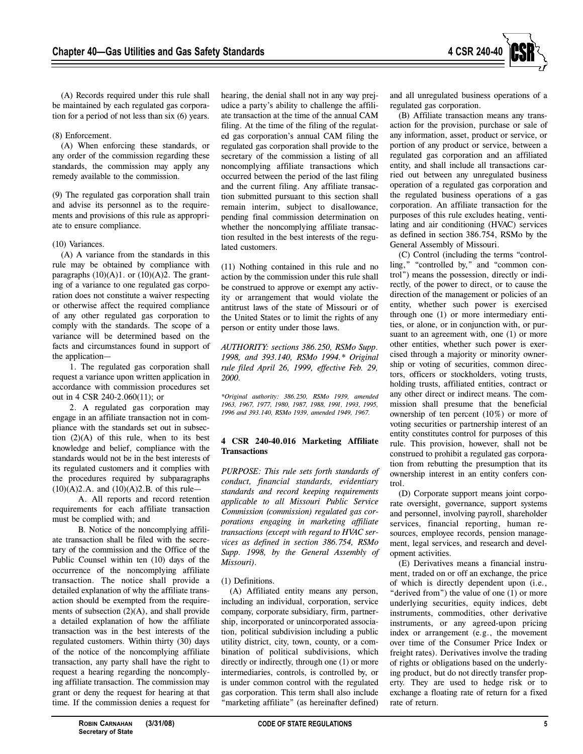(A) Records required under this rule shall be maintained by each regulated gas corporation for a period of not less than six (6) years.

(8) Enforcement.

(A) When enforcing these standards, or any order of the commission regarding these standards, the commission may apply any remedy available to the commission.

(9) The regulated gas corporation shall train and advise its personnel as to the requirements and provisions of this rule as appropriate to ensure compliance.

(10) Variances.

(A) A variance from the standards in this rule may be obtained by compliance with paragraphs (10)(A)1. or (10)(A)2. The granting of a variance to one regulated gas corporation does not constitute a waiver respecting or otherwise affect the required compliance of any other regulated gas corporation to comply with the standards. The scope of a variance will be determined based on the facts and circumstances found in support of the application—

1. The regulated gas corporation shall request a variance upon written application in accordance with commission procedures set out in 4 CSR 240-2.060(11); or

2. A regulated gas corporation may engage in an affiliate transaction not in compliance with the standards set out in subsection (2)(A) of this rule, when to its best knowledge and belief, compliance with the standards would not be in the best interests of its regulated customers and it complies with the procedures required by subparagraphs (10)(A)2.A. and (10)(A)2.B. of this rule—

A. All reports and record retention requirements for each affiliate transaction must be complied with; and

B. Notice of the noncomplying affiliate transaction shall be filed with the secretary of the commission and the Office of the Public Counsel within ten (10) days of the occurrence of the noncomplying affiliate transaction. The notice shall provide a detailed explanation of why the affiliate transaction should be exempted from the requirements of subsection (2)(A), and shall provide a detailed explanation of how the affiliate transaction was in the best interests of the regulated customers. Within thirty (30) days of the notice of the noncomplying affiliate transaction, any party shall have the right to request a hearing regarding the noncomplying affiliate transaction. The commission may grant or deny the request for hearing at that time. If the commission denies a request for hearing, the denial shall not in any way prejudice a party's ability to challenge the affiliate transaction at the time of the annual CAM filing. At the time of the filing of the regulated gas corporation's annual CAM filing the regulated gas corporation shall provide to the secretary of the commission a listing of all noncomplying affiliate transactions which occurred between the period of the last filing and the current filing. Any affiliate transaction submitted pursuant to this section shall remain interim, subject to disallowance, pending final commission determination on whether the noncomplying affiliate transaction resulted in the best interests of the regulated customers.

(11) Nothing contained in this rule and no action by the commission under this rule shall be construed to approve or exempt any activity or arrangement that would violate the antitrust laws of the state of Missouri or of the United States or to limit the rights of any person or entity under those laws.

*AUTHORITY: sections 386.250, RSMo Supp. 1998, and 393.140, RSMo 1994.\* Original rule filed April 26, 1999, effective Feb. 29, 2000.*

*\*Original authority: 386.250, RSMo 1939, amended 1963, 1967, 1977, 1980, 1987, 1988, 1991, 1993, 1995, 1996 and 393.140, RSMo 1939, amended 1949, 1967.*

### 4 CSR 240-40.016 Marketing Affiliate Transactions

*PURPOSE: This rule sets forth standards of conduct, financial standards, evidentiary standards and record keeping requirements applicable to all Missouri Public Service Commission (commission) regulated gas corporations engaging in marketing affiliate transactions (except with regard to HVAC services as defined in section 386.754, RSMo Supp. 1998, by the General Assembly of Missouri).*

(1) Definitions.

(A) Affiliated entity means any person, including an individual, corporation, service company, corporate subsidiary, firm, partnership, incorporated or unincorporated association, political subdivision including a public utility district, city, town, county, or a combination of political subdivisions, which directly or indirectly, through one (1) or more intermediaries, controls, is controlled by, or is under common control with the regulated gas corporation. This term shall also include "marketing affiliate" (as hereinafter defined) and all unregulated business operations of a regulated gas corporation.

(B) Affiliate transaction means any transaction for the provision, purchase or sale of any information, asset, product or service, or portion of any product or service, between a regulated gas corporation and an affiliated entity, and shall include all transactions carried out between any unregulated business operation of a regulated gas corporation and the regulated business operations of a gas corporation. An affiliate transaction for the purposes of this rule excludes heating, ventilating and air conditioning (HVAC) services as defined in section 386.754, RSMo by the General Assembly of Missouri.

(C) Control (including the terms "controlling," "controlled by," and "common control") means the possession, directly or indirectly, of the power to direct, or to cause the direction of the management or policies of an entity, whether such power is exercised through one (1) or more intermediary entities, or alone, or in conjunction with, or pursuant to an agreement with, one (1) or more other entities, whether such power is exercised through a majority or minority ownership or voting of securities, common directors, officers or stockholders, voting trusts, holding trusts, affiliated entities, contract or any other direct or indirect means. The commission shall presume that the beneficial ownership of ten percent (10%) or more of voting securities or partnership interest of an entity constitutes control for purposes of this rule. This provision, however, shall not be construed to prohibit a regulated gas corporation from rebutting the presumption that its ownership interest in an entity confers control.

(D) Corporate support means joint corporate oversight, governance, support systems and personnel, involving payroll, shareholder services, financial reporting, human resources, employee records, pension management, legal services, and research and development activities.

(E) Derivatives means a financial instrument, traded on or off an exchange, the price of which is directly dependent upon (i.e., "derived from") the value of one (1) or more underlying securities, equity indices, debt instruments, commodities, other derivative instruments, or any agreed-upon pricing index or arrangement (e.g., the movement over time of the Consumer Price Index or freight rates). Derivatives involve the trading of rights or obligations based on the underlying product, but do not directly transfer property. They are used to hedge risk or to exchange a floating rate of return for a fixed rate of return.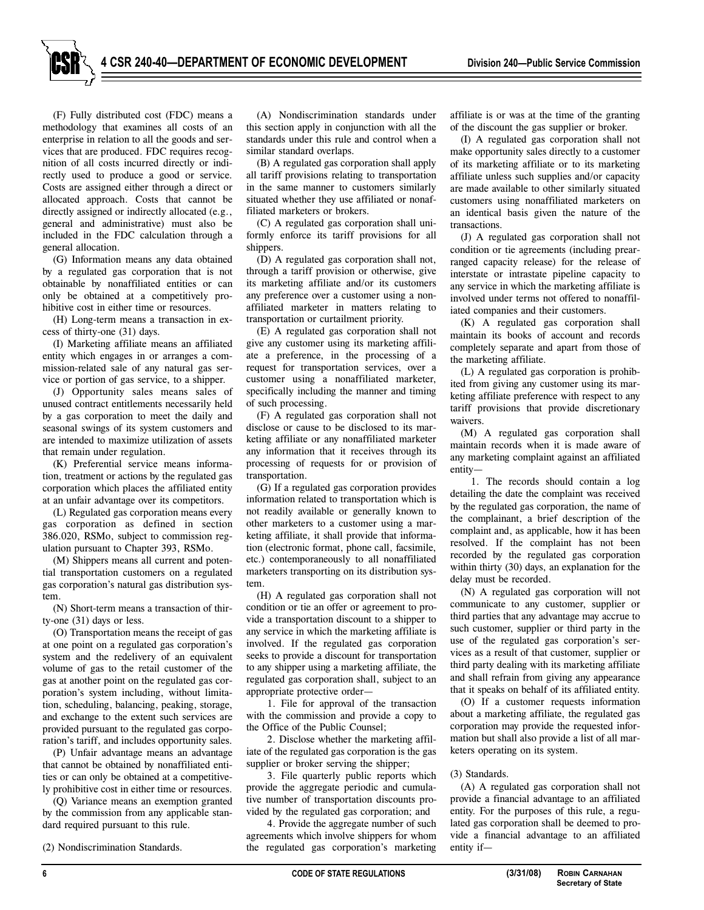(F) Fully distributed cost (FDC) means a methodology that examines all costs of an enterprise in relation to all the goods and services that are produced. FDC requires recognition of all costs incurred directly or indirectly used to produce a good or service. Costs are assigned either through a direct or allocated approach. Costs that cannot be directly assigned or indirectly allocated (e.g., general and administrative) must also be included in the FDC calculation through a general allocation.

(G) Information means any data obtained by a regulated gas corporation that is not obtainable by nonaffiliated entities or can only be obtained at a competitively prohibitive cost in either time or resources.

(H) Long-term means a transaction in excess of thirty-one (31) days.

(I) Marketing affiliate means an affiliated entity which engages in or arranges a commission-related sale of any natural gas service or portion of gas service, to a shipper.

(J) Opportunity sales means sales of unused contract entitlements necessarily held by a gas corporation to meet the daily and seasonal swings of its system customers and are intended to maximize utilization of assets that remain under regulation.

(K) Preferential service means information, treatment or actions by the regulated gas corporation which places the affiliated entity at an unfair advantage over its competitors.

(L) Regulated gas corporation means every gas corporation as defined in section 386.020, RSMo, subject to commission regulation pursuant to Chapter 393, RSMo.

(M) Shippers means all current and potential transportation customers on a regulated gas corporation's natural gas distribution system.

(N) Short-term means a transaction of thirty-one (31) days or less.

(O) Transportation means the receipt of gas at one point on a regulated gas corporation's system and the redelivery of an equivalent volume of gas to the retail customer of the gas at another point on the regulated gas corporation's system including, without limitation, scheduling, balancing, peaking, storage, and exchange to the extent such services are provided pursuant to the regulated gas corporation's tariff, and includes opportunity sales.

(P) Unfair advantage means an advantage that cannot be obtained by nonaffiliated entities or can only be obtained at a competitively prohibitive cost in either time or resources.

(Q) Variance means an exemption granted by the commission from any applicable standard required pursuant to this rule.

(2) Nondiscrimination Standards.

(A) Nondiscrimination standards under this section apply in conjunction with all the standards under this rule and control when a similar standard overlaps.

(B) A regulated gas corporation shall apply all tariff provisions relating to transportation in the same manner to customers similarly situated whether they use affiliated or nonaffiliated marketers or brokers.

(C) A regulated gas corporation shall uniformly enforce its tariff provisions for all shippers.

(D) A regulated gas corporation shall not, through a tariff provision or otherwise, give its marketing affiliate and/or its customers any preference over a customer using a nonaffiliated marketer in matters relating to transportation or curtailment priority.

(E) A regulated gas corporation shall not give any customer using its marketing affiliate a preference, in the processing of a request for transportation services, over a customer using a nonaffiliated marketer, specifically including the manner and timing of such processing.

(F) A regulated gas corporation shall not disclose or cause to be disclosed to its marketing affiliate or any nonaffiliated marketer any information that it receives through its processing of requests for or provision of transportation.

(G) If a regulated gas corporation provides information related to transportation which is not readily available or generally known to other marketers to a customer using a marketing affiliate, it shall provide that information (electronic format, phone call, facsimile, etc.) contemporaneously to all nonaffiliated marketers transporting on its distribution system.

(H) A regulated gas corporation shall not condition or tie an offer or agreement to provide a transportation discount to a shipper to any service in which the marketing affiliate is involved. If the regulated gas corporation seeks to provide a discount for transportation to any shipper using a marketing affiliate, the regulated gas corporation shall, subject to an appropriate protective order—

1. File for approval of the transaction with the commission and provide a copy to the Office of the Public Counsel;

2. Disclose whether the marketing affiliate of the regulated gas corporation is the gas supplier or broker serving the shipper;

3. File quarterly public reports which provide the aggregate periodic and cumulative number of transportation discounts provided by the regulated gas corporation; and

4. Provide the aggregate number of such agreements which involve shippers for whom the regulated gas corporation's marketing affiliate is or was at the time of the granting of the discount the gas supplier or broker.

(I) A regulated gas corporation shall not make opportunity sales directly to a customer of its marketing affiliate or to its marketing affiliate unless such supplies and/or capacity are made available to other similarly situated customers using nonaffiliated marketers on an identical basis given the nature of the transactions.

(J) A regulated gas corporation shall not condition or tie agreements (including prearranged capacity release) for the release of interstate or intrastate pipeline capacity to any service in which the marketing affiliate is involved under terms not offered to nonaffiliated companies and their customers.

(K) A regulated gas corporation shall maintain its books of account and records completely separate and apart from those of the marketing affiliate.

(L) A regulated gas corporation is prohibited from giving any customer using its marketing affiliate preference with respect to any tariff provisions that provide discretionary waivers.

(M) A regulated gas corporation shall maintain records when it is made aware of any marketing complaint against an affiliated entity—

1. The records should contain a log detailing the date the complaint was received by the regulated gas corporation, the name of the complainant, a brief description of the complaint and, as applicable, how it has been resolved. If the complaint has not been recorded by the regulated gas corporation within thirty (30) days, an explanation for the delay must be recorded.

(N) A regulated gas corporation will not communicate to any customer, supplier or third parties that any advantage may accrue to such customer, supplier or third party in the use of the regulated gas corporation's services as a result of that customer, supplier or third party dealing with its marketing affiliate and shall refrain from giving any appearance that it speaks on behalf of its affiliated entity.

(O) If a customer requests information about a marketing affiliate, the regulated gas corporation may provide the requested information but shall also provide a list of all marketers operating on its system.

(3) Standards.

(A) A regulated gas corporation shall not provide a financial advantage to an affiliated entity. For the purposes of this rule, a regulated gas corporation shall be deemed to provide a financial advantage to an affiliated entity if—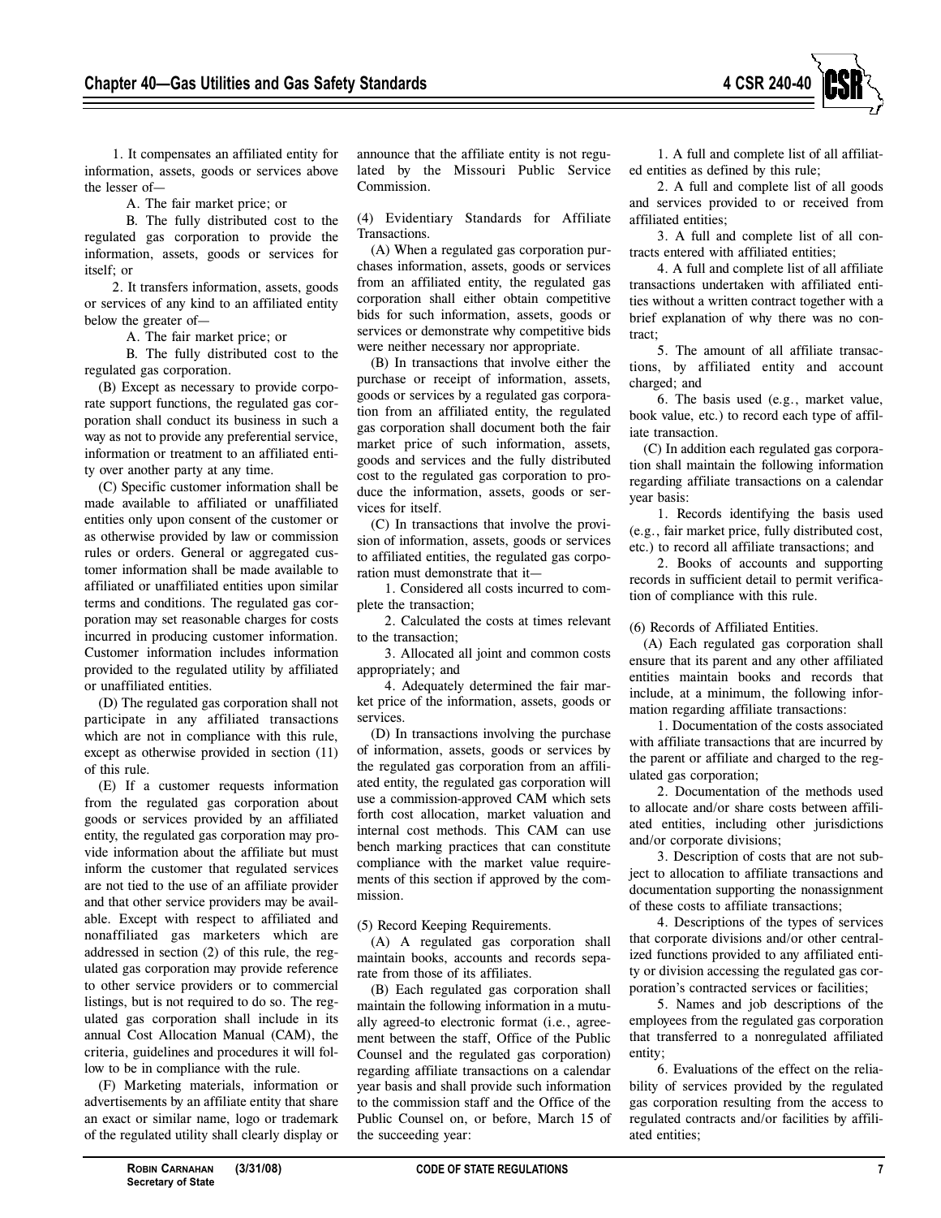1. It compensates an affiliated entity for information, assets, goods or services above the lesser of—

A. The fair market price; or

B. The fully distributed cost to the regulated gas corporation to provide the information, assets, goods or services for itself; or

2. It transfers information, assets, goods or services of any kind to an affiliated entity below the greater of—

A. The fair market price; or

B. The fully distributed cost to the regulated gas corporation.

(B) Except as necessary to provide corporate support functions, the regulated gas corporation shall conduct its business in such a way as not to provide any preferential service, information or treatment to an affiliated entity over another party at any time.

(C) Specific customer information shall be made available to affiliated or unaffiliated entities only upon consent of the customer or as otherwise provided by law or commission rules or orders. General or aggregated customer information shall be made available to affiliated or unaffiliated entities upon similar terms and conditions. The regulated gas corporation may set reasonable charges for costs incurred in producing customer information. Customer information includes information provided to the regulated utility by affiliated or unaffiliated entities.

(D) The regulated gas corporation shall not participate in any affiliated transactions which are not in compliance with this rule, except as otherwise provided in section (11) of this rule.

(E) If a customer requests information from the regulated gas corporation about goods or services provided by an affiliated entity, the regulated gas corporation may provide information about the affiliate but must inform the customer that regulated services are not tied to the use of an affiliate provider and that other service providers may be available. Except with respect to affiliated and nonaffiliated gas marketers which are addressed in section (2) of this rule, the regulated gas corporation may provide reference to other service providers or to commercial listings, but is not required to do so. The regulated gas corporation shall include in its annual Cost Allocation Manual (CAM), the criteria, guidelines and procedures it will follow to be in compliance with the rule.

(F) Marketing materials, information or advertisements by an affiliate entity that share an exact or similar name, logo or trademark of the regulated utility shall clearly display or announce that the affiliate entity is not regulated by the Missouri Public Service Commission.

(4) Evidentiary Standards for Affiliate Transactions.

(A) When a regulated gas corporation purchases information, assets, goods or services from an affiliated entity, the regulated gas corporation shall either obtain competitive bids for such information, assets, goods or services or demonstrate why competitive bids were neither necessary nor appropriate.

(B) In transactions that involve either the purchase or receipt of information, assets, goods or services by a regulated gas corporation from an affiliated entity, the regulated gas corporation shall document both the fair market price of such information, assets, goods and services and the fully distributed cost to the regulated gas corporation to produce the information, assets, goods or services for itself.

(C) In transactions that involve the provision of information, assets, goods or services to affiliated entities, the regulated gas corporation must demonstrate that it—

1. Considered all costs incurred to complete the transaction;

2. Calculated the costs at times relevant to the transaction;

3. Allocated all joint and common costs appropriately; and

4. Adequately determined the fair market price of the information, assets, goods or services.

(D) In transactions involving the purchase of information, assets, goods or services by the regulated gas corporation from an affiliated entity, the regulated gas corporation will use a commission-approved CAM which sets forth cost allocation, market valuation and internal cost methods. This CAM can use bench marking practices that can constitute compliance with the market value requirements of this section if approved by the commission.

(5) Record Keeping Requirements.

(A) A regulated gas corporation shall maintain books, accounts and records separate from those of its affiliates.

(B) Each regulated gas corporation shall maintain the following information in a mutually agreed-to electronic format (i.e., agreement between the staff, Office of the Public Counsel and the regulated gas corporation) regarding affiliate transactions on a calendar year basis and shall provide such information to the commission staff and the Office of the Public Counsel on, or before, March 15 of the succeeding year:

1. A full and complete list of all affiliated entities as defined by this rule;

2. A full and complete list of all goods and services provided to or received from affiliated entities;

3. A full and complete list of all contracts entered with affiliated entities;

4. A full and complete list of all affiliate transactions undertaken with affiliated entities without a written contract together with a brief explanation of why there was no contract;

5. The amount of all affiliate transactions, by affiliated entity and account charged; and

6. The basis used (e.g., market value, book value, etc.) to record each type of affiliate transaction.

(C) In addition each regulated gas corporation shall maintain the following information regarding affiliate transactions on a calendar year basis:

1. Records identifying the basis used (e.g., fair market price, fully distributed cost, etc.) to record all affiliate transactions; and

2. Books of accounts and supporting records in sufficient detail to permit verification of compliance with this rule.

(6) Records of Affiliated Entities.

(A) Each regulated gas corporation shall ensure that its parent and any other affiliated entities maintain books and records that include, at a minimum, the following information regarding affiliate transactions:

1. Documentation of the costs associated with affiliate transactions that are incurred by the parent or affiliate and charged to the regulated gas corporation;

2. Documentation of the methods used to allocate and/or share costs between affiliated entities, including other jurisdictions and/or corporate divisions;

3. Description of costs that are not subject to allocation to affiliate transactions and documentation supporting the nonassignment of these costs to affiliate transactions;

4. Descriptions of the types of services that corporate divisions and/or other centralized functions provided to any affiliated entity or division accessing the regulated gas corporation's contracted services or facilities;

5. Names and job descriptions of the employees from the regulated gas corporation that transferred to a nonregulated affiliated entity;

6. Evaluations of the effect on the reliability of services provided by the regulated gas corporation resulting from the access to regulated contracts and/or facilities by affiliated entities;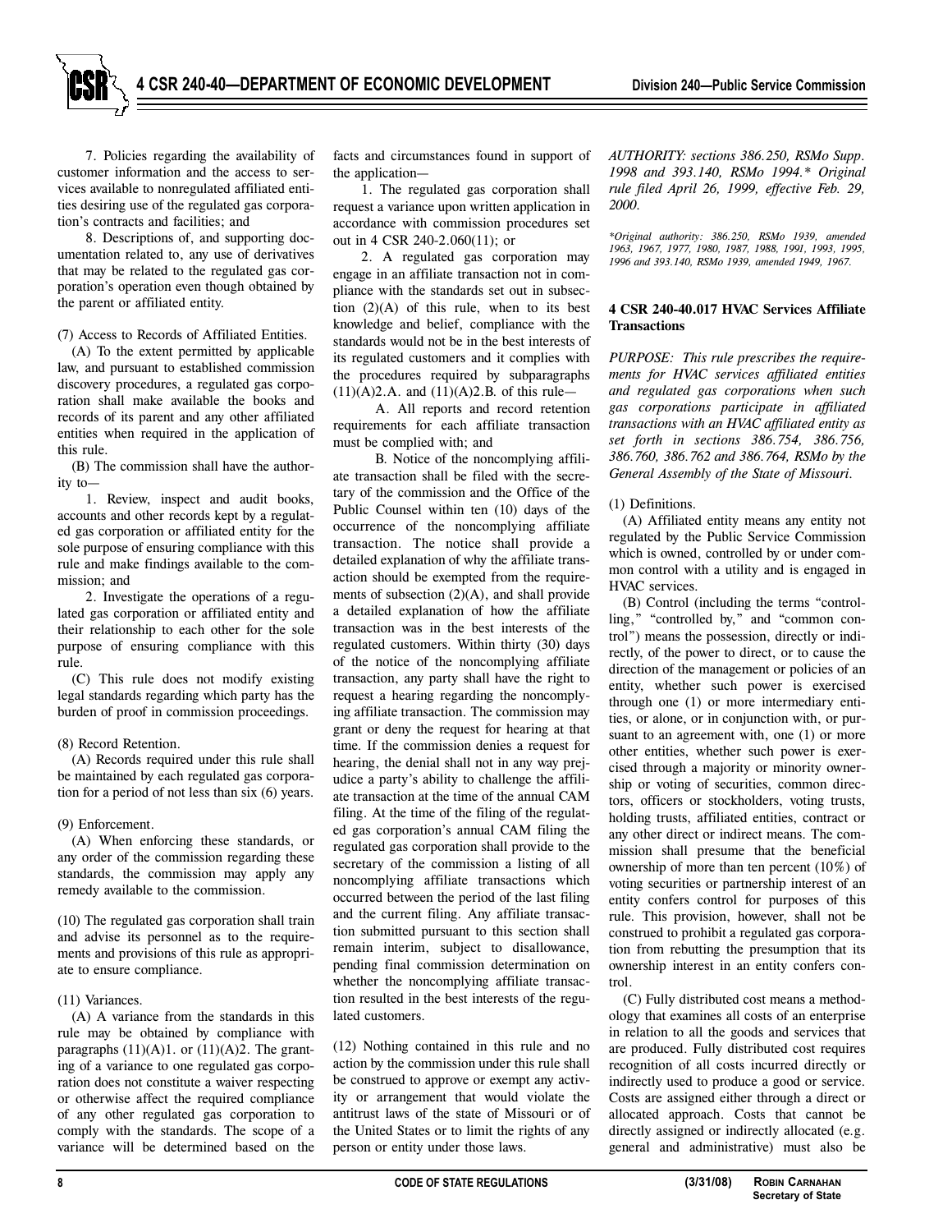7. Policies regarding the availability of customer information and the access to services available to nonregulated affiliated entities desiring use of the regulated gas corporation's contracts and facilities; and

8. Descriptions of, and supporting documentation related to, any use of derivatives that may be related to the regulated gas corporation's operation even though obtained by the parent or affiliated entity.

(7) Access to Records of Affiliated Entities.

(A) To the extent permitted by applicable law, and pursuant to established commission discovery procedures, a regulated gas corporation shall make available the books and records of its parent and any other affiliated entities when required in the application of this rule.

(B) The commission shall have the authority to—

1. Review, inspect and audit books, accounts and other records kept by a regulated gas corporation or affiliated entity for the sole purpose of ensuring compliance with this rule and make findings available to the commission; and

2. Investigate the operations of a regulated gas corporation or affiliated entity and their relationship to each other for the sole purpose of ensuring compliance with this rule.

(C) This rule does not modify existing legal standards regarding which party has the burden of proof in commission proceedings.

(8) Record Retention.

(A) Records required under this rule shall be maintained by each regulated gas corporation for a period of not less than six (6) years.

(9) Enforcement.

(A) When enforcing these standards, or any order of the commission regarding these standards, the commission may apply any remedy available to the commission.

(10) The regulated gas corporation shall train and advise its personnel as to the requirements and provisions of this rule as appropriate to ensure compliance.

(11) Variances.

(A) A variance from the standards in this rule may be obtained by compliance with paragraphs (11)(A)1. or (11)(A)2. The granting of a variance to one regulated gas corporation does not constitute a waiver respecting or otherwise affect the required compliance of any other regulated gas corporation to comply with the standards. The scope of a variance will be determined based on the facts and circumstances found in support of the application—

1. The regulated gas corporation shall request a variance upon written application in accordance with commission procedures set out in 4 CSR 240-2.060(11); or

2. A regulated gas corporation may engage in an affiliate transaction not in compliance with the standards set out in subsection (2)(A) of this rule, when to its best knowledge and belief, compliance with the standards would not be in the best interests of its regulated customers and it complies with the procedures required by subparagraphs (11)(A)2.A. and (11)(A)2.B. of this rule—

A. All reports and record retention requirements for each affiliate transaction must be complied with; and

B. Notice of the noncomplying affiliate transaction shall be filed with the secretary of the commission and the Office of the Public Counsel within ten (10) days of the occurrence of the noncomplying affiliate transaction. The notice shall provide a detailed explanation of why the affiliate transaction should be exempted from the requirements of subsection (2)(A), and shall provide a detailed explanation of how the affiliate transaction was in the best interests of the regulated customers. Within thirty (30) days of the notice of the noncomplying affiliate transaction, any party shall have the right to request a hearing regarding the noncomplying affiliate transaction. The commission may grant or deny the request for hearing at that time. If the commission denies a request for hearing, the denial shall not in any way prejudice a party's ability to challenge the affiliate transaction at the time of the annual CAM filing. At the time of the filing of the regulated gas corporation's annual CAM filing the regulated gas corporation shall provide to the secretary of the commission a listing of all noncomplying affiliate transactions which occurred between the period of the last filing and the current filing. Any affiliate transaction submitted pursuant to this section shall remain interim, subject to disallowance, pending final commission determination on whether the noncomplying affiliate transaction resulted in the best interests of the regulated customers.

(12) Nothing contained in this rule and no action by the commission under this rule shall be construed to approve or exempt any activity or arrangement that would violate the antitrust laws of the state of Missouri or of the United States or to limit the rights of any person or entity under those laws.

*AUTHORITY: sections 386.250, RSMo Supp. 1998 and 393.140, RSMo 1994.\* Original rule filed April 26, 1999, effective Feb. 29, 2000.*

*\*Original authority: 386.250, RSMo 1939, amended 1963, 1967, 1977, 1980, 1987, 1988, 1991, 1993, 1995, 1996 and 393.140, RSMo 1939, amended 1949, 1967.*

**4 CSR 240-40.017 HVAC Services Affiliate Transactions**

*PURPOSE: This rule prescribes the requirements for HVAC services affiliated entities and regulated gas corporations when such gas corporations participate in affiliated transactions with an HVAC affiliated entity as set forth in sections 386.754, 386.756, 386.760, 386.762 and 386.764, RSMo by the General Assembly of the State of Missouri.*

(1) Definitions.

(A) Affiliated entity means any entity not regulated by the Public Service Commission which is owned, controlled by or under common control with a utility and is engaged in HVAC services.

(B) Control (including the terms "controlling," "controlled by," and "common control") means the possession, directly or indirectly, of the power to direct, or to cause the direction of the management or policies of an entity, whether such power is exercised through one (1) or more intermediary entities, or alone, or in conjunction with, or pursuant to an agreement with, one (1) or more other entities, whether such power is exercised through a majority or minority ownership or voting of securities, common directors, officers or stockholders, voting trusts, holding trusts, affiliated entities, contract or any other direct or indirect means. The commission shall presume that the beneficial ownership of more than ten percent (10%) of voting securities or partnership interest of an entity confers control for purposes of this rule. This provision, however, shall not be construed to prohibit a regulated gas corporation from rebutting the presumption that its ownership interest in an entity confers control.

(C) Fully distributed cost means a methodology that examines all costs of an enterprise in relation to all the goods and services that are produced. Fully distributed cost requires recognition of all costs incurred directly or indirectly used to produce a good or service. Costs are assigned either through a direct or allocated approach. Costs that cannot be directly assigned or indirectly allocated (e.g. general and administrative) must also be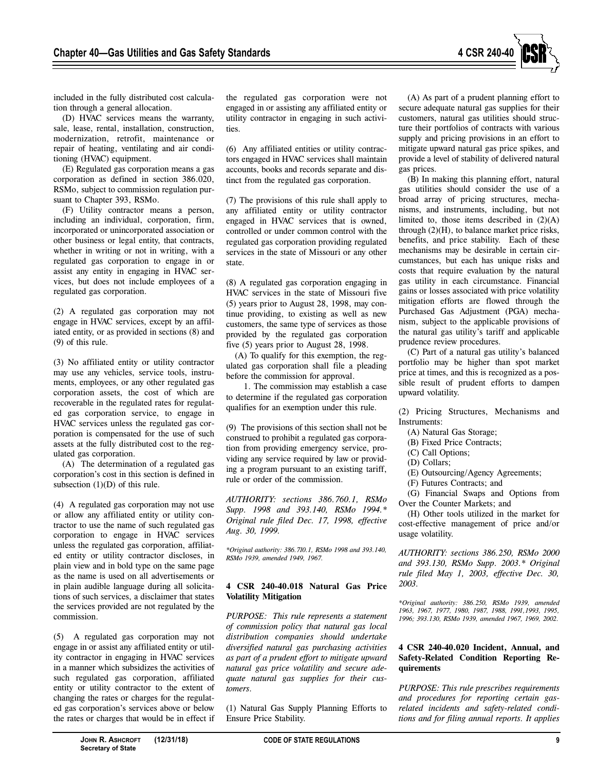included in the fully distributed cost calculation through a general allocation.

(D) HVAC services means the warranty, sale, lease, rental, installation, construction, modernization, retrofit, maintenance or repair of heating, ventilating and air conditioning (HVAC) equipment.

(E) Regulated gas corporation means a gas corporation as defined in section 386.020, RSMo, subject to commission regulation pursuant to Chapter 393, RSMo.

(F) Utility contractor means a person, including an individual, corporation, firm, incorporated or unincorporated association or other business or legal entity, that contracts, whether in writing or not in writing, with a regulated gas corporation to engage in or assist any entity in engaging in HVAC services, but does not include employees of a regulated gas corporation.

(2) A regulated gas corporation may not engage in HVAC services, except by an affiliated entity, or as provided in sections (8) and (9) of this rule.

(3) No affiliated entity or utility contractor may use any vehicles, service tools, instruments, employees, or any other regulated gas corporation assets, the cost of which are recoverable in the regulated rates for regulated gas corporation service, to engage in HVAC services unless the regulated gas corporation is compensated for the use of such assets at the fully distributed cost to the regulated gas corporation.

(A) The determination of a regulated gas corporation's cost in this section is defined in subsection (1)(D) of this rule.

(4) A regulated gas corporation may not use or allow any affiliated entity or utility contractor to use the name of such regulated gas corporation to engage in HVAC services unless the regulated gas corporation, affiliated entity or utility contractor discloses, in plain view and in bold type on the same page as the name is used on all advertisements or in plain audible language during all solicitations of such services, a disclaimer that states the services provided are not regulated by the commission.

(5) A regulated gas corporation may not engage in or assist any affiliated entity or utility contractor in engaging in HVAC services in a manner which subsidizes the activities of such regulated gas corporation, affiliated entity or utility contractor to the extent of changing the rates or charges for the regulated gas corporation's services above or below the rates or charges that would be in effect if the regulated gas corporation were not engaged in or assisting any affiliated entity or utility contractor in engaging in such activities.

(6) Any affiliated entities or utility contractors engaged in HVAC services shall maintain accounts, books and records separate and distinct from the regulated gas corporation.

(7) The provisions of this rule shall apply to any affiliated entity or utility contractor engaged in HVAC services that is owned, controlled or under common control with the regulated gas corporation providing regulated services in the state of Missouri or any other state.

(8) A regulated gas corporation engaging in HVAC services in the state of Missouri five (5) years prior to August 28, 1998, may continue providing, to existing as well as new customers, the same type of services as those provided by the regulated gas corporation five (5) years prior to August 28, 1998.

(A) To qualify for this exemption, the regulated gas corporation shall file a pleading before the commission for approval.

1. The commission may establish a case to determine if the regulated gas corporation qualifies for an exemption under this rule.

(9) The provisions of this section shall not be construed to prohibit a regulated gas corporation from providing emergency service, providing any service required by law or providing a program pursuant to an existing tariff, rule or order of the commission.

*AUTHORITY: sections 386.760.1, RSMo Supp. 1998 and 393.140, RSMo 1994.\* Original rule filed Dec. 17, 1998, effective Aug. 30, 1999.*

*\*Original authority: 386.710.1, RSMo 1998 and 393.140, RSMo 1939, amended 1949, 1967.*

### 4 CSR 240-40.018 Natural Gas Price Volatility Mitigation

*PURPOSE: This rule represents a statement of commission policy that natural gas local distribution companies should undertake diversified natural gas purchasing activities as part of a prudent effort to mitigate upward natural gas price volatility and secure adequate natural gas supplies for their customers.*

(1) Natural Gas Supply Planning Efforts to Ensure Price Stability.

(A) As part of a prudent planning effort to secure adequate natural gas supplies for their customers, natural gas utilities should structure their portfolios of contracts with various supply and pricing provisions in an effort to mitigate upward natural gas price spikes, and provide a level of stability of delivered natural gas prices.

(B) In making this planning effort, natural gas utilities should consider the use of a broad array of pricing structures, mechanisms, and instruments, including, but not limited to, those items described in (2)(A) through (2)(H), to balance market price risks, benefits, and price stability. Each of these mechanisms may be desirable in certain circumstances, but each has unique risks and costs that require evaluation by the natural gas utility in each circumstance. Financial gains or losses associated with price volatility mitigation efforts are flowed through the Purchased Gas Adjustment (PGA) mechanism, subject to the applicable provisions of the natural gas utility's tariff and applicable prudence review procedures.

(C) Part of a natural gas utility's balanced portfolio may be higher than spot market price at times, and this is recognized as a possible result of prudent efforts to dampen upward volatility.

(2) Pricing Structures, Mechanisms and Instruments:

(A) Natural Gas Storage;

(B) Fixed Price Contracts;

(C) Call Options;

(D) Collars;

(E) Outsourcing/Agency Agreements;

(F) Futures Contracts; and

(G) Financial Swaps and Options from Over the Counter Markets; and

(H) Other tools utilized in the market for cost-effective management of price and/or usage volatility.

*AUTHORITY: sections 386.250, RSMo 2000 and 393.130, RSMo Supp. 2003.\* Original rule filed May 1, 2003, effective Dec. 30, 2003.*

*\*Original authority: 386.250, RSMo 1939, amended 1963, 1967, 1977, 1980, 1987, 1988, 1991,1993, 1995, 1996; 393.130, RSMo 1939, amended 1967, 1969, 2002.*

### 4 CSR 240-40.020 Incident, Annual, and Safety-Related Condition Reporting Requirements

*PURPOSE: This rule prescribes requirements and procedures for reporting certain gas-related incidents and safety-related conditions and for filing annual reports. It applies*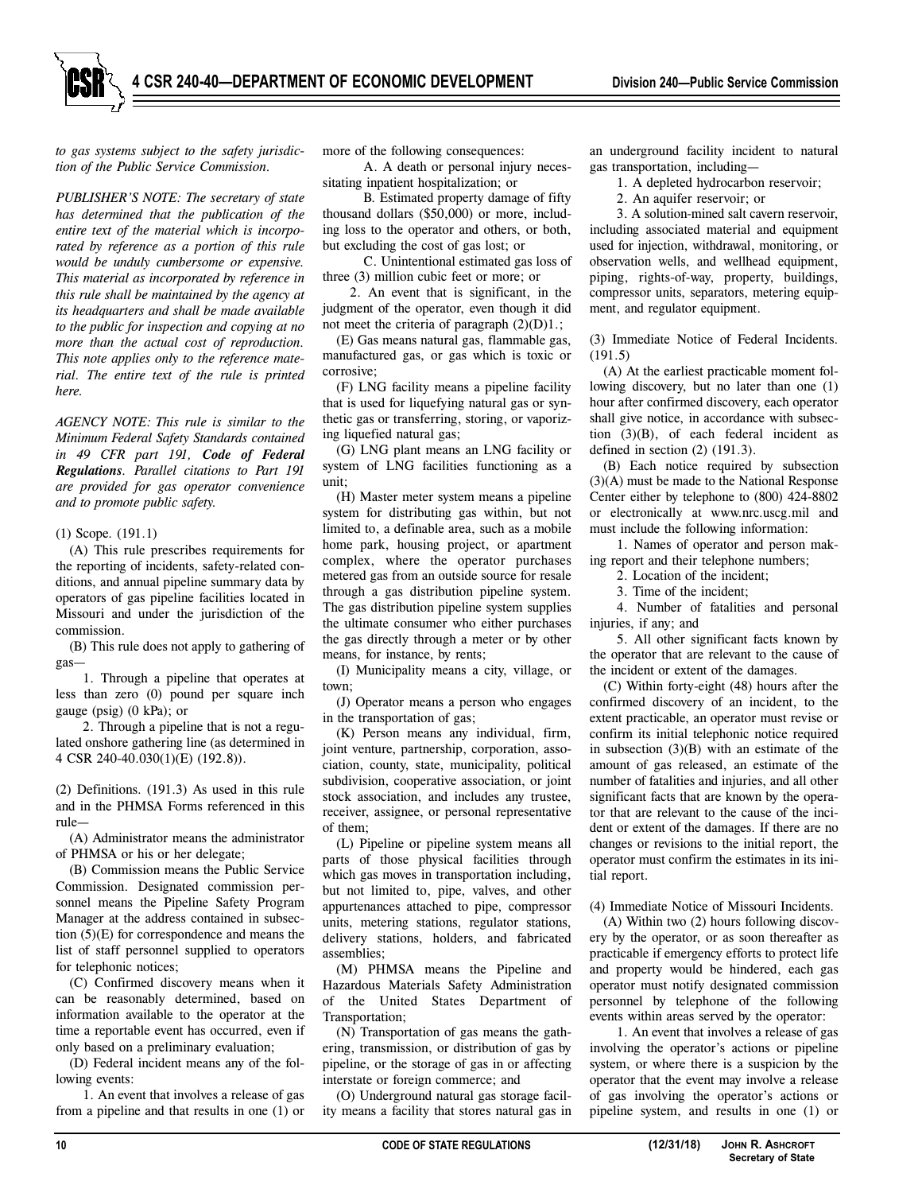*to gas systems subject to the safety jurisdiction of the Public Service Commission.*

*PUBLISHER'S NOTE: The secretary of state has determined that the publication of the entire text of the material which is incorporated by reference as a portion of this rule would be unduly cumbersome or expensive. This material as incorporated by reference in this rule shall be maintained by the agency at its headquarters and shall be made available to the public for inspection and copying at no more than the actual cost of reproduction. This note applies only to the reference material. The entire text of the rule is printed here.*

*AGENCY NOTE: This rule is similar to the Minimum Federal Safety Standards contained in 49 CFR part 191,* ***Code of Federal Regulations****. Parallel citations to Part 191 are provided for gas operator convenience and to promote public safety.*

(1) Scope. (191.1)

(A) This rule prescribes requirements for the reporting of incidents, safety-related conditions, and annual pipeline summary data by operators of gas pipeline facilities located in Missouri and under the jurisdiction of the commission.

(B) This rule does not apply to gathering of gas—

1. Through a pipeline that operates at less than zero (0) pound per square inch gauge (psig) (0 kPa); or

2. Through a pipeline that is not a regulated onshore gathering line (as determined in 4 CSR 240-40.030(1)(E) (192.8)).

(2) Definitions. (191.3) As used in this rule and in the PHMSA Forms referenced in this rule—

(A) Administrator means the administrator of PHMSA or his or her delegate;

(B) Commission means the Public Service Commission. Designated commission personnel means the Pipeline Safety Program Manager at the address contained in subsection (5)(E) for correspondence and means the list of staff personnel supplied to operators for telephonic notices;

(C) Confirmed discovery means when it can be reasonably determined, based on information available to the operator at the time a reportable event has occurred, even if only based on a preliminary evaluation;

(D) Federal incident means any of the following events:

1. An event that involves a release of gas from a pipeline and that results in one (1) or more of the following consequences:

A. A death or personal injury necessitating inpatient hospitalization; or

B. Estimated property damage of fifty thousand dollars ($50,000) or more, including loss to the operator and others, or both, but excluding the cost of gas lost; or

C. Unintentional estimated gas loss of three (3) million cubic feet or more; or

2. An event that is significant, in the judgment of the operator, even though it did not meet the criteria of paragraph (2)(D)1.;

(E) Gas means natural gas, flammable gas, manufactured gas, or gas which is toxic or corrosive;

(F) LNG facility means a pipeline facility that is used for liquefying natural gas or synthetic gas or transferring, storing, or vaporizing liquefied natural gas;

(G) LNG plant means an LNG facility or system of LNG facilities functioning as a unit;

(H) Master meter system means a pipeline system for distributing gas within, but not limited to, a definable area, such as a mobile home park, housing project, or apartment complex, where the operator purchases metered gas from an outside source for resale through a gas distribution pipeline system. The gas distribution pipeline system supplies the ultimate consumer who either purchases the gas directly through a meter or by other means, for instance, by rents;

(I) Municipality means a city, village, or town;

(J) Operator means a person who engages in the transportation of gas;

(K) Person means any individual, firm, joint venture, partnership, corporation, association, county, state, municipality, political subdivision, cooperative association, or joint stock association, and includes any trustee, receiver, assignee, or personal representative of them;

(L) Pipeline or pipeline system means all parts of those physical facilities through which gas moves in transportation including, but not limited to, pipe, valves, and other appurtenances attached to pipe, compressor units, metering stations, regulator stations, delivery stations, holders, and fabricated assemblies;

(M) PHMSA means the Pipeline and Hazardous Materials Safety Administration of the United States Department of Transportation;

(N) Transportation of gas means the gathering, transmission, or distribution of gas by pipeline, or the storage of gas in or affecting interstate or foreign commerce; and

(O) Underground natural gas storage facility means a facility that stores natural gas in an underground facility incident to natural gas transportation, including—

1. A depleted hydrocarbon reservoir;

2. An aquifer reservoir; or

3. A solution-mined salt cavern reservoir, including associated material and equipment used for injection, withdrawal, monitoring, or observation wells, and wellhead equipment, piping, rights-of-way, property, buildings, compressor units, separators, metering equipment, and regulator equipment.

(3) Immediate Notice of Federal Incidents. (191.5)

(A) At the earliest practicable moment following discovery, but no later than one (1) hour after confirmed discovery, each operator shall give notice, in accordance with subsection (3)(B), of each federal incident as defined in section (2) (191.3).

(B) Each notice required by subsection (3)(A) must be made to the National Response Center either by telephone to (800) 424-8802 or electronically at www.nrc.uscg.mil and must include the following information:

1. Names of operator and person making report and their telephone numbers;

2. Location of the incident;

3. Time of the incident;

4. Number of fatalities and personal injuries, if any; and

5. All other significant facts known by the operator that are relevant to the cause of the incident or extent of the damages.

(C) Within forty-eight (48) hours after the confirmed discovery of an incident, to the extent practicable, an operator must revise or confirm its initial telephonic notice required in subsection (3)(B) with an estimate of the amount of gas released, an estimate of the number of fatalities and injuries, and all other significant facts that are known by the operator that are relevant to the cause of the incident or extent of the damages. If there are no changes or revisions to the initial report, the operator must confirm the estimates in its initial report.

(4) Immediate Notice of Missouri Incidents.

(A) Within two (2) hours following discovery by the operator, or as soon thereafter as practicable if emergency efforts to protect life and property would be hindered, each gas operator must notify designated commission personnel by telephone of the following events within areas served by the operator:

1. An event that involves a release of gas involving the operator's actions or pipeline system, or where there is a suspicion by the operator that the event may involve a release of gas involving the operator's actions or pipeline system, and results in one (1) or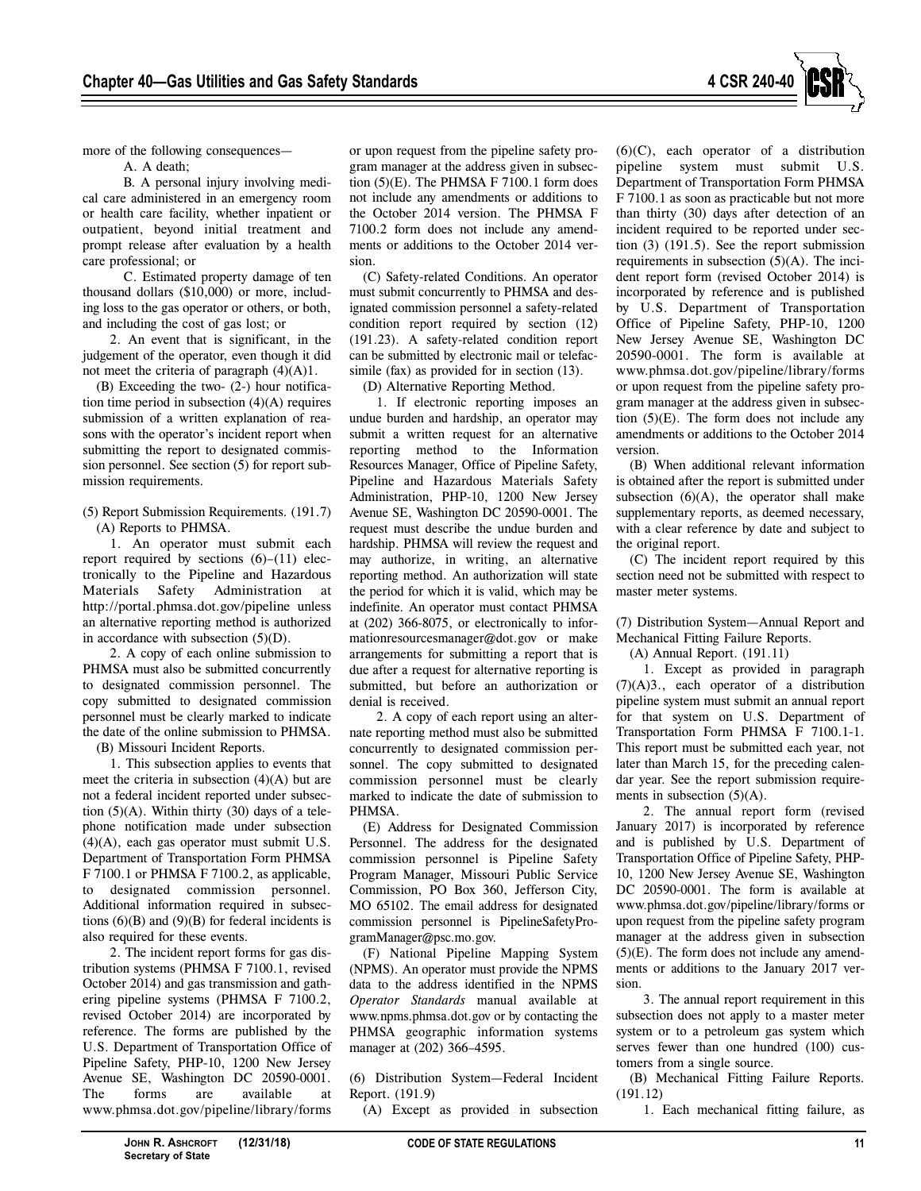more of the following consequences—

A. A death;

B. A personal injury involving medical care administered in an emergency room or health care facility, whether inpatient or outpatient, beyond initial treatment and prompt release after evaluation by a health care professional; or

C. Estimated property damage of ten thousand dollars ($10,000) or more, including loss to the gas operator or others, or both, and including the cost of gas lost; or

2. An event that is significant, in the judgement of the operator, even though it did not meet the criteria of paragraph (4)(A)1.

(B) Exceeding the two- (2-) hour notification time period in subsection (4)(A) requires submission of a written explanation of reasons with the operator's incident report when submitting the report to designated commission personnel. See section (5) for report submission requirements.

(5) Report Submission Requirements. (191.7)

(A) Reports to PHMSA.

1. An operator must submit each report required by sections (6)–(11) electronically to the Pipeline and Hazardous Materials Safety Administration at http://portal.phmsa.dot.gov/pipeline unless an alternative reporting method is authorized in accordance with subsection (5)(D).

2. A copy of each online submission to PHMSA must also be submitted concurrently to designated commission personnel. The copy submitted to designated commission personnel must be clearly marked to indicate the date of the online submission to PHMSA.

(B) Missouri Incident Reports.

1. This subsection applies to events that meet the criteria in subsection (4)(A) but are not a federal incident reported under subsection (5)(A). Within thirty (30) days of a telephone notification made under subsection (4)(A), each gas operator must submit U.S. Department of Transportation Form PHMSA F 7100.1 or PHMSA F 7100.2, as applicable, to designated commission personnel. Additional information required in subsections (6)(B) and (9)(B) for federal incidents is also required for these events.

2. The incident report forms for gas distribution systems (PHMSA F 7100.1, revised October 2014) and gas transmission and gathering pipeline systems (PHMSA F 7100.2, revised October 2014) are incorporated by reference. The forms are published by the U.S. Department of Transportation Office of Pipeline Safety, PHP-10, 1200 New Jersey Avenue SE, Washington DC 20590-0001. The forms are available at www.phmsa.dot.gov/pipeline/library/forms or upon request from the pipeline safety program manager at the address given in subsection (5)(E). The PHMSA F 7100.1 form does not include any amendments or additions to the October 2014 version. The PHMSA F 7100.2 form does not include any amendments or additions to the October 2014 version.

(C) Safety-related Conditions. An operator must submit concurrently to PHMSA and designated commission personnel a safety-related condition report required by section (12) (191.23). A safety-related condition report can be submitted by electronic mail or telefacsimile (fax) as provided for in section (13).

(D) Alternative Reporting Method.

1. If electronic reporting imposes an undue burden and hardship, an operator may submit a written request for an alternative reporting method to the Information Resources Manager, Office of Pipeline Safety, Pipeline and Hazardous Materials Safety Administration, PHP-10, 1200 New Jersey Avenue SE, Washington DC 20590-0001. The request must describe the undue burden and hardship. PHMSA will review the request and may authorize, in writing, an alternative reporting method. An authorization will state the period for which it is valid, which may be indefinite. An operator must contact PHMSA at (202) 366-8075, or electronically to informationresourcesmanager@dot.gov or make arrangements for submitting a report that is due after a request for alternative reporting is submitted, but before an authorization or denial is received.

2. A copy of each report using an alternate reporting method must also be submitted concurrently to designated commission personnel. The copy submitted to designated commission personnel must be clearly marked to indicate the date of submission to PHMSA.

(E) Address for Designated Commission Personnel. The address for the designated commission personnel is Pipeline Safety Program Manager, Missouri Public Service Commission, PO Box 360, Jefferson City, MO 65102. The email address for designated commission personnel is PipelineSafetyProgramManager@psc.mo.gov.

(F) National Pipeline Mapping System (NPMS). An operator must provide the NPMS data to the address identified in the NPMS *Operator Standards* manual available at www.npms.phmsa.dot.gov or by contacting the PHMSA geographic information systems manager at (202) 366–4595.

(6) Distribution System—Federal Incident Report. (191.9)

(A) Except as provided in subsection (6)(C), each operator of a distribution pipeline system must submit U.S. Department of Transportation Form PHMSA F 7100.1 as soon as practicable but not more than thirty (30) days after detection of an incident required to be reported under section (3) (191.5). See the report submission requirements in subsection (5)(A). The incident report form (revised October 2014) is incorporated by reference and is published by U.S. Department of Transportation Office of Pipeline Safety, PHP-10, 1200 New Jersey Avenue SE, Washington DC 20590-0001. The form is available at www.phmsa.dot.gov/pipeline/library/forms or upon request from the pipeline safety program manager at the address given in subsection (5)(E). The form does not include any amendments or additions to the October 2014 version.

(B) When additional relevant information is obtained after the report is submitted under subsection (6)(A), the operator shall make supplementary reports, as deemed necessary, with a clear reference by date and subject to the original report.

(C) The incident report required by this section need not be submitted with respect to master meter systems.

(7) Distribution System—Annual Report and Mechanical Fitting Failure Reports.

(A) Annual Report. (191.11)

1. Except as provided in paragraph (7)(A)3., each operator of a distribution pipeline system must submit an annual report for that system on U.S. Department of Transportation Form PHMSA F 7100.1-1. This report must be submitted each year, not later than March 15, for the preceding calendar year. See the report submission requirements in subsection (5)(A).

2. The annual report form (revised January 2017) is incorporated by reference and is published by U.S. Department of Transportation Office of Pipeline Safety, PHP-10, 1200 New Jersey Avenue SE, Washington DC 20590-0001. The form is available at www.phmsa.dot.gov/pipeline/library/forms or upon request from the pipeline safety program manager at the address given in subsection (5)(E). The form does not include any amendments or additions to the January 2017 version.

3. The annual report requirement in this subsection does not apply to a master meter system or to a petroleum gas system which serves fewer than one hundred (100) customers from a single source.

(B) Mechanical Fitting Failure Reports. (191.12)

1. Each mechanical fitting failure, as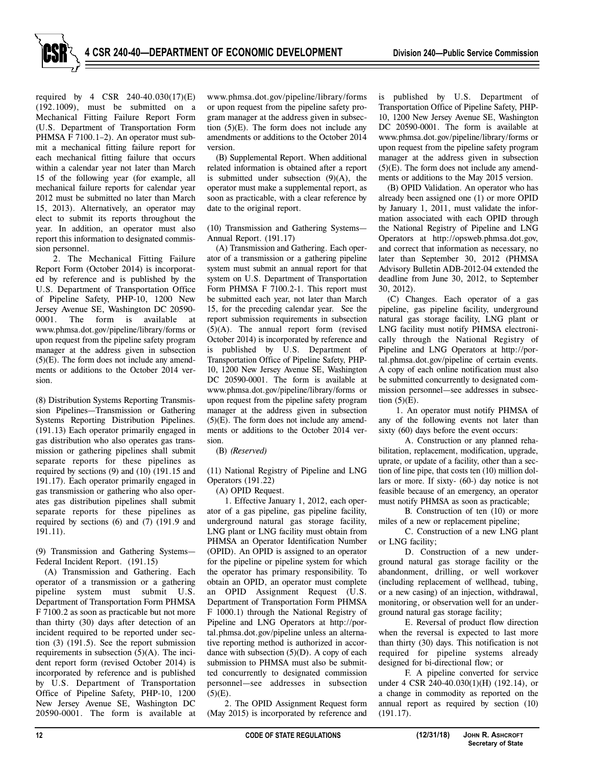required by 4 CSR 240-40.030(17)(E) (192.1009), must be submitted on a Mechanical Fitting Failure Report Form (U.S. Department of Transportation Form PHMSA F 7100.1–2). An operator must submit a mechanical fitting failure report for each mechanical fitting failure that occurs within a calendar year not later than March 15 of the following year (for example, all mechanical failure reports for calendar year 2012 must be submitted no later than March 15, 2013). Alternatively, an operator may elect to submit its reports throughout the year. In addition, an operator must also report this information to designated commission personnel.

2. The Mechanical Fitting Failure Report Form (October 2014) is incorporated by reference and is published by the U.S. Department of Transportation Office of Pipeline Safety, PHP-10, 1200 New Jersey Avenue SE, Washington DC 20590-0001. The form is available at www.phmsa.dot.gov/pipeline/library/forms or upon request from the pipeline safety program manager at the address given in subsection (5)(E). The form does not include any amendments or additions to the October 2014 version.

(8) Distribution Systems Reporting Transmission Pipelines—Transmission or Gathering Systems Reporting Distribution Pipelines. (191.13) Each operator primarily engaged in gas distribution who also operates gas transmission or gathering pipelines shall submit separate reports for these pipelines as required by sections (9) and (10) (191.15 and 191.17). Each operator primarily engaged in gas transmission or gathering who also operates gas distribution pipelines shall submit separate reports for these pipelines as required by sections (6) and (7) (191.9 and 191.11).

(9) Transmission and Gathering Systems—Federal Incident Report. (191.15)

(A) Transmission and Gathering. Each operator of a transmission or a gathering pipeline system must submit U.S. Department of Transportation Form PHMSA F 7100.2 as soon as practicable but not more than thirty (30) days after detection of an incident required to be reported under section (3) (191.5). See the report submission requirements in subsection (5)(A). The incident report form (revised October 2014) is incorporated by reference and is published by U.S. Department of Transportation Office of Pipeline Safety, PHP-10, 1200 New Jersey Avenue SE, Washington DC 20590-0001. The form is available at www.phmsa.dot.gov/pipeline/library/forms or upon request from the pipeline safety program manager at the address given in subsection (5)(E). The form does not include any amendments or additions to the October 2014 version.

(B) Supplemental Report. When additional related information is obtained after a report is submitted under subsection (9)(A), the operator must make a supplemental report, as soon as practicable, with a clear reference by date to the original report.

(10) Transmission and Gathering Systems—Annual Report. (191.17)

(A) Transmission and Gathering. Each operator of a transmission or a gathering pipeline system must submit an annual report for that system on U.S. Department of Transportation Form PHMSA F 7100.2-1. This report must be submitted each year, not later than March 15, for the preceding calendar year. See the report submission requirements in subsection (5)(A). The annual report form (revised October 2014) is incorporated by reference and is published by U.S. Department of Transportation Office of Pipeline Safety, PHP-10, 1200 New Jersey Avenue SE, Washington DC 20590-0001. The form is available at www.phmsa.dot.gov/pipeline/library/forms or upon request from the pipeline safety program manager at the address given in subsection (5)(E). The form does not include any amendments or additions to the October 2014 version.

(B) *(Reserved)*

(11) National Registry of Pipeline and LNG Operators (191.22)

(A) OPID Request.

1. Effective January 1, 2012, each operator of a gas pipeline, gas pipeline facility, underground natural gas storage facility, LNG plant or LNG facility must obtain from PHMSA an Operator Identification Number (OPID). An OPID is assigned to an operator for the pipeline or pipeline system for which the operator has primary responsibility. To obtain an OPID, an operator must complete an OPID Assignment Request (U.S. Department of Transportation Form PHMSA F 1000.1) through the National Registry of Pipeline and LNG Operators at http://portal.phmsa.dot.gov/pipeline unless an alternative reporting method is authorized in accordance with subsection (5)(D). A copy of each submission to PHMSA must also be submitted concurrently to designated commission personnel—see addresses in subsection (5)(E).

2. The OPID Assignment Request form (May 2015) is incorporated by reference and is published by U.S. Department of Transportation Office of Pipeline Safety, PHP-10, 1200 New Jersey Avenue SE, Washington DC 20590-0001. The form is available at www.phmsa.dot.gov/pipeline/library/forms or upon request from the pipeline safety program manager at the address given in subsection (5)(E). The form does not include any amendments or additions to the May 2015 version.

(B) OPID Validation. An operator who has already been assigned one (1) or more OPID by January 1, 2011, must validate the information associated with each OPID through the National Registry of Pipeline and LNG Operators at http://opsweb.phmsa.dot.gov, and correct that information as necessary, no later than September 30, 2012 (PHMSA Advisory Bulletin ADB-2012-04 extended the deadline from June 30, 2012, to September 30, 2012).

(C) Changes. Each operator of a gas pipeline, gas pipeline facility, underground natural gas storage facility, LNG plant or LNG facility must notify PHMSA electronically through the National Registry of Pipeline and LNG Operators at http://portal.phmsa.dot.gov/pipeline of certain events. A copy of each online notification must also be submitted concurrently to designated commission personnel—see addresses in subsection (5)(E).

1. An operator must notify PHMSA of any of the following events not later than sixty (60) days before the event occurs:

A. Construction or any planned rehabilitation, replacement, modification, upgrade, uprate, or update of a facility, other than a section of line pipe, that costs ten (10) million dollars or more. If sixty- (60-) day notice is not feasible because of an emergency, an operator must notify PHMSA as soon as practicable;

B. Construction of ten (10) or more miles of a new or replacement pipeline;

C. Construction of a new LNG plant or LNG facility;

D. Construction of a new underground natural gas storage facility or the abandonment, drilling, or well workover (including replacement of wellhead, tubing, or a new casing) of an injection, withdrawal, monitoring, or observation well for an underground natural gas storage facility;

E. Reversal of product flow direction when the reversal is expected to last more than thirty (30) days. This notification is not required for pipeline systems already designed for bi-directional flow; or

F. A pipeline converted for service under 4 CSR 240-40.030(1)(H) (192.14), or a change in commodity as reported on the annual report as required by section (10) (191.17).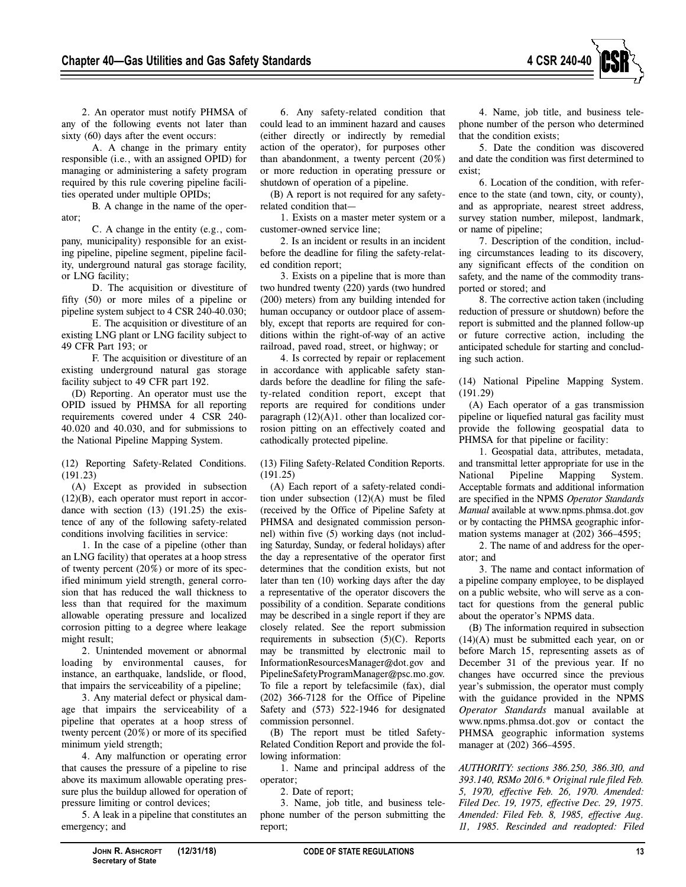2. An operator must notify PHMSA of any of the following events not later than sixty (60) days after the event occurs:

A. A change in the primary entity responsible (i.e., with an assigned OPID) for managing or administering a safety program required by this rule covering pipeline facilities operated under multiple OPIDs;

B. A change in the name of the operator;

C. A change in the entity (e.g., company, municipality) responsible for an existing pipeline, pipeline segment, pipeline facility, underground natural gas storage facility, or LNG facility;

D. The acquisition or divestiture of fifty (50) or more miles of a pipeline or pipeline system subject to 4 CSR 240-40.030;

E. The acquisition or divestiture of an existing LNG plant or LNG facility subject to 49 CFR Part 193; or

F. The acquisition or divestiture of an existing underground natural gas storage facility subject to 49 CFR part 192.

(D) Reporting. An operator must use the OPID issued by PHMSA for all reporting requirements covered under 4 CSR 240-40.020 and 40.030, and for submissions to the National Pipeline Mapping System.

(12) Reporting Safety-Related Conditions. (191.23)

(A) Except as provided in subsection (12)(B), each operator must report in accordance with section (13) (191.25) the existence of any of the following safety-related conditions involving facilities in service:

1. In the case of a pipeline (other than an LNG facility) that operates at a hoop stress of twenty percent (20%) or more of its specified minimum yield strength, general corrosion that has reduced the wall thickness to less than that required for the maximum allowable operating pressure and localized corrosion pitting to a degree where leakage might result;

2. Unintended movement or abnormal loading by environmental causes, for instance, an earthquake, landslide, or flood, that impairs the serviceability of a pipeline;

3. Any material defect or physical damage that impairs the serviceability of a pipeline that operates at a hoop stress of twenty percent (20%) or more of its specified minimum yield strength;

4. Any malfunction or operating error that causes the pressure of a pipeline to rise above its maximum allowable operating pressure plus the buildup allowed for operation of pressure limiting or control devices;

5. A leak in a pipeline that constitutes an emergency; and

6. Any safety-related condition that could lead to an imminent hazard and causes (either directly or indirectly by remedial action of the operator), for purposes other than abandonment, a twenty percent (20%) or more reduction in operating pressure or shutdown of operation of a pipeline.

(B) A report is not required for any safety-related condition that—

1. Exists on a master meter system or a customer-owned service line;

2. Is an incident or results in an incident before the deadline for filing the safety-related condition report;

3. Exists on a pipeline that is more than two hundred twenty (220) yards (two hundred (200) meters) from any building intended for human occupancy or outdoor place of assembly, except that reports are required for conditions within the right-of-way of an active railroad, paved road, street, or highway; or

4. Is corrected by repair or replacement in accordance with applicable safety standards before the deadline for filing the safety-related condition report, except that reports are required for conditions under paragraph (12)(A)1. other than localized corrosion pitting on an effectively coated and cathodically protected pipeline.

(13) Filing Safety-Related Condition Reports. (191.25)

(A) Each report of a safety-related condition under subsection (12)(A) must be filed (received by the Office of Pipeline Safety at PHMSA and designated commission personnel) within five (5) working days (not including Saturday, Sunday, or federal holidays) after the day a representative of the operator first determines that the condition exists, but not later than ten (10) working days after the day a representative of the operator discovers the possibility of a condition. Separate conditions may be described in a single report if they are closely related. See the report submission requirements in subsection (5)(C). Reports may be transmitted by electronic mail to InformationResourcesManager@dot.gov and PipelineSafetyProgramManager@psc.mo.gov. To file a report by telefacsimile (fax), dial (202) 366-7128 for the Office of Pipeline Safety and (573) 522-1946 for designated commission personnel.

(B) The report must be titled Safety-Related Condition Report and provide the following information:

1. Name and principal address of the operator;

2. Date of report;

3. Name, job title, and business telephone number of the person submitting the report;

4. Name, job title, and business telephone number of the person who determined that the condition exists;

5. Date the condition was discovered and date the condition was first determined to exist;

6. Location of the condition, with reference to the state (and town, city, or county), and as appropriate, nearest street address, survey station number, milepost, landmark, or name of pipeline;

7. Description of the condition, including circumstances leading to its discovery, any significant effects of the condition on safety, and the name of the commodity transported or stored; and

8. The corrective action taken (including reduction of pressure or shutdown) before the report is submitted and the planned follow-up or future corrective action, including the anticipated schedule for starting and concluding such action.

(14) National Pipeline Mapping System. (191.29)

(A) Each operator of a gas transmission pipeline or liquefied natural gas facility must provide the following geospatial data to PHMSA for that pipeline or facility:

1. Geospatial data, attributes, metadata, and transmittal letter appropriate for use in the National Pipeline Mapping System. Acceptable formats and additional information are specified in the NPMS *Operator Standards Manual* available at www.npms.phmsa.dot.gov or by contacting the PHMSA geographic information systems manager at (202) 366–4595;

2. The name of and address for the operator; and

3. The name and contact information of a pipeline company employee, to be displayed on a public website, who will serve as a contact for questions from the general public about the operator's NPMS data.

(B) The information required in subsection (14)(A) must be submitted each year, on or before March 15, representing assets as of December 31 of the previous year. If no changes have occurred since the previous year's submission, the operator must comply with the guidance provided in the NPMS *Operator Standards* manual available at www.npms.phmsa.dot.gov or contact the PHMSA geographic information systems manager at (202) 366–4595.

*AUTHORITY: sections 386.250, 386.310, and 393.140, RSMo 2016.* Original rule filed Feb. 5, 1970, effective Feb. 26, 1970. Amended: Filed Dec. 19, 1975, effective Dec. 29, 1975. Amended: Filed Feb. 8, 1985, effective Aug. 11, 1985. Rescinded and readopted: Filed*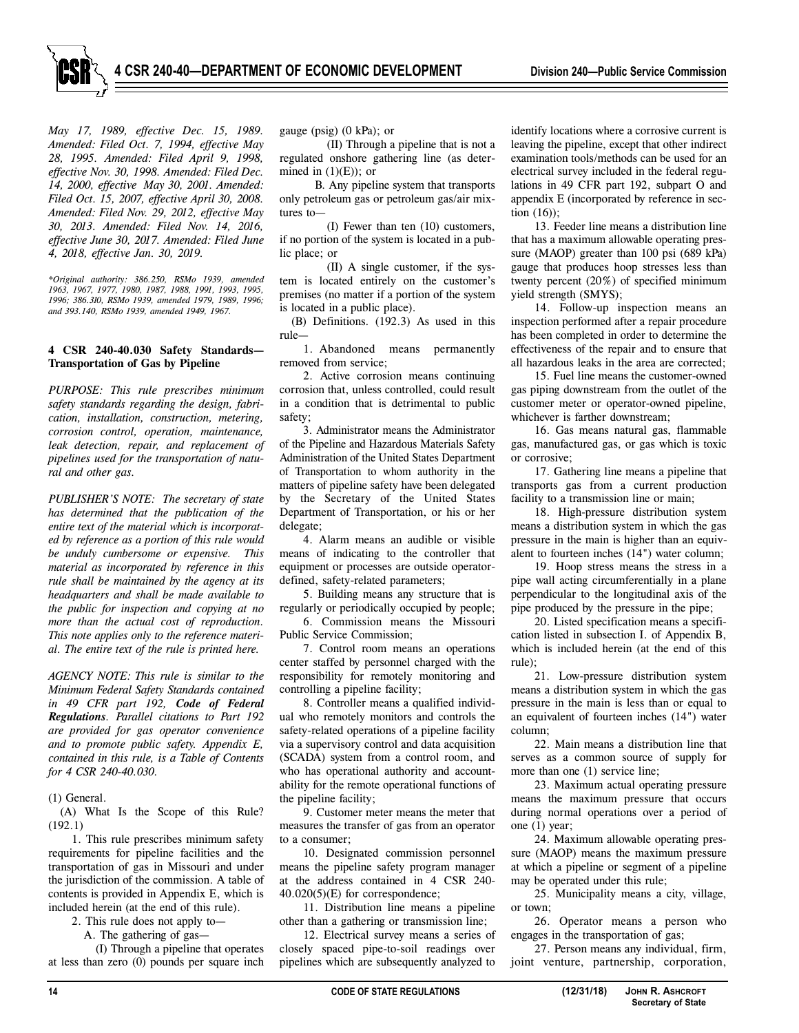*May 17, 1989, effective Dec. 15, 1989. Amended: Filed Oct. 7, 1994, effective May 28, 1995. Amended: Filed April 9, 1998, effective Nov. 30, 1998. Amended: Filed Dec. 14, 2000, effective May 30, 2001. Amended: Filed Oct. 15, 2007, effective April 30, 2008. Amended: Filed Nov. 29, 2012, effective May 30, 2013. Amended: Filed Nov. 14, 2016, effective June 30, 2017. Amended: Filed June 4, 2018, effective Jan. 30, 2019.*

*\*Original authority: 386.250, RSMo 1939, amended 1963, 1967, 1977, 1980, 1987, 1988, 1991, 1993, 1995, 1996; 386.310, RSMo 1939, amended 1979, 1989, 1996; and 393.140, RSMo 1939, amended 1949, 1967.*

**4 CSR 240-40.030 Safety Standards—Transportation of Gas by Pipeline**

*PURPOSE: This rule prescribes minimum safety standards regarding the design, fabrication, installation, construction, metering, corrosion control, operation, maintenance, leak detection, repair, and replacement of pipelines used for the transportation of natural and other gas.*

*PUBLISHER'S NOTE: The secretary of state has determined that the publication of the entire text of the material which is incorporated by reference as a portion of this rule would be unduly cumbersome or expensive. This material as incorporated by reference in this rule shall be maintained by the agency at its headquarters and shall be made available to the public for inspection and copying at no more than the actual cost of reproduction. This note applies only to the reference material. The entire text of the rule is printed here.*

*AGENCY NOTE: This rule is similar to the Minimum Federal Safety Standards contained in 49 CFR part 192, **Code of Federal Regulations**. Parallel citations to Part 192 are provided for gas operator convenience and to promote public safety. Appendix E, contained in this rule, is a Table of Contents for 4 CSR 240-40.030.*

(1) General.

(A) What Is the Scope of this Rule? (192.1)

1. This rule prescribes minimum safety requirements for pipeline facilities and the transportation of gas in Missouri and under the jurisdiction of the commission. A table of contents is provided in Appendix E, which is included herein (at the end of this rule).

2. This rule does not apply to—

A. The gathering of gas—

(I) Through a pipeline that operates at less than zero (0) pounds per square inch gauge (psig) (0 kPa); or

(II) Through a pipeline that is not a regulated onshore gathering line (as determined in (1)(E)); or

B. Any pipeline system that transports only petroleum gas or petroleum gas/air mixtures to—

(I) Fewer than ten (10) customers, if no portion of the system is located in a public place; or

(II) A single customer, if the system is located entirely on the customer's premises (no matter if a portion of the system is located in a public place).

(B) Definitions. (192.3) As used in this rule—

1. Abandoned means permanently removed from service;

2. Active corrosion means continuing corrosion that, unless controlled, could result in a condition that is detrimental to public safety;

3. Administrator means the Administrator of the Pipeline and Hazardous Materials Safety Administration of the United States Department of Transportation to whom authority in the matters of pipeline safety have been delegated by the Secretary of the United States Department of Transportation, or his or her delegate;

4. Alarm means an audible or visible means of indicating to the controller that equipment or processes are outside operator-defined, safety-related parameters;

5. Building means any structure that is regularly or periodically occupied by people;

6. Commission means the Missouri Public Service Commission;

7. Control room means an operations center staffed by personnel charged with the responsibility for remotely monitoring and controlling a pipeline facility;

8. Controller means a qualified individual who remotely monitors and controls the safety-related operations of a pipeline facility via a supervisory control and data acquisition (SCADA) system from a control room, and who has operational authority and accountability for the remote operational functions of the pipeline facility;

9. Customer meter means the meter that measures the transfer of gas from an operator to a consumer;

10. Designated commission personnel means the pipeline safety program manager at the address contained in 4 CSR 240-40.020(5)(E) for correspondence;

11. Distribution line means a pipeline other than a gathering or transmission line;

12. Electrical survey means a series of closely spaced pipe-to-soil readings over pipelines which are subsequently analyzed to identify locations where a corrosive current is leaving the pipeline, except that other indirect examination tools/methods can be used for an electrical survey included in the federal regulations in 49 CFR part 192, subpart O and appendix E (incorporated by reference in section (16));

13. Feeder line means a distribution line that has a maximum allowable operating pressure (MAOP) greater than 100 psi (689 kPa) gauge that produces hoop stresses less than twenty percent (20%) of specified minimum yield strength (SMYS);

14. Follow-up inspection means an inspection performed after a repair procedure has been completed in order to determine the effectiveness of the repair and to ensure that all hazardous leaks in the area are corrected;

15. Fuel line means the customer-owned gas piping downstream from the outlet of the customer meter or operator-owned pipeline, whichever is farther downstream;

16. Gas means natural gas, flammable gas, manufactured gas, or gas which is toxic or corrosive;

17. Gathering line means a pipeline that transports gas from a current production facility to a transmission line or main;

18. High-pressure distribution system means a distribution system in which the gas pressure in the main is higher than an equivalent to fourteen inches (14") water column;

19. Hoop stress means the stress in a pipe wall acting circumferentially in a plane perpendicular to the longitudinal axis of the pipe produced by the pressure in the pipe;

20. Listed specification means a specification listed in subsection I. of Appendix B, which is included herein (at the end of this rule);

21. Low-pressure distribution system means a distribution system in which the gas pressure in the main is less than or equal to an equivalent of fourteen inches (14") water column;

22. Main means a distribution line that serves as a common source of supply for more than one (1) service line;

23. Maximum actual operating pressure means the maximum pressure that occurs during normal operations over a period of one (1) year;

24. Maximum allowable operating pressure (MAOP) means the maximum pressure at which a pipeline or segment of a pipeline may be operated under this rule;

25. Municipality means a city, village, or town;

26. Operator means a person who engages in the transportation of gas;

27. Person means any individual, firm, joint venture, partnership, corporation,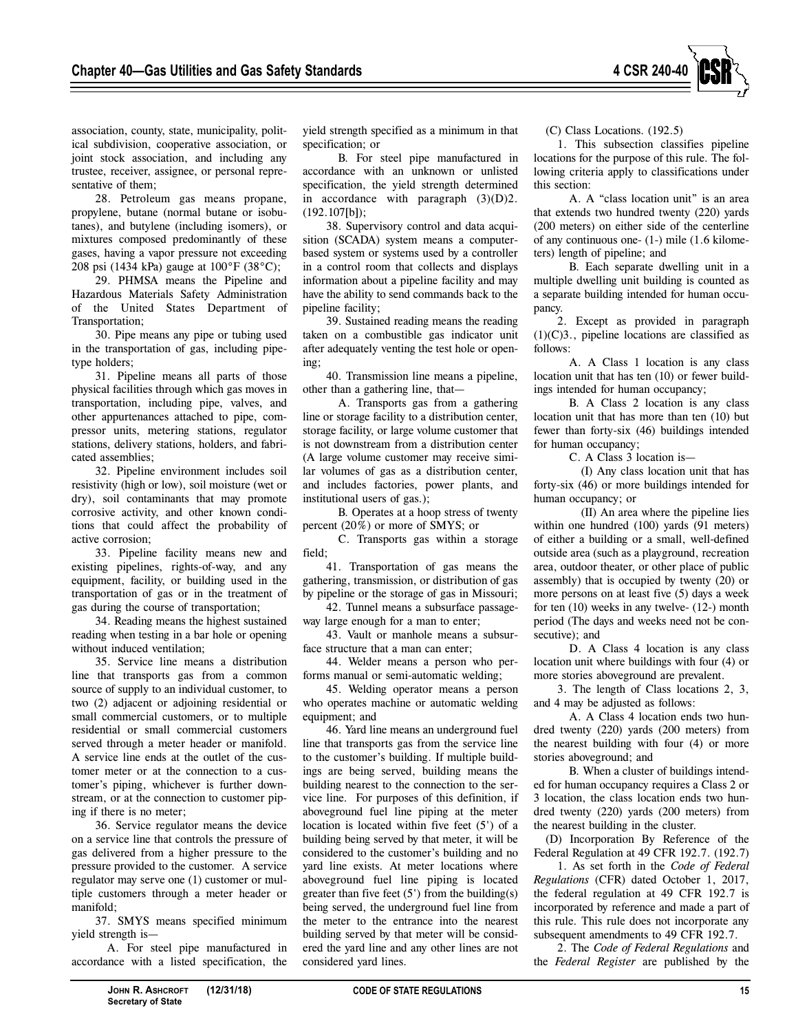association, county, state, municipality, political subdivision, cooperative association, or joint stock association, and including any trustee, receiver, assignee, or personal representative of them;

28. Petroleum gas means propane, propylene, butane (normal butane or isobutanes), and butylene (including isomers), or mixtures composed predominantly of these gases, having a vapor pressure not exceeding 208 psi (1434 kPa) gauge at 100°F (38°C);

29. PHMSA means the Pipeline and Hazardous Materials Safety Administration of the United States Department of Transportation;

30. Pipe means any pipe or tubing used in the transportation of gas, including pipe-type holders;

31. Pipeline means all parts of those physical facilities through which gas moves in transportation, including pipe, valves, and other appurtenances attached to pipe, compressor units, metering stations, regulator stations, delivery stations, holders, and fabricated assemblies;

32. Pipeline environment includes soil resistivity (high or low), soil moisture (wet or dry), soil contaminants that may promote corrosive activity, and other known conditions that could affect the probability of active corrosion;

33. Pipeline facility means new and existing pipelines, rights-of-way, and any equipment, facility, or building used in the transportation of gas or in the treatment of gas during the course of transportation;

34. Reading means the highest sustained reading when testing in a bar hole or opening without induced ventilation;

35. Service line means a distribution line that transports gas from a common source of supply to an individual customer, to two (2) adjacent or adjoining residential or small commercial customers, or to multiple residential or small commercial customers served through a meter header or manifold. A service line ends at the outlet of the customer meter or at the connection to a customer's piping, whichever is further downstream, or at the connection to customer piping if there is no meter;

36. Service regulator means the device on a service line that controls the pressure of gas delivered from a higher pressure to the pressure provided to the customer. A service regulator may serve one (1) customer or multiple customers through a meter header or manifold;

37. SMYS means specified minimum yield strength is—

A. For steel pipe manufactured in accordance with a listed specification, the yield strength specified as a minimum in that specification; or

B. For steel pipe manufactured in accordance with an unknown or unlisted specification, the yield strength determined in accordance with paragraph (3)(D)2. (192.107[b]);

38. Supervisory control and data acquisition (SCADA) system means a computer-based system or systems used by a controller in a control room that collects and displays information about a pipeline facility and may have the ability to send commands back to the pipeline facility;

39. Sustained reading means the reading taken on a combustible gas indicator unit after adequately venting the test hole or opening;

40. Transmission line means a pipeline, other than a gathering line, that—

A. Transports gas from a gathering line or storage facility to a distribution center, storage facility, or large volume customer that is not downstream from a distribution center (A large volume customer may receive similar volumes of gas as a distribution center, and includes factories, power plants, and institutional users of gas.);

B. Operates at a hoop stress of twenty percent (20%) or more of SMYS; or

C. Transports gas within a storage field;

41. Transportation of gas means the gathering, transmission, or distribution of gas by pipeline or the storage of gas in Missouri;

42. Tunnel means a subsurface passageway large enough for a man to enter;

43. Vault or manhole means a subsurface structure that a man can enter;

44. Welder means a person who performs manual or semi-automatic welding;

45. Welding operator means a person who operates machine or automatic welding equipment; and

46. Yard line means an underground fuel line that transports gas from the service line to the customer's building. If multiple buildings are being served, building means the building nearest to the connection to the service line. For purposes of this definition, if aboveground fuel line piping at the meter location is located within five feet (5') of a building being served by that meter, it will be considered to the customer's building and no yard line exists. At meter locations where aboveground fuel line piping is located greater than five feet (5') from the building(s) being served, the underground fuel line from the meter to the entrance into the nearest building served by that meter will be considered the yard line and any other lines are not considered yard lines.

(C) Class Locations. (192.5)

1. This subsection classifies pipeline locations for the purpose of this rule. The following criteria apply to classifications under this section:

A. A "class location unit" is an area that extends two hundred twenty (220) yards (200 meters) on either side of the centerline of any continuous one- (1-) mile (1.6 kilometers) length of pipeline; and

B. Each separate dwelling unit in a multiple dwelling unit building is counted as a separate building intended for human occupancy.

2. Except as provided in paragraph (1)(C)3., pipeline locations are classified as follows:

A. A Class 1 location is any class location unit that has ten (10) or fewer buildings intended for human occupancy;

B. A Class 2 location is any class location unit that has more than ten (10) but fewer than forty-six (46) buildings intended for human occupancy;

C. A Class 3 location is—

(I) Any class location unit that has forty-six (46) or more buildings intended for human occupancy; or

(II) An area where the pipeline lies within one hundred (100) yards (91 meters) of either a building or a small, well-defined outside area (such as a playground, recreation area, outdoor theater, or other place of public assembly) that is occupied by twenty (20) or more persons on at least five (5) days a week for ten (10) weeks in any twelve- (12-) month period (The days and weeks need not be consecutive); and

D. A Class 4 location is any class location unit where buildings with four (4) or more stories aboveground are prevalent.

3. The length of Class locations 2, 3, and 4 may be adjusted as follows:

A. A Class 4 location ends two hundred twenty (220) yards (200 meters) from the nearest building with four (4) or more stories aboveground; and

B. When a cluster of buildings intended for human occupancy requires a Class 2 or 3 location, the class location ends two hundred twenty (220) yards (200 meters) from the nearest building in the cluster.

(D) Incorporation By Reference of the Federal Regulation at 49 CFR 192.7. (192.7)

1. As set forth in the *Code of Federal Regulations* (CFR) dated October 1, 2017, the federal regulation at 49 CFR 192.7 is incorporated by reference and made a part of this rule. This rule does not incorporate any subsequent amendments to 49 CFR 192.7.

2. The *Code of Federal Regulations* and the *Federal Register* are published by the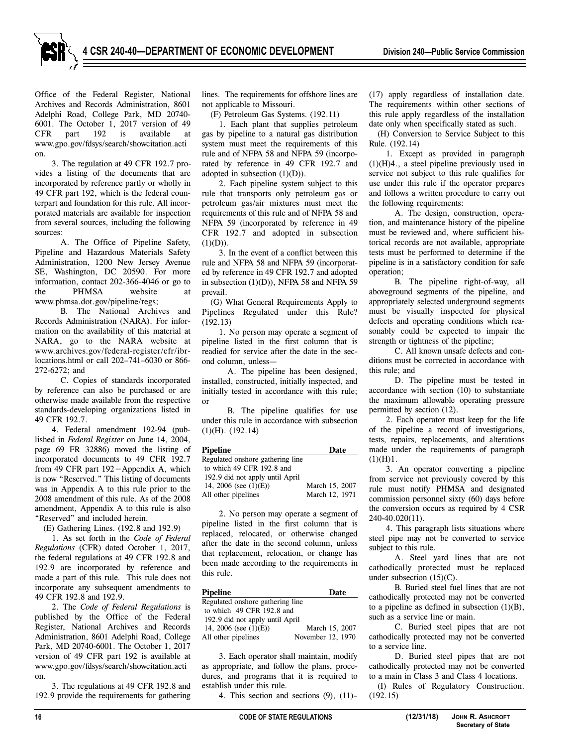Office of the Federal Register, National Archives and Records Administration, 8601 Adelphi Road, College Park, MD 20740-6001. The October 1, 2017 version of 49 CFR part 192 is available at www.gpo.gov/fdsys/search/showcitation.action.

3. The regulation at 49 CFR 192.7 provides a listing of the documents that are incorporated by reference partly or wholly in 49 CFR part 192, which is the federal counterpart and foundation for this rule. All incorporated materials are available for inspection from several sources, including the following sources:

A. The Office of Pipeline Safety, Pipeline and Hazardous Materials Safety Administration, 1200 New Jersey Avenue SE, Washington, DC 20590. For more information, contact 202-366-4046 or go to the PHMSA website at www.phmsa.dot.gov/pipeline/regs;

B. The National Archives and Records Administration (NARA). For information on the availability of this material at NARA, go to the NARA website at www.archives.gov/federal-register/cfr/ibr-locations.html or call 202–741–6030 or 866-272-6272; and

C. Copies of standards incorporated by reference can also be purchased or are otherwise made available from the respective standards-developing organizations listed in 49 CFR 192.7.

4. Federal amendment 192-94 (published in *Federal Register* on June 14, 2004, page 69 FR 32886) moved the listing of incorporated documents to 49 CFR 192.7 from 49 CFR part 192—Appendix A, which is now "Reserved." This listing of documents was in Appendix A to this rule prior to the 2008 amendment of this rule. As of the 2008 amendment, Appendix A to this rule is also "Reserved" and included herein.

(E) Gathering Lines. (192.8 and 192.9)

1. As set forth in the *Code of Federal Regulations* (CFR) dated October 1, 2017, the federal regulations at 49 CFR 192.8 and 192.9 are incorporated by reference and made a part of this rule. This rule does not incorporate any subsequent amendments to 49 CFR 192.8 and 192.9.

2. The *Code of Federal Regulations* is published by the Office of the Federal Register, National Archives and Records Administration, 8601 Adelphi Road, College Park, MD 20740-6001. The October 1, 2017 version of 49 CFR part 192 is available at www.gpo.gov/fdsys/search/showcitation.action.

3. The regulations at 49 CFR 192.8 and 192.9 provide the requirements for gathering lines. The requirements for offshore lines are not applicable to Missouri.

(F) Petroleum Gas Systems. (192.11)

1. Each plant that supplies petroleum gas by pipeline to a natural gas distribution system must meet the requirements of this rule and of NFPA 58 and NFPA 59 (incorporated by reference in 49 CFR 192.7 and adopted in subsection (1)(D)).

2. Each pipeline system subject to this rule that transports only petroleum gas or petroleum gas/air mixtures must meet the requirements of this rule and of NFPA 58 and NFPA 59 (incorporated by reference in 49 CFR 192.7 and adopted in subsection (1)(D)).

3. In the event of a conflict between this rule and NFPA 58 and NFPA 59 (incorporated by reference in 49 CFR 192.7 and adopted in subsection (1)(D)), NFPA 58 and NFPA 59 prevail.

(G) What General Requirements Apply to Pipelines Regulated under this Rule? (192.13)

1. No person may operate a segment of pipeline listed in the first column that is readied for service after the date in the second column, unless—

A. The pipeline has been designed, installed, constructed, initially inspected, and initially tested in accordance with this rule; or

B. The pipeline qualifies for use under this rule in accordance with subsection (1)(H). (192.14)

| Pipeline | Date |
|---|---|
| Regulated onshore gathering line to which 49 CFR 192.8 and 192.9 did not apply until April 14, 2006 (see (1)(E)) | March 15, 2007 |
| All other pipelines | March 12, 1971 |

2. No person may operate a segment of pipeline listed in the first column that is replaced, relocated, or otherwise changed after the date in the second column, unless that replacement, relocation, or change has been made according to the requirements in this rule.

| Pipeline | Date |
|---|---|
| Regulated onshore gathering line to which 49 CFR 192.8 and 192.9 did not apply until April 14, 2006 (see (1)(E)) | March 15, 2007 |
| All other pipelines | November 12, 1970 |

3. Each operator shall maintain, modify as appropriate, and follow the plans, procedures, and programs that it is required to establish under this rule.

4. This section and sections (9), (11)–(17) apply regardless of installation date. The requirements within other sections of this rule apply regardless of the installation date only when specifically stated as such.

(H) Conversion to Service Subject to this Rule. (192.14)

1. Except as provided in paragraph (1)(H)4., a steel pipeline previously used in service not subject to this rule qualifies for use under this rule if the operator prepares and follows a written procedure to carry out the following requirements:

A. The design, construction, operation, and maintenance history of the pipeline must be reviewed and, where sufficient historical records are not available, appropriate tests must be performed to determine if the pipeline is in a satisfactory condition for safe operation;

B. The pipeline right-of-way, all aboveground segments of the pipeline, and appropriately selected underground segments must be visually inspected for physical defects and operating conditions which reasonably could be expected to impair the strength or tightness of the pipeline;

C. All known unsafe defects and conditions must be corrected in accordance with this rule; and

D. The pipeline must be tested in accordance with section (10) to substantiate the maximum allowable operating pressure permitted by section (12).

2. Each operator must keep for the life of the pipeline a record of investigations, tests, repairs, replacements, and alterations made under the requirements of paragraph (1)(H)1.

3. An operator converting a pipeline from service not previously covered by this rule must notify PHMSA and designated commission personnel sixty (60) days before the conversion occurs as required by 4 CSR 240-40.020(11).

4. This paragraph lists situations where steel pipe may not be converted to service subject to this rule.

A. Steel yard lines that are not cathodically protected must be replaced under subsection (15)(C).

B. Buried steel fuel lines that are not cathodically protected may not be converted to a pipeline as defined in subsection (1)(B), such as a service line or main.

C. Buried steel pipes that are not cathodically protected may not be converted to a service line.

D. Buried steel pipes that are not cathodically protected may not be converted to a main in Class 3 and Class 4 locations.

(I) Rules of Regulatory Construction. (192.15)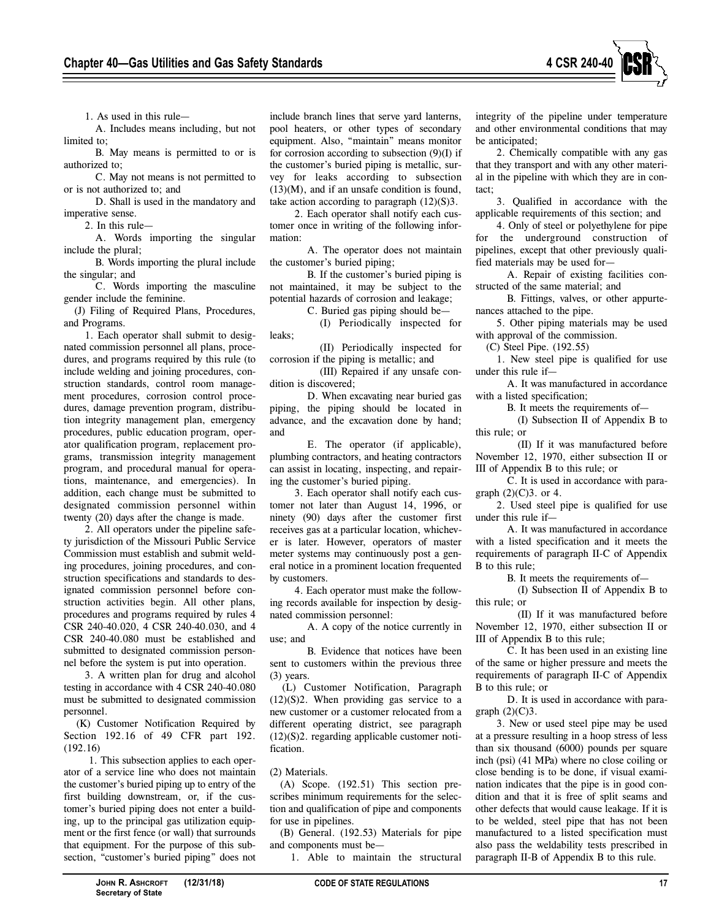1. As used in this rule—

A. Includes means including, but not limited to;

B. May means is permitted to or is authorized to;

C. May not means is not permitted to or is not authorized to; and

D. Shall is used in the mandatory and imperative sense.

2. In this rule—

A. Words importing the singular include the plural;

B. Words importing the plural include the singular; and

C. Words importing the masculine gender include the feminine.

(J) Filing of Required Plans, Procedures, and Programs.

1. Each operator shall submit to designated commission personnel all plans, procedures, and programs required by this rule (to include welding and joining procedures, construction standards, control room management procedures, corrosion control procedures, damage prevention program, distribution integrity management plan, emergency procedures, public education program, operator qualification program, replacement programs, transmission integrity management program, and procedural manual for operations, maintenance, and emergencies). In addition, each change must be submitted to designated commission personnel within twenty (20) days after the change is made.

2. All operators under the pipeline safety jurisdiction of the Missouri Public Service Commission must establish and submit welding procedures, joining procedures, and construction specifications and standards to designated commission personnel before construction activities begin. All other plans, procedures and programs required by rules 4 CSR 240-40.020, 4 CSR 240-40.030, and 4 CSR 240-40.080 must be established and submitted to designated commission personnel before the system is put into operation.

3. A written plan for drug and alcohol testing in accordance with 4 CSR 240-40.080 must be submitted to designated commission personnel.

(K) Customer Notification Required by Section 192.16 of 49 CFR part 192. (192.16)

1. This subsection applies to each operator of a service line who does not maintain the customer's buried piping up to entry of the first building downstream, or, if the customer's buried piping does not enter a building, up to the principal gas utilization equipment or the first fence (or wall) that surrounds that equipment. For the purpose of this subsection, "customer's buried piping" does not include branch lines that serve yard lanterns, pool heaters, or other types of secondary equipment. Also, "maintain" means monitor for corrosion according to subsection (9)(I) if the customer's buried piping is metallic, survey for leaks according to subsection (13)(M), and if an unsafe condition is found, take action according to paragraph (12)(S)3.

2. Each operator shall notify each customer once in writing of the following information:

A. The operator does not maintain the customer's buried piping;

B. If the customer's buried piping is not maintained, it may be subject to the potential hazards of corrosion and leakage;

C. Buried gas piping should be—

(I) Periodically inspected for leaks;

(II) Periodically inspected for corrosion if the piping is metallic; and

(III) Repaired if any unsafe condition is discovered;

D. When excavating near buried gas piping, the piping should be located in advance, and the excavation done by hand; and

E. The operator (if applicable), plumbing contractors, and heating contractors can assist in locating, inspecting, and repairing the customer's buried piping.

3. Each operator shall notify each customer not later than August 14, 1996, or ninety (90) days after the customer first receives gas at a particular location, whichever is later. However, operators of master meter systems may continuously post a general notice in a prominent location frequented by customers.

4. Each operator must make the following records available for inspection by designated commission personnel:

A. A copy of the notice currently in use; and

B. Evidence that notices have been sent to customers within the previous three (3) years.

(L) Customer Notification, Paragraph (12)(S)2. When providing gas service to a new customer or a customer relocated from a different operating district, see paragraph (12)(S)2. regarding applicable customer notification.

(2) Materials.

(A) Scope. (192.51) This section prescribes minimum requirements for the selection and qualification of pipe and components for use in pipelines.

(B) General. (192.53) Materials for pipe and components must be—

1. Able to maintain the structural integrity of the pipeline under temperature and other environmental conditions that may be anticipated;

2. Chemically compatible with any gas that they transport and with any other material in the pipeline with which they are in contact;

3. Qualified in accordance with the applicable requirements of this section; and

4. Only of steel or polyethylene for pipe for the underground construction of pipelines, except that other previously qualified materials may be used for—

A. Repair of existing facilities constructed of the same material; and

B. Fittings, valves, or other appurtenances attached to the pipe.

5. Other piping materials may be used with approval of the commission.

(C) Steel Pipe. (192.55)

1. New steel pipe is qualified for use under this rule if—

A. It was manufactured in accordance with a listed specification;

B. It meets the requirements of—

(I) Subsection II of Appendix B to this rule; or

(II) If it was manufactured before November 12, 1970, either subsection II or III of Appendix B to this rule; or

C. It is used in accordance with paragraph (2)(C)3. or 4.

2. Used steel pipe is qualified for use under this rule if—

A. It was manufactured in accordance with a listed specification and it meets the requirements of paragraph II-C of Appendix B to this rule;

B. It meets the requirements of—

(I) Subsection II of Appendix B to this rule; or

(II) If it was manufactured before November 12, 1970, either subsection II or III of Appendix B to this rule;

C. It has been used in an existing line of the same or higher pressure and meets the requirements of paragraph II-C of Appendix B to this rule; or

D. It is used in accordance with paragraph (2)(C)3.

3. New or used steel pipe may be used at a pressure resulting in a hoop stress of less than six thousand (6000) pounds per square inch (psi) (41 MPa) where no close coiling or close bending is to be done, if visual examination indicates that the pipe is in good condition and that it is free of split seams and other defects that would cause leakage. If it is to be welded, steel pipe that has not been manufactured to a listed specification must also pass the weldability tests prescribed in paragraph II-B of Appendix B to this rule.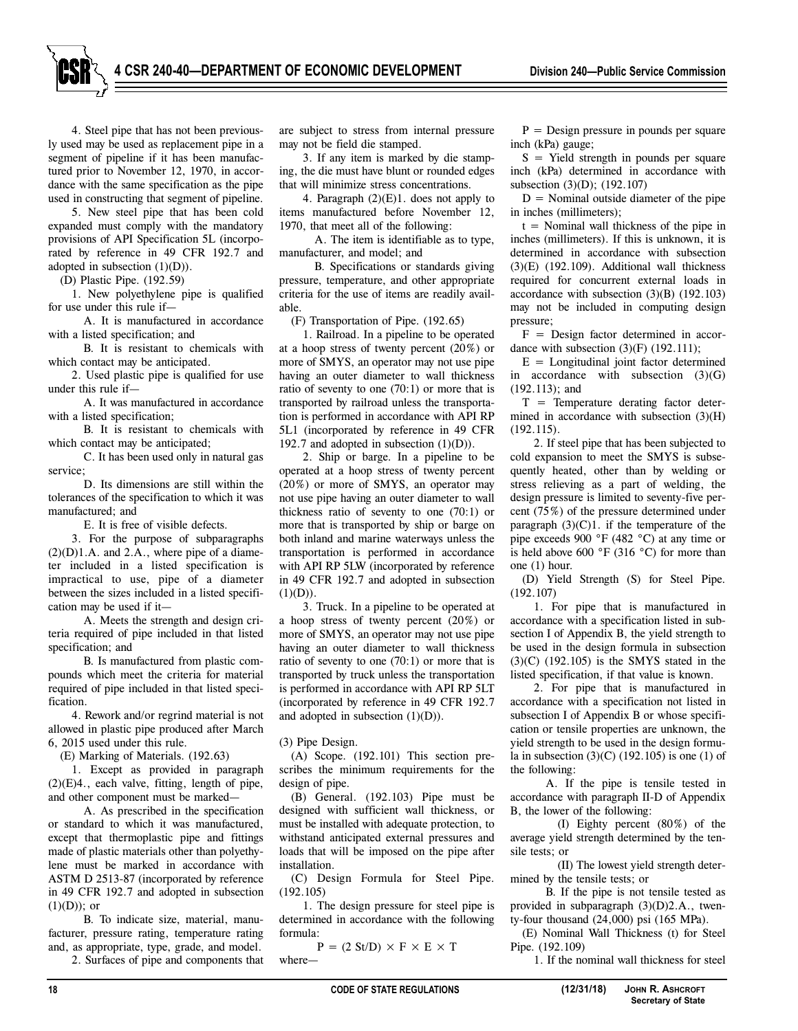4. Steel pipe that has not been previously used may be used as replacement pipe in a segment of pipeline if it has been manufactured prior to November 12, 1970, in accordance with the same specification as the pipe used in constructing that segment of pipeline.

5. New steel pipe that has been cold expanded must comply with the mandatory provisions of API Specification 5L (incorporated by reference in 49 CFR 192.7 and adopted in subsection (1)(D)).

(D) Plastic Pipe. (192.59)

1. New polyethylene pipe is qualified for use under this rule if—

A. It is manufactured in accordance with a listed specification; and

B. It is resistant to chemicals with which contact may be anticipated.

2. Used plastic pipe is qualified for use under this rule if—

A. It was manufactured in accordance with a listed specification;

B. It is resistant to chemicals with which contact may be anticipated;

C. It has been used only in natural gas service;

D. Its dimensions are still within the tolerances of the specification to which it was manufactured; and

E. It is free of visible defects.

3. For the purpose of subparagraphs (2)(D)1.A. and 2.A., where pipe of a diameter included in a listed specification is impractical to use, pipe of a diameter between the sizes included in a listed specification may be used if it—

A. Meets the strength and design criteria required of pipe included in that listed specification; and

B. Is manufactured from plastic compounds which meet the criteria for material required of pipe included in that listed specification.

4. Rework and/or regrind material is not allowed in plastic pipe produced after March 6, 2015 used under this rule.

(E) Marking of Materials. (192.63)

1. Except as provided in paragraph (2)(E)4., each valve, fitting, length of pipe, and other component must be marked—

A. As prescribed in the specification or standard to which it was manufactured, except that thermoplastic pipe and fittings made of plastic materials other than polyethylene must be marked in accordance with ASTM D 2513-87 (incorporated by reference in 49 CFR 192.7 and adopted in subsection (1)(D)); or

B. To indicate size, material, manufacturer, pressure rating, temperature rating and, as appropriate, type, grade, and model.

2. Surfaces of pipe and components that are subject to stress from internal pressure may not be field die stamped.

3. If any item is marked by die stamping, the die must have blunt or rounded edges that will minimize stress concentrations.

4. Paragraph (2)(E)1. does not apply to items manufactured before November 12, 1970, that meet all of the following:

A. The item is identifiable as to type, manufacturer, and model; and

B. Specifications or standards giving pressure, temperature, and other appropriate criteria for the use of items are readily available.

(F) Transportation of Pipe. (192.65)

1. Railroad. In a pipeline to be operated at a hoop stress of twenty percent (20%) or more of SMYS, an operator may not use pipe having an outer diameter to wall thickness ratio of seventy to one (70:1) or more that is transported by railroad unless the transportation is performed in accordance with API RP 5L1 (incorporated by reference in 49 CFR 192.7 and adopted in subsection (1)(D)).

2. Ship or barge. In a pipeline to be operated at a hoop stress of twenty percent (20%) or more of SMYS, an operator may not use pipe having an outer diameter to wall thickness ratio of seventy to one (70:1) or more that is transported by ship or barge on both inland and marine waterways unless the transportation is performed in accordance with API RP 5LW (incorporated by reference in 49 CFR 192.7 and adopted in subsection (1)(D)).

3. Truck. In a pipeline to be operated at a hoop stress of twenty percent (20%) or more of SMYS, an operator may not use pipe having an outer diameter to wall thickness ratio of seventy to one (70:1) or more that is transported by truck unless the transportation is performed in accordance with API RP 5LT (incorporated by reference in 49 CFR 192.7 and adopted in subsection (1)(D)).

(3) Pipe Design.

(A) Scope. (192.101) This section prescribes the minimum requirements for the design of pipe.

(B) General. (192.103) Pipe must be designed with sufficient wall thickness, or must be installed with adequate protection, to withstand anticipated external pressures and loads that will be imposed on the pipe after installation.

(C) Design Formula for Steel Pipe. (192.105)

1. The design pressure for steel pipe is determined in accordance with the following formula:

$$P = (2\ St/D) \times F \times E \times T$$

where—

P = Design pressure in pounds per square inch (kPa) gauge;

S = Yield strength in pounds per square inch (kPa) determined in accordance with subsection (3)(D); (192.107)

D = Nominal outside diameter of the pipe in inches (millimeters);

t = Nominal wall thickness of the pipe in inches (millimeters). If this is unknown, it is determined in accordance with subsection (3)(E) (192.109). Additional wall thickness required for concurrent external loads in accordance with subsection (3)(B) (192.103) may not be included in computing design pressure;

F = Design factor determined in accordance with subsection (3)(F) (192.111);

E = Longitudinal joint factor determined in accordance with subsection (3)(G) (192.113); and

T = Temperature derating factor determined in accordance with subsection (3)(H) (192.115).

2. If steel pipe that has been subjected to cold expansion to meet the SMYS is subsequently heated, other than by welding or stress relieving as a part of welding, the design pressure is limited to seventy-five percent (75%) of the pressure determined under paragraph (3)(C)1. if the temperature of the pipe exceeds 900 °F (482 °C) at any time or is held above 600 °F (316 °C) for more than one (1) hour.

(D) Yield Strength (S) for Steel Pipe. (192.107)

1. For pipe that is manufactured in accordance with a specification listed in subsection I of Appendix B, the yield strength to be used in the design formula in subsection (3)(C) (192.105) is the SMYS stated in the listed specification, if that value is known.

2. For pipe that is manufactured in accordance with a specification not listed in subsection I of Appendix B or whose specification or tensile properties are unknown, the yield strength to be used in the design formula in subsection (3)(C) (192.105) is one (1) of the following:

A. If the pipe is tensile tested in accordance with paragraph II-D of Appendix B, the lower of the following:

(I) Eighty percent (80%) of the average yield strength determined by the tensile tests; or

(II) The lowest yield strength determined by the tensile tests; or

B. If the pipe is not tensile tested as provided in subparagraph (3)(D)2.A., twenty-four thousand (24,000) psi (165 MPa).

(E) Nominal Wall Thickness (t) for Steel Pipe. (192.109)

1. If the nominal wall thickness for steel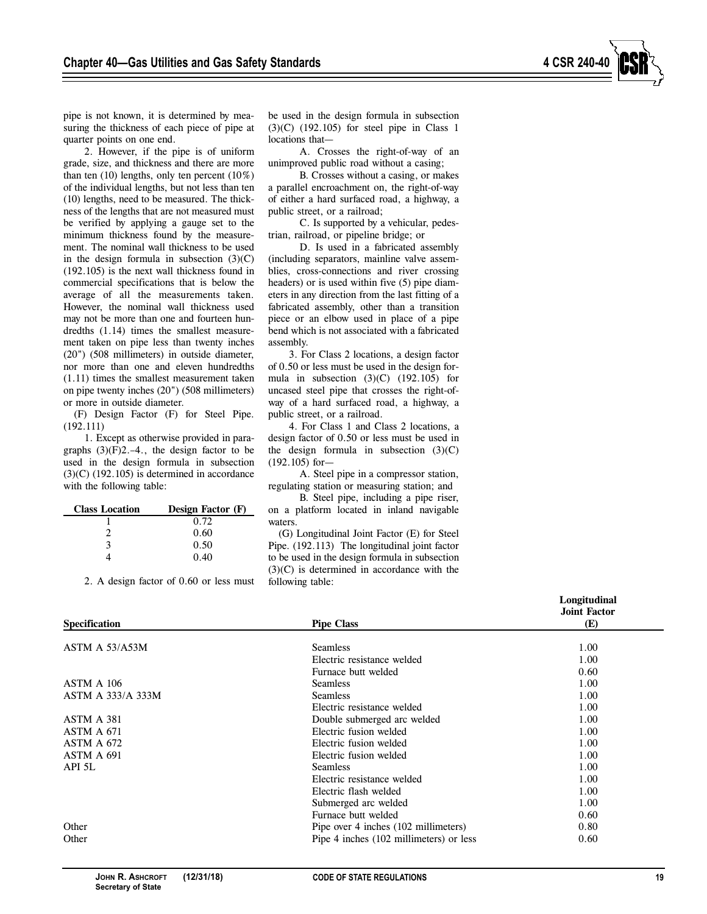pipe is not known, it is determined by measuring the thickness of each piece of pipe at quarter points on one end.

2. However, if the pipe is of uniform grade, size, and thickness and there are more than ten (10) lengths, only ten percent (10%) of the individual lengths, but not less than ten (10) lengths, need to be measured. The thickness of the lengths that are not measured must be verified by applying a gauge set to the minimum thickness found by the measurement. The nominal wall thickness to be used in the design formula in subsection (3)(C) (192.105) is the next wall thickness found in commercial specifications that is below the average of all the measurements taken. However, the nominal wall thickness used may not be more than one and fourteen hundredths (1.14) times the smallest measurement taken on pipe less than twenty inches (20") (508 millimeters) in outside diameter, nor more than one and eleven hundredths (1.11) times the smallest measurement taken on pipe twenty inches (20") (508 millimeters) or more in outside diameter.

(F) Design Factor (F) for Steel Pipe. (192.111)

1. Except as otherwise provided in paragraphs (3)(F)2.–4., the design factor to be used in the design formula in subsection (3)(C) (192.105) is determined in accordance with the following table:

| Class Location | Design Factor (F) |
|---|---|
| 1 | 0.72 |
| 2 | 0.60 |
| 3 | 0.50 |
| 4 | 0.40 |

2. A design factor of 0.60 or less must be used in the design formula in subsection (3)(C) (192.105) for steel pipe in Class 1 locations that—

A. Crosses the right-of-way of an unimproved public road without a casing;

B. Crosses without a casing, or makes a parallel encroachment on, the right-of-way of either a hard surfaced road, a highway, a public street, or a railroad;

C. Is supported by a vehicular, pedestrian, railroad, or pipeline bridge; or

D. Is used in a fabricated assembly (including separators, mainline valve assemblies, cross-connections and river crossing headers) or is used within five (5) pipe diameters in any direction from the last fitting of a fabricated assembly, other than a transition piece or an elbow used in place of a pipe bend which is not associated with a fabricated assembly.

3. For Class 2 locations, a design factor of 0.50 or less must be used in the design formula in subsection (3)(C) (192.105) for uncased steel pipe that crosses the right-of-way of a hard surfaced road, a highway, a public street, or a railroad.

4. For Class 1 and Class 2 locations, a design factor of 0.50 or less must be used in the design formula in subsection (3)(C) (192.105) for—

A. Steel pipe in a compressor station, regulating station or measuring station; and

B. Steel pipe, including a pipe riser, on a platform located in inland navigable waters.

(G) Longitudinal Joint Factor (E) for Steel Pipe. (192.113) The longitudinal joint factor to be used in the design formula in subsection (3)(C) is determined in accordance with the following table:

| Specification | Pipe Class | Longitudinal Joint Factor (E) |
|---|---|---|
| ASTM A 53/A53M | Seamless | 1.00 |
| | Electric resistance welded | 1.00 |
| | Furnace butt welded | 0.60 |
| ASTM A 106 | Seamless | 1.00 |
| ASTM A 333/A 333M | Seamless | 1.00 |
| | Electric resistance welded | 1.00 |
| ASTM A 381 | Double submerged arc welded | 1.00 |
| ASTM A 671 | Electric fusion welded | 1.00 |
| ASTM A 672 | Electric fusion welded | 1.00 |
| ASTM A 691 | Electric fusion welded | 1.00 |
| API 5L | Seamless | 1.00 |
| | Electric resistance welded | 1.00 |
| | Electric flash welded | 1.00 |
| | Submerged arc welded | 1.00 |
| | Furnace butt welded | 0.60 |
| Other | Pipe over 4 inches (102 millimeters) | 0.80 |
| Other | Pipe 4 inches (102 millimeters) or less | 0.60 |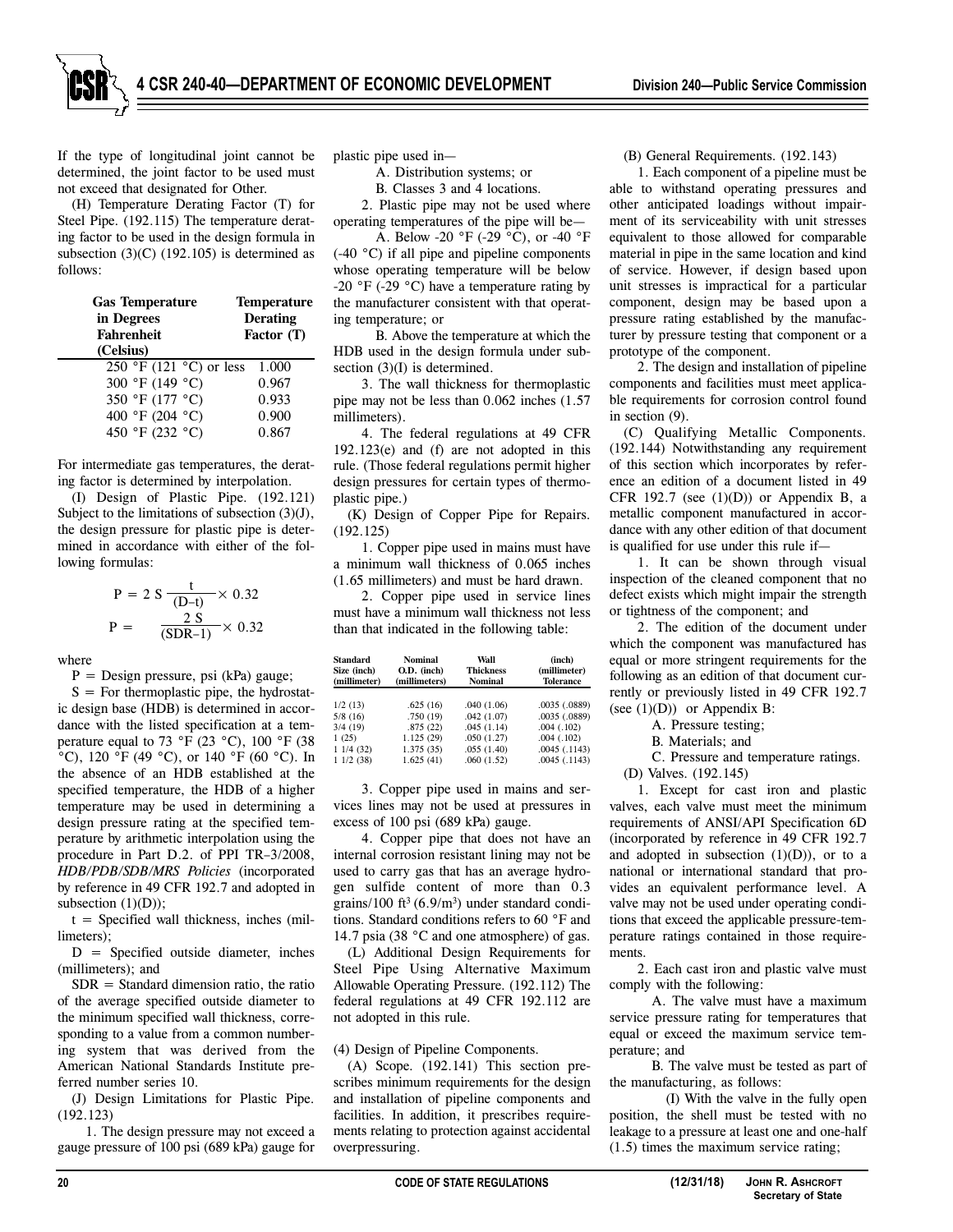If the type of longitudinal joint cannot be determined, the joint factor to be used must not exceed that designated for Other.

(H) Temperature Derating Factor (T) for Steel Pipe. (192.115) The temperature derating factor to be used in the design formula in subsection (3)(C) (192.105) is determined as follows:

| Gas Temperature in Degrees Fahrenheit (Celsius) | Temperature Derating Factor (T) |
|---|---|
| 250 °F (121 °C) or less | 1.000 |
| 300 °F (149 °C) | 0.967 |
| 350 °F (177 °C) | 0.933 |
| 400 °F (204 °C) | 0.900 |
| 450 °F (232 °C) | 0.867 |

For intermediate gas temperatures, the derating factor is determined by interpolation.

(I) Design of Plastic Pipe. (192.121) Subject to the limitations of subsection (3)(J), the design pressure for plastic pipe is determined in accordance with either of the following formulas:

$$P = 2\,S\,\frac{t}{(D-t)} \times 0.32$$

$$P = \frac{2\,S}{(SDR-1)} \times 0.32$$

where

P = Design pressure, psi (kPa) gauge;

S = For thermoplastic pipe, the hydrostatic design base (HDB) is determined in accordance with the listed specification at a temperature equal to 73 °F (23 °C), 100 °F (38 °C), 120 °F (49 °C), or 140 °F (60 °C). In the absence of an HDB established at the specified temperature, the HDB of a higher temperature may be used in determining a design pressure rating at the specified temperature by arithmetic interpolation using the procedure in Part D.2. of PPI TR–3/2008, *HDB/PDB/SDB/MRS Policies* (incorporated by reference in 49 CFR 192.7 and adopted in subsection (1)(D));

t = Specified wall thickness, inches (millimeters);

D = Specified outside diameter, inches (millimeters); and

SDR = Standard dimension ratio, the ratio of the average specified outside diameter to the minimum specified wall thickness, corresponding to a value from a common numbering system that was derived from the American National Standards Institute preferred number series 10.

(J) Design Limitations for Plastic Pipe. (192.123)

1. The design pressure may not exceed a gauge pressure of 100 psi (689 kPa) gauge for plastic pipe used in—

A. Distribution systems; or

B. Classes 3 and 4 locations.

2. Plastic pipe may not be used where operating temperatures of the pipe will be—

A. Below -20 °F (-29 °C), or -40 °F (-40 °C) if all pipe and pipeline components whose operating temperature will be below -20 °F (-29 °C) have a temperature rating by the manufacturer consistent with that operating temperature; or

B. Above the temperature at which the HDB used in the design formula under subsection (3)(I) is determined.

3. The wall thickness for thermoplastic pipe may not be less than 0.062 inches (1.57 millimeters).

4. The federal regulations at 49 CFR 192.123(e) and (f) are not adopted in this rule. (Those federal regulations permit higher design pressures for certain types of thermoplastic pipe.)

(K) Design of Copper Pipe for Repairs. (192.125)

1. Copper pipe used in mains must have a minimum wall thickness of 0.065 inches (1.65 millimeters) and must be hard drawn.

2. Copper pipe used in service lines must have a minimum wall thickness not less than that indicated in the following table:

| Standard Size (inch) (millimeter) | Nominal O.D. (inch) (millimeters) | Wall Thickness Nominal | (inch) (millimeter) Tolerance |
|---|---|---|---|
| 1/2 (13) | .625 (16) | .040 (1.06) | .0035 (.0889) |
| 5/8 (16) | .750 (19) | .042 (1.07) | .0035 (.0889) |
| 3/4 (19) | .875 (22) | .045 (1.14) | .004 (.102) |
| 1 (25) | 1.125 (29) | .050 (1.27) | .004 (.102) |
| 1 1/4 (32) | 1.375 (35) | .055 (1.40) | .0045 (.1143) |
| 1 1/2 (38) | 1.625 (41) | .060 (1.52) | .0045 (.1143) |

3. Copper pipe used in mains and services lines may not be used at pressures in excess of 100 psi (689 kPa) gauge.

4. Copper pipe that does not have an internal corrosion resistant lining may not be used to carry gas that has an average hydrogen sulfide content of more than 0.3 grains/100 ft$^3$ (6.9/m$^3$) under standard conditions. Standard conditions refers to 60 °F and 14.7 psia (38 °C and one atmosphere) of gas.

(L) Additional Design Requirements for Steel Pipe Using Alternative Maximum Allowable Operating Pressure. (192.112) The federal regulations at 49 CFR 192.112 are not adopted in this rule.

(4) Design of Pipeline Components.

(A) Scope. (192.141) This section prescribes minimum requirements for the design and installation of pipeline components and facilities. In addition, it prescribes requirements relating to protection against accidental overpressuring.

(B) General Requirements. (192.143)

1. Each component of a pipeline must be able to withstand operating pressures and other anticipated loadings without impairment of its serviceability with unit stresses equivalent to those allowed for comparable material in pipe in the same location and kind of service. However, if design based upon unit stresses is impractical for a particular component, design may be based upon a pressure rating established by the manufacturer by pressure testing that component or a prototype of the component.

2. The design and installation of pipeline components and facilities must meet applicable requirements for corrosion control found in section (9).

(C) Qualifying Metallic Components. (192.144) Notwithstanding any requirement of this section which incorporates by reference an edition of a document listed in 49 CFR 192.7 (see (1)(D)) or Appendix B, a metallic component manufactured in accordance with any other edition of that document is qualified for use under this rule if—

1. It can be shown through visual inspection of the cleaned component that no defect exists which might impair the strength or tightness of the component; and

2. The edition of the document under which the component was manufactured has equal or more stringent requirements for the following as an edition of that document currently or previously listed in 49 CFR 192.7 (see (1)(D)) or Appendix B:

A. Pressure testing;

B. Materials; and

C. Pressure and temperature ratings.

(D) Valves. (192.145)

1. Except for cast iron and plastic valves, each valve must meet the minimum requirements of ANSI/API Specification 6D (incorporated by reference in 49 CFR 192.7 and adopted in subsection (1)(D)), or to a national or international standard that provides an equivalent performance level. A valve may not be used under operating conditions that exceed the applicable pressure-temperature ratings contained in those requirements.

2. Each cast iron and plastic valve must comply with the following:

A. The valve must have a maximum service pressure rating for temperatures that equal or exceed the maximum service temperature; and

B. The valve must be tested as part of the manufacturing, as follows:

(I) With the valve in the fully open position, the shell must be tested with no leakage to a pressure at least one and one-half (1.5) times the maximum service rating;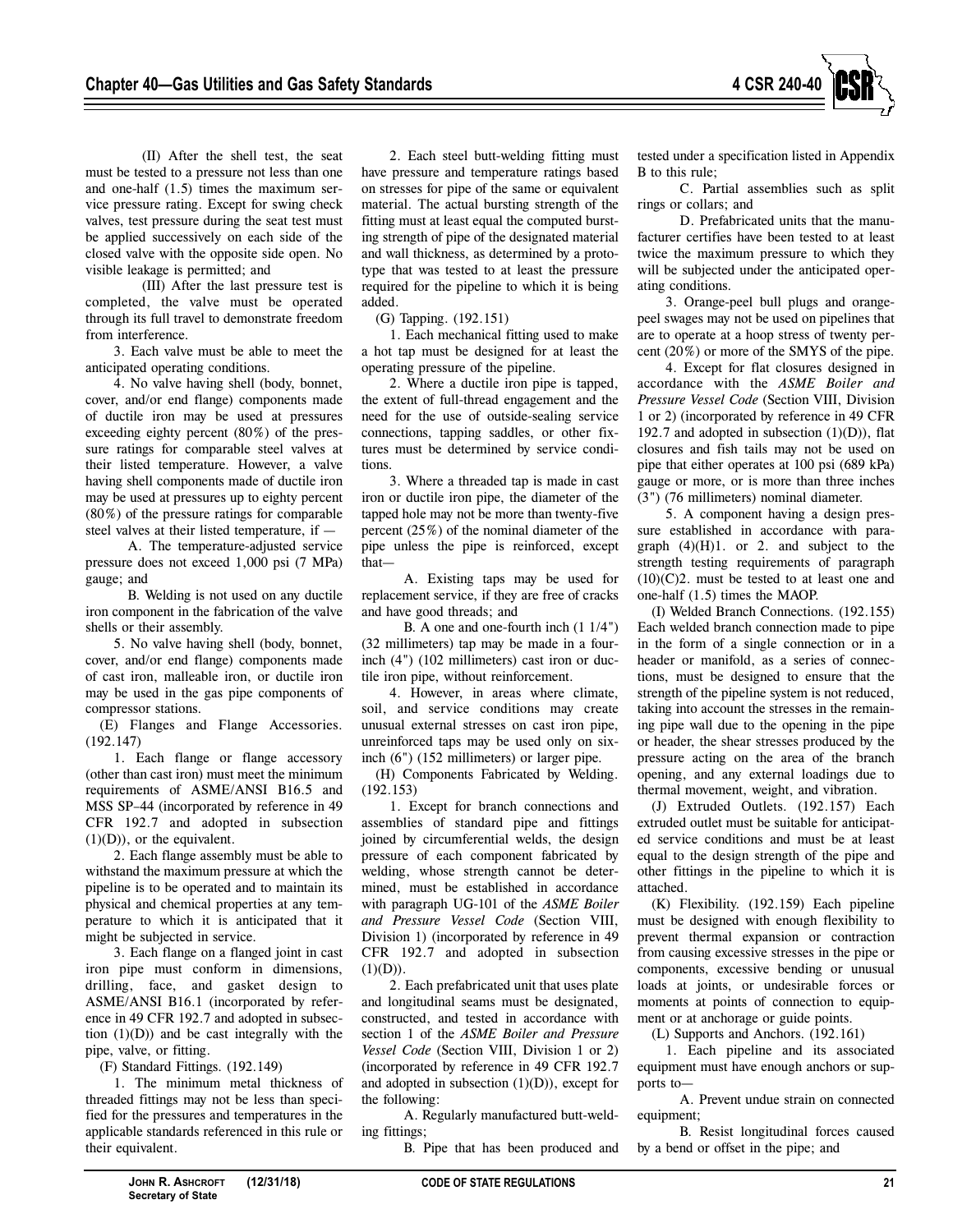(II) After the shell test, the seat must be tested to a pressure not less than one and one-half (1.5) times the maximum service pressure rating. Except for swing check valves, test pressure during the seat test must be applied successively on each side of the closed valve with the opposite side open. No visible leakage is permitted; and

(III) After the last pressure test is completed, the valve must be operated through its full travel to demonstrate freedom from interference.

3. Each valve must be able to meet the anticipated operating conditions.

4. No valve having shell (body, bonnet, cover, and/or end flange) components made of ductile iron may be used at pressures exceeding eighty percent (80%) of the pressure ratings for comparable steel valves at their listed temperature. However, a valve having shell components made of ductile iron may be used at pressures up to eighty percent (80%) of the pressure ratings for comparable steel valves at their listed temperature, if —

A. The temperature-adjusted service pressure does not exceed 1,000 psi (7 MPa) gauge; and

B. Welding is not used on any ductile iron component in the fabrication of the valve shells or their assembly.

5. No valve having shell (body, bonnet, cover, and/or end flange) components made of cast iron, malleable iron, or ductile iron may be used in the gas pipe components of compressor stations.

(E) Flanges and Flange Accessories. (192.147)

1. Each flange or flange accessory (other than cast iron) must meet the minimum requirements of ASME/ANSI B16.5 and MSS SP–44 (incorporated by reference in 49 CFR 192.7 and adopted in subsection (1)(D)), or the equivalent.

2. Each flange assembly must be able to withstand the maximum pressure at which the pipeline is to be operated and to maintain its physical and chemical properties at any temperature to which it is anticipated that it might be subjected in service.

3. Each flange on a flanged joint in cast iron pipe must conform in dimensions, drilling, face, and gasket design to ASME/ANSI B16.1 (incorporated by reference in 49 CFR 192.7 and adopted in subsection (1)(D)) and be cast integrally with the pipe, valve, or fitting.

(F) Standard Fittings. (192.149)

1. The minimum metal thickness of threaded fittings may not be less than specified for the pressures and temperatures in the applicable standards referenced in this rule or their equivalent.

2. Each steel butt-welding fitting must have pressure and temperature ratings based on stresses for pipe of the same or equivalent material. The actual bursting strength of the fitting must at least equal the computed bursting strength of pipe of the designated material and wall thickness, as determined by a prototype that was tested to at least the pressure required for the pipeline to which it is being added.

(G) Tapping. (192.151)

1. Each mechanical fitting used to make a hot tap must be designed for at least the operating pressure of the pipeline.

2. Where a ductile iron pipe is tapped, the extent of full-thread engagement and the need for the use of outside-sealing service connections, tapping saddles, or other fixtures must be determined by service conditions.

3. Where a threaded tap is made in cast iron or ductile iron pipe, the diameter of the tapped hole may not be more than twenty-five percent (25%) of the nominal diameter of the pipe unless the pipe is reinforced, except that—

A. Existing taps may be used for replacement service, if they are free of cracks and have good threads; and

B. A one and one-fourth inch (1 1/4") (32 millimeters) tap may be made in a four-inch (4") (102 millimeters) cast iron or ductile iron pipe, without reinforcement.

4. However, in areas where climate, soil, and service conditions may create unusual external stresses on cast iron pipe, unreinforced taps may be used only on six-inch (6") (152 millimeters) or larger pipe.

(H) Components Fabricated by Welding. (192.153)

1. Except for branch connections and assemblies of standard pipe and fittings joined by circumferential welds, the design pressure of each component fabricated by welding, whose strength cannot be determined, must be established in accordance with paragraph UG-101 of the *ASME Boiler and Pressure Vessel Code* (Section VIII, Division 1) (incorporated by reference in 49 CFR 192.7 and adopted in subsection (1)(D)).

2. Each prefabricated unit that uses plate and longitudinal seams must be designated, constructed, and tested in accordance with section 1 of the *ASME Boiler and Pressure Vessel Code* (Section VIII, Division 1 or 2) (incorporated by reference in 49 CFR 192.7 and adopted in subsection (1)(D)), except for the following:

A. Regularly manufactured butt-welding fittings;

B. Pipe that has been produced and tested under a specification listed in Appendix B to this rule;

C. Partial assemblies such as split rings or collars; and

D. Prefabricated units that the manufacturer certifies have been tested to at least twice the maximum pressure to which they will be subjected under the anticipated operating conditions.

3. Orange-peel bull plugs and orange-peel swages may not be used on pipelines that are to operate at a hoop stress of twenty percent (20%) or more of the SMYS of the pipe.

4. Except for flat closures designed in accordance with the *ASME Boiler and Pressure Vessel Code* (Section VIII, Division 1 or 2) (incorporated by reference in 49 CFR 192.7 and adopted in subsection (1)(D)), flat closures and fish tails may not be used on pipe that either operates at 100 psi (689 kPa) gauge or more, or is more than three inches (3") (76 millimeters) nominal diameter.

5. A component having a design pressure established in accordance with paragraph (4)(H)1. or 2. and subject to the strength testing requirements of paragraph (10)(C)2. must be tested to at least one and one-half (1.5) times the MAOP.

(I) Welded Branch Connections. (192.155) Each welded branch connection made to pipe in the form of a single connection or in a header or manifold, as a series of connections, must be designed to ensure that the strength of the pipeline system is not reduced, taking into account the stresses in the remaining pipe wall due to the opening in the pipe or header, the shear stresses produced by the pressure acting on the area of the branch opening, and any external loadings due to thermal movement, weight, and vibration.

(J) Extruded Outlets. (192.157) Each extruded outlet must be suitable for anticipated service conditions and must be at least equal to the design strength of the pipe and other fittings in the pipeline to which it is attached.

(K) Flexibility. (192.159) Each pipeline must be designed with enough flexibility to prevent thermal expansion or contraction from causing excessive stresses in the pipe or components, excessive bending or unusual loads at joints, or undesirable forces or moments at points of connection to equipment or at anchorage or guide points.

(L) Supports and Anchors. (192.161)

1. Each pipeline and its associated equipment must have enough anchors or supports to—

A. Prevent undue strain on connected equipment;

B. Resist longitudinal forces caused by a bend or offset in the pipe; and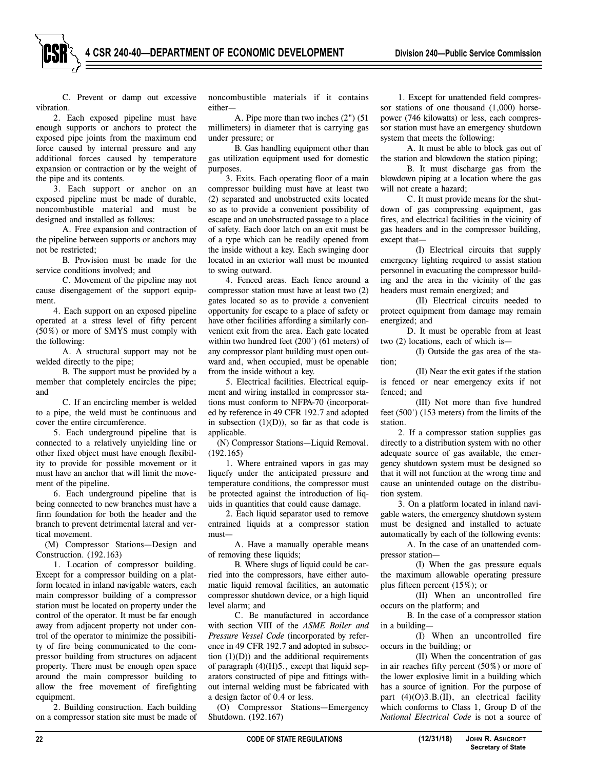C. Prevent or damp out excessive vibration.

2. Each exposed pipeline must have enough supports or anchors to protect the exposed pipe joints from the maximum end force caused by internal pressure and any additional forces caused by temperature expansion or contraction or by the weight of the pipe and its contents.

3. Each support or anchor on an exposed pipeline must be made of durable, noncombustible material and must be designed and installed as follows:

A. Free expansion and contraction of the pipeline between supports or anchors may not be restricted;

B. Provision must be made for the service conditions involved; and

C. Movement of the pipeline may not cause disengagement of the support equipment.

4. Each support on an exposed pipeline operated at a stress level of fifty percent (50%) or more of SMYS must comply with the following:

A. A structural support may not be welded directly to the pipe;

B. The support must be provided by a member that completely encircles the pipe; and

C. If an encircling member is welded to a pipe, the weld must be continuous and cover the entire circumference.

5. Each underground pipeline that is connected to a relatively unyielding line or other fixed object must have enough flexibility to provide for possible movement or it must have an anchor that will limit the movement of the pipeline.

6. Each underground pipeline that is being connected to new branches must have a firm foundation for both the header and the branch to prevent detrimental lateral and vertical movement.

(M) Compressor Stations—Design and Construction. (192.163)

1. Location of compressor building. Except for a compressor building on a platform located in inland navigable waters, each main compressor building of a compressor station must be located on property under the control of the operator. It must be far enough away from adjacent property not under control of the operator to minimize the possibility of fire being communicated to the compressor building from structures on adjacent property. There must be enough open space around the main compressor building to allow the free movement of firefighting equipment.

2. Building construction. Each building on a compressor station site must be made of noncombustible materials if it contains either—

A. Pipe more than two inches (2") (51 millimeters) in diameter that is carrying gas under pressure; or

B. Gas handling equipment other than gas utilization equipment used for domestic purposes.

3. Exits. Each operating floor of a main compressor building must have at least two (2) separated and unobstructed exits located so as to provide a convenient possibility of escape and an unobstructed passage to a place of safety. Each door latch on an exit must be of a type which can be readily opened from the inside without a key. Each swinging door located in an exterior wall must be mounted to swing outward.

4. Fenced areas. Each fence around a compressor station must have at least two (2) gates located so as to provide a convenient opportunity for escape to a place of safety or have other facilities affording a similarly convenient exit from the area. Each gate located within two hundred feet (200') (61 meters) of any compressor plant building must open outward and, when occupied, must be openable from the inside without a key.

5. Electrical facilities. Electrical equipment and wiring installed in compressor stations must conform to NFPA-70 (incorporated by reference in 49 CFR 192.7 and adopted in subsection (1)(D)), so far as that code is applicable.

(N) Compressor Stations—Liquid Removal. (192.165)

1. Where entrained vapors in gas may liquefy under the anticipated pressure and temperature conditions, the compressor must be protected against the introduction of liquids in quantities that could cause damage.

2. Each liquid separator used to remove entrained liquids at a compressor station must—

A. Have a manually operable means of removing these liquids;

B. Where slugs of liquid could be carried into the compressors, have either automatic liquid removal facilities, an automatic compressor shutdown device, or a high liquid level alarm; and

C. Be manufactured in accordance with section VIII of the *ASME Boiler and Pressure Vessel Code* (incorporated by reference in 49 CFR 192.7 and adopted in subsection (1)(D)) and the additional requirements of paragraph (4)(H)5., except that liquid separators constructed of pipe and fittings without internal welding must be fabricated with a design factor of 0.4 or less.

(O) Compressor Stations—Emergency Shutdown. (192.167)

1. Except for unattended field compressor stations of one thousand (1,000) horsepower (746 kilowatts) or less, each compressor station must have an emergency shutdown system that meets the following:

A. It must be able to block gas out of the station and blowdown the station piping;

B. It must discharge gas from the blowdown piping at a location where the gas will not create a hazard;

C. It must provide means for the shutdown of gas compressing equipment, gas fires, and electrical facilities in the vicinity of gas headers and in the compressor building, except that—

(I) Electrical circuits that supply emergency lighting required to assist station personnel in evacuating the compressor building and the area in the vicinity of the gas headers must remain energized; and

(II) Electrical circuits needed to protect equipment from damage may remain energized; and

D. It must be operable from at least two (2) locations, each of which is—

(I) Outside the gas area of the station;

(II) Near the exit gates if the station is fenced or near emergency exits if not fenced; and

(III) Not more than five hundred feet (500') (153 meters) from the limits of the station.

2. If a compressor station supplies gas directly to a distribution system with no other adequate source of gas available, the emergency shutdown system must be designed so that it will not function at the wrong time and cause an unintended outage on the distribution system.

3. On a platform located in inland navigable waters, the emergency shutdown system must be designed and installed to actuate automatically by each of the following events:

A. In the case of an unattended compressor station—

(I) When the gas pressure equals the maximum allowable operating pressure plus fifteen percent (15%); or

(II) When an uncontrolled fire occurs on the platform; and

B. In the case of a compressor station in a building—

(I) When an uncontrolled fire occurs in the building; or

(II) When the concentration of gas in air reaches fifty percent (50%) or more of the lower explosive limit in a building which has a source of ignition. For the purpose of part (4)(O)3.B.(II), an electrical facility which conforms to Class 1, Group D of the *National Electrical Code* is not a source of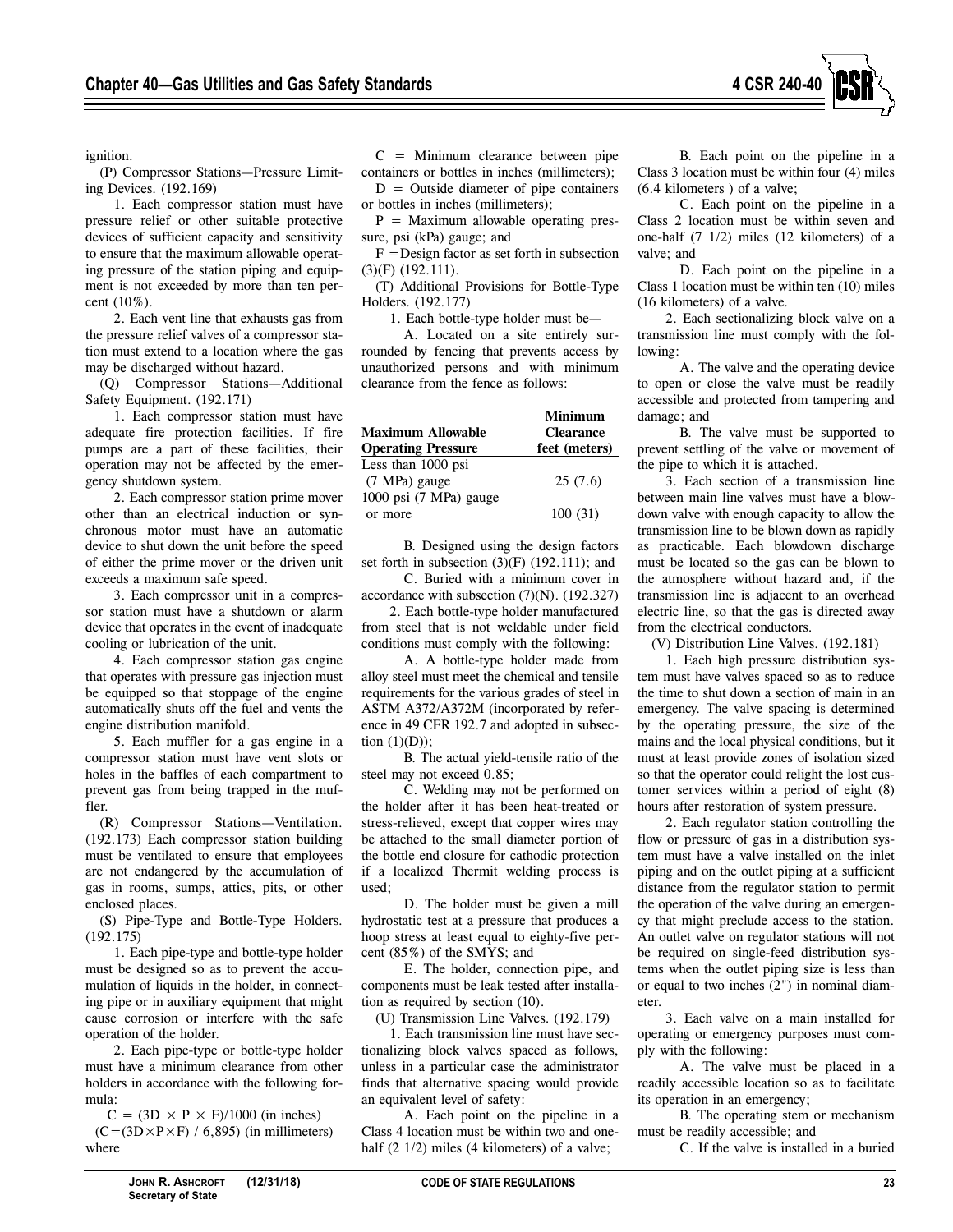ignition.

(P) Compressor Stations—Pressure Limiting Devices. (192.169)

1. Each compressor station must have pressure relief or other suitable protective devices of sufficient capacity and sensitivity to ensure that the maximum allowable operating pressure of the station piping and equipment is not exceeded by more than ten percent (10%).

2. Each vent line that exhausts gas from the pressure relief valves of a compressor station must extend to a location where the gas may be discharged without hazard.

(Q) Compressor Stations—Additional Safety Equipment. (192.171)

1. Each compressor station must have adequate fire protection facilities. If fire pumps are a part of these facilities, their operation may not be affected by the emergency shutdown system.

2. Each compressor station prime mover other than an electrical induction or synchronous motor must have an automatic device to shut down the unit before the speed of either the prime mover or the driven unit exceeds a maximum safe speed.

3. Each compressor unit in a compressor station must have a shutdown or alarm device that operates in the event of inadequate cooling or lubrication of the unit.

4. Each compressor station gas engine that operates with pressure gas injection must be equipped so that stoppage of the engine automatically shuts off the fuel and vents the engine distribution manifold.

5. Each muffler for a gas engine in a compressor station must have vent slots or holes in the baffles of each compartment to prevent gas from being trapped in the muffler.

(R) Compressor Stations—Ventilation. (192.173) Each compressor station building must be ventilated to ensure that employees are not endangered by the accumulation of gas in rooms, sumps, attics, pits, or other enclosed places.

(S) Pipe-Type and Bottle-Type Holders. (192.175)

1. Each pipe-type and bottle-type holder must be designed so as to prevent the accumulation of liquids in the holder, in connecting pipe or in auxiliary equipment that might cause corrosion or interfere with the safe operation of the holder.

2. Each pipe-type or bottle-type holder must have a minimum clearance from other holders in accordance with the following formula:

$C = (3D \times P \times F)/1000$ (in inches)

$(C=(3D \times P \times F) / 6,895)$ (in millimeters)

where

C = Minimum clearance between pipe containers or bottles in inches (millimeters);

D = Outside diameter of pipe containers or bottles in inches (millimeters);

P = Maximum allowable operating pressure, psi (kPa) gauge; and

F = Design factor as set forth in subsection (3)(F) (192.111).

(T) Additional Provisions for Bottle-Type Holders. (192.177)

1. Each bottle-type holder must be—

A. Located on a site entirely surrounded by fencing that prevents access by unauthorized persons and with minimum clearance from the fence as follows:

| Maximum Allowable Operating Pressure | Minimum Clearance feet (meters) |
|---|---|
| Less than 1000 psi (7 MPa) gauge | 25 (7.6) |
| 1000 psi (7 MPa) gauge or more | 100 (31) |

B. Designed using the design factors set forth in subsection (3)(F) (192.111); and

C. Buried with a minimum cover in accordance with subsection (7)(N). (192.327)

2. Each bottle-type holder manufactured from steel that is not weldable under field conditions must comply with the following:

A. A bottle-type holder made from alloy steel must meet the chemical and tensile requirements for the various grades of steel in ASTM A372/A372M (incorporated by reference in 49 CFR 192.7 and adopted in subsection (1)(D));

B. The actual yield-tensile ratio of the steel may not exceed 0.85;

C. Welding may not be performed on the holder after it has been heat-treated or stress-relieved, except that copper wires may be attached to the small diameter portion of the bottle end closure for cathodic protection if a localized Thermit welding process is used;

D. The holder must be given a mill hydrostatic test at a pressure that produces a hoop stress at least equal to eighty-five percent (85%) of the SMYS; and

E. The holder, connection pipe, and components must be leak tested after installation as required by section (10).

(U) Transmission Line Valves. (192.179)

1. Each transmission line must have sectionalizing block valves spaced as follows, unless in a particular case the administrator finds that alternative spacing would provide an equivalent level of safety:

A. Each point on the pipeline in a Class 4 location must be within two and one-half (2 1/2) miles (4 kilometers) of a valve;

B. Each point on the pipeline in a Class 3 location must be within four (4) miles (6.4 kilometers ) of a valve;

C. Each point on the pipeline in a Class 2 location must be within seven and one-half (7 1/2) miles (12 kilometers) of a valve; and

D. Each point on the pipeline in a Class 1 location must be within ten (10) miles (16 kilometers) of a valve.

2. Each sectionalizing block valve on a transmission line must comply with the following:

A. The valve and the operating device to open or close the valve must be readily accessible and protected from tampering and damage; and

B. The valve must be supported to prevent settling of the valve or movement of the pipe to which it is attached.

3. Each section of a transmission line between main line valves must have a blowdown valve with enough capacity to allow the transmission line to be blown down as rapidly as practicable. Each blowdown discharge must be located so the gas can be blown to the atmosphere without hazard and, if the transmission line is adjacent to an overhead electric line, so that the gas is directed away from the electrical conductors.

(V) Distribution Line Valves. (192.181)

1. Each high pressure distribution system must have valves spaced so as to reduce the time to shut down a section of main in an emergency. The valve spacing is determined by the operating pressure, the size of the mains and the local physical conditions, but it must at least provide zones of isolation sized so that the operator could relight the lost customer services within a period of eight (8) hours after restoration of system pressure.

2. Each regulator station controlling the flow or pressure of gas in a distribution system must have a valve installed on the inlet piping and on the outlet piping at a sufficient distance from the regulator station to permit the operation of the valve during an emergency that might preclude access to the station. An outlet valve on regulator stations will not be required on single-feed distribution systems when the outlet piping size is less than or equal to two inches (2") in nominal diameter.

3. Each valve on a main installed for operating or emergency purposes must comply with the following:

A. The valve must be placed in a readily accessible location so as to facilitate its operation in an emergency;

B. The operating stem or mechanism must be readily accessible; and

C. If the valve is installed in a buried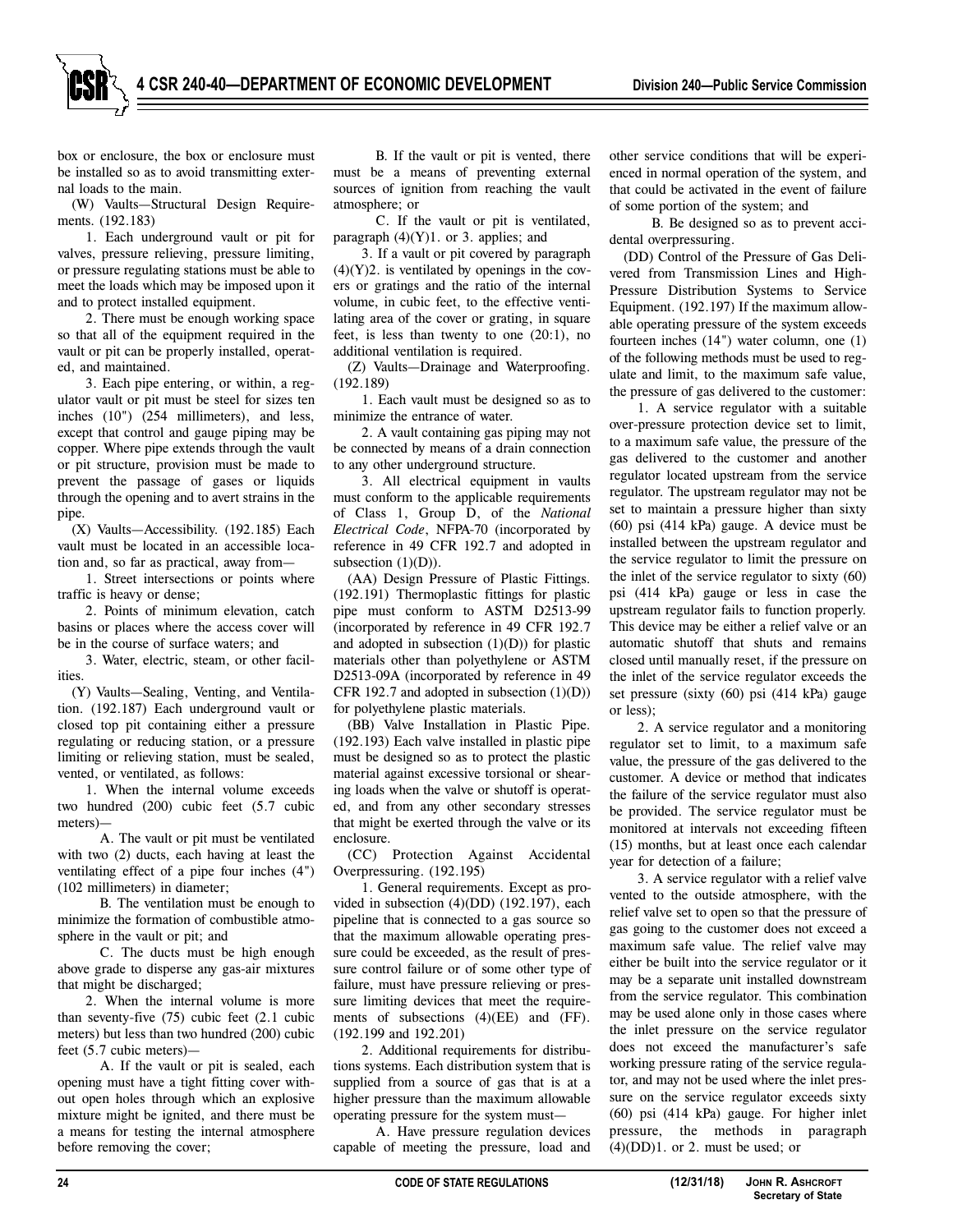box or enclosure, the box or enclosure must be installed so as to avoid transmitting external loads to the main.

(W) Vaults—Structural Design Requirements. (192.183)

1. Each underground vault or pit for valves, pressure relieving, pressure limiting, or pressure regulating stations must be able to meet the loads which may be imposed upon it and to protect installed equipment.

2. There must be enough working space so that all of the equipment required in the vault or pit can be properly installed, operated, and maintained.

3. Each pipe entering, or within, a regulator vault or pit must be steel for sizes ten inches (10") (254 millimeters), and less, except that control and gauge piping may be copper. Where pipe extends through the vault or pit structure, provision must be made to prevent the passage of gases or liquids through the opening and to avert strains in the pipe.

(X) Vaults—Accessibility. (192.185) Each vault must be located in an accessible location and, so far as practical, away from—

1. Street intersections or points where traffic is heavy or dense;

2. Points of minimum elevation, catch basins or places where the access cover will be in the course of surface waters; and

3. Water, electric, steam, or other facilities.

(Y) Vaults—Sealing, Venting, and Ventilation. (192.187) Each underground vault or closed top pit containing either a pressure regulating or reducing station, or a pressure limiting or relieving station, must be sealed, vented, or ventilated, as follows:

1. When the internal volume exceeds two hundred (200) cubic feet (5.7 cubic meters)—

A. The vault or pit must be ventilated with two (2) ducts, each having at least the ventilating effect of a pipe four inches (4") (102 millimeters) in diameter;

B. The ventilation must be enough to minimize the formation of combustible atmosphere in the vault or pit; and

C. The ducts must be high enough above grade to disperse any gas-air mixtures that might be discharged;

2. When the internal volume is more than seventy-five (75) cubic feet (2.1 cubic meters) but less than two hundred (200) cubic feet (5.7 cubic meters)—

A. If the vault or pit is sealed, each opening must have a tight fitting cover without open holes through which an explosive mixture might be ignited, and there must be a means for testing the internal atmosphere before removing the cover;

B. If the vault or pit is vented, there must be a means of preventing external sources of ignition from reaching the vault atmosphere; or

C. If the vault or pit is ventilated, paragraph (4)(Y)1. or 3. applies; and

3. If a vault or pit covered by paragraph (4)(Y)2. is ventilated by openings in the covers or gratings and the ratio of the internal volume, in cubic feet, to the effective ventilating area of the cover or grating, in square feet, is less than twenty to one (20:1), no additional ventilation is required.

(Z) Vaults—Drainage and Waterproofing. (192.189)

1. Each vault must be designed so as to minimize the entrance of water.

2. A vault containing gas piping may not be connected by means of a drain connection to any other underground structure.

3. All electrical equipment in vaults must conform to the applicable requirements of Class 1, Group D, of the *National Electrical Code*, NFPA-70 (incorporated by reference in 49 CFR 192.7 and adopted in subsection (1)(D)).

(AA) Design Pressure of Plastic Fittings. (192.191) Thermoplastic fittings for plastic pipe must conform to ASTM D2513-99 (incorporated by reference in 49 CFR 192.7 and adopted in subsection (1)(D)) for plastic materials other than polyethylene or ASTM D2513-09A (incorporated by reference in 49 CFR 192.7 and adopted in subsection (1)(D)) for polyethylene plastic materials.

(BB) Valve Installation in Plastic Pipe. (192.193) Each valve installed in plastic pipe must be designed so as to protect the plastic material against excessive torsional or shearing loads when the valve or shutoff is operated, and from any other secondary stresses that might be exerted through the valve or its enclosure.

(CC) Protection Against Accidental Overpressuring. (192.195)

1. General requirements. Except as provided in subsection (4)(DD) (192.197), each pipeline that is connected to a gas source so that the maximum allowable operating pressure could be exceeded, as the result of pressure control failure or of some other type of failure, must have pressure relieving or pressure limiting devices that meet the requirements of subsections (4)(EE) and (FF). (192.199 and 192.201)

2. Additional requirements for distributions systems. Each distribution system that is supplied from a source of gas that is at a higher pressure than the maximum allowable operating pressure for the system must—

A. Have pressure regulation devices capable of meeting the pressure, load and other service conditions that will be experienced in normal operation of the system, and that could be activated in the event of failure of some portion of the system; and

B. Be designed so as to prevent accidental overpressuring.

(DD) Control of the Pressure of Gas Delivered from Transmission Lines and High-Pressure Distribution Systems to Service Equipment. (192.197) If the maximum allowable operating pressure of the system exceeds fourteen inches (14") water column, one (1) of the following methods must be used to regulate and limit, to the maximum safe value, the pressure of gas delivered to the customer:

1. A service regulator with a suitable over-pressure protection device set to limit, to a maximum safe value, the pressure of the gas delivered to the customer and another regulator located upstream from the service regulator. The upstream regulator may not be set to maintain a pressure higher than sixty (60) psi (414 kPa) gauge. A device must be installed between the upstream regulator and the service regulator to limit the pressure on the inlet of the service regulator to sixty (60) psi (414 kPa) gauge or less in case the upstream regulator fails to function properly. This device may be either a relief valve or an automatic shutoff that shuts and remains closed until manually reset, if the pressure on the inlet of the service regulator exceeds the set pressure (sixty (60) psi (414 kPa) gauge or less);

2. A service regulator and a monitoring regulator set to limit, to a maximum safe value, the pressure of the gas delivered to the customer. A device or method that indicates the failure of the service regulator must also be provided. The service regulator must be monitored at intervals not exceeding fifteen (15) months, but at least once each calendar year for detection of a failure;

3. A service regulator with a relief valve vented to the outside atmosphere, with the relief valve set to open so that the pressure of gas going to the customer does not exceed a maximum safe value. The relief valve may either be built into the service regulator or it may be a separate unit installed downstream from the service regulator. This combination may be used alone only in those cases where the inlet pressure on the service regulator does not exceed the manufacturer's safe working pressure rating of the service regulator, and may not be used where the inlet pressure on the service regulator exceeds sixty (60) psi (414 kPa) gauge. For higher inlet pressure, the methods in paragraph (4)(DD)1. or 2. must be used; or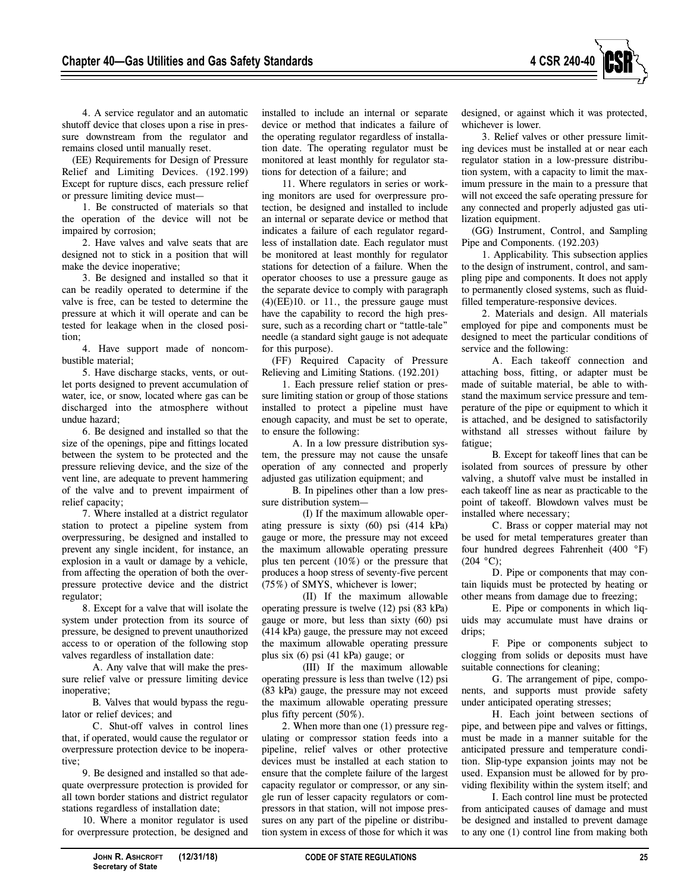4. A service regulator and an automatic shutoff device that closes upon a rise in pressure downstream from the regulator and remains closed until manually reset.

(EE) Requirements for Design of Pressure Relief and Limiting Devices. (192.199) Except for rupture discs, each pressure relief or pressure limiting device must—

1. Be constructed of materials so that the operation of the device will not be impaired by corrosion;

2. Have valves and valve seats that are designed not to stick in a position that will make the device inoperative;

3. Be designed and installed so that it can be readily operated to determine if the valve is free, can be tested to determine the pressure at which it will operate and can be tested for leakage when in the closed position;

4. Have support made of noncombustible material;

5. Have discharge stacks, vents, or outlet ports designed to prevent accumulation of water, ice, or snow, located where gas can be discharged into the atmosphere without undue hazard;

6. Be designed and installed so that the size of the openings, pipe and fittings located between the system to be protected and the pressure relieving device, and the size of the vent line, are adequate to prevent hammering of the valve and to prevent impairment of relief capacity;

7. Where installed at a district regulator station to protect a pipeline system from overpressuring, be designed and installed to prevent any single incident, for instance, an explosion in a vault or damage by a vehicle, from affecting the operation of both the overpressure protective device and the district regulator;

8. Except for a valve that will isolate the system under protection from its source of pressure, be designed to prevent unauthorized access to or operation of the following stop valves regardless of installation date:

A. Any valve that will make the pressure relief valve or pressure limiting device inoperative;

B. Valves that would bypass the regulator or relief devices; and

C. Shut-off valves in control lines that, if operated, would cause the regulator or overpressure protection device to be inoperative;

9. Be designed and installed so that adequate overpressure protection is provided for all town border stations and district regulator stations regardless of installation date;

10. Where a monitor regulator is used for overpressure protection, be designed and installed to include an internal or separate device or method that indicates a failure of the operating regulator regardless of installation date. The operating regulator must be monitored at least monthly for regulator stations for detection of a failure; and

11. Where regulators in series or working monitors are used for overpressure protection, be designed and installed to include an internal or separate device or method that indicates a failure of each regulator regardless of installation date. Each regulator must be monitored at least monthly for regulator stations for detection of a failure. When the operator chooses to use a pressure gauge as the separate device to comply with paragraph (4)(EE)10. or 11., the pressure gauge must have the capability to record the high pressure, such as a recording chart or "tattle-tale" needle (a standard sight gauge is not adequate for this purpose).

(FF) Required Capacity of Pressure Relieving and Limiting Stations. (192.201)

1. Each pressure relief station or pressure limiting station or group of those stations installed to protect a pipeline must have enough capacity, and must be set to operate, to ensure the following:

A. In a low pressure distribution system, the pressure may not cause the unsafe operation of any connected and properly adjusted gas utilization equipment; and

B. In pipelines other than a low pressure distribution system—

(I) If the maximum allowable operating pressure is sixty (60) psi (414 kPa) gauge or more, the pressure may not exceed the maximum allowable operating pressure plus ten percent (10%) or the pressure that produces a hoop stress of seventy-five percent (75%) of SMYS, whichever is lower;

(II) If the maximum allowable operating pressure is twelve (12) psi (83 kPa) gauge or more, but less than sixty (60) psi (414 kPa) gauge, the pressure may not exceed the maximum allowable operating pressure plus six (6) psi (41 kPa) gauge; or

(III) If the maximum allowable operating pressure is less than twelve (12) psi (83 kPa) gauge, the pressure may not exceed the maximum allowable operating pressure plus fifty percent (50%).

2. When more than one (1) pressure regulating or compressor station feeds into a pipeline, relief valves or other protective devices must be installed at each station to ensure that the complete failure of the largest capacity regulator or compressor, or any single run of lesser capacity regulators or compressors in that station, will not impose pressures on any part of the pipeline or distribution system in excess of those for which it was designed, or against which it was protected, whichever is lower.

3. Relief valves or other pressure limiting devices must be installed at or near each regulator station in a low-pressure distribution system, with a capacity to limit the maximum pressure in the main to a pressure that will not exceed the safe operating pressure for any connected and properly adjusted gas utilization equipment.

(GG) Instrument, Control, and Sampling Pipe and Components. (192.203)

1. Applicability. This subsection applies to the design of instrument, control, and sampling pipe and components. It does not apply to permanently closed systems, such as fluid-filled temperature-responsive devices.

2. Materials and design. All materials employed for pipe and components must be designed to meet the particular conditions of service and the following:

A. Each takeoff connection and attaching boss, fitting, or adapter must be made of suitable material, be able to withstand the maximum service pressure and temperature of the pipe or equipment to which it is attached, and be designed to satisfactorily withstand all stresses without failure by fatigue;

B. Except for takeoff lines that can be isolated from sources of pressure by other valving, a shutoff valve must be installed in each takeoff line as near as practicable to the point of takeoff. Blowdown valves must be installed where necessary;

C. Brass or copper material may not be used for metal temperatures greater than four hundred degrees Fahrenheit (400 °F) (204 °C);

D. Pipe or components that may contain liquids must be protected by heating or other means from damage due to freezing;

E. Pipe or components in which liquids may accumulate must have drains or drips;

F. Pipe or components subject to clogging from solids or deposits must have suitable connections for cleaning;

G. The arrangement of pipe, components, and supports must provide safety under anticipated operating stresses;

H. Each joint between sections of pipe, and between pipe and valves or fittings, must be made in a manner suitable for the anticipated pressure and temperature condition. Slip-type expansion joints may not be used. Expansion must be allowed for by providing flexibility within the system itself; and

I. Each control line must be protected from anticipated causes of damage and must be designed and installed to prevent damage to any one (1) control line from making both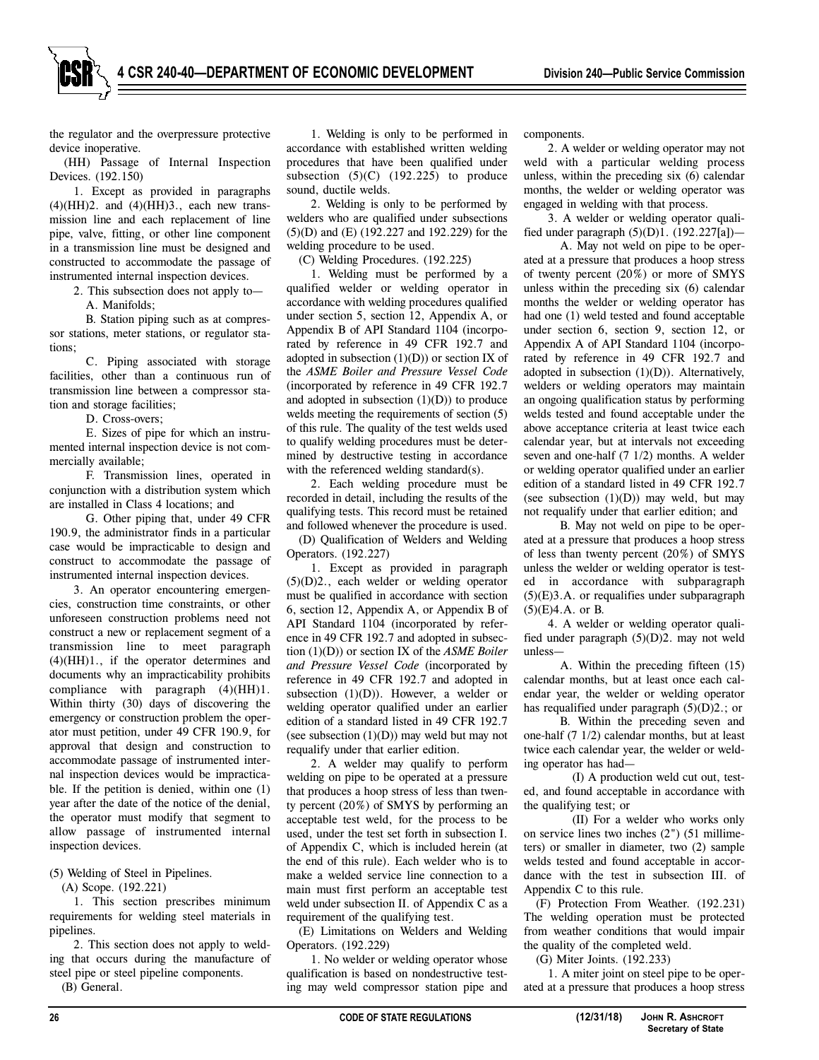the regulator and the overpressure protective device inoperative.

(HH) Passage of Internal Inspection Devices. (192.150)

1. Except as provided in paragraphs (4)(HH)2. and (4)(HH)3., each new transmission line and each replacement of line pipe, valve, fitting, or other line component in a transmission line must be designed and constructed to accommodate the passage of instrumented internal inspection devices.

2. This subsection does not apply to—

A. Manifolds;

B. Station piping such as at compressor stations, meter stations, or regulator stations;

C. Piping associated with storage facilities, other than a continuous run of transmission line between a compressor station and storage facilities;

D. Cross-overs;

E. Sizes of pipe for which an instrumented internal inspection device is not commercially available;

F. Transmission lines, operated in conjunction with a distribution system which are installed in Class 4 locations; and

G. Other piping that, under 49 CFR 190.9, the administrator finds in a particular case would be impracticable to design and construct to accommodate the passage of instrumented internal inspection devices.

3. An operator encountering emergencies, construction time constraints, or other unforeseen construction problems need not construct a new or replacement segment of a transmission line to meet paragraph (4)(HH)1., if the operator determines and documents why an impracticability prohibits compliance with paragraph (4)(HH)1. Within thirty (30) days of discovering the emergency or construction problem the operator must petition, under 49 CFR 190.9, for approval that design and construction to accommodate passage of instrumented internal inspection devices would be impracticable. If the petition is denied, within one (1) year after the date of the notice of the denial, the operator must modify that segment to allow passage of instrumented internal inspection devices.

(5) Welding of Steel in Pipelines.

(A) Scope. (192.221)

1. This section prescribes minimum requirements for welding steel materials in pipelines.

2. This section does not apply to welding that occurs during the manufacture of steel pipe or steel pipeline components.

(B) General.

1. Welding is only to be performed in accordance with established written welding procedures that have been qualified under subsection (5)(C) (192.225) to produce sound, ductile welds.

2. Welding is only to be performed by welders who are qualified under subsections (5)(D) and (E) (192.227 and 192.229) for the welding procedure to be used.

(C) Welding Procedures. (192.225)

1. Welding must be performed by a qualified welder or welding operator in accordance with welding procedures qualified under section 5, section 12, Appendix A, or Appendix B of API Standard 1104 (incorporated by reference in 49 CFR 192.7 and adopted in subsection (1)(D)) or section IX of the *ASME Boiler and Pressure Vessel Code* (incorporated by reference in 49 CFR 192.7 and adopted in subsection (1)(D)) to produce welds meeting the requirements of section (5) of this rule. The quality of the test welds used to qualify welding procedures must be determined by destructive testing in accordance with the referenced welding standard(s).

2. Each welding procedure must be recorded in detail, including the results of the qualifying tests. This record must be retained and followed whenever the procedure is used.

(D) Qualification of Welders and Welding Operators. (192.227)

1. Except as provided in paragraph (5)(D)2., each welder or welding operator must be qualified in accordance with section 6, section 12, Appendix A, or Appendix B of API Standard 1104 (incorporated by reference in 49 CFR 192.7 and adopted in subsection (1)(D)) or section IX of the *ASME Boiler and Pressure Vessel Code* (incorporated by reference in 49 CFR 192.7 and adopted in subsection (1)(D)). However, a welder or welding operator qualified under an earlier edition of a standard listed in 49 CFR 192.7 (see subsection (1)(D)) may weld but may not requalify under that earlier edition.

2. A welder may qualify to perform welding on pipe to be operated at a pressure that produces a hoop stress of less than twenty percent (20%) of SMYS by performing an acceptable test weld, for the process to be used, under the test set forth in subsection I. of Appendix C, which is included herein (at the end of this rule). Each welder who is to make a welded service line connection to a main must first perform an acceptable test weld under subsection II. of Appendix C as a requirement of the qualifying test.

(E) Limitations on Welders and Welding Operators. (192.229)

1. No welder or welding operator whose qualification is based on nondestructive testing may weld compressor station pipe and components.

2. A welder or welding operator may not weld with a particular welding process unless, within the preceding six (6) calendar months, the welder or welding operator was engaged in welding with that process.

3. A welder or welding operator qualified under paragraph (5)(D)1. (192.227[a])—

A. May not weld on pipe to be operated at a pressure that produces a hoop stress of twenty percent (20%) or more of SMYS unless within the preceding six (6) calendar months the welder or welding operator has had one (1) weld tested and found acceptable under section 6, section 9, section 12, or Appendix A of API Standard 1104 (incorporated by reference in 49 CFR 192.7 and adopted in subsection (1)(D)). Alternatively, welders or welding operators may maintain an ongoing qualification status by performing welds tested and found acceptable under the above acceptance criteria at least twice each calendar year, but at intervals not exceeding seven and one-half (7 1/2) months. A welder or welding operator qualified under an earlier edition of a standard listed in 49 CFR 192.7 (see subsection (1)(D)) may weld, but may not requalify under that earlier edition; and

B. May not weld on pipe to be operated at a pressure that produces a hoop stress of less than twenty percent (20%) of SMYS unless the welder or welding operator is tested in accordance with subparagraph (5)(E)3.A. or requalifies under subparagraph (5)(E)4.A. or B.

4. A welder or welding operator qualified under paragraph (5)(D)2. may not weld unless—

A. Within the preceding fifteen (15) calendar months, but at least once each calendar year, the welder or welding operator has requalified under paragraph (5)(D)2.; or

B. Within the preceding seven and one-half (7 1/2) calendar months, but at least twice each calendar year, the welder or welding operator has had—

(I) A production weld cut out, tested, and found acceptable in accordance with the qualifying test; or

(II) For a welder who works only on service lines two inches (2") (51 millimeters) or smaller in diameter, two (2) sample welds tested and found acceptable in accordance with the test in subsection III. of Appendix C to this rule.

(F) Protection From Weather. (192.231) The welding operation must be protected from weather conditions that would impair the quality of the completed weld.

(G) Miter Joints. (192.233)

1. A miter joint on steel pipe to be operated at a pressure that produces a hoop stress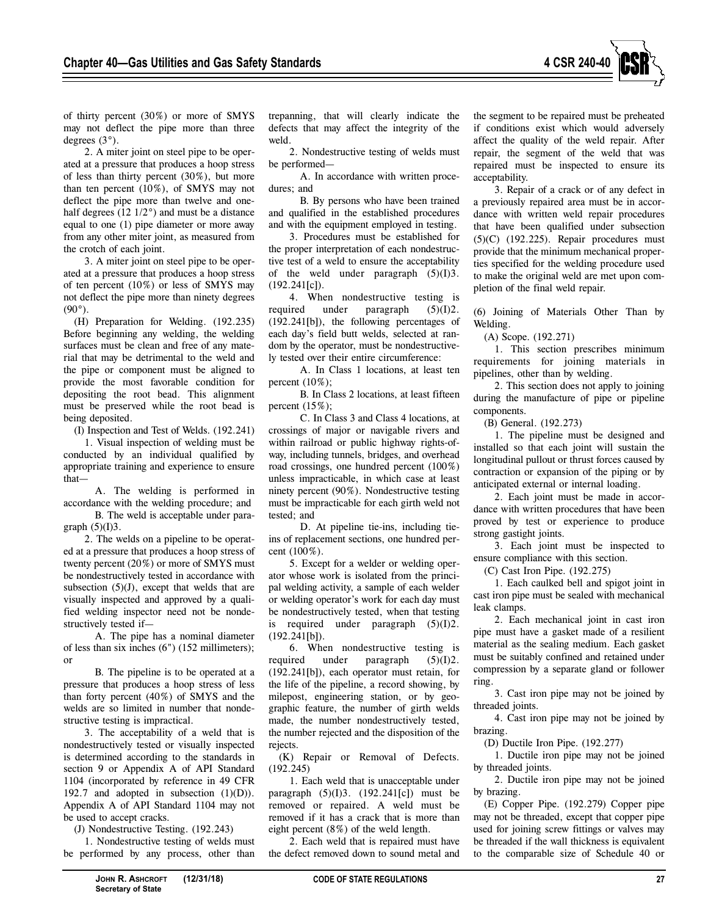of thirty percent (30%) or more of SMYS may not deflect the pipe more than three degrees (3°).

2. A miter joint on steel pipe to be operated at a pressure that produces a hoop stress of less than thirty percent (30%), but more than ten percent (10%), of SMYS may not deflect the pipe more than twelve and one-half degrees (12 1/2°) and must be a distance equal to one (1) pipe diameter or more away from any other miter joint, as measured from the crotch of each joint.

3. A miter joint on steel pipe to be operated at a pressure that produces a hoop stress of ten percent (10%) or less of SMYS may not deflect the pipe more than ninety degrees (90°).

(H) Preparation for Welding. (192.235) Before beginning any welding, the welding surfaces must be clean and free of any material that may be detrimental to the weld and the pipe or component must be aligned to provide the most favorable condition for depositing the root bead. This alignment must be preserved while the root bead is being deposited.

(I) Inspection and Test of Welds. (192.241)

1. Visual inspection of welding must be conducted by an individual qualified by appropriate training and experience to ensure that—

A. The welding is performed in accordance with the welding procedure; and

B. The weld is acceptable under paragraph (5)(I)3.

2. The welds on a pipeline to be operated at a pressure that produces a hoop stress of twenty percent (20%) or more of SMYS must be nondestructively tested in accordance with subsection (5)(J), except that welds that are visually inspected and approved by a qualified welding inspector need not be nondestructively tested if—

A. The pipe has a nominal diameter of less than six inches (6") (152 millimeters); or

B. The pipeline is to be operated at a pressure that produces a hoop stress of less than forty percent (40%) of SMYS and the welds are so limited in number that nondestructive testing is impractical.

3. The acceptability of a weld that is nondestructively tested or visually inspected is determined according to the standards in section 9 or Appendix A of API Standard 1104 (incorporated by reference in 49 CFR 192.7 and adopted in subsection (1)(D)). Appendix A of API Standard 1104 may not be used to accept cracks.

(J) Nondestructive Testing. (192.243)

1. Nondestructive testing of welds must be performed by any process, other than trepanning, that will clearly indicate the defects that may affect the integrity of the weld.

2. Nondestructive testing of welds must be performed—

A. In accordance with written procedures; and

B. By persons who have been trained and qualified in the established procedures and with the equipment employed in testing.

3. Procedures must be established for the proper interpretation of each nondestructive test of a weld to ensure the acceptability of the weld under paragraph (5)(I)3. (192.241[c]).

4. When nondestructive testing is required under paragraph (5)(I)2. (192.241[b]), the following percentages of each day's field butt welds, selected at random by the operator, must be nondestructively tested over their entire circumference:

A. In Class 1 locations, at least ten percent (10%);

B. In Class 2 locations, at least fifteen percent (15%);

C. In Class 3 and Class 4 locations, at crossings of major or navigable rivers and within railroad or public highway rights-of-way, including tunnels, bridges, and overhead road crossings, one hundred percent (100%) unless impracticable, in which case at least ninety percent (90%). Nondestructive testing must be impracticable for each girth weld not tested; and

D. At pipeline tie-ins, including tie-ins of replacement sections, one hundred percent (100%).

5. Except for a welder or welding operator whose work is isolated from the principal welding activity, a sample of each welder or welding operator's work for each day must be nondestructively tested, when that testing is required under paragraph (5)(I)2. (192.241[b]).

6. When nondestructive testing is required under paragraph (5)(I)2. (192.241[b]), each operator must retain, for the life of the pipeline, a record showing, by milepost, engineering station, or by geographic feature, the number of girth welds made, the number nondestructively tested, the number rejected and the disposition of the rejects.

(K) Repair or Removal of Defects. (192.245)

1. Each weld that is unacceptable under paragraph (5)(I)3. (192.241[c]) must be removed or repaired. A weld must be removed if it has a crack that is more than eight percent (8%) of the weld length.

2. Each weld that is repaired must have the defect removed down to sound metal and the segment to be repaired must be preheated if conditions exist which would adversely affect the quality of the weld repair. After repair, the segment of the weld that was repaired must be inspected to ensure its acceptability.

3. Repair of a crack or of any defect in a previously repaired area must be in accordance with written weld repair procedures that have been qualified under subsection (5)(C) (192.225). Repair procedures must provide that the minimum mechanical properties specified for the welding procedure used to make the original weld are met upon completion of the final weld repair.

(6) Joining of Materials Other Than by Welding.

(A) Scope. (192.271)

1. This section prescribes minimum requirements for joining materials in pipelines, other than by welding.

2. This section does not apply to joining during the manufacture of pipe or pipeline components.

(B) General. (192.273)

1. The pipeline must be designed and installed so that each joint will sustain the longitudinal pullout or thrust forces caused by contraction or expansion of the piping or by anticipated external or internal loading.

2. Each joint must be made in accordance with written procedures that have been proved by test or experience to produce strong gastight joints.

3. Each joint must be inspected to ensure compliance with this section.

(C) Cast Iron Pipe. (192.275)

1. Each caulked bell and spigot joint in cast iron pipe must be sealed with mechanical leak clamps.

2. Each mechanical joint in cast iron pipe must have a gasket made of a resilient material as the sealing medium. Each gasket must be suitably confined and retained under compression by a separate gland or follower ring.

3. Cast iron pipe may not be joined by threaded joints.

4. Cast iron pipe may not be joined by brazing.

(D) Ductile Iron Pipe. (192.277)

1. Ductile iron pipe may not be joined by threaded joints.

2. Ductile iron pipe may not be joined by brazing.

(E) Copper Pipe. (192.279) Copper pipe may not be threaded, except that copper pipe used for joining screw fittings or valves may be threaded if the wall thickness is equivalent to the comparable size of Schedule 40 or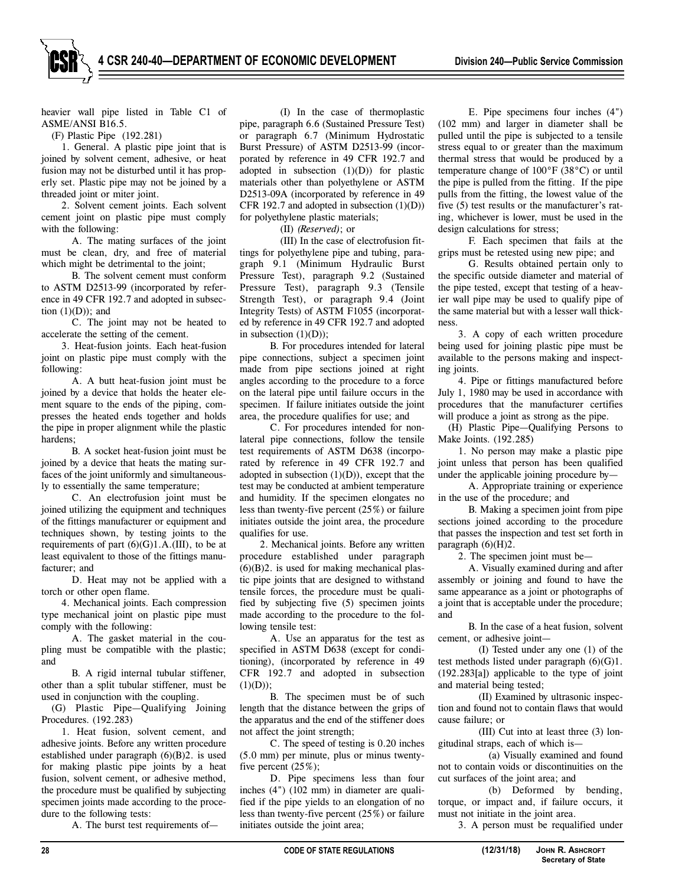heavier wall pipe listed in Table C1 of ASME/ANSI B16.5.

(F) Plastic Pipe (192.281)

1. General. A plastic pipe joint that is joined by solvent cement, adhesive, or heat fusion may not be disturbed until it has properly set. Plastic pipe may not be joined by a threaded joint or miter joint.

2. Solvent cement joints. Each solvent cement joint on plastic pipe must comply with the following:

A. The mating surfaces of the joint must be clean, dry, and free of material which might be detrimental to the joint;

B. The solvent cement must conform to ASTM D2513-99 (incorporated by reference in 49 CFR 192.7 and adopted in subsection (1)(D)); and

C. The joint may not be heated to accelerate the setting of the cement.

3. Heat-fusion joints. Each heat-fusion joint on plastic pipe must comply with the following:

A. A butt heat-fusion joint must be joined by a device that holds the heater element square to the ends of the piping, compresses the heated ends together and holds the pipe in proper alignment while the plastic hardens;

B. A socket heat-fusion joint must be joined by a device that heats the mating surfaces of the joint uniformly and simultaneously to essentially the same temperature;

C. An electrofusion joint must be joined utilizing the equipment and techniques of the fittings manufacturer or equipment and techniques shown, by testing joints to the requirements of part (6)(G)1.A.(III), to be at least equivalent to those of the fittings manufacturer; and

D. Heat may not be applied with a torch or other open flame.

4. Mechanical joints. Each compression type mechanical joint on plastic pipe must comply with the following:

A. The gasket material in the coupling must be compatible with the plastic; and

B. A rigid internal tubular stiffener, other than a split tubular stiffener, must be used in conjunction with the coupling.

(G) Plastic Pipe—Qualifying Joining Procedures. (192.283)

1. Heat fusion, solvent cement, and adhesive joints. Before any written procedure established under paragraph (6)(B)2. is used for making plastic pipe joints by a heat fusion, solvent cement, or adhesive method, the procedure must be qualified by subjecting specimen joints made according to the procedure to the following tests:

A. The burst test requirements of—

(I) In the case of thermoplastic pipe, paragraph 6.6 (Sustained Pressure Test) or paragraph 6.7 (Minimum Hydrostatic Burst Pressure) of ASTM D2513-99 (incorporated by reference in 49 CFR 192.7 and adopted in subsection (1)(D)) for plastic materials other than polyethylene or ASTM D2513-09A (incorporated by reference in 49 CFR 192.7 and adopted in subsection (1)(D)) for polyethylene plastic materials;

(II) *(Reserved)*; or

(III) In the case of electrofusion fittings for polyethylene pipe and tubing, paragraph 9.1 (Minimum Hydraulic Burst Pressure Test), paragraph 9.2 (Sustained Pressure Test), paragraph 9.3 (Tensile Strength Test), or paragraph 9.4 (Joint Integrity Tests) of ASTM F1055 (incorporated by reference in 49 CFR 192.7 and adopted in subsection (1)(D));

B. For procedures intended for lateral pipe connections, subject a specimen joint made from pipe sections joined at right angles according to the procedure to a force on the lateral pipe until failure occurs in the specimen. If failure initiates outside the joint area, the procedure qualifies for use; and

C. For procedures intended for non-lateral pipe connections, follow the tensile test requirements of ASTM D638 (incorporated by reference in 49 CFR 192.7 and adopted in subsection (1)(D)), except that the test may be conducted at ambient temperature and humidity. If the specimen elongates no less than twenty-five percent (25%) or failure initiates outside the joint area, the procedure qualifies for use.

2. Mechanical joints. Before any written procedure established under paragraph (6)(B)2. is used for making mechanical plastic pipe joints that are designed to withstand tensile forces, the procedure must be qualified by subjecting five (5) specimen joints made according to the procedure to the following tensile test:

A. Use an apparatus for the test as specified in ASTM D638 (except for conditioning), (incorporated by reference in 49 CFR 192.7 and adopted in subsection (1)(D));

B. The specimen must be of such length that the distance between the grips of the apparatus and the end of the stiffener does not affect the joint strength;

C. The speed of testing is 0.20 inches (5.0 mm) per minute, plus or minus twenty-five percent (25%);

D. Pipe specimens less than four inches (4") (102 mm) in diameter are qualified if the pipe yields to an elongation of no less than twenty-five percent (25%) or failure initiates outside the joint area;

E. Pipe specimens four inches (4") (102 mm) and larger in diameter shall be pulled until the pipe is subjected to a tensile stress equal to or greater than the maximum thermal stress that would be produced by a temperature change of 100°F (38°C) or until the pipe is pulled from the fitting. If the pipe pulls from the fitting, the lowest value of the five (5) test results or the manufacturer's rating, whichever is lower, must be used in the design calculations for stress;

F. Each specimen that fails at the grips must be retested using new pipe; and

G. Results obtained pertain only to the specific outside diameter and material of the pipe tested, except that testing of a heavier wall pipe may be used to qualify pipe of the same material but with a lesser wall thickness.

3. A copy of each written procedure being used for joining plastic pipe must be available to the persons making and inspecting joints.

4. Pipe or fittings manufactured before July 1, 1980 may be used in accordance with procedures that the manufacturer certifies will produce a joint as strong as the pipe.

(H) Plastic Pipe—Qualifying Persons to Make Joints. (192.285)

1. No person may make a plastic pipe joint unless that person has been qualified under the applicable joining procedure by—

A. Appropriate training or experience in the use of the procedure; and

B. Making a specimen joint from pipe sections joined according to the procedure that passes the inspection and test set forth in paragraph (6)(H)2.

2. The specimen joint must be—

A. Visually examined during and after assembly or joining and found to have the same appearance as a joint or photographs of a joint that is acceptable under the procedure; and

B. In the case of a heat fusion, solvent cement, or adhesive joint—

(I) Tested under any one (1) of the test methods listed under paragraph (6)(G)1. (192.283[a]) applicable to the type of joint and material being tested;

(II) Examined by ultrasonic inspection and found not to contain flaws that would cause failure; or

(III) Cut into at least three (3) longitudinal straps, each of which is—

(a) Visually examined and found not to contain voids or discontinuities on the cut surfaces of the joint area; and

(b) Deformed by bending, torque, or impact and, if failure occurs, it must not initiate in the joint area.

3. A person must be requalified under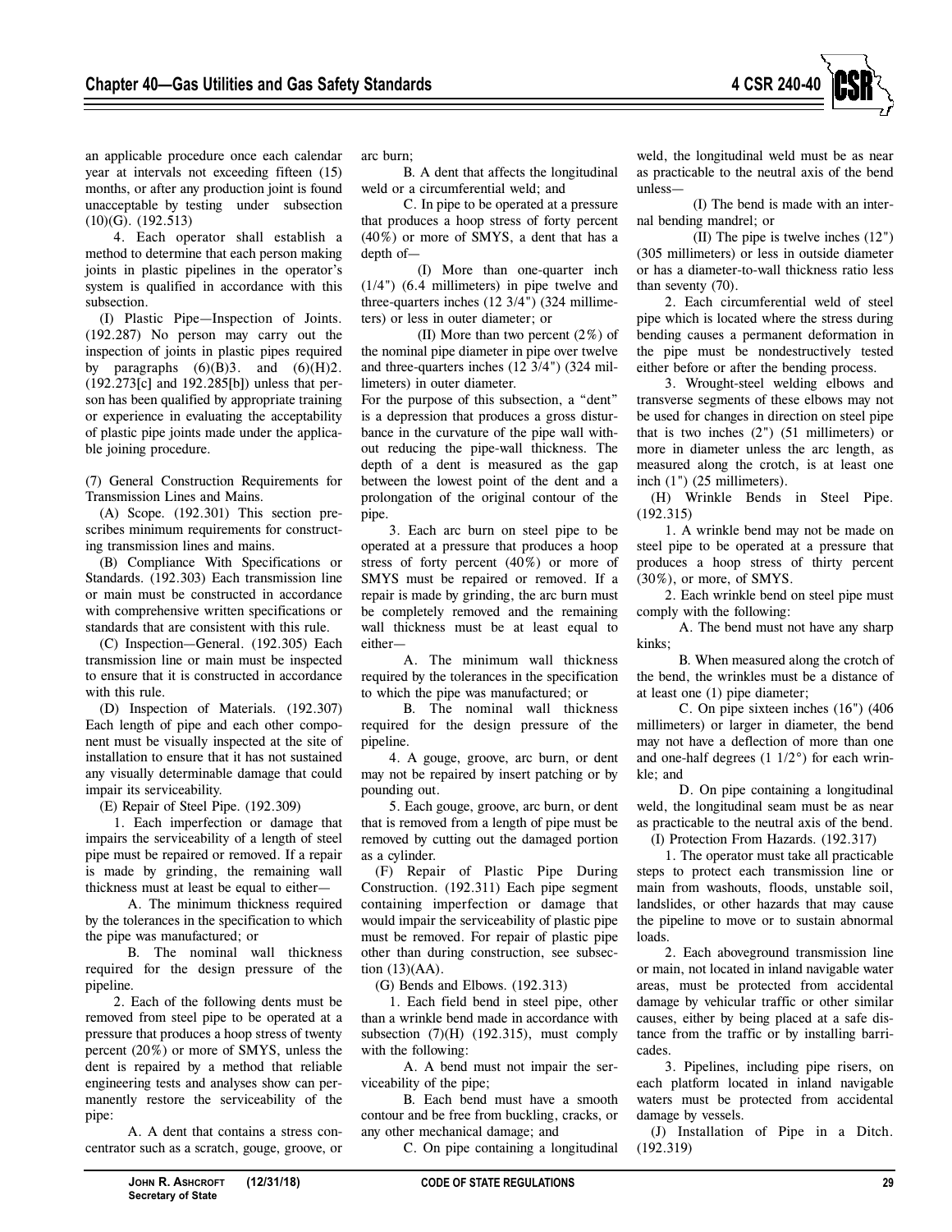an applicable procedure once each calendar year at intervals not exceeding fifteen (15) months, or after any production joint is found unacceptable by testing under subsection (10)(G). (192.513)

4. Each operator shall establish a method to determine that each person making joints in plastic pipelines in the operator's system is qualified in accordance with this subsection.

(I) Plastic Pipe—Inspection of Joints. (192.287) No person may carry out the inspection of joints in plastic pipes required by paragraphs (6)(B)3. and (6)(H)2. (192.273[c] and 192.285[b]) unless that person has been qualified by appropriate training or experience in evaluating the acceptability of plastic pipe joints made under the applicable joining procedure.

(7) General Construction Requirements for Transmission Lines and Mains.

(A) Scope. (192.301) This section prescribes minimum requirements for constructing transmission lines and mains.

(B) Compliance With Specifications or Standards. (192.303) Each transmission line or main must be constructed in accordance with comprehensive written specifications or standards that are consistent with this rule.

(C) Inspection—General. (192.305) Each transmission line or main must be inspected to ensure that it is constructed in accordance with this rule.

(D) Inspection of Materials. (192.307) Each length of pipe and each other component must be visually inspected at the site of installation to ensure that it has not sustained any visually determinable damage that could impair its serviceability.

(E) Repair of Steel Pipe. (192.309)

1. Each imperfection or damage that impairs the serviceability of a length of steel pipe must be repaired or removed. If a repair is made by grinding, the remaining wall thickness must at least be equal to either—

A. The minimum thickness required by the tolerances in the specification to which the pipe was manufactured; or

B. The nominal wall thickness required for the design pressure of the pipeline.

2. Each of the following dents must be removed from steel pipe to be operated at a pressure that produces a hoop stress of twenty percent (20%) or more of SMYS, unless the dent is repaired by a method that reliable engineering tests and analyses show can permanently restore the serviceability of the pipe:

A. A dent that contains a stress concentrator such as a scratch, gouge, groove, or arc burn;

B. A dent that affects the longitudinal weld or a circumferential weld; and

C. In pipe to be operated at a pressure that produces a hoop stress of forty percent (40%) or more of SMYS, a dent that has a depth of—

(I) More than one-quarter inch (1/4") (6.4 millimeters) in pipe twelve and three-quarters inches (12 3/4") (324 millimeters) or less in outer diameter; or

(II) More than two percent (2%) of the nominal pipe diameter in pipe over twelve and three-quarters inches (12 3/4") (324 millimeters) in outer diameter.

For the purpose of this subsection, a "dent" is a depression that produces a gross disturbance in the curvature of the pipe wall without reducing the pipe-wall thickness. The depth of a dent is measured as the gap between the lowest point of the dent and a prolongation of the original contour of the pipe.

3. Each arc burn on steel pipe to be operated at a pressure that produces a hoop stress of forty percent (40%) or more of SMYS must be repaired or removed. If a repair is made by grinding, the arc burn must be completely removed and the remaining wall thickness must be at least equal to either—

A. The minimum wall thickness required by the tolerances in the specification to which the pipe was manufactured; or

B. The nominal wall thickness required for the design pressure of the pipeline.

4. A gouge, groove, arc burn, or dent may not be repaired by insert patching or by pounding out.

5. Each gouge, groove, arc burn, or dent that is removed from a length of pipe must be removed by cutting out the damaged portion as a cylinder.

(F) Repair of Plastic Pipe During Construction. (192.311) Each pipe segment containing imperfection or damage that would impair the serviceability of plastic pipe must be removed. For repair of plastic pipe other than during construction, see subsection (13)(AA).

(G) Bends and Elbows. (192.313)

1. Each field bend in steel pipe, other than a wrinkle bend made in accordance with subsection (7)(H) (192.315), must comply with the following:

A. A bend must not impair the serviceability of the pipe;

B. Each bend must have a smooth contour and be free from buckling, cracks, or any other mechanical damage; and

C. On pipe containing a longitudinal weld, the longitudinal weld must be as near as practicable to the neutral axis of the bend unless—

(I) The bend is made with an internal bending mandrel; or

(II) The pipe is twelve inches (12") (305 millimeters) or less in outside diameter or has a diameter-to-wall thickness ratio less than seventy (70).

2. Each circumferential weld of steel pipe which is located where the stress during bending causes a permanent deformation in the pipe must be nondestructively tested either before or after the bending process.

3. Wrought-steel welding elbows and transverse segments of these elbows may not be used for changes in direction on steel pipe that is two inches (2") (51 millimeters) or more in diameter unless the arc length, as measured along the crotch, is at least one inch (1") (25 millimeters).

(H) Wrinkle Bends in Steel Pipe. (192.315)

1. A wrinkle bend may not be made on steel pipe to be operated at a pressure that produces a hoop stress of thirty percent (30%), or more, of SMYS.

2. Each wrinkle bend on steel pipe must comply with the following:

A. The bend must not have any sharp kinks;

B. When measured along the crotch of the bend, the wrinkles must be a distance of at least one (1) pipe diameter;

C. On pipe sixteen inches (16") (406 millimeters) or larger in diameter, the bend may not have a deflection of more than one and one-half degrees (1 1/2°) for each wrinkle; and

D. On pipe containing a longitudinal weld, the longitudinal seam must be as near as practicable to the neutral axis of the bend.

(I) Protection From Hazards. (192.317)

1. The operator must take all practicable steps to protect each transmission line or main from washouts, floods, unstable soil, landslides, or other hazards that may cause the pipeline to move or to sustain abnormal loads.

2. Each aboveground transmission line or main, not located in inland navigable water areas, must be protected from accidental damage by vehicular traffic or other similar causes, either by being placed at a safe distance from the traffic or by installing barricades.

3. Pipelines, including pipe risers, on each platform located in inland navigable waters must be protected from accidental damage by vessels.

(J) Installation of Pipe in a Ditch. (192.319)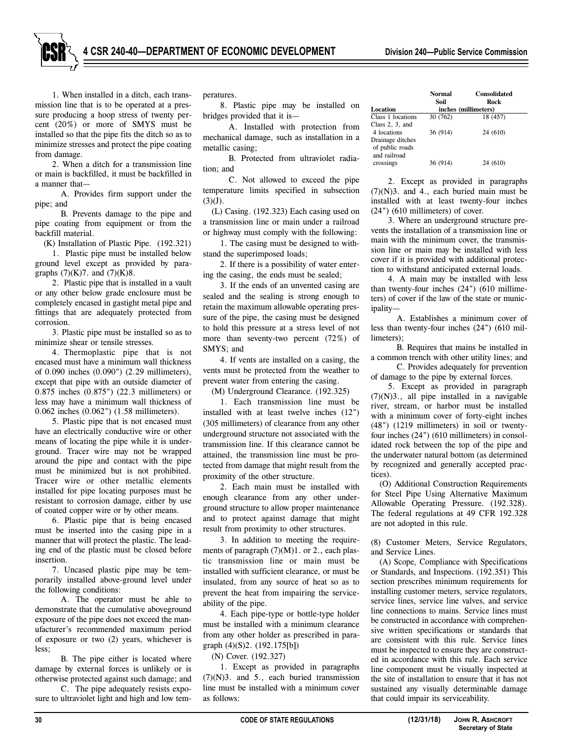1. When installed in a ditch, each transmission line that is to be operated at a pressure producing a hoop stress of twenty percent (20%) or more of SMYS must be installed so that the pipe fits the ditch so as to minimize stresses and protect the pipe coating from damage.

2. When a ditch for a transmission line or main is backfilled, it must be backfilled in a manner that—

A. Provides firm support under the pipe; and

B. Prevents damage to the pipe and pipe coating from equipment or from the backfill material.

(K) Installation of Plastic Pipe. (192.321)

1. Plastic pipe must be installed below ground level except as provided by paragraphs (7)(K)7. and (7)(K)8.

2. Plastic pipe that is installed in a vault or any other below grade enclosure must be completely encased in gastight metal pipe and fittings that are adequately protected from corrosion.

3. Plastic pipe must be installed so as to minimize shear or tensile stresses.

4. Thermoplastic pipe that is not encased must have a minimum wall thickness of 0.090 inches (0.090") (2.29 millimeters), except that pipe with an outside diameter of 0.875 inches (0.875") (22.3 millimeters) or less may have a minimum wall thickness of 0.062 inches (0.062") (1.58 millimeters).

5. Plastic pipe that is not encased must have an electrically conductive wire or other means of locating the pipe while it is underground. Tracer wire may not be wrapped around the pipe and contact with the pipe must be minimized but is not prohibited. Tracer wire or other metallic elements installed for pipe locating purposes must be resistant to corrosion damage, either by use of coated copper wire or by other means.

6. Plastic pipe that is being encased must be inserted into the casing pipe in a manner that will protect the plastic. The leading end of the plastic must be closed before insertion.

7. Uncased plastic pipe may be temporarily installed above-ground level under the following conditions:

A. The operator must be able to demonstrate that the cumulative aboveground exposure of the pipe does not exceed the manufacturer's recommended maximum period of exposure or two (2) years, whichever is less;

B. The pipe either is located where damage by external forces is unlikely or is otherwise protected against such damage; and

C. The pipe adequately resists exposure to ultraviolet light and high and low temperatures.

8. Plastic pipe may be installed on bridges provided that it is—

A. Installed with protection from mechanical damage, such as installation in a metallic casing;

B. Protected from ultraviolet radiation; and

C. Not allowed to exceed the pipe temperature limits specified in subsection (3)(J).

(L) Casing. (192.323) Each casing used on a transmission line or main under a railroad or highway must comply with the following:

1. The casing must be designed to withstand the superimposed loads;

2. If there is a possibility of water entering the casing, the ends must be sealed;

3. If the ends of an unvented casing are sealed and the sealing is strong enough to retain the maximum allowable operating pressure of the pipe, the casing must be designed to hold this pressure at a stress level of not more than seventy-two percent (72%) of SMYS; and

4. If vents are installed on a casing, the vents must be protected from the weather to prevent water from entering the casing.

(M) Underground Clearance. (192.325)

1. Each transmission line must be installed with at least twelve inches (12") (305 millimeters) of clearance from any other underground structure not associated with the transmission line. If this clearance cannot be attained, the transmission line must be protected from damage that might result from the proximity of the other structure.

2. Each main must be installed with enough clearance from any other underground structure to allow proper maintenance and to protect against damage that might result from proximity to other structures.

3. In addition to meeting the requirements of paragraph (7)(M)1. or 2., each plastic transmission line or main must be installed with sufficient clearance, or must be insulated, from any source of heat so as to prevent the heat from impairing the serviceability of the pipe.

4. Each pipe-type or bottle-type holder must be installed with a minimum clearance from any other holder as prescribed in paragraph (4)(S)2. (192.175[b])

(N) Cover. (192.327)

1. Except as provided in paragraphs (7)(N)3. and 5., each buried transmission line must be installed with a minimum cover as follows:

| Location | Normal Soil | Consolidated Rock |
|---|---|---|
| | inches (millimeters) | |
| Class 1 locations | 30 (762) | 18 (457) |
| Class 2, 3, and 4 locations | 36 (914) | 24 (610) |
| Drainage ditches of public roads and railroad crossings | 36 (914) | 24 (610) |

2. Except as provided in paragraphs (7)(N)3. and 4., each buried main must be installed with at least twenty-four inches (24") (610 millimeters) of cover.

3. Where an underground structure prevents the installation of a transmission line or main with the minimum cover, the transmission line or main may be installed with less cover if it is provided with additional protection to withstand anticipated external loads.

4. A main may be installed with less than twenty-four inches (24") (610 millimeters) of cover if the law of the state or municipality—

A. Establishes a minimum cover of less than twenty-four inches (24") (610 millimeters);

B. Requires that mains be installed in a common trench with other utility lines; and

C. Provides adequately for prevention of damage to the pipe by external forces.

5. Except as provided in paragraph (7)(N)3., all pipe installed in a navigable river, stream, or harbor must be installed with a minimum cover of forty-eight inches (48") (1219 millimeters) in soil or twenty-four inches (24") (610 millimeters) in consolidated rock between the top of the pipe and the underwater natural bottom (as determined by recognized and generally accepted practices).

(O) Additional Construction Requirements for Steel Pipe Using Alternative Maximum Allowable Operating Pressure. (192.328). The federal regulations at 49 CFR 192.328 are not adopted in this rule.

(8) Customer Meters, Service Regulators, and Service Lines.

(A) Scope, Compliance with Specifications or Standards, and Inspections. (192.351) This section prescribes minimum requirements for installing customer meters, service regulators, service lines, service line valves, and service line connections to mains. Service lines must be constructed in accordance with comprehensive written specifications or standards that are consistent with this rule. Service lines must be inspected to ensure they are constructed in accordance with this rule. Each service line component must be visually inspected at the site of installation to ensure that it has not sustained any visually determinable damage that could impair its serviceability.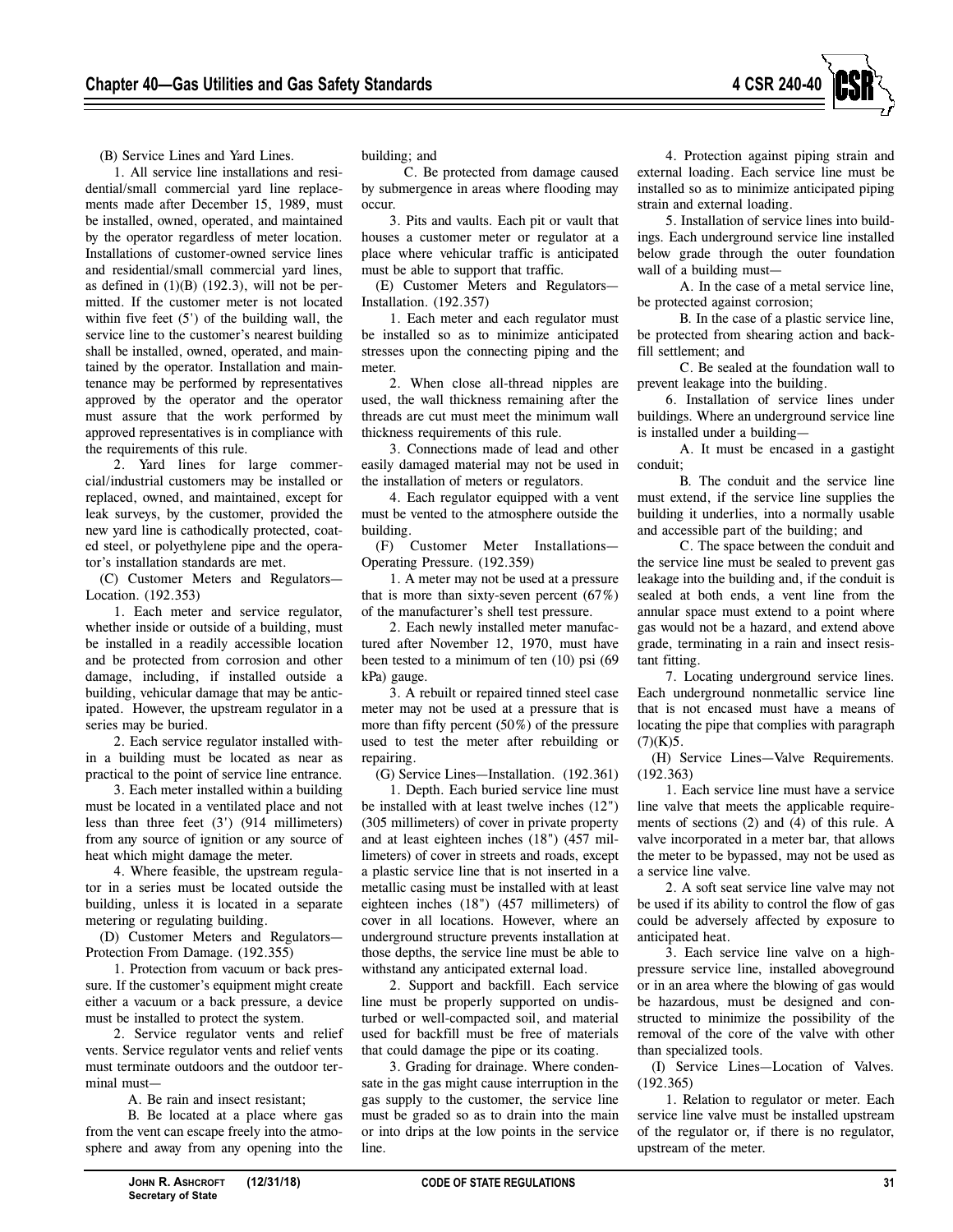(B) Service Lines and Yard Lines.

1. All service line installations and residential/small commercial yard line replacements made after December 15, 1989, must be installed, owned, operated, and maintained by the operator regardless of meter location. Installations of customer-owned service lines and residential/small commercial yard lines, as defined in (1)(B) (192.3), will not be permitted. If the customer meter is not located within five feet (5') of the building wall, the service line to the customer's nearest building shall be installed, owned, operated, and maintained by the operator. Installation and maintenance may be performed by representatives approved by the operator and the operator must assure that the work performed by approved representatives is in compliance with the requirements of this rule.

2. Yard lines for large commercial/industrial customers may be installed or replaced, owned, and maintained, except for leak surveys, by the customer, provided the new yard line is cathodically protected, coated steel, or polyethylene pipe and the operator's installation standards are met.

(C) Customer Meters and Regulators—Location. (192.353)

1. Each meter and service regulator, whether inside or outside of a building, must be installed in a readily accessible location and be protected from corrosion and other damage, including, if installed outside a building, vehicular damage that may be anticipated. However, the upstream regulator in a series may be buried.

2. Each service regulator installed within a building must be located as near as practical to the point of service line entrance.

3. Each meter installed within a building must be located in a ventilated place and not less than three feet (3') (914 millimeters) from any source of ignition or any source of heat which might damage the meter.

4. Where feasible, the upstream regulator in a series must be located outside the building, unless it is located in a separate metering or regulating building.

(D) Customer Meters and Regulators—Protection From Damage. (192.355)

1. Protection from vacuum or back pressure. If the customer's equipment might create either a vacuum or a back pressure, a device must be installed to protect the system.

2. Service regulator vents and relief vents. Service regulator vents and relief vents must terminate outdoors and the outdoor terminal must—

A. Be rain and insect resistant;

B. Be located at a place where gas from the vent can escape freely into the atmosphere and away from any opening into the building; and

C. Be protected from damage caused by submergence in areas where flooding may occur.

3. Pits and vaults. Each pit or vault that houses a customer meter or regulator at a place where vehicular traffic is anticipated must be able to support that traffic.

(E) Customer Meters and Regulators—Installation. (192.357)

1. Each meter and each regulator must be installed so as to minimize anticipated stresses upon the connecting piping and the meter.

2. When close all-thread nipples are used, the wall thickness remaining after the threads are cut must meet the minimum wall thickness requirements of this rule.

3. Connections made of lead and other easily damaged material may not be used in the installation of meters or regulators.

4. Each regulator equipped with a vent must be vented to the atmosphere outside the building.

(F) Customer Meter Installations—Operating Pressure. (192.359)

1. A meter may not be used at a pressure that is more than sixty-seven percent (67%) of the manufacturer's shell test pressure.

2. Each newly installed meter manufactured after November 12, 1970, must have been tested to a minimum of ten (10) psi (69 kPa) gauge.

3. A rebuilt or repaired tinned steel case meter may not be used at a pressure that is more than fifty percent (50%) of the pressure used to test the meter after rebuilding or repairing.

(G) Service Lines—Installation. (192.361)

1. Depth. Each buried service line must be installed with at least twelve inches (12") (305 millimeters) of cover in private property and at least eighteen inches (18") (457 millimeters) of cover in streets and roads, except a plastic service line that is not inserted in a metallic casing must be installed with at least eighteen inches (18") (457 millimeters) of cover in all locations. However, where an underground structure prevents installation at those depths, the service line must be able to withstand any anticipated external load.

2. Support and backfill. Each service line must be properly supported on undisturbed or well-compacted soil, and material used for backfill must be free of materials that could damage the pipe or its coating.

3. Grading for drainage. Where condensate in the gas might cause interruption in the gas supply to the customer, the service line must be graded so as to drain into the main or into drips at the low points in the service line.

4. Protection against piping strain and external loading. Each service line must be installed so as to minimize anticipated piping strain and external loading.

5. Installation of service lines into buildings. Each underground service line installed below grade through the outer foundation wall of a building must—

A. In the case of a metal service line, be protected against corrosion;

B. In the case of a plastic service line, be protected from shearing action and backfill settlement; and

C. Be sealed at the foundation wall to prevent leakage into the building.

6. Installation of service lines under buildings. Where an underground service line is installed under a building—

A. It must be encased in a gastight conduit;

B. The conduit and the service line must extend, if the service line supplies the building it underlies, into a normally usable and accessible part of the building; and

C. The space between the conduit and the service line must be sealed to prevent gas leakage into the building and, if the conduit is sealed at both ends, a vent line from the annular space must extend to a point where gas would not be a hazard, and extend above grade, terminating in a rain and insect resistant fitting.

7. Locating underground service lines. Each underground nonmetallic service line that is not encased must have a means of locating the pipe that complies with paragraph (7)(K)5.

(H) Service Lines—Valve Requirements. (192.363)

1. Each service line must have a service line valve that meets the applicable requirements of sections (2) and (4) of this rule. A valve incorporated in a meter bar, that allows the meter to be bypassed, may not be used as a service line valve.

2. A soft seat service line valve may not be used if its ability to control the flow of gas could be adversely affected by exposure to anticipated heat.

3. Each service line valve on a high-pressure service line, installed aboveground or in an area where the blowing of gas would be hazardous, must be designed and constructed to minimize the possibility of the removal of the core of the valve with other than specialized tools.

(I) Service Lines—Location of Valves. (192.365)

1. Relation to regulator or meter. Each service line valve must be installed upstream of the regulator or, if there is no regulator, upstream of the meter.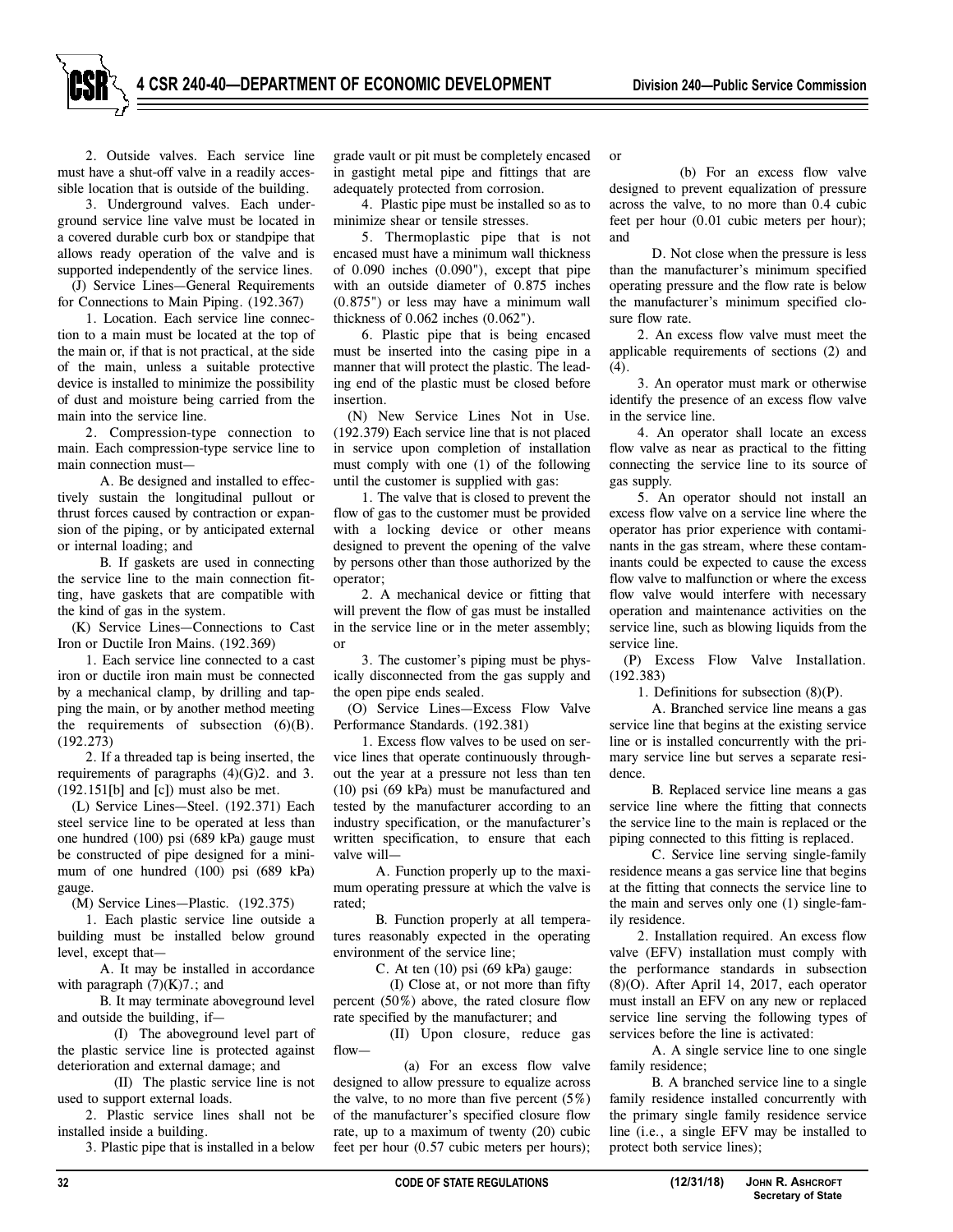2. Outside valves. Each service line must have a shut-off valve in a readily accessible location that is outside of the building.

3. Underground valves. Each underground service line valve must be located in a covered durable curb box or standpipe that allows ready operation of the valve and is supported independently of the service lines.

(J) Service Lines—General Requirements for Connections to Main Piping. (192.367)

1. Location. Each service line connection to a main must be located at the top of the main or, if that is not practical, at the side of the main, unless a suitable protective device is installed to minimize the possibility of dust and moisture being carried from the main into the service line.

2. Compression-type connection to main. Each compression-type service line to main connection must—

A. Be designed and installed to effectively sustain the longitudinal pullout or thrust forces caused by contraction or expansion of the piping, or by anticipated external or internal loading; and

B. If gaskets are used in connecting the service line to the main connection fitting, have gaskets that are compatible with the kind of gas in the system.

(K) Service Lines—Connections to Cast Iron or Ductile Iron Mains. (192.369)

1. Each service line connected to a cast iron or ductile iron main must be connected by a mechanical clamp, by drilling and tapping the main, or by another method meeting the requirements of subsection (6)(B). (192.273)

2. If a threaded tap is being inserted, the requirements of paragraphs (4)(G)2. and 3. (192.151[b] and [c]) must also be met.

(L) Service Lines—Steel. (192.371) Each steel service line to be operated at less than one hundred (100) psi (689 kPa) gauge must be constructed of pipe designed for a minimum of one hundred (100) psi (689 kPa) gauge.

(M) Service Lines—Plastic. (192.375)

1. Each plastic service line outside a building must be installed below ground level, except that—

A. It may be installed in accordance with paragraph (7)(K)7.; and

B. It may terminate aboveground level and outside the building, if—

(I) The aboveground level part of the plastic service line is protected against deterioration and external damage; and

(II) The plastic service line is not used to support external loads.

2. Plastic service lines shall not be installed inside a building.

3. Plastic pipe that is installed in a below grade vault or pit must be completely encased in gastight metal pipe and fittings that are adequately protected from corrosion.

4. Plastic pipe must be installed so as to minimize shear or tensile stresses.

5. Thermoplastic pipe that is not encased must have a minimum wall thickness of 0.090 inches (0.090"), except that pipe with an outside diameter of 0.875 inches (0.875") or less may have a minimum wall thickness of 0.062 inches (0.062").

6. Plastic pipe that is being encased must be inserted into the casing pipe in a manner that will protect the plastic. The leading end of the plastic must be closed before insertion.

(N) New Service Lines Not in Use. (192.379) Each service line that is not placed in service upon completion of installation must comply with one (1) of the following until the customer is supplied with gas:

1. The valve that is closed to prevent the flow of gas to the customer must be provided with a locking device or other means designed to prevent the opening of the valve by persons other than those authorized by the operator;

2. A mechanical device or fitting that will prevent the flow of gas must be installed in the service line or in the meter assembly; or

3. The customer's piping must be physically disconnected from the gas supply and the open pipe ends sealed.

(O) Service Lines—Excess Flow Valve Performance Standards. (192.381)

1. Excess flow valves to be used on service lines that operate continuously throughout the year at a pressure not less than ten (10) psi (69 kPa) must be manufactured and tested by the manufacturer according to an industry specification, or the manufacturer's written specification, to ensure that each valve will—

A. Function properly up to the maximum operating pressure at which the valve is rated;

B. Function properly at all temperatures reasonably expected in the operating environment of the service line;

C. At ten (10) psi (69 kPa) gauge:

(I) Close at, or not more than fifty percent (50%) above, the rated closure flow rate specified by the manufacturer; and

(II) Upon closure, reduce gas flow—

(a) For an excess flow valve designed to allow pressure to equalize across the valve, to no more than five percent (5%) of the manufacturer's specified closure flow rate, up to a maximum of twenty (20) cubic feet per hour (0.57 cubic meters per hours); or

(b) For an excess flow valve designed to prevent equalization of pressure across the valve, to no more than 0.4 cubic feet per hour (0.01 cubic meters per hour); and

D. Not close when the pressure is less than the manufacturer's minimum specified operating pressure and the flow rate is below the manufacturer's minimum specified closure flow rate.

2. An excess flow valve must meet the applicable requirements of sections (2) and (4).

3. An operator must mark or otherwise identify the presence of an excess flow valve in the service line.

4. An operator shall locate an excess flow valve as near as practical to the fitting connecting the service line to its source of gas supply.

5. An operator should not install an excess flow valve on a service line where the operator has prior experience with contaminants in the gas stream, where these contaminants could be expected to cause the excess flow valve to malfunction or where the excess flow valve would interfere with necessary operation and maintenance activities on the service line, such as blowing liquids from the service line.

(P) Excess Flow Valve Installation. (192.383)

1. Definitions for subsection (8)(P).

A. Branched service line means a gas service line that begins at the existing service line or is installed concurrently with the primary service line but serves a separate residence.

B. Replaced service line means a gas service line where the fitting that connects the service line to the main is replaced or the piping connected to this fitting is replaced.

C. Service line serving single-family residence means a gas service line that begins at the fitting that connects the service line to the main and serves only one (1) single-family residence.

2. Installation required. An excess flow valve (EFV) installation must comply with the performance standards in subsection (8)(O). After April 14, 2017, each operator must install an EFV on any new or replaced service line serving the following types of services before the line is activated:

A. A single service line to one single family residence;

B. A branched service line to a single family residence installed concurrently with the primary single family residence service line (i.e., a single EFV may be installed to protect both service lines);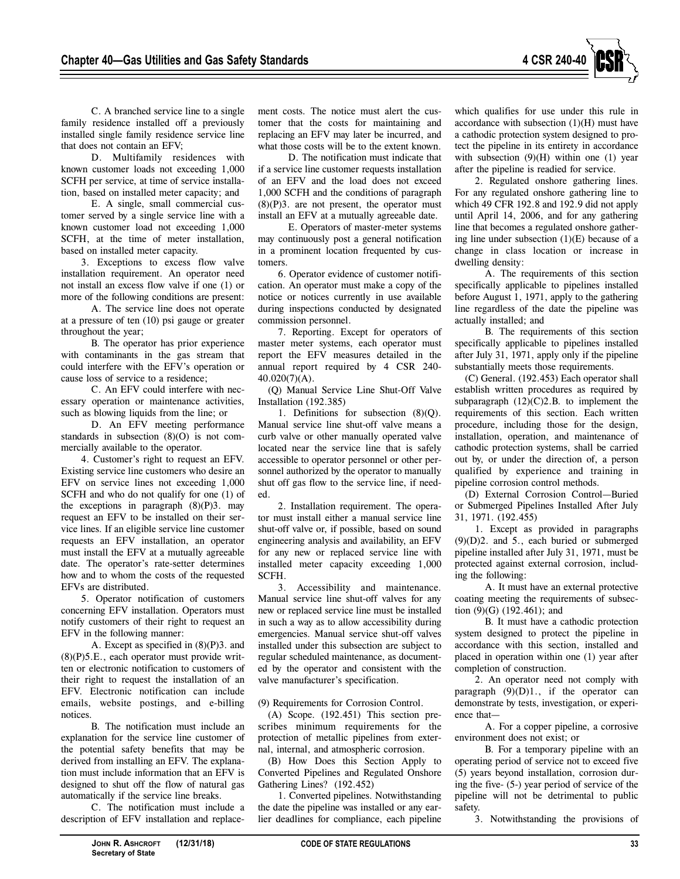C. A branched service line to a single family residence installed off a previously installed single family residence service line that does not contain an EFV;

D. Multifamily residences with known customer loads not exceeding 1,000 SCFH per service, at time of service installation, based on installed meter capacity; and

E. A single, small commercial customer served by a single service line with a known customer load not exceeding 1,000 SCFH, at the time of meter installation, based on installed meter capacity.

3. Exceptions to excess flow valve installation requirement. An operator need not install an excess flow valve if one (1) or more of the following conditions are present:

A. The service line does not operate at a pressure of ten (10) psi gauge or greater throughout the year;

B. The operator has prior experience with contaminants in the gas stream that could interfere with the EFV's operation or cause loss of service to a residence;

C. An EFV could interfere with necessary operation or maintenance activities, such as blowing liquids from the line; or

D. An EFV meeting performance standards in subsection (8)(O) is not commercially available to the operator.

4. Customer's right to request an EFV. Existing service line customers who desire an EFV on service lines not exceeding 1,000 SCFH and who do not qualify for one (1) of the exceptions in paragraph (8)(P)3. may request an EFV to be installed on their service lines. If an eligible service line customer requests an EFV installation, an operator must install the EFV at a mutually agreeable date. The operator's rate-setter determines how and to whom the costs of the requested EFVs are distributed.

5. Operator notification of customers concerning EFV installation. Operators must notify customers of their right to request an EFV in the following manner:

A. Except as specified in (8)(P)3. and (8)(P)5.E., each operator must provide written or electronic notification to customers of their right to request the installation of an EFV. Electronic notification can include emails, website postings, and e-billing notices.

B. The notification must include an explanation for the service line customer of the potential safety benefits that may be derived from installing an EFV. The explanation must include information that an EFV is designed to shut off the flow of natural gas automatically if the service line breaks.

C. The notification must include a description of EFV installation and replacement costs. The notice must alert the customer that the costs for maintaining and replacing an EFV may later be incurred, and what those costs will be to the extent known.

D. The notification must indicate that if a service line customer requests installation of an EFV and the load does not exceed 1,000 SCFH and the conditions of paragraph (8)(P)3. are not present, the operator must install an EFV at a mutually agreeable date.

E. Operators of master-meter systems may continuously post a general notification in a prominent location frequented by customers.

6. Operator evidence of customer notification. An operator must make a copy of the notice or notices currently in use available during inspections conducted by designated commission personnel.

7. Reporting. Except for operators of master meter systems, each operator must report the EFV measures detailed in the annual report required by 4 CSR 240-40.020(7)(A).

(Q) Manual Service Line Shut-Off Valve Installation (192.385)

1. Definitions for subsection (8)(Q). Manual service line shut-off valve means a curb valve or other manually operated valve located near the service line that is safely accessible to operator personnel or other personnel authorized by the operator to manually shut off gas flow to the service line, if needed.

2. Installation requirement. The operator must install either a manual service line shut-off valve or, if possible, based on sound engineering analysis and availability, an EFV for any new or replaced service line with installed meter capacity exceeding 1,000 SCFH.

3. Accessibility and maintenance. Manual service line shut-off valves for any new or replaced service line must be installed in such a way as to allow accessibility during emergencies. Manual service shut-off valves installed under this subsection are subject to regular scheduled maintenance, as documented by the operator and consistent with the valve manufacturer's specification.

(9) Requirements for Corrosion Control.

(A) Scope. (192.451) This section prescribes minimum requirements for the protection of metallic pipelines from external, internal, and atmospheric corrosion.

(B) How Does this Section Apply to Converted Pipelines and Regulated Onshore Gathering Lines? (192.452)

1. Converted pipelines. Notwithstanding the date the pipeline was installed or any earlier deadlines for compliance, each pipeline which qualifies for use under this rule in accordance with subsection (1)(H) must have a cathodic protection system designed to protect the pipeline in its entirety in accordance with subsection (9)(H) within one (1) year after the pipeline is readied for service.

2. Regulated onshore gathering lines. For any regulated onshore gathering line to which 49 CFR 192.8 and 192.9 did not apply until April 14, 2006, and for any gathering line that becomes a regulated onshore gathering line under subsection (1)(E) because of a change in class location or increase in dwelling density:

A. The requirements of this section specifically applicable to pipelines installed before August 1, 1971, apply to the gathering line regardless of the date the pipeline was actually installed; and

B. The requirements of this section specifically applicable to pipelines installed after July 31, 1971, apply only if the pipeline substantially meets those requirements.

(C) General. (192.453) Each operator shall establish written procedures as required by subparagraph (12)(C)2.B. to implement the requirements of this section. Each written procedure, including those for the design, installation, operation, and maintenance of cathodic protection systems, shall be carried out by, or under the direction of, a person qualified by experience and training in pipeline corrosion control methods.

(D) External Corrosion Control—Buried or Submerged Pipelines Installed After July 31, 1971. (192.455)

1. Except as provided in paragraphs (9)(D)2. and 5., each buried or submerged pipeline installed after July 31, 1971, must be protected against external corrosion, including the following:

A. It must have an external protective coating meeting the requirements of subsection (9)(G) (192.461); and

B. It must have a cathodic protection system designed to protect the pipeline in accordance with this section, installed and placed in operation within one (1) year after completion of construction.

2. An operator need not comply with paragraph (9)(D)1., if the operator can demonstrate by tests, investigation, or experience that—

A. For a copper pipeline, a corrosive environment does not exist; or

B. For a temporary pipeline with an operating period of service not to exceed five (5) years beyond installation, corrosion during the five- (5-) year period of service of the pipeline will not be detrimental to public safety.

3. Notwithstanding the provisions of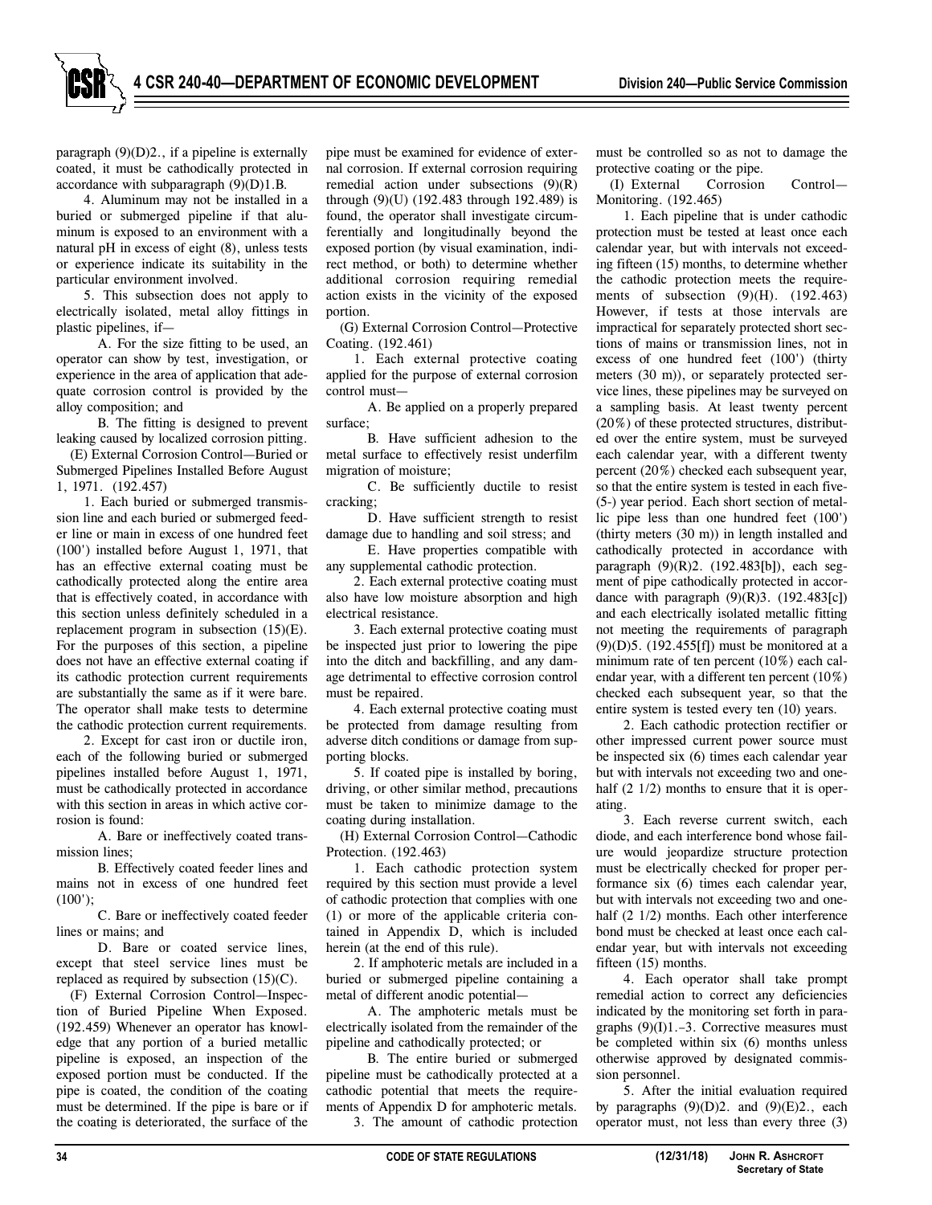paragraph (9)(D)2., if a pipeline is externally coated, it must be cathodically protected in accordance with subparagraph (9)(D)1.B.

4. Aluminum may not be installed in a buried or submerged pipeline if that aluminum is exposed to an environment with a natural pH in excess of eight (8), unless tests or experience indicate its suitability in the particular environment involved.

5. This subsection does not apply to electrically isolated, metal alloy fittings in plastic pipelines, if—

A. For the size fitting to be used, an operator can show by test, investigation, or experience in the area of application that adequate corrosion control is provided by the alloy composition; and

B. The fitting is designed to prevent leaking caused by localized corrosion pitting.

(E) External Corrosion Control—Buried or Submerged Pipelines Installed Before August 1, 1971. (192.457)

1. Each buried or submerged transmission line and each buried or submerged feeder line or main in excess of one hundred feet (100') installed before August 1, 1971, that has an effective external coating must be cathodically protected along the entire area that is effectively coated, in accordance with this section unless definitely scheduled in a replacement program in subsection (15)(E). For the purposes of this section, a pipeline does not have an effective external coating if its cathodic protection current requirements are substantially the same as if it were bare. The operator shall make tests to determine the cathodic protection current requirements.

2. Except for cast iron or ductile iron, each of the following buried or submerged pipelines installed before August 1, 1971, must be cathodically protected in accordance with this section in areas in which active corrosion is found:

A. Bare or ineffectively coated transmission lines;

B. Effectively coated feeder lines and mains not in excess of one hundred feet (100');

C. Bare or ineffectively coated feeder lines or mains; and

D. Bare or coated service lines, except that steel service lines must be replaced as required by subsection (15)(C).

(F) External Corrosion Control—Inspection of Buried Pipeline When Exposed. (192.459) Whenever an operator has knowledge that any portion of a buried metallic pipeline is exposed, an inspection of the exposed portion must be conducted. If the pipe is coated, the condition of the coating must be determined. If the pipe is bare or if the coating is deteriorated, the surface of the pipe must be examined for evidence of external corrosion. If external corrosion requiring remedial action under subsections (9)(R) through (9)(U) (192.483 through 192.489) is found, the operator shall investigate circumferentially and longitudinally beyond the exposed portion (by visual examination, indirect method, or both) to determine whether additional corrosion requiring remedial action exists in the vicinity of the exposed portion.

(G) External Corrosion Control—Protective Coating. (192.461)

1. Each external protective coating applied for the purpose of external corrosion control must—

A. Be applied on a properly prepared surface;

B. Have sufficient adhesion to the metal surface to effectively resist underfilm migration of moisture;

C. Be sufficiently ductile to resist cracking;

D. Have sufficient strength to resist damage due to handling and soil stress; and

E. Have properties compatible with any supplemental cathodic protection.

2. Each external protective coating must also have low moisture absorption and high electrical resistance.

3. Each external protective coating must be inspected just prior to lowering the pipe into the ditch and backfilling, and any damage detrimental to effective corrosion control must be repaired.

4. Each external protective coating must be protected from damage resulting from adverse ditch conditions or damage from supporting blocks.

5. If coated pipe is installed by boring, driving, or other similar method, precautions must be taken to minimize damage to the coating during installation.

(H) External Corrosion Control—Cathodic Protection. (192.463)

1. Each cathodic protection system required by this section must provide a level of cathodic protection that complies with one (1) or more of the applicable criteria contained in Appendix D, which is included herein (at the end of this rule).

2. If amphoteric metals are included in a buried or submerged pipeline containing a metal of different anodic potential—

A. The amphoteric metals must be electrically isolated from the remainder of the pipeline and cathodically protected; or

B. The entire buried or submerged pipeline must be cathodically protected at a cathodic potential that meets the requirements of Appendix D for amphoteric metals.

3. The amount of cathodic protection must be controlled so as not to damage the protective coating or the pipe.

(I) External Corrosion Control—Monitoring. (192.465)

1. Each pipeline that is under cathodic protection must be tested at least once each calendar year, but with intervals not exceeding fifteen (15) months, to determine whether the cathodic protection meets the requirements of subsection (9)(H). (192.463) However, if tests at those intervals are impractical for separately protected short sections of mains or transmission lines, not in excess of one hundred feet (100') (thirty meters (30 m)), or separately protected service lines, these pipelines may be surveyed on a sampling basis. At least twenty percent (20%) of these protected structures, distributed over the entire system, must be surveyed each calendar year, with a different twenty percent (20%) checked each subsequent year, so that the entire system is tested in each five- (5-) year period. Each short section of metallic pipe less than one hundred feet (100') (thirty meters (30 m)) in length installed and cathodically protected in accordance with paragraph (9)(R)2. (192.483[b]), each segment of pipe cathodically protected in accordance with paragraph (9)(R)3. (192.483[c]) and each electrically isolated metallic fitting not meeting the requirements of paragraph (9)(D)5. (192.455[f]) must be monitored at a minimum rate of ten percent (10%) each calendar year, with a different ten percent (10%) checked each subsequent year, so that the entire system is tested every ten (10) years.

2. Each cathodic protection rectifier or other impressed current power source must be inspected six (6) times each calendar year but with intervals not exceeding two and one-half (2 1/2) months to ensure that it is operating.

3. Each reverse current switch, each diode, and each interference bond whose failure would jeopardize structure protection must be electrically checked for proper performance six (6) times each calendar year, but with intervals not exceeding two and one-half (2 1/2) months. Each other interference bond must be checked at least once each calendar year, but with intervals not exceeding fifteen (15) months.

4. Each operator shall take prompt remedial action to correct any deficiencies indicated by the monitoring set forth in paragraphs (9)(I)1.–3. Corrective measures must be completed within six (6) months unless otherwise approved by designated commission personnel.

5. After the initial evaluation required by paragraphs (9)(D)2. and (9)(E)2., each operator must, not less than every three (3)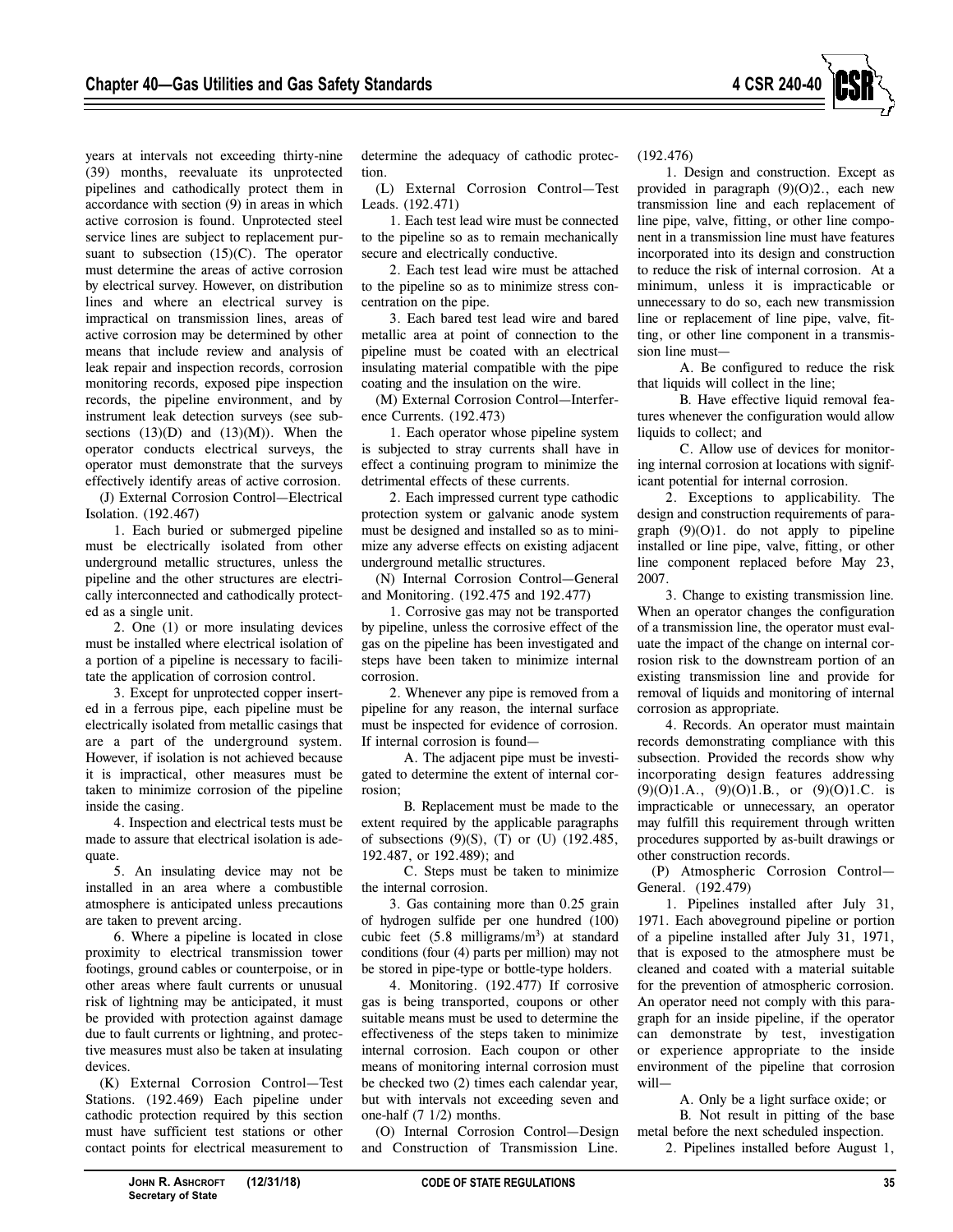years at intervals not exceeding thirty-nine (39) months, reevaluate its unprotected pipelines and cathodically protect them in accordance with section (9) in areas in which active corrosion is found. Unprotected steel service lines are subject to replacement pursuant to subsection (15)(C). The operator must determine the areas of active corrosion by electrical survey. However, on distribution lines and where an electrical survey is impractical on transmission lines, areas of active corrosion may be determined by other means that include review and analysis of leak repair and inspection records, corrosion monitoring records, exposed pipe inspection records, the pipeline environment, and by instrument leak detection surveys (see subsections (13)(D) and (13)(M)). When the operator conducts electrical surveys, the operator must demonstrate that the surveys effectively identify areas of active corrosion.

(J) External Corrosion Control—Electrical Isolation. (192.467)

1. Each buried or submerged pipeline must be electrically isolated from other underground metallic structures, unless the pipeline and the other structures are electrically interconnected and cathodically protected as a single unit.

2. One (1) or more insulating devices must be installed where electrical isolation of a portion of a pipeline is necessary to facilitate the application of corrosion control.

3. Except for unprotected copper inserted in a ferrous pipe, each pipeline must be electrically isolated from metallic casings that are a part of the underground system. However, if isolation is not achieved because it is impractical, other measures must be taken to minimize corrosion of the pipeline inside the casing.

4. Inspection and electrical tests must be made to assure that electrical isolation is adequate.

5. An insulating device may not be installed in an area where a combustible atmosphere is anticipated unless precautions are taken to prevent arcing.

6. Where a pipeline is located in close proximity to electrical transmission tower footings, ground cables or counterpoise, or in other areas where fault currents or unusual risk of lightning may be anticipated, it must be provided with protection against damage due to fault currents or lightning, and protective measures must also be taken at insulating devices.

(K) External Corrosion Control—Test Stations. (192.469) Each pipeline under cathodic protection required by this section must have sufficient test stations or other contact points for electrical measurement to determine the adequacy of cathodic protection.

(L) External Corrosion Control—Test Leads. (192.471)

1. Each test lead wire must be connected to the pipeline so as to remain mechanically secure and electrically conductive.

2. Each test lead wire must be attached to the pipeline so as to minimize stress concentration on the pipe.

3. Each bared test lead wire and bared metallic area at point of connection to the pipeline must be coated with an electrical insulating material compatible with the pipe coating and the insulation on the wire.

(M) External Corrosion Control—Interference Currents. (192.473)

1. Each operator whose pipeline system is subjected to stray currents shall have in effect a continuing program to minimize the detrimental effects of these currents.

2. Each impressed current type cathodic protection system or galvanic anode system must be designed and installed so as to minimize any adverse effects on existing adjacent underground metallic structures.

(N) Internal Corrosion Control—General and Monitoring. (192.475 and 192.477)

1. Corrosive gas may not be transported by pipeline, unless the corrosive effect of the gas on the pipeline has been investigated and steps have been taken to minimize internal corrosion.

2. Whenever any pipe is removed from a pipeline for any reason, the internal surface must be inspected for evidence of corrosion. If internal corrosion is found—

A. The adjacent pipe must be investigated to determine the extent of internal corrosion;

B. Replacement must be made to the extent required by the applicable paragraphs of subsections (9)(S), (T) or (U) (192.485, 192.487, or 192.489); and

C. Steps must be taken to minimize the internal corrosion.

3. Gas containing more than 0.25 grain of hydrogen sulfide per one hundred (100) cubic feet (5.8 milligrams/$m^3$) at standard conditions (four (4) parts per million) may not be stored in pipe-type or bottle-type holders.

4. Monitoring. (192.477) If corrosive gas is being transported, coupons or other suitable means must be used to determine the effectiveness of the steps taken to minimize internal corrosion. Each coupon or other means of monitoring internal corrosion must be checked two (2) times each calendar year, but with intervals not exceeding seven and one-half (7 1/2) months.

(O) Internal Corrosion Control—Design and Construction of Transmission Line. (192.476)

1. Design and construction. Except as provided in paragraph (9)(O)2., each new transmission line and each replacement of line pipe, valve, fitting, or other line component in a transmission line must have features incorporated into its design and construction to reduce the risk of internal corrosion. At a minimum, unless it is impracticable or unnecessary to do so, each new transmission line or replacement of line pipe, valve, fitting, or other line component in a transmission line must—

A. Be configured to reduce the risk that liquids will collect in the line;

B. Have effective liquid removal features whenever the configuration would allow liquids to collect; and

C. Allow use of devices for monitoring internal corrosion at locations with significant potential for internal corrosion.

2. Exceptions to applicability. The design and construction requirements of paragraph (9)(O)1. do not apply to pipeline installed or line pipe, valve, fitting, or other line component replaced before May 23, 2007.

3. Change to existing transmission line. When an operator changes the configuration of a transmission line, the operator must evaluate the impact of the change on internal corrosion risk to the downstream portion of an existing transmission line and provide for removal of liquids and monitoring of internal corrosion as appropriate.

4. Records. An operator must maintain records demonstrating compliance with this subsection. Provided the records show why incorporating design features addressing (9)(O)1.A., (9)(O)1.B., or (9)(O)1.C. is impracticable or unnecessary, an operator may fulfill this requirement through written procedures supported by as-built drawings or other construction records.

(P) Atmospheric Corrosion Control—General. (192.479)

1. Pipelines installed after July 31, 1971. Each aboveground pipeline or portion of a pipeline installed after July 31, 1971, that is exposed to the atmosphere must be cleaned and coated with a material suitable for the prevention of atmospheric corrosion. An operator need not comply with this paragraph for an inside pipeline, if the operator can demonstrate by test, investigation or experience appropriate to the inside environment of the pipeline that corrosion will—

A. Only be a light surface oxide; or

B. Not result in pitting of the base metal before the next scheduled inspection.

2. Pipelines installed before August 1,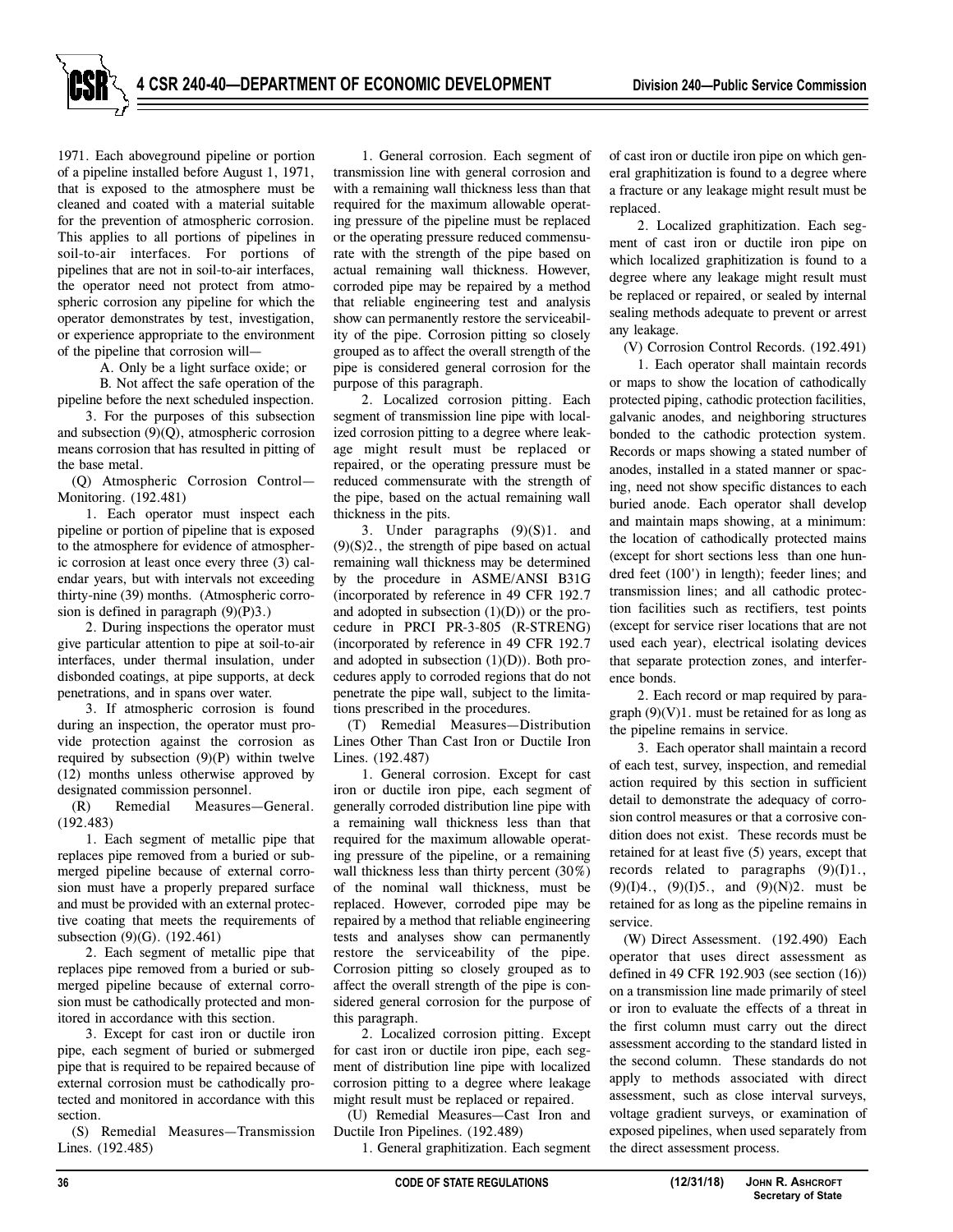1971. Each aboveground pipeline or portion of a pipeline installed before August 1, 1971, that is exposed to the atmosphere must be cleaned and coated with a material suitable for the prevention of atmospheric corrosion. This applies to all portions of pipelines in soil-to-air interfaces. For portions of pipelines that are not in soil-to-air interfaces, the operator need not protect from atmospheric corrosion any pipeline for which the operator demonstrates by test, investigation, or experience appropriate to the environment of the pipeline that corrosion will—

A. Only be a light surface oxide; or

B. Not affect the safe operation of the pipeline before the next scheduled inspection.

3. For the purposes of this subsection and subsection (9)(Q), atmospheric corrosion means corrosion that has resulted in pitting of the base metal.

(Q) Atmospheric Corrosion Control—Monitoring. (192.481)

1. Each operator must inspect each pipeline or portion of pipeline that is exposed to the atmosphere for evidence of atmospheric corrosion at least once every three (3) calendar years, but with intervals not exceeding thirty-nine (39) months. (Atmospheric corrosion is defined in paragraph (9)(P)3.)

2. During inspections the operator must give particular attention to pipe at soil-to-air interfaces, under thermal insulation, under disbonded coatings, at pipe supports, at deck penetrations, and in spans over water.

3. If atmospheric corrosion is found during an inspection, the operator must provide protection against the corrosion as required by subsection (9)(P) within twelve (12) months unless otherwise approved by designated commission personnel.

(R) Remedial Measures—General. (192.483)

1. Each segment of metallic pipe that replaces pipe removed from a buried or submerged pipeline because of external corrosion must have a properly prepared surface and must be provided with an external protective coating that meets the requirements of subsection (9)(G). (192.461)

2. Each segment of metallic pipe that replaces pipe removed from a buried or submerged pipeline because of external corrosion must be cathodically protected and monitored in accordance with this section.

3. Except for cast iron or ductile iron pipe, each segment of buried or submerged pipe that is required to be repaired because of external corrosion must be cathodically protected and monitored in accordance with this section.

(S) Remedial Measures—Transmission Lines. (192.485)

1. General corrosion. Each segment of transmission line with general corrosion and with a remaining wall thickness less than that required for the maximum allowable operating pressure of the pipeline must be replaced or the operating pressure reduced commensurate with the strength of the pipe based on actual remaining wall thickness. However, corroded pipe may be repaired by a method that reliable engineering test and analysis show can permanently restore the serviceability of the pipe. Corrosion pitting so closely grouped as to affect the overall strength of the pipe is considered general corrosion for the purpose of this paragraph.

2. Localized corrosion pitting. Each segment of transmission line pipe with localized corrosion pitting to a degree where leakage might result must be replaced or repaired, or the operating pressure must be reduced commensurate with the strength of the pipe, based on the actual remaining wall thickness in the pits.

3. Under paragraphs (9)(S)1. and (9)(S)2., the strength of pipe based on actual remaining wall thickness may be determined by the procedure in ASME/ANSI B31G (incorporated by reference in 49 CFR 192.7 and adopted in subsection (1)(D)) or the procedure in PRCI PR-3-805 (R-STRENG) (incorporated by reference in 49 CFR 192.7 and adopted in subsection (1)(D)). Both procedures apply to corroded regions that do not penetrate the pipe wall, subject to the limitations prescribed in the procedures.

(T) Remedial Measures—Distribution Lines Other Than Cast Iron or Ductile Iron Lines. (192.487)

1. General corrosion. Except for cast iron or ductile iron pipe, each segment of generally corroded distribution line pipe with a remaining wall thickness less than that required for the maximum allowable operating pressure of the pipeline, or a remaining wall thickness less than thirty percent (30%) of the nominal wall thickness, must be replaced. However, corroded pipe may be repaired by a method that reliable engineering tests and analyses show can permanently restore the serviceability of the pipe. Corrosion pitting so closely grouped as to affect the overall strength of the pipe is considered general corrosion for the purpose of this paragraph.

2. Localized corrosion pitting. Except for cast iron or ductile iron pipe, each segment of distribution line pipe with localized corrosion pitting to a degree where leakage might result must be replaced or repaired.

(U) Remedial Measures—Cast Iron and Ductile Iron Pipelines. (192.489)

1. General graphitization. Each segment of cast iron or ductile iron pipe on which general graphitization is found to a degree where a fracture or any leakage might result must be replaced.

2. Localized graphitization. Each segment of cast iron or ductile iron pipe on which localized graphitization is found to a degree where any leakage might result must be replaced or repaired, or sealed by internal sealing methods adequate to prevent or arrest any leakage.

(V) Corrosion Control Records. (192.491)

1. Each operator shall maintain records or maps to show the location of cathodically protected piping, cathodic protection facilities, galvanic anodes, and neighboring structures bonded to the cathodic protection system. Records or maps showing a stated number of anodes, installed in a stated manner or spacing, need not show specific distances to each buried anode. Each operator shall develop and maintain maps showing, at a minimum: the location of cathodically protected mains (except for short sections less than one hundred feet (100') in length); feeder lines; and transmission lines; and all cathodic protection facilities such as rectifiers, test points (except for service riser locations that are not used each year), electrical isolating devices that separate protection zones, and interference bonds.

2. Each record or map required by paragraph (9)(V)1. must be retained for as long as the pipeline remains in service.

3. Each operator shall maintain a record of each test, survey, inspection, and remedial action required by this section in sufficient detail to demonstrate the adequacy of corrosion control measures or that a corrosive condition does not exist. These records must be retained for at least five (5) years, except that records related to paragraphs (9)(I)1., (9)(I)4., (9)(I)5., and (9)(N)2. must be retained for as long as the pipeline remains in service.

(W) Direct Assessment. (192.490) Each operator that uses direct assessment as defined in 49 CFR 192.903 (see section (16)) on a transmission line made primarily of steel or iron to evaluate the effects of a threat in the first column must carry out the direct assessment according to the standard listed in the second column. These standards do not apply to methods associated with direct assessment, such as close interval surveys, voltage gradient surveys, or examination of exposed pipelines, when used separately from the direct assessment process.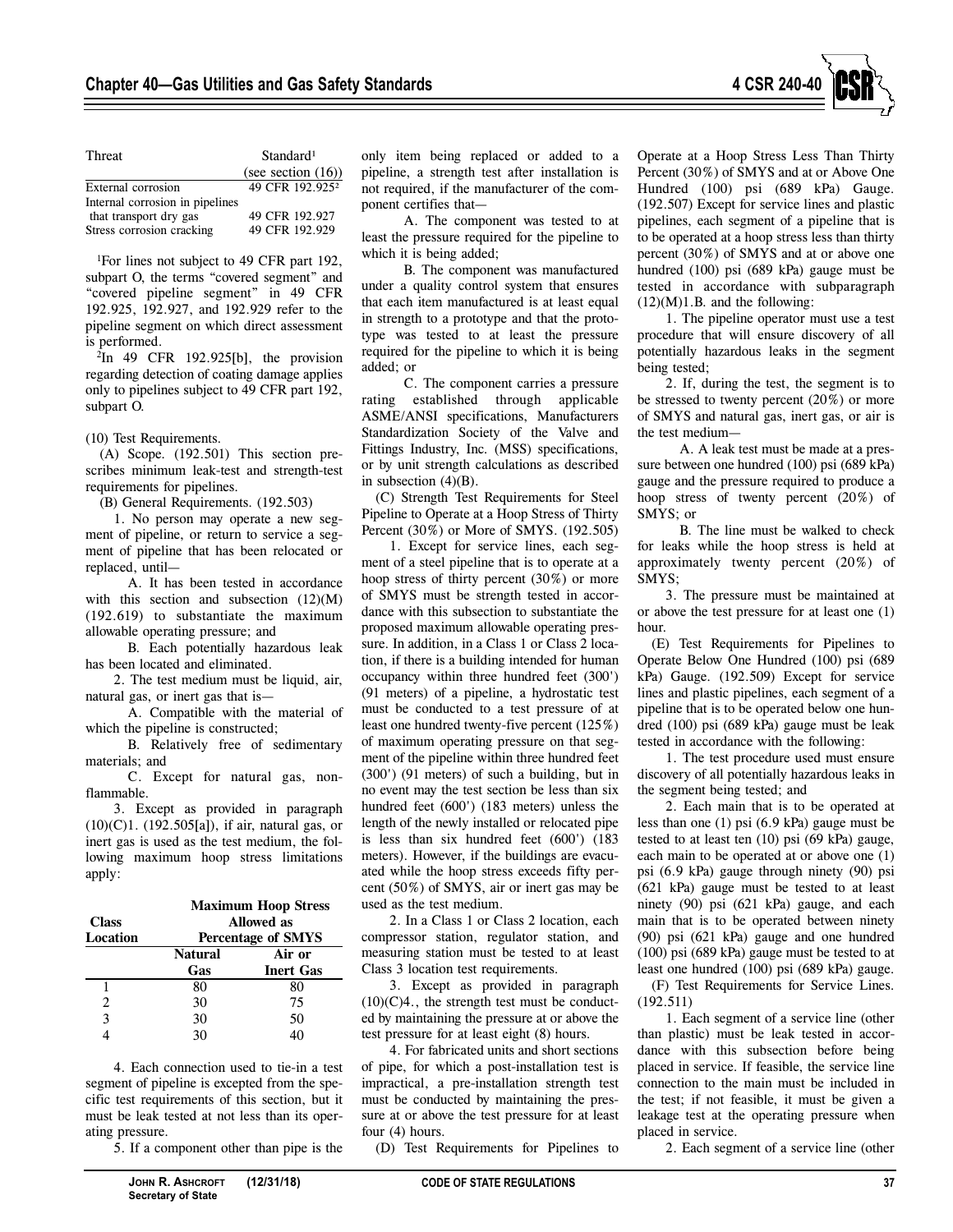| Threat | Standard[1] (see section (16)) |
|---|---|
| External corrosion | 49 CFR 192.925[2] |
| Internal corrosion in pipelines that transport dry gas | 49 CFR 192.927 |
| Stress corrosion cracking | 49 CFR 192.929 |

[1]For lines not subject to 49 CFR part 192, subpart O, the terms "covered segment" and "covered pipeline segment" in 49 CFR 192.925, 192.927, and 192.929 refer to the pipeline segment on which direct assessment is performed.

[2]In 49 CFR 192.925[b], the provision regarding detection of coating damage applies only to pipelines subject to 49 CFR part 192, subpart O.

(10) Test Requirements.

(A) Scope. (192.501) This section prescribes minimum leak-test and strength-test requirements for pipelines.

(B) General Requirements. (192.503)

1. No person may operate a new segment of pipeline, or return to service a segment of pipeline that has been relocated or replaced, until—

A. It has been tested in accordance with this section and subsection (12)(M) (192.619) to substantiate the maximum allowable operating pressure; and

B. Each potentially hazardous leak has been located and eliminated.

2. The test medium must be liquid, air, natural gas, or inert gas that is—

A. Compatible with the material of which the pipeline is constructed;

B. Relatively free of sedimentary materials; and

C. Except for natural gas, nonflammable.

3. Except as provided in paragraph (10)(C)1. (192.505[a]), if air, natural gas, or inert gas is used as the test medium, the following maximum hoop stress limitations apply:

| Class Location | Maximum Hoop Stress Allowed as Percentage of SMYS | |
|---|---|---|
| | Natural Gas | Air or Inert Gas |
| 1 | 80 | 80 |
| 2 | 30 | 75 |
| 3 | 30 | 50 |
| 4 | 30 | 40 |

4. Each connection used to tie-in a test segment of pipeline is excepted from the specific test requirements of this section, but it must be leak tested at not less than its operating pressure.

5. If a component other than pipe is the only item being replaced or added to a pipeline, a strength test after installation is not required, if the manufacturer of the component certifies that—

A. The component was tested to at least the pressure required for the pipeline to which it is being added;

B. The component was manufactured under a quality control system that ensures that each item manufactured is at least equal in strength to a prototype and that the prototype was tested to at least the pressure required for the pipeline to which it is being added; or

C. The component carries a pressure rating established through applicable ASME/ANSI specifications, Manufacturers Standardization Society of the Valve and Fittings Industry, Inc. (MSS) specifications, or by unit strength calculations as described in subsection (4)(B).

(C) Strength Test Requirements for Steel Pipeline to Operate at a Hoop Stress of Thirty Percent (30%) or More of SMYS. (192.505)

1. Except for service lines, each segment of a steel pipeline that is to operate at a hoop stress of thirty percent (30%) or more of SMYS must be strength tested in accordance with this subsection to substantiate the proposed maximum allowable operating pressure. In addition, in a Class 1 or Class 2 location, if there is a building intended for human occupancy within three hundred feet (300') (91 meters) of a pipeline, a hydrostatic test must be conducted to a test pressure of at least one hundred twenty-five percent (125%) of maximum operating pressure on that segment of the pipeline within three hundred feet (300') (91 meters) of such a building, but in no event may the test section be less than six hundred feet (600') (183 meters) unless the length of the newly installed or relocated pipe is less than six hundred feet (600') (183 meters). However, if the buildings are evacuated while the hoop stress exceeds fifty percent (50%) of SMYS, air or inert gas may be used as the test medium.

2. In a Class 1 or Class 2 location, each compressor station, regulator station, and measuring station must be tested to at least Class 3 location test requirements.

3. Except as provided in paragraph (10)(C)4., the strength test must be conducted by maintaining the pressure at or above the test pressure for at least eight (8) hours.

4. For fabricated units and short sections of pipe, for which a post-installation test is impractical, a pre-installation strength test must be conducted by maintaining the pressure at or above the test pressure for at least four (4) hours.

(D) Test Requirements for Pipelines to Operate at a Hoop Stress Less Than Thirty Percent (30%) of SMYS and at or Above One Hundred (100) psi (689 kPa) Gauge. (192.507) Except for service lines and plastic pipelines, each segment of a pipeline that is to be operated at a hoop stress less than thirty percent (30%) of SMYS and at or above one hundred (100) psi (689 kPa) gauge must be tested in accordance with subparagraph (12)(M)1.B. and the following:

1. The pipeline operator must use a test procedure that will ensure discovery of all potentially hazardous leaks in the segment being tested;

2. If, during the test, the segment is to be stressed to twenty percent (20%) or more of SMYS and natural gas, inert gas, or air is the test medium—

A. A leak test must be made at a pressure between one hundred (100) psi (689 kPa) gauge and the pressure required to produce a hoop stress of twenty percent (20%) of SMYS; or

B. The line must be walked to check for leaks while the hoop stress is held at approximately twenty percent (20%) of SMYS;

3. The pressure must be maintained at or above the test pressure for at least one (1) hour.

(E) Test Requirements for Pipelines to Operate Below One Hundred (100) psi (689 kPa) Gauge. (192.509) Except for service lines and plastic pipelines, each segment of a pipeline that is to be operated below one hundred (100) psi (689 kPa) gauge must be leak tested in accordance with the following:

1. The test procedure used must ensure discovery of all potentially hazardous leaks in the segment being tested; and

2. Each main that is to be operated at less than one (1) psi (6.9 kPa) gauge must be tested to at least ten (10) psi (69 kPa) gauge, each main to be operated at or above one (1) psi (6.9 kPa) gauge through ninety (90) psi (621 kPa) gauge must be tested to at least ninety (90) psi (621 kPa) gauge, and each main that is to be operated between ninety (90) psi (621 kPa) gauge and one hundred (100) psi (689 kPa) gauge must be tested to at least one hundred (100) psi (689 kPa) gauge.

(F) Test Requirements for Service Lines. (192.511)

1. Each segment of a service line (other than plastic) must be leak tested in accordance with this subsection before being placed in service. If feasible, the service line connection to the main must be included in the test; if not feasible, it must be given a leakage test at the operating pressure when placed in service.

2. Each segment of a service line (other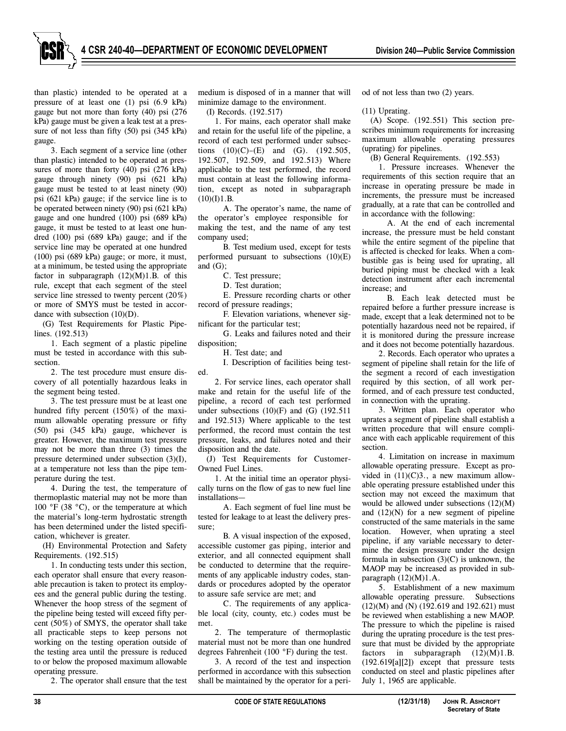than plastic) intended to be operated at a pressure of at least one (1) psi (6.9 kPa) gauge but not more than forty (40) psi (276 kPa) gauge must be given a leak test at a pressure of not less than fifty (50) psi (345 kPa) gauge.

3. Each segment of a service line (other than plastic) intended to be operated at pressures of more than forty (40) psi (276 kPa) gauge through ninety (90) psi (621 kPa) gauge must be tested to at least ninety (90) psi (621 kPa) gauge; if the service line is to be operated between ninety (90) psi (621 kPa) gauge and one hundred (100) psi (689 kPa) gauge, it must be tested to at least one hundred (100) psi (689 kPa) gauge; and if the service line may be operated at one hundred (100) psi (689 kPa) gauge; or more, it must, at a minimum, be tested using the appropriate factor in subparagraph (12)(M)1.B. of this rule, except that each segment of the steel service line stressed to twenty percent (20%) or more of SMYS must be tested in accordance with subsection (10)(D).

(G) Test Requirements for Plastic Pipelines. (192.513)

1. Each segment of a plastic pipeline must be tested in accordance with this subsection.

2. The test procedure must ensure discovery of all potentially hazardous leaks in the segment being tested.

3. The test pressure must be at least one hundred fifty percent (150%) of the maximum allowable operating pressure or fifty (50) psi (345 kPa) gauge, whichever is greater. However, the maximum test pressure may not be more than three (3) times the pressure determined under subsection (3)(I), at a temperature not less than the pipe temperature during the test.

4. During the test, the temperature of thermoplastic material may not be more than 100 °F (38 °C), or the temperature at which the material's long-term hydrostatic strength has been determined under the listed specification, whichever is greater.

(H) Environmental Protection and Safety Requirements. (192.515)

1. In conducting tests under this section, each operator shall ensure that every reasonable precaution is taken to protect its employees and the general public during the testing. Whenever the hoop stress of the segment of the pipeline being tested will exceed fifty percent (50%) of SMYS, the operator shall take all practicable steps to keep persons not working on the testing operation outside of the testing area until the pressure is reduced to or below the proposed maximum allowable operating pressure.

2. The operator shall ensure that the test medium is disposed of in a manner that will minimize damage to the environment.

(I) Records. (192.517)

1. For mains, each operator shall make and retain for the useful life of the pipeline, a record of each test performed under subsections (10)(C)–(E) and (G). (192.505, 192.507, 192.509, and 192.513) Where applicable to the test performed, the record must contain at least the following information, except as noted in subparagraph (10)(I)1.B.

A. The operator's name, the name of the operator's employee responsible for making the test, and the name of any test company used;

B. Test medium used, except for tests performed pursuant to subsections (10)(E) and (G);

C. Test pressure;

D. Test duration;

E. Pressure recording charts or other record of pressure readings;

F. Elevation variations, whenever significant for the particular test;

G. Leaks and failures noted and their disposition;

H. Test date; and

I. Description of facilities being tested.

2. For service lines, each operator shall make and retain for the useful life of the pipeline, a record of each test performed under subsections (10)(F) and (G) (192.511 and 192.513) Where applicable to the test performed, the record must contain the test pressure, leaks, and failures noted and their disposition and the date.

(J) Test Requirements for Customer-Owned Fuel Lines.

1. At the initial time an operator physically turns on the flow of gas to new fuel line installations—

A. Each segment of fuel line must be tested for leakage to at least the delivery pressure;

B. A visual inspection of the exposed, accessible customer gas piping, interior and exterior, and all connected equipment shall be conducted to determine that the requirements of any applicable industry codes, standards or procedures adopted by the operator to assure safe service are met; and

C. The requirements of any applicable local (city, county, etc.) codes must be met.

2. The temperature of thermoplastic material must not be more than one hundred degrees Fahrenheit (100 °F) during the test.

3. A record of the test and inspection performed in accordance with this subsection shall be maintained by the operator for a period of not less than two (2) years.

(11) Uprating.

(A) Scope. (192.551) This section prescribes minimum requirements for increasing maximum allowable operating pressures (uprating) for pipelines.

(B) General Requirements. (192.553)

1. Pressure increases. Whenever the requirements of this section require that an increase in operating pressure be made in increments, the pressure must be increased gradually, at a rate that can be controlled and in accordance with the following:

A. At the end of each incremental increase, the pressure must be held constant while the entire segment of the pipeline that is affected is checked for leaks. When a combustible gas is being used for uprating, all buried piping must be checked with a leak detection instrument after each incremental increase; and

B. Each leak detected must be repaired before a further pressure increase is made, except that a leak determined not to be potentially hazardous need not be repaired, if it is monitored during the pressure increase and it does not become potentially hazardous.

2. Records. Each operator who uprates a segment of pipeline shall retain for the life of the segment a record of each investigation required by this section, of all work performed, and of each pressure test conducted, in connection with the uprating.

3. Written plan. Each operator who uprates a segment of pipeline shall establish a written procedure that will ensure compliance with each applicable requirement of this section.

4. Limitation on increase in maximum allowable operating pressure. Except as provided in (11)(C)3., a new maximum allowable operating pressure established under this section may not exceed the maximum that would be allowed under subsections (12)(M) and (12)(N) for a new segment of pipeline constructed of the same materials in the same location. However, when uprating a steel pipeline, if any variable necessary to determine the design pressure under the design formula in subsection (3)(C) is unknown, the MAOP may be increased as provided in subparagraph (12)(M)1.A.

5. Establishment of a new maximum allowable operating pressure. Subsections (12)(M) and (N) (192.619 and 192.621) must be reviewed when establishing a new MAOP. The pressure to which the pipeline is raised during the uprating procedure is the test pressure that must be divided by the appropriate factors in subparagraph (12)(M)1.B. (192.619[a][2]) except that pressure tests conducted on steel and plastic pipelines after July 1, 1965 are applicable.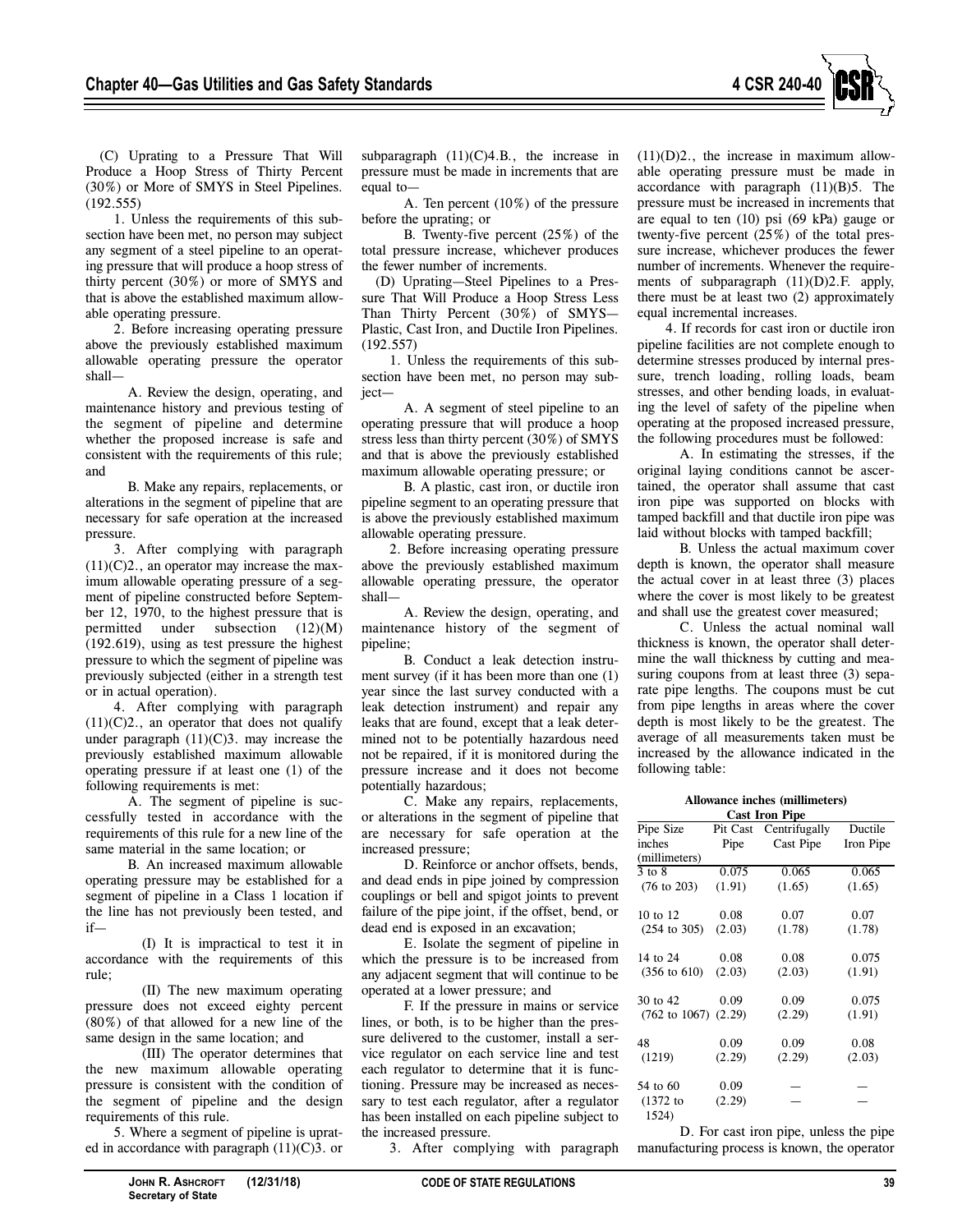(C) Uprating to a Pressure That Will Produce a Hoop Stress of Thirty Percent (30%) or More of SMYS in Steel Pipelines. (192.555)

1. Unless the requirements of this subsection have been met, no person may subject any segment of a steel pipeline to an operating pressure that will produce a hoop stress of thirty percent (30%) or more of SMYS and that is above the established maximum allowable operating pressure.

2. Before increasing operating pressure above the previously established maximum allowable operating pressure the operator shall—

A. Review the design, operating, and maintenance history and previous testing of the segment of pipeline and determine whether the proposed increase is safe and consistent with the requirements of this rule; and

B. Make any repairs, replacements, or alterations in the segment of pipeline that are necessary for safe operation at the increased pressure.

3. After complying with paragraph (11)(C)2., an operator may increase the maximum allowable operating pressure of a segment of pipeline constructed before September 12, 1970, to the highest pressure that is permitted under subsection (12)(M) (192.619), using as test pressure the highest pressure to which the segment of pipeline was previously subjected (either in a strength test or in actual operation).

4. After complying with paragraph (11)(C)2., an operator that does not qualify under paragraph (11)(C)3. may increase the previously established maximum allowable operating pressure if at least one (1) of the following requirements is met:

A. The segment of pipeline is successfully tested in accordance with the requirements of this rule for a new line of the same material in the same location; or

B. An increased maximum allowable operating pressure may be established for a segment of pipeline in a Class 1 location if the line has not previously been tested, and if—

(I) It is impractical to test it in accordance with the requirements of this rule;

(II) The new maximum operating pressure does not exceed eighty percent (80%) of that allowed for a new line of the same design in the same location; and

(III) The operator determines that the new maximum allowable operating pressure is consistent with the condition of the segment of pipeline and the design requirements of this rule.

5. Where a segment of pipeline is uprated in accordance with paragraph (11)(C)3. or subparagraph (11)(C)4.B., the increase in pressure must be made in increments that are equal to—

A. Ten percent (10%) of the pressure before the uprating; or

B. Twenty-five percent (25%) of the total pressure increase, whichever produces the fewer number of increments.

(D) Uprating—Steel Pipelines to a Pressure That Will Produce a Hoop Stress Less Than Thirty Percent (30%) of SMYS—Plastic, Cast Iron, and Ductile Iron Pipelines. (192.557)

1. Unless the requirements of this subsection have been met, no person may subject—

A. A segment of steel pipeline to an operating pressure that will produce a hoop stress less than thirty percent (30%) of SMYS and that is above the previously established maximum allowable operating pressure; or

B. A plastic, cast iron, or ductile iron pipeline segment to an operating pressure that is above the previously established maximum allowable operating pressure.

2. Before increasing operating pressure above the previously established maximum allowable operating pressure, the operator shall—

A. Review the design, operating, and maintenance history of the segment of pipeline;

B. Conduct a leak detection instrument survey (if it has been more than one (1) year since the last survey conducted with a leak detection instrument) and repair any leaks that are found, except that a leak determined not to be potentially hazardous need not be repaired, if it is monitored during the pressure increase and it does not become potentially hazardous;

C. Make any repairs, replacements, or alterations in the segment of pipeline that are necessary for safe operation at the increased pressure;

D. Reinforce or anchor offsets, bends, and dead ends in pipe joined by compression couplings or bell and spigot joints to prevent failure of the pipe joint, if the offset, bend, or dead end is exposed in an excavation;

E. Isolate the segment of pipeline in which the pressure is to be increased from any adjacent segment that will continue to be operated at a lower pressure; and

F. If the pressure in mains or service lines, or both, is to be higher than the pressure delivered to the customer, install a service regulator on each service line and test each regulator to determine that it is functioning. Pressure may be increased as necessary to test each regulator, after a regulator has been installed on each pipeline subject to the increased pressure.

3. After complying with paragraph (11)(D)2., the increase in maximum allowable operating pressure must be made in accordance with paragraph (11)(B)5. The pressure must be increased in increments that are equal to ten (10) psi (69 kPa) gauge or twenty-five percent (25%) of the total pressure increase, whichever produces the fewer number of increments. Whenever the requirements of subparagraph (11)(D)2.F. apply, there must be at least two (2) approximately equal incremental increases.

4. If records for cast iron or ductile iron pipeline facilities are not complete enough to determine stresses produced by internal pressure, trench loading, rolling loads, beam stresses, and other bending loads, in evaluating the level of safety of the pipeline when operating at the proposed increased pressure, the following procedures must be followed:

A. In estimating the stresses, if the original laying conditions cannot be ascertained, the operator shall assume that cast iron pipe was supported on blocks with tamped backfill and that ductile iron pipe was laid without blocks with tamped backfill;

B. Unless the actual maximum cover depth is known, the operator shall measure the actual cover in at least three (3) places where the cover is most likely to be greatest and shall use the greatest cover measured;

C. Unless the actual nominal wall thickness is known, the operator shall determine the wall thickness by cutting and measuring coupons from at least three (3) separate pipe lengths. The coupons must be cut from pipe lengths in areas where the cover depth is most likely to be the greatest. The average of all measurements taken must be increased by the allowance indicated in the following table:

**Allowance inches (millimeters)**

| | Cast Iron Pipe | | |
|---|---|---|---|
| Pipe Size inches (millimeters) | Pit Cast Pipe | Centrifugally Cast Pipe | Ductile Iron Pipe |
| 3 to 8 (76 to 203) | 0.075 (1.91) | 0.065 (1.65) | 0.065 (1.65) |
| 10 to 12 (254 to 305) | 0.08 (2.03) | 0.07 (1.78) | 0.07 (1.78) |
| 14 to 24 (356 to 610) | 0.08 (2.03) | 0.08 (2.03) | 0.075 (1.91) |
| 30 to 42 (762 to 1067) | 0.09 (2.29) | 0.09 (2.29) | 0.075 (1.91) |
| 48 (1219) | 0.09 (2.29) | 0.09 (2.29) | 0.08 (2.03) |
| 54 to 60 (1372 to 1524) | 0.09 (2.29) | — | — |

D. For cast iron pipe, unless the pipe manufacturing process is known, the operator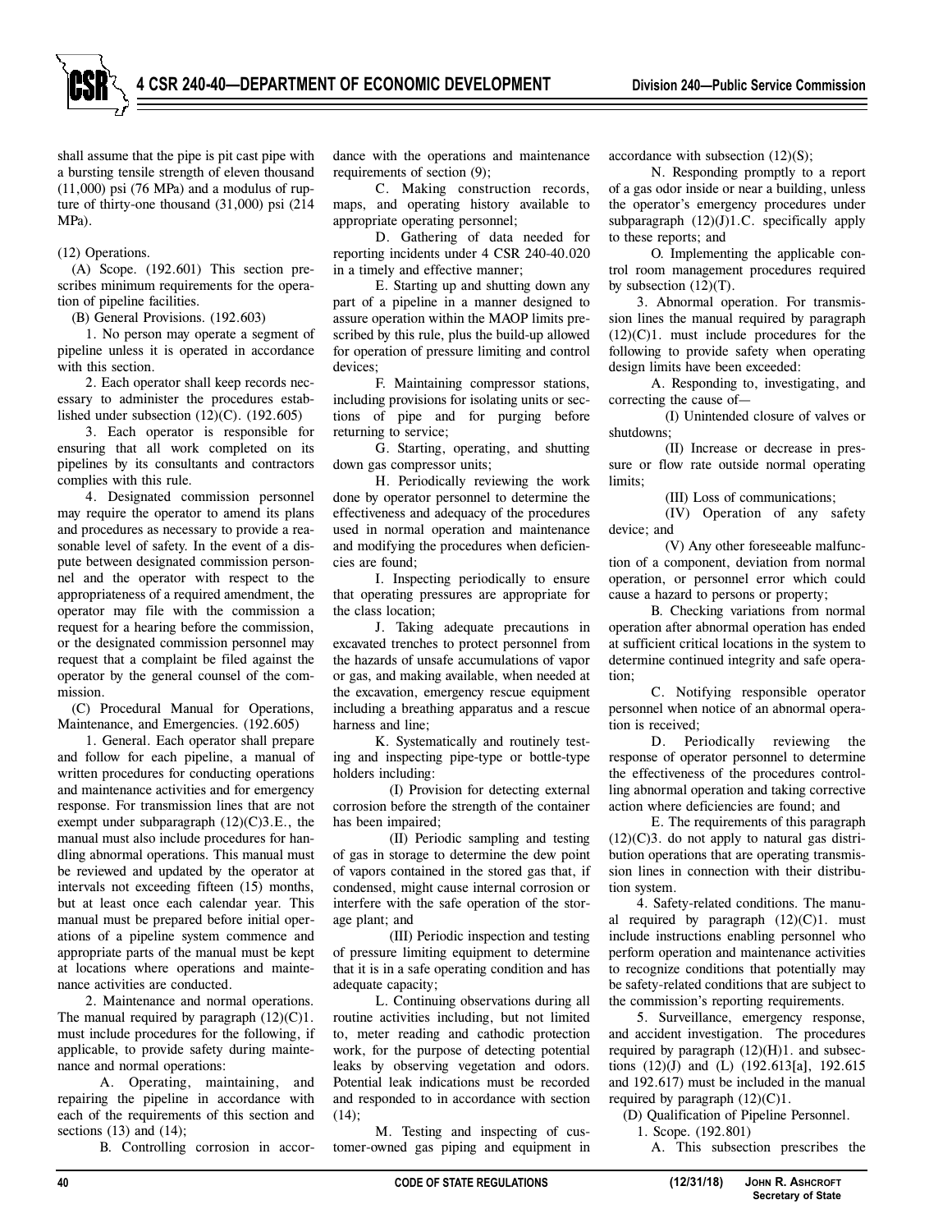shall assume that the pipe is pit cast pipe with a bursting tensile strength of eleven thousand (11,000) psi (76 MPa) and a modulus of rupture of thirty-one thousand (31,000) psi (214 MPa).

(12) Operations.

(A) Scope. (192.601) This section prescribes minimum requirements for the operation of pipeline facilities.

(B) General Provisions. (192.603)

1. No person may operate a segment of pipeline unless it is operated in accordance with this section.

2. Each operator shall keep records necessary to administer the procedures established under subsection (12)(C). (192.605)

3. Each operator is responsible for ensuring that all work completed on its pipelines by its consultants and contractors complies with this rule.

4. Designated commission personnel may require the operator to amend its plans and procedures as necessary to provide a reasonable level of safety. In the event of a dispute between designated commission personnel and the operator with respect to the appropriateness of a required amendment, the operator may file with the commission a request for a hearing before the commission, or the designated commission personnel may request that a complaint be filed against the operator by the general counsel of the commission.

(C) Procedural Manual for Operations, Maintenance, and Emergencies. (192.605)

1. General. Each operator shall prepare and follow for each pipeline, a manual of written procedures for conducting operations and maintenance activities and for emergency response. For transmission lines that are not exempt under subparagraph (12)(C)3.E., the manual must also include procedures for handling abnormal operations. This manual must be reviewed and updated by the operator at intervals not exceeding fifteen (15) months, but at least once each calendar year. This manual must be prepared before initial operations of a pipeline system commence and appropriate parts of the manual must be kept at locations where operations and maintenance activities are conducted.

2. Maintenance and normal operations. The manual required by paragraph (12)(C)1. must include procedures for the following, if applicable, to provide safety during maintenance and normal operations:

A. Operating, maintaining, and repairing the pipeline in accordance with each of the requirements of this section and sections (13) and (14);

B. Controlling corrosion in accordance with the operations and maintenance requirements of section (9);

C. Making construction records, maps, and operating history available to appropriate operating personnel;

D. Gathering of data needed for reporting incidents under 4 CSR 240-40.020 in a timely and effective manner;

E. Starting up and shutting down any part of a pipeline in a manner designed to assure operation within the MAOP limits prescribed by this rule, plus the build-up allowed for operation of pressure limiting and control devices;

F. Maintaining compressor stations, including provisions for isolating units or sections of pipe and for purging before returning to service;

G. Starting, operating, and shutting down gas compressor units;

H. Periodically reviewing the work done by operator personnel to determine the effectiveness and adequacy of the procedures used in normal operation and maintenance and modifying the procedures when deficiencies are found;

I. Inspecting periodically to ensure that operating pressures are appropriate for the class location;

J. Taking adequate precautions in excavated trenches to protect personnel from the hazards of unsafe accumulations of vapor or gas, and making available, when needed at the excavation, emergency rescue equipment including a breathing apparatus and a rescue harness and line;

K. Systematically and routinely testing and inspecting pipe-type or bottle-type holders including:

(I) Provision for detecting external corrosion before the strength of the container has been impaired;

(II) Periodic sampling and testing of gas in storage to determine the dew point of vapors contained in the stored gas that, if condensed, might cause internal corrosion or interfere with the safe operation of the storage plant; and

(III) Periodic inspection and testing of pressure limiting equipment to determine that it is in a safe operating condition and has adequate capacity;

L. Continuing observations during all routine activities including, but not limited to, meter reading and cathodic protection work, for the purpose of detecting potential leaks by observing vegetation and odors. Potential leak indications must be recorded and responded to in accordance with section (14);

M. Testing and inspecting of customer-owned gas piping and equipment in accordance with subsection (12)(S);

N. Responding promptly to a report of a gas odor inside or near a building, unless the operator's emergency procedures under subparagraph (12)(J)1.C. specifically apply to these reports; and

O. Implementing the applicable control room management procedures required by subsection (12)(T).

3. Abnormal operation. For transmission lines the manual required by paragraph (12)(C)1. must include procedures for the following to provide safety when operating design limits have been exceeded:

A. Responding to, investigating, and correcting the cause of—

(I) Unintended closure of valves or shutdowns;

(II) Increase or decrease in pressure or flow rate outside normal operating limits;

(III) Loss of communications;

(IV) Operation of any safety device; and

(V) Any other foreseeable malfunction of a component, deviation from normal operation, or personnel error which could cause a hazard to persons or property;

B. Checking variations from normal operation after abnormal operation has ended at sufficient critical locations in the system to determine continued integrity and safe operation;

C. Notifying responsible operator personnel when notice of an abnormal operation is received;

D. Periodically reviewing the response of operator personnel to determine the effectiveness of the procedures controlling abnormal operation and taking corrective action where deficiencies are found; and

E. The requirements of this paragraph (12)(C)3. do not apply to natural gas distribution operations that are operating transmission lines in connection with their distribution system.

4. Safety-related conditions. The manual required by paragraph (12)(C)1. must include instructions enabling personnel who perform operation and maintenance activities to recognize conditions that potentially may be safety-related conditions that are subject to the commission's reporting requirements.

5. Surveillance, emergency response, and accident investigation. The procedures required by paragraph (12)(H)1. and subsections (12)(J) and (L) (192.613[a], 192.615 and 192.617) must be included in the manual required by paragraph (12)(C)1.

(D) Qualification of Pipeline Personnel.

1. Scope. (192.801)

A. This subsection prescribes the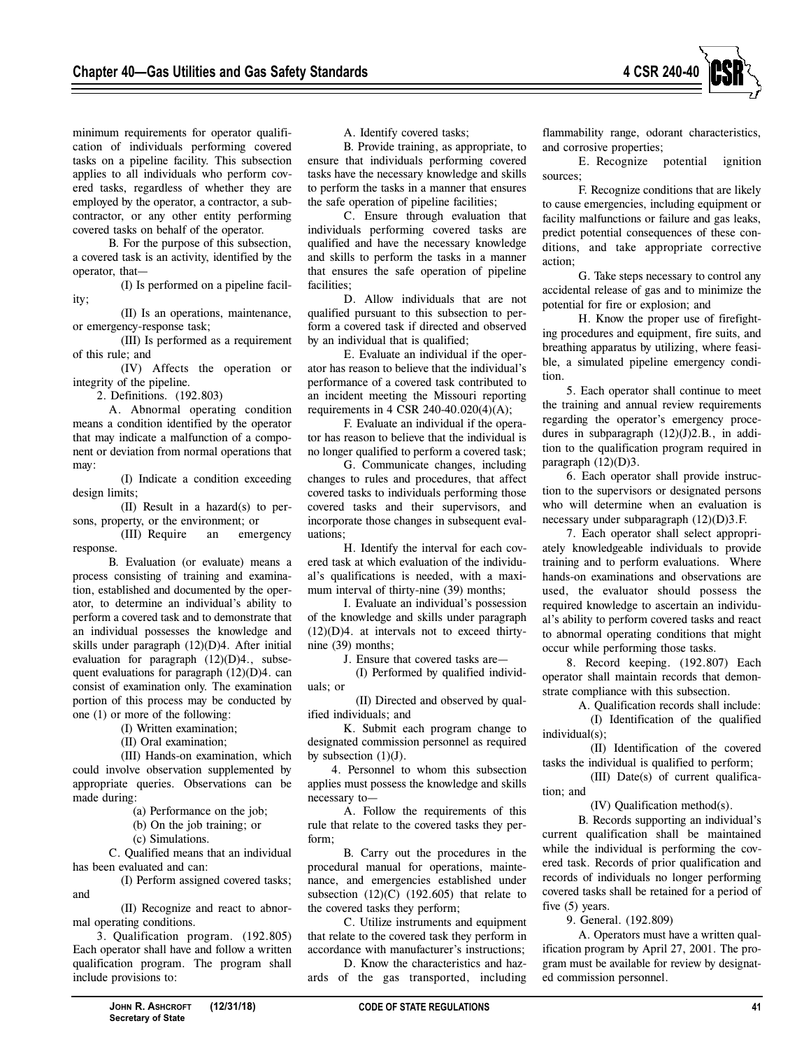minimum requirements for operator qualification of individuals performing covered tasks on a pipeline facility. This subsection applies to all individuals who perform covered tasks, regardless of whether they are employed by the operator, a contractor, a subcontractor, or any other entity performing covered tasks on behalf of the operator.

B. For the purpose of this subsection, a covered task is an activity, identified by the operator, that—

(I) Is performed on a pipeline facility;

(II) Is an operations, maintenance, or emergency-response task;

(III) Is performed as a requirement of this rule; and

(IV) Affects the operation or integrity of the pipeline.

2. Definitions. (192.803)

A. Abnormal operating condition means a condition identified by the operator that may indicate a malfunction of a component or deviation from normal operations that may:

(I) Indicate a condition exceeding design limits;

(II) Result in a hazard(s) to persons, property, or the environment; or

(III) Require an emergency response.

B. Evaluation (or evaluate) means a process consisting of training and examination, established and documented by the operator, to determine an individual's ability to perform a covered task and to demonstrate that an individual possesses the knowledge and skills under paragraph (12)(D)4. After initial evaluation for paragraph (12)(D)4., subsequent evaluations for paragraph (12)(D)4. can consist of examination only. The examination portion of this process may be conducted by one (1) or more of the following:

(I) Written examination;

(II) Oral examination;

(III) Hands-on examination, which could involve observation supplemented by appropriate queries. Observations can be made during:

(a) Performance on the job;

(b) On the job training; or

(c) Simulations.

C. Qualified means that an individual has been evaluated and can:

(I) Perform assigned covered tasks; and

(II) Recognize and react to abnormal operating conditions.

3. Qualification program. (192.805) Each operator shall have and follow a written qualification program. The program shall include provisions to:

A. Identify covered tasks;

B. Provide training, as appropriate, to ensure that individuals performing covered tasks have the necessary knowledge and skills to perform the tasks in a manner that ensures the safe operation of pipeline facilities;

C. Ensure through evaluation that individuals performing covered tasks are qualified and have the necessary knowledge and skills to perform the tasks in a manner that ensures the safe operation of pipeline facilities;

D. Allow individuals that are not qualified pursuant to this subsection to perform a covered task if directed and observed by an individual that is qualified;

E. Evaluate an individual if the operator has reason to believe that the individual's performance of a covered task contributed to an incident meeting the Missouri reporting requirements in 4 CSR 240-40.020(4)(A);

F. Evaluate an individual if the operator has reason to believe that the individual is no longer qualified to perform a covered task;

G. Communicate changes, including changes to rules and procedures, that affect covered tasks to individuals performing those covered tasks and their supervisors, and incorporate those changes in subsequent evaluations;

H. Identify the interval for each covered task at which evaluation of the individual's qualifications is needed, with a maximum interval of thirty-nine (39) months;

I. Evaluate an individual's possession of the knowledge and skills under paragraph (12)(D)4. at intervals not to exceed thirty-nine (39) months;

J. Ensure that covered tasks are—

(I) Performed by qualified individuals; or

(II) Directed and observed by qualified individuals; and

K. Submit each program change to designated commission personnel as required by subsection (1)(J).

4. Personnel to whom this subsection applies must possess the knowledge and skills necessary to—

A. Follow the requirements of this rule that relate to the covered tasks they perform;

B. Carry out the procedures in the procedural manual for operations, maintenance, and emergencies established under subsection (12)(C) (192.605) that relate to the covered tasks they perform;

C. Utilize instruments and equipment that relate to the covered task they perform in accordance with manufacturer's instructions;

D. Know the characteristics and hazards of the gas transported, including flammability range, odorant characteristics, and corrosive properties;

E. Recognize potential ignition sources;

F. Recognize conditions that are likely to cause emergencies, including equipment or facility malfunctions or failure and gas leaks, predict potential consequences of these conditions, and take appropriate corrective action;

G. Take steps necessary to control any accidental release of gas and to minimize the potential for fire or explosion; and

H. Know the proper use of firefighting procedures and equipment, fire suits, and breathing apparatus by utilizing, where feasible, a simulated pipeline emergency condition.

5. Each operator shall continue to meet the training and annual review requirements regarding the operator's emergency procedures in subparagraph (12)(J)2.B., in addition to the qualification program required in paragraph (12)(D)3.

6. Each operator shall provide instruction to the supervisors or designated persons who will determine when an evaluation is necessary under subparagraph (12)(D)3.F.

7. Each operator shall select appropriately knowledgeable individuals to provide training and to perform evaluations. Where hands-on examinations and observations are used, the evaluator should possess the required knowledge to ascertain an individual's ability to perform covered tasks and react to abnormal operating conditions that might occur while performing those tasks.

8. Record keeping. (192.807) Each operator shall maintain records that demonstrate compliance with this subsection.

A. Qualification records shall include:

(I) Identification of the qualified individual(s);

(II) Identification of the covered tasks the individual is qualified to perform;

(III) Date(s) of current qualification; and

(IV) Qualification method(s).

B. Records supporting an individual's current qualification shall be maintained while the individual is performing the covered task. Records of prior qualification and records of individuals no longer performing covered tasks shall be retained for a period of five (5) years.

9. General. (192.809)

A. Operators must have a written qualification program by April 27, 2001. The program must be available for review by designated commission personnel.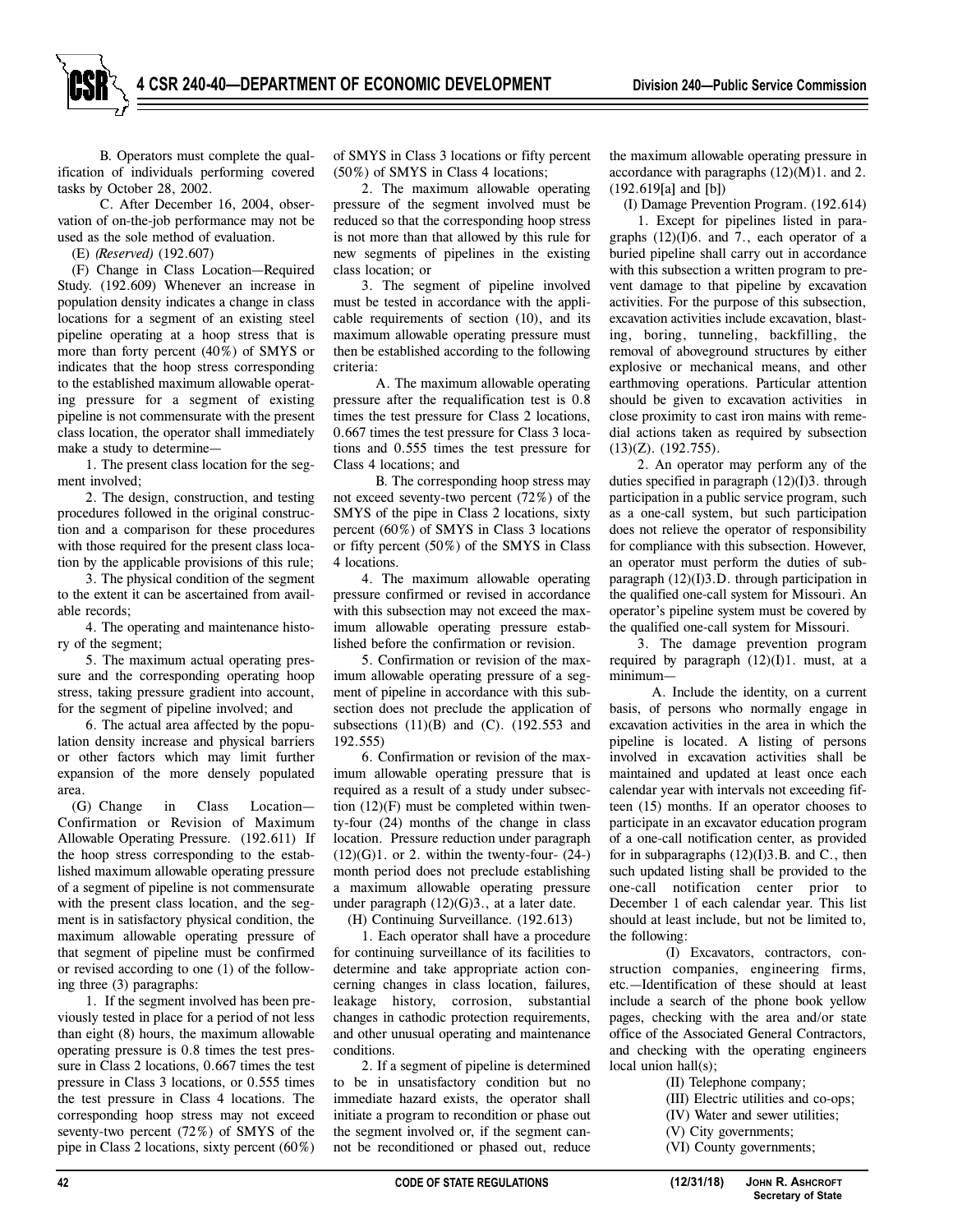B. Operators must complete the qualification of individuals performing covered tasks by October 28, 2002.

C. After December 16, 2004, observation of on-the-job performance may not be used as the sole method of evaluation.

(E) *(Reserved)* (192.607)

(F) Change in Class Location—Required Study. (192.609) Whenever an increase in population density indicates a change in class locations for a segment of an existing steel pipeline operating at a hoop stress that is more than forty percent (40%) of SMYS or indicates that the hoop stress corresponding to the established maximum allowable operating pressure for a segment of existing pipeline is not commensurate with the present class location, the operator shall immediately make a study to determine—

1. The present class location for the segment involved;

2. The design, construction, and testing procedures followed in the original construction and a comparison for these procedures with those required for the present class location by the applicable provisions of this rule;

3. The physical condition of the segment to the extent it can be ascertained from available records;

4. The operating and maintenance history of the segment;

5. The maximum actual operating pressure and the corresponding operating hoop stress, taking pressure gradient into account, for the segment of pipeline involved; and

6. The actual area affected by the population density increase and physical barriers or other factors which may limit further expansion of the more densely populated area.

(G) Change in Class Location—Confirmation or Revision of Maximum Allowable Operating Pressure. (192.611) If the hoop stress corresponding to the established maximum allowable operating pressure of a segment of pipeline is not commensurate with the present class location, and the segment is in satisfactory physical condition, the maximum allowable operating pressure of that segment of pipeline must be confirmed or revised according to one (1) of the following three (3) paragraphs:

1. If the segment involved has been previously tested in place for a period of not less than eight (8) hours, the maximum allowable operating pressure is 0.8 times the test pressure in Class 2 locations, 0.667 times the test pressure in Class 3 locations, or 0.555 times the test pressure in Class 4 locations. The corresponding hoop stress may not exceed seventy-two percent (72%) of SMYS of the pipe in Class 2 locations, sixty percent (60%) of SMYS in Class 3 locations or fifty percent (50%) of SMYS in Class 4 locations;

2. The maximum allowable operating pressure of the segment involved must be reduced so that the corresponding hoop stress is not more than that allowed by this rule for new segments of pipelines in the existing class location; or

3. The segment of pipeline involved must be tested in accordance with the applicable requirements of section (10), and its maximum allowable operating pressure must then be established according to the following criteria:

A. The maximum allowable operating pressure after the requalification test is 0.8 times the test pressure for Class 2 locations, 0.667 times the test pressure for Class 3 locations and 0.555 times the test pressure for Class 4 locations; and

B. The corresponding hoop stress may not exceed seventy-two percent (72%) of the SMYS of the pipe in Class 2 locations, sixty percent (60%) of SMYS in Class 3 locations or fifty percent (50%) of the SMYS in Class 4 locations.

4. The maximum allowable operating pressure confirmed or revised in accordance with this subsection may not exceed the maximum allowable operating pressure established before the confirmation or revision.

5. Confirmation or revision of the maximum allowable operating pressure of a segment of pipeline in accordance with this subsection does not preclude the application of subsections (11)(B) and (C). (192.553 and 192.555)

6. Confirmation or revision of the maximum allowable operating pressure that is required as a result of a study under subsection (12)(F) must be completed within twenty-four (24) months of the change in class location. Pressure reduction under paragraph (12)(G)1. or 2. within the twenty-four- (24-) month period does not preclude establishing a maximum allowable operating pressure under paragraph (12)(G)3., at a later date.

(H) Continuing Surveillance. (192.613)

1. Each operator shall have a procedure for continuing surveillance of its facilities to determine and take appropriate action concerning changes in class location, failures, leakage history, corrosion, substantial changes in cathodic protection requirements, and other unusual operating and maintenance conditions.

2. If a segment of pipeline is determined to be in unsatisfactory condition but no immediate hazard exists, the operator shall initiate a program to recondition or phase out the segment involved or, if the segment cannot be reconditioned or phased out, reduce the maximum allowable operating pressure in accordance with paragraphs (12)(M)1. and 2. (192.619[a] and [b])

(I) Damage Prevention Program. (192.614)

1. Except for pipelines listed in paragraphs (12)(I)6. and 7., each operator of a buried pipeline shall carry out in accordance with this subsection a written program to prevent damage to that pipeline by excavation activities. For the purpose of this subsection, excavation activities include excavation, blasting, boring, tunneling, backfilling, the removal of aboveground structures by either explosive or mechanical means, and other earthmoving operations. Particular attention should be given to excavation activities in close proximity to cast iron mains with remedial actions taken as required by subsection (13)(Z). (192.755).

2. An operator may perform any of the duties specified in paragraph (12)(I)3. through participation in a public service program, such as a one-call system, but such participation does not relieve the operator of responsibility for compliance with this subsection. However, an operator must perform the duties of subparagraph (12)(I)3.D. through participation in the qualified one-call system for Missouri. An operator's pipeline system must be covered by the qualified one-call system for Missouri.

3. The damage prevention program required by paragraph (12)(I)1. must, at a minimum—

A. Include the identity, on a current basis, of persons who normally engage in excavation activities in the area in which the pipeline is located. A listing of persons involved in excavation activities shall be maintained and updated at least once each calendar year with intervals not exceeding fifteen (15) months. If an operator chooses to participate in an excavator education program of a one-call notification center, as provided for in subparagraphs (12)(I)3.B. and C., then such updated listing shall be provided to the one-call notification center prior to December 1 of each calendar year. This list should at least include, but not be limited to, the following:

(I) Excavators, contractors, construction companies, engineering firms, etc.—Identification of these should at least include a search of the phone book yellow pages, checking with the area and/or state office of the Associated General Contractors, and checking with the operating engineers local union hall(s);

(II) Telephone company;

(III) Electric utilities and co-ops;

(IV) Water and sewer utilities;

(V) City governments;

(VI) County governments;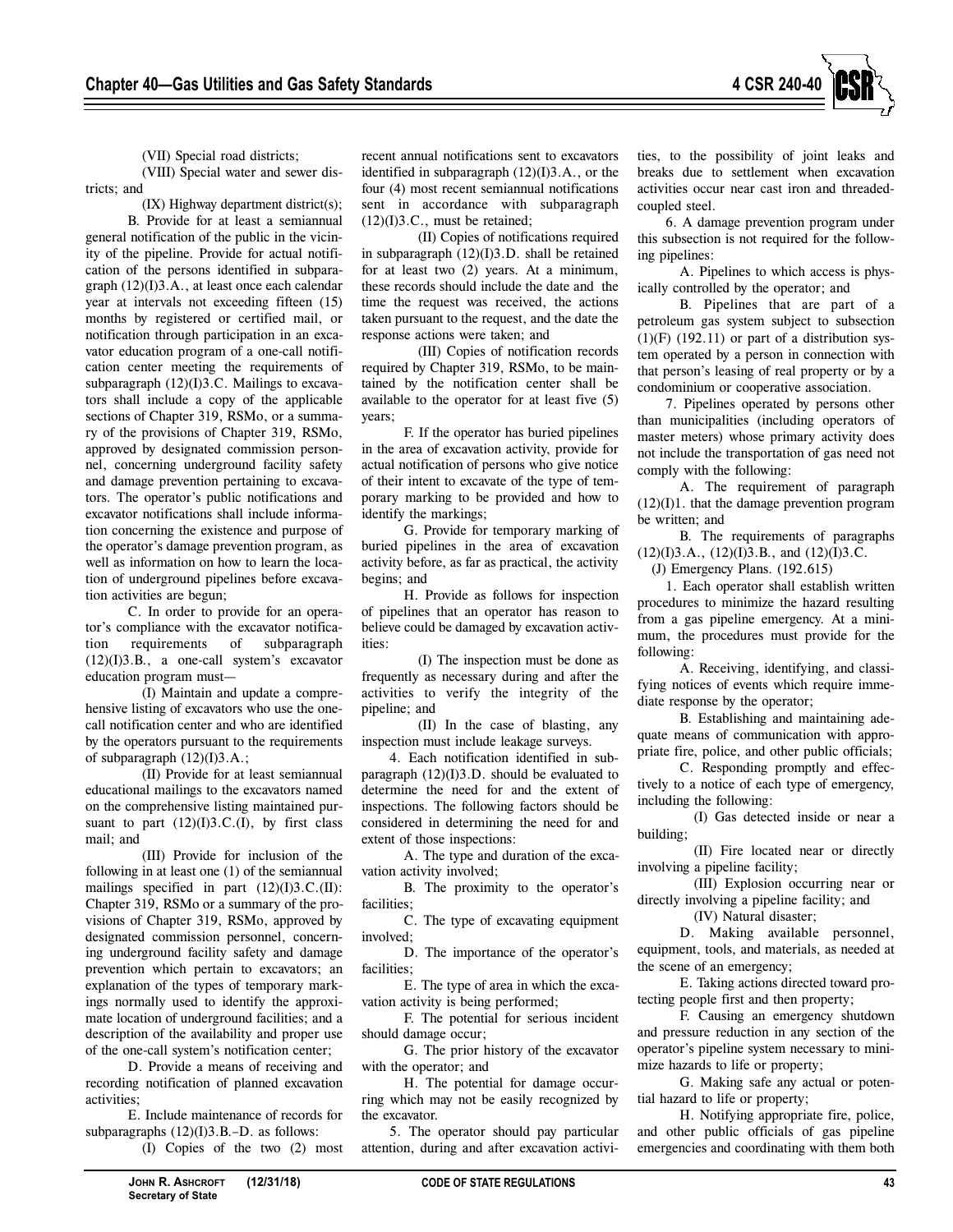(VII) Special road districts;

(VIII) Special water and sewer districts; and

(IX) Highway department district(s);

B. Provide for at least a semiannual general notification of the public in the vicinity of the pipeline. Provide for actual notification of the persons identified in subparagraph (12)(I)3.A., at least once each calendar year at intervals not exceeding fifteen (15) months by registered or certified mail, or notification through participation in an excavator education program of a one-call notification center meeting the requirements of subparagraph (12)(I)3.C. Mailings to excavators shall include a copy of the applicable sections of Chapter 319, RSMo, or a summary of the provisions of Chapter 319, RSMo, approved by designated commission personnel, concerning underground facility safety and damage prevention pertaining to excavators. The operator's public notifications and excavator notifications shall include information concerning the existence and purpose of the operator's damage prevention program, as well as information on how to learn the location of underground pipelines before excavation activities are begun;

C. In order to provide for an operator's compliance with the excavator notification requirements of subparagraph (12)(I)3.B., a one-call system's excavator education program must—

(I) Maintain and update a comprehensive listing of excavators who use the one-call notification center and who are identified by the operators pursuant to the requirements of subparagraph (12)(I)3.A.;

(II) Provide for at least semiannual educational mailings to the excavators named on the comprehensive listing maintained pursuant to part (12)(I)3.C.(I), by first class mail; and

(III) Provide for inclusion of the following in at least one (1) of the semiannual mailings specified in part (12)(I)3.C.(II): Chapter 319, RSMo or a summary of the provisions of Chapter 319, RSMo, approved by designated commission personnel, concerning underground facility safety and damage prevention which pertain to excavators; an explanation of the types of temporary markings normally used to identify the approximate location of underground facilities; and a description of the availability and proper use of the one-call system's notification center;

D. Provide a means of receiving and recording notification of planned excavation activities;

E. Include maintenance of records for subparagraphs (12)(I)3.B.–D. as follows:

(I) Copies of the two (2) most recent annual notifications sent to excavators identified in subparagraph (12)(I)3.A., or the four (4) most recent semiannual notifications sent in accordance with subparagraph (12)(I)3.C., must be retained;

(II) Copies of notifications required in subparagraph (12)(I)3.D. shall be retained for at least two (2) years. At a minimum, these records should include the date and the time the request was received, the actions taken pursuant to the request, and the date the response actions were taken; and

(III) Copies of notification records required by Chapter 319, RSMo, to be maintained by the notification center shall be available to the operator for at least five (5) years;

F. If the operator has buried pipelines in the area of excavation activity, provide for actual notification of persons who give notice of their intent to excavate of the type of temporary marking to be provided and how to identify the markings;

G. Provide for temporary marking of buried pipelines in the area of excavation activity before, as far as practical, the activity begins; and

H. Provide as follows for inspection of pipelines that an operator has reason to believe could be damaged by excavation activities:

(I) The inspection must be done as frequently as necessary during and after the activities to verify the integrity of the pipeline; and

(II) In the case of blasting, any inspection must include leakage surveys.

4. Each notification identified in subparagraph (12)(I)3.D. should be evaluated to determine the need for and the extent of inspections. The following factors should be considered in determining the need for and extent of those inspections:

A. The type and duration of the excavation activity involved;

B. The proximity to the operator's facilities;

C. The type of excavating equipment involved;

D. The importance of the operator's facilities;

E. The type of area in which the excavation activity is being performed;

F. The potential for serious incident should damage occur;

G. The prior history of the excavator with the operator; and

H. The potential for damage occurring which may not be easily recognized by the excavator.

5. The operator should pay particular attention, during and after excavation activities, to the possibility of joint leaks and breaks due to settlement when excavation activities occur near cast iron and threaded-coupled steel.

6. A damage prevention program under this subsection is not required for the following pipelines:

A. Pipelines to which access is physically controlled by the operator; and

B. Pipelines that are part of a petroleum gas system subject to subsection (1)(F) (192.11) or part of a distribution system operated by a person in connection with that person's leasing of real property or by a condominium or cooperative association.

7. Pipelines operated by persons other than municipalities (including operators of master meters) whose primary activity does not include the transportation of gas need not comply with the following:

A. The requirement of paragraph (12)(I)1. that the damage prevention program be written; and

B. The requirements of paragraphs (12)(I)3.A., (12)(I)3.B., and (12)(I)3.C.

(J) Emergency Plans. (192.615)

1. Each operator shall establish written procedures to minimize the hazard resulting from a gas pipeline emergency. At a minimum, the procedures must provide for the following:

A. Receiving, identifying, and classifying notices of events which require immediate response by the operator;

B. Establishing and maintaining adequate means of communication with appropriate fire, police, and other public officials;

C. Responding promptly and effectively to a notice of each type of emergency, including the following:

(I) Gas detected inside or near a building;

(II) Fire located near or directly involving a pipeline facility;

(III) Explosion occurring near or directly involving a pipeline facility; and

(IV) Natural disaster;

D. Making available personnel, equipment, tools, and materials, as needed at the scene of an emergency;

E. Taking actions directed toward protecting people first and then property;

F. Causing an emergency shutdown and pressure reduction in any section of the operator's pipeline system necessary to minimize hazards to life or property;

G. Making safe any actual or potential hazard to life or property;

H. Notifying appropriate fire, police, and other public officials of gas pipeline emergencies and coordinating with them both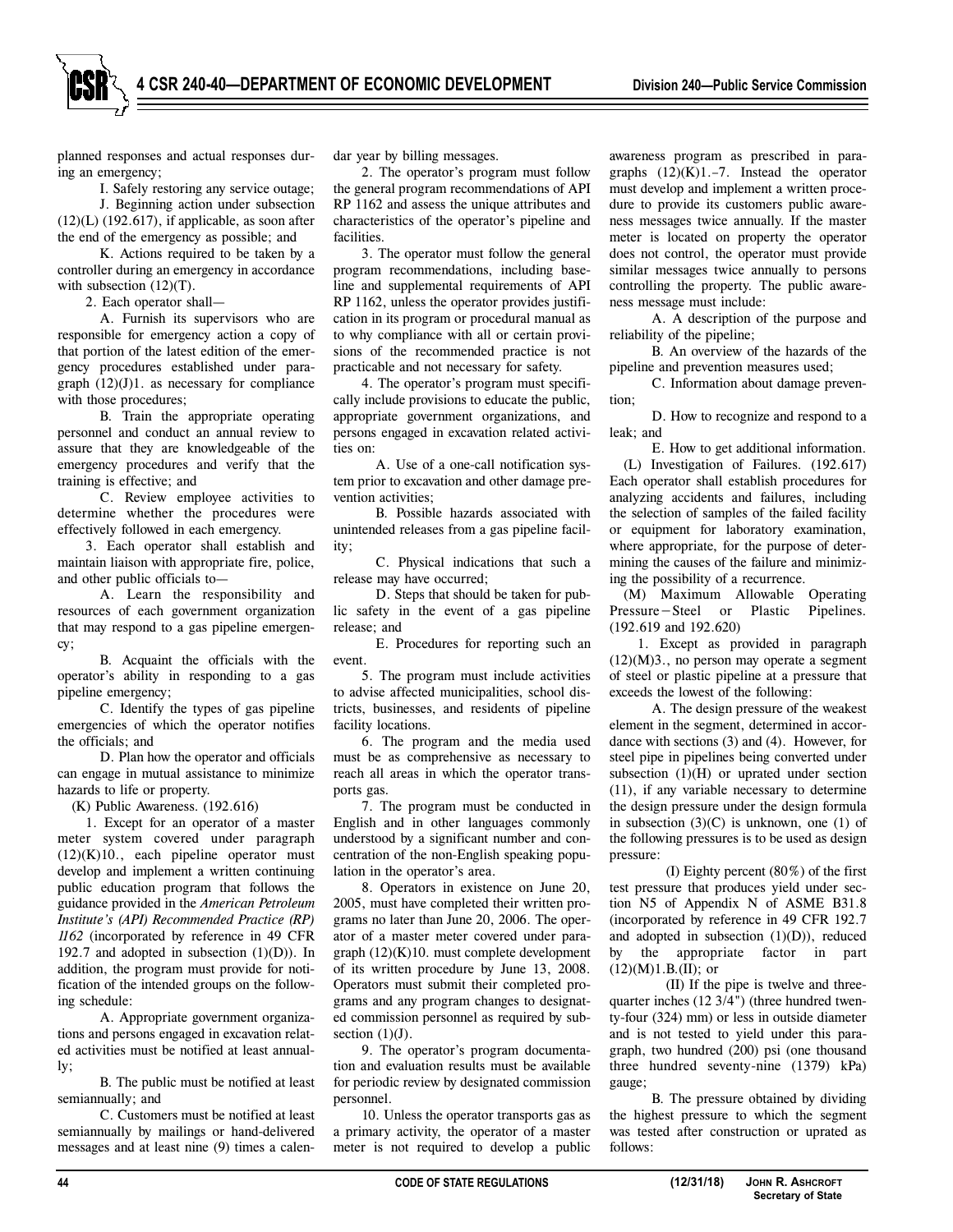planned responses and actual responses during an emergency;

I. Safely restoring any service outage;

J. Beginning action under subsection (12)(L) (192.617), if applicable, as soon after the end of the emergency as possible; and

K. Actions required to be taken by a controller during an emergency in accordance with subsection (12)(T).

2. Each operator shall—

A. Furnish its supervisors who are responsible for emergency action a copy of that portion of the latest edition of the emergency procedures established under paragraph (12)(J)1. as necessary for compliance with those procedures;

B. Train the appropriate operating personnel and conduct an annual review to assure that they are knowledgeable of the emergency procedures and verify that the training is effective; and

C. Review employee activities to determine whether the procedures were effectively followed in each emergency.

3. Each operator shall establish and maintain liaison with appropriate fire, police, and other public officials to—

A. Learn the responsibility and resources of each government organization that may respond to a gas pipeline emergency;

B. Acquaint the officials with the operator's ability in responding to a gas pipeline emergency;

C. Identify the types of gas pipeline emergencies of which the operator notifies the officials; and

D. Plan how the operator and officials can engage in mutual assistance to minimize hazards to life or property.

(K) Public Awareness. (192.616)

1. Except for an operator of a master meter system covered under paragraph (12)(K)10., each pipeline operator must develop and implement a written continuing public education program that follows the guidance provided in the *American Petroleum Institute's (API) Recommended Practice (RP) 1162* (incorporated by reference in 49 CFR 192.7 and adopted in subsection (1)(D)). In addition, the program must provide for notification of the intended groups on the following schedule:

A. Appropriate government organizations and persons engaged in excavation related activities must be notified at least annually;

B. The public must be notified at least semiannually; and

C. Customers must be notified at least semiannually by mailings or hand-delivered messages and at least nine (9) times a calendar year by billing messages.

2. The operator's program must follow the general program recommendations of API RP 1162 and assess the unique attributes and characteristics of the operator's pipeline and facilities.

3. The operator must follow the general program recommendations, including baseline and supplemental requirements of API RP 1162, unless the operator provides justification in its program or procedural manual as to why compliance with all or certain provisions of the recommended practice is not practicable and not necessary for safety.

4. The operator's program must specifically include provisions to educate the public, appropriate government organizations, and persons engaged in excavation related activities on:

A. Use of a one-call notification system prior to excavation and other damage prevention activities;

B. Possible hazards associated with unintended releases from a gas pipeline facility;

C. Physical indications that such a release may have occurred;

D. Steps that should be taken for public safety in the event of a gas pipeline release; and

E. Procedures for reporting such an event.

5. The program must include activities to advise affected municipalities, school districts, businesses, and residents of pipeline facility locations.

6. The program and the media used must be as comprehensive as necessary to reach all areas in which the operator transports gas.

7. The program must be conducted in English and in other languages commonly understood by a significant number and concentration of the non-English speaking population in the operator's area.

8. Operators in existence on June 20, 2005, must have completed their written programs no later than June 20, 2006. The operator of a master meter covered under paragraph (12)(K)10. must complete development of its written procedure by June 13, 2008. Operators must submit their completed programs and any program changes to designated commission personnel as required by subsection (1)(J).

9. The operator's program documentation and evaluation results must be available for periodic review by designated commission personnel.

10. Unless the operator transports gas as a primary activity, the operator of a master meter is not required to develop a public awareness program as prescribed in paragraphs (12)(K)1.–7. Instead the operator must develop and implement a written procedure to provide its customers public awareness messages twice annually. If the master meter is located on property the operator does not control, the operator must provide similar messages twice annually to persons controlling the property. The public awareness message must include:

A. A description of the purpose and reliability of the pipeline;

B. An overview of the hazards of the pipeline and prevention measures used;

C. Information about damage prevention;

D. How to recognize and respond to a leak; and

E. How to get additional information.

(L) Investigation of Failures. (192.617) Each operator shall establish procedures for analyzing accidents and failures, including the selection of samples of the failed facility or equipment for laboratory examination, where appropriate, for the purpose of determining the causes of the failure and minimizing the possibility of a recurrence.

(M) Maximum Allowable Operating Pressure—Steel or Plastic Pipelines. (192.619 and 192.620)

1. Except as provided in paragraph (12)(M)3., no person may operate a segment of steel or plastic pipeline at a pressure that exceeds the lowest of the following:

A. The design pressure of the weakest element in the segment, determined in accordance with sections (3) and (4). However, for steel pipe in pipelines being converted under subsection (1)(H) or uprated under section (11), if any variable necessary to determine the design pressure under the design formula in subsection (3)(C) is unknown, one (1) of the following pressures is to be used as design pressure:

(I) Eighty percent (80%) of the first test pressure that produces yield under section N5 of Appendix N of ASME B31.8 (incorporated by reference in 49 CFR 192.7 and adopted in subsection (1)(D)), reduced by the appropriate factor in part (12)(M)1.B.(II); or

(II) If the pipe is twelve and three-quarter inches (12 3/4") (three hundred twenty-four (324) mm) or less in outside diameter and is not tested to yield under this paragraph, two hundred (200) psi (one thousand three hundred seventy-nine (1379) kPa) gauge;

B. The pressure obtained by dividing the highest pressure to which the segment was tested after construction or uprated as follows: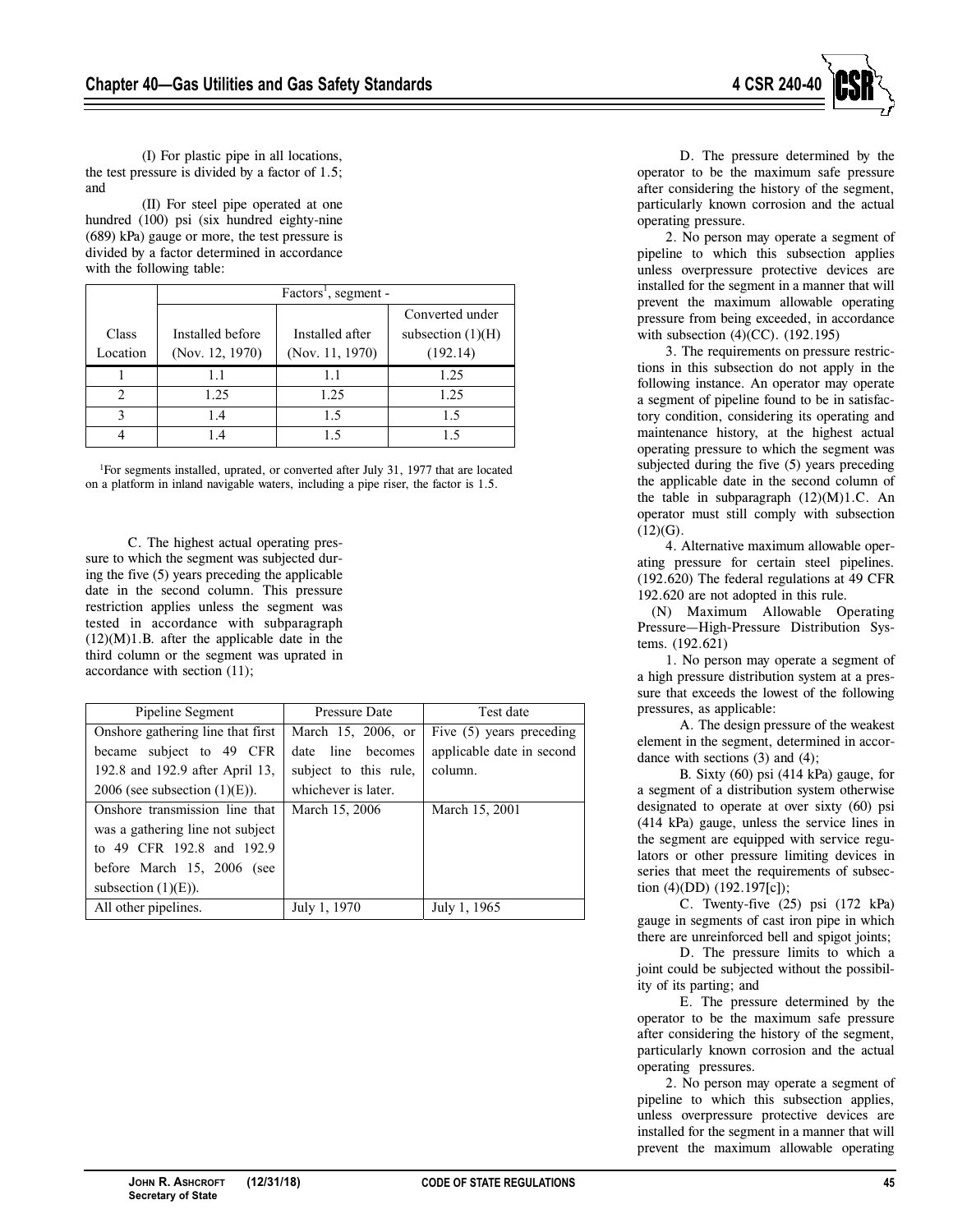(I) For plastic pipe in all locations, the test pressure is divided by a factor of 1.5; and

(II) For steel pipe operated at one hundred (100) psi (six hundred eighty-nine (689) kPa) gauge or more, the test pressure is divided by a factor determined in accordance with the following table:

| Class Location | Factors[1], segment - | | |
|---|---|---|---|
| | Installed before (Nov. 12, 1970) | Installed after (Nov. 11, 1970) | Converted under subsection (1)(H) (192.14) |
| 1 | 1.1 | 1.1 | 1.25 |
| 2 | 1.25 | 1.25 | 1.25 |
| 3 | 1.4 | 1.5 | 1.5 |
| 4 | 1.4 | 1.5 | 1.5 |

[1]For segments installed, uprated, or converted after July 31, 1977 that are located on a platform in inland navigable waters, including a pipe riser, the factor is 1.5.

C. The highest actual operating pressure to which the segment was subjected during the five (5) years preceding the applicable date in the second column. This pressure restriction applies unless the segment was tested in accordance with subparagraph (12)(M)1.B. after the applicable date in the third column or the segment was uprated in accordance with section (11);

| Pipeline Segment | Pressure Date | Test date |
|---|---|---|
| Onshore gathering line that first became subject to 49 CFR 192.8 and 192.9 after April 13, 2006 (see subsection (1)(E)). | March 15, 2006, or date line becomes subject to this rule, whichever is later. | Five (5) years preceding applicable date in second column. |
| Onshore transmission line that was a gathering line not subject to 49 CFR 192.8 and 192.9 before March 15, 2006 (see subsection (1)(E)). | March 15, 2006 | March 15, 2001 |
| All other pipelines. | July 1, 1970 | July 1, 1965 |

D. The pressure determined by the operator to be the maximum safe pressure after considering the history of the segment, particularly known corrosion and the actual operating pressure.

2. No person may operate a segment of pipeline to which this subsection applies unless overpressure protective devices are installed for the segment in a manner that will prevent the maximum allowable operating pressure from being exceeded, in accordance with subsection (4)(CC). (192.195)

3. The requirements on pressure restrictions in this subsection do not apply in the following instance. An operator may operate a segment of pipeline found to be in satisfactory condition, considering its operating and maintenance history, at the highest actual operating pressure to which the segment was subjected during the five (5) years preceding the applicable date in the second column of the table in subparagraph (12)(M)1.C. An operator must still comply with subsection (12)(G).

4. Alternative maximum allowable operating pressure for certain steel pipelines. (192.620) The federal regulations at 49 CFR 192.620 are not adopted in this rule.

(N) Maximum Allowable Operating Pressure—High-Pressure Distribution Systems. (192.621)

1. No person may operate a segment of a high pressure distribution system at a pressure that exceeds the lowest of the following pressures, as applicable:

A. The design pressure of the weakest element in the segment, determined in accordance with sections (3) and (4);

B. Sixty (60) psi (414 kPa) gauge, for a segment of a distribution system otherwise designated to operate at over sixty (60) psi (414 kPa) gauge, unless the service lines in the segment are equipped with service regulators or other pressure limiting devices in series that meet the requirements of subsection (4)(DD) (192.197[c]);

C. Twenty-five (25) psi (172 kPa) gauge in segments of cast iron pipe in which there are unreinforced bell and spigot joints;

D. The pressure limits to which a joint could be subjected without the possibility of its parting; and

E. The pressure determined by the operator to be the maximum safe pressure after considering the history of the segment, particularly known corrosion and the actual operating pressures.

2. No person may operate a segment of pipeline to which this subsection applies, unless overpressure protective devices are installed for the segment in a manner that will prevent the maximum allowable operating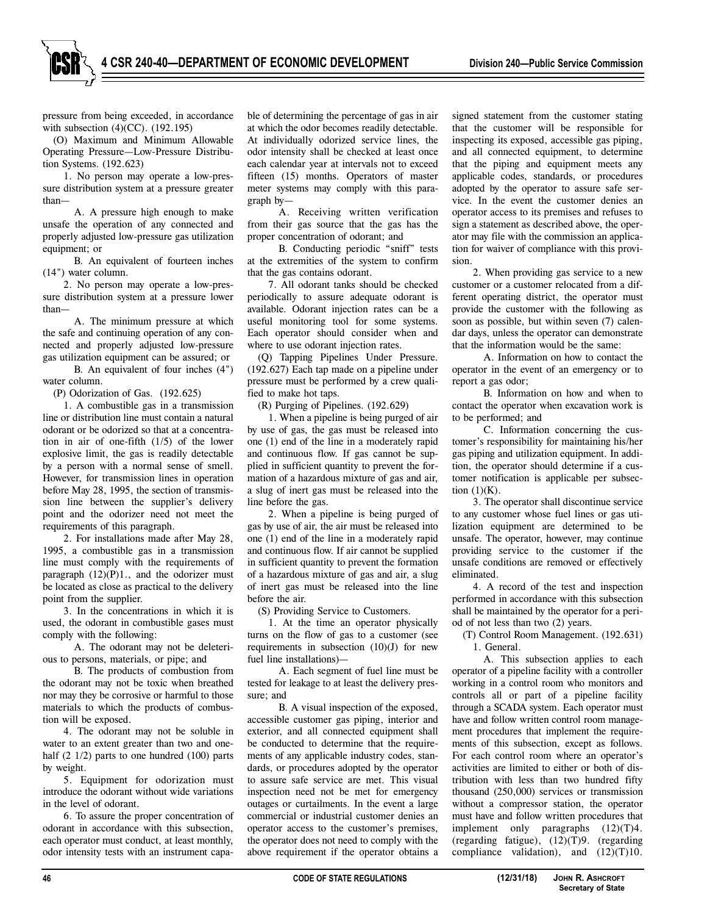pressure from being exceeded, in accordance with subsection (4)(CC). (192.195)

(O) Maximum and Minimum Allowable Operating Pressure—Low-Pressure Distribution Systems. (192.623)

1. No person may operate a low-pressure distribution system at a pressure greater than—

A. A pressure high enough to make unsafe the operation of any connected and properly adjusted low-pressure gas utilization equipment; or

B. An equivalent of fourteen inches (14") water column.

2. No person may operate a low-pressure distribution system at a pressure lower than—

A. The minimum pressure at which the safe and continuing operation of any connected and properly adjusted low-pressure gas utilization equipment can be assured; or

B. An equivalent of four inches (4") water column.

(P) Odorization of Gas. (192.625)

1. A combustible gas in a transmission line or distribution line must contain a natural odorant or be odorized so that at a concentration in air of one-fifth (1/5) of the lower explosive limit, the gas is readily detectable by a person with a normal sense of smell. However, for transmission lines in operation before May 28, 1995, the section of transmission line between the supplier's delivery point and the odorizer need not meet the requirements of this paragraph.

2. For installations made after May 28, 1995, a combustible gas in a transmission line must comply with the requirements of paragraph (12)(P)1., and the odorizer must be located as close as practical to the delivery point from the supplier.

3. In the concentrations in which it is used, the odorant in combustible gases must comply with the following:

A. The odorant may not be deleterious to persons, materials, or pipe; and

B. The products of combustion from the odorant may not be toxic when breathed nor may they be corrosive or harmful to those materials to which the products of combustion will be exposed.

4. The odorant may not be soluble in water to an extent greater than two and one-half (2 1/2) parts to one hundred (100) parts by weight.

5. Equipment for odorization must introduce the odorant without wide variations in the level of odorant.

6. To assure the proper concentration of odorant in accordance with this subsection, each operator must conduct, at least monthly, odor intensity tests with an instrument capable of determining the percentage of gas in air at which the odor becomes readily detectable. At individually odorized service lines, the odor intensity shall be checked at least once each calendar year at intervals not to exceed fifteen (15) months. Operators of master meter systems may comply with this paragraph by—

A. Receiving written verification from their gas source that the gas has the proper concentration of odorant; and

B. Conducting periodic "sniff" tests at the extremities of the system to confirm that the gas contains odorant.

7. All odorant tanks should be checked periodically to assure adequate odorant is available. Odorant injection rates can be a useful monitoring tool for some systems. Each operator should consider when and where to use odorant injection rates.

(Q) Tapping Pipelines Under Pressure. (192.627) Each tap made on a pipeline under pressure must be performed by a crew qualified to make hot taps.

(R) Purging of Pipelines. (192.629)

1. When a pipeline is being purged of air by use of gas, the gas must be released into one (1) end of the line in a moderately rapid and continuous flow. If gas cannot be supplied in sufficient quantity to prevent the formation of a hazardous mixture of gas and air, a slug of inert gas must be released into the line before the gas.

2. When a pipeline is being purged of gas by use of air, the air must be released into one (1) end of the line in a moderately rapid and continuous flow. If air cannot be supplied in sufficient quantity to prevent the formation of a hazardous mixture of gas and air, a slug of inert gas must be released into the line before the air.

(S) Providing Service to Customers.

1. At the time an operator physically turns on the flow of gas to a customer (see requirements in subsection (10)(J) for new fuel line installations)—

A. Each segment of fuel line must be tested for leakage to at least the delivery pressure; and

B. A visual inspection of the exposed, accessible customer gas piping, interior and exterior, and all connected equipment shall be conducted to determine that the requirements of any applicable industry codes, standards, or procedures adopted by the operator to assure safe service are met. This visual inspection need not be met for emergency outages or curtailments. In the event a large commercial or industrial customer denies an operator access to the customer's premises, the operator does not need to comply with the above requirement if the operator obtains a signed statement from the customer stating that the customer will be responsible for inspecting its exposed, accessible gas piping, and all connected equipment, to determine that the piping and equipment meets any applicable codes, standards, or procedures adopted by the operator to assure safe service. In the event the customer denies an operator access to its premises and refuses to sign a statement as described above, the operator may file with the commission an application for waiver of compliance with this provision.

2. When providing gas service to a new customer or a customer relocated from a different operating district, the operator must provide the customer with the following as soon as possible, but within seven (7) calendar days, unless the operator can demonstrate that the information would be the same:

A. Information on how to contact the operator in the event of an emergency or to report a gas odor;

B. Information on how and when to contact the operator when excavation work is to be performed; and

C. Information concerning the customer's responsibility for maintaining his/her gas piping and utilization equipment. In addition, the operator should determine if a customer notification is applicable per subsection (1)(K).

3. The operator shall discontinue service to any customer whose fuel lines or gas utilization equipment are determined to be unsafe. The operator, however, may continue providing service to the customer if the unsafe conditions are removed or effectively eliminated.

4. A record of the test and inspection performed in accordance with this subsection shall be maintained by the operator for a period of not less than two (2) years.

(T) Control Room Management. (192.631)

1. General.

A. This subsection applies to each operator of a pipeline facility with a controller working in a control room who monitors and controls all or part of a pipeline facility through a SCADA system. Each operator must have and follow written control room management procedures that implement the requirements of this subsection, except as follows. For each control room where an operator's activities are limited to either or both of distribution with less than two hundred fifty thousand (250,000) services or transmission without a compressor station, the operator must have and follow written procedures that implement only paragraphs (12)(T)4. (regarding fatigue), (12)(T)9. (regarding compliance validation), and (12)(T)10.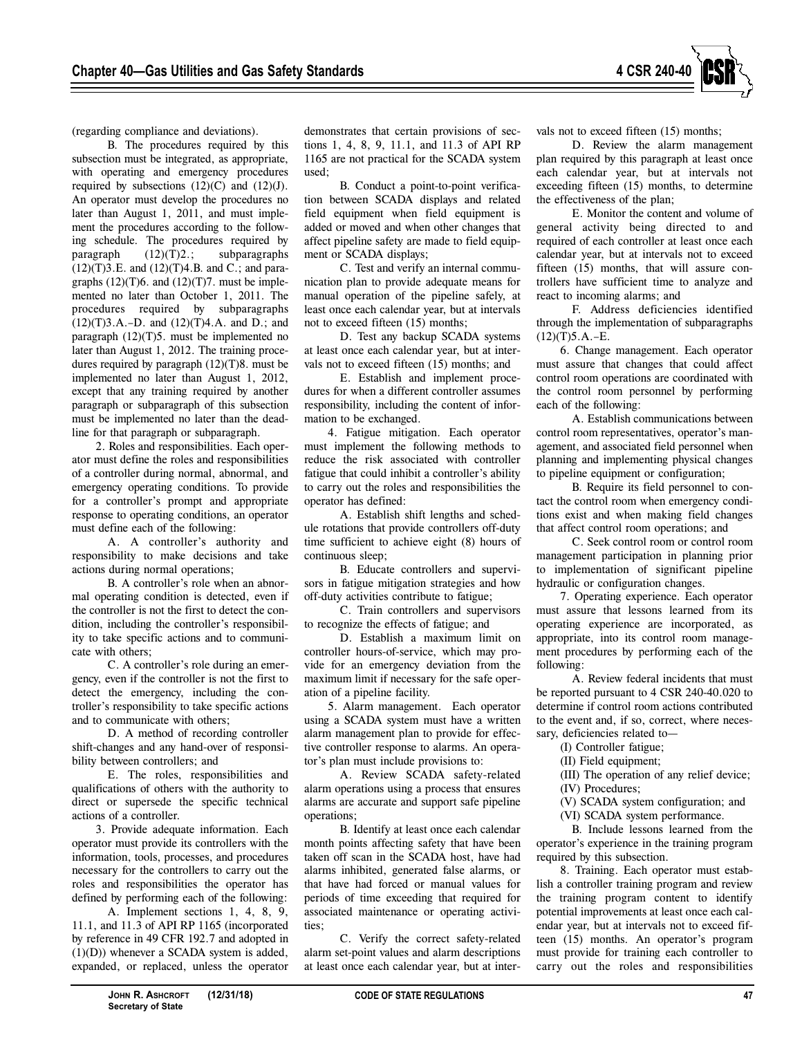(regarding compliance and deviations).

B. The procedures required by this subsection must be integrated, as appropriate, with operating and emergency procedures required by subsections (12)(C) and (12)(J). An operator must develop the procedures no later than August 1, 2011, and must implement the procedures according to the following schedule. The procedures required by paragraph (12)(T)2.; subparagraphs (12)(T)3.E. and (12)(T)4.B. and C.; and paragraphs (12)(T)6. and (12)(T)7. must be implemented no later than October 1, 2011. The procedures required by subparagraphs (12)(T)3.A.–D. and (12)(T)4.A. and D.; and paragraph (12)(T)5. must be implemented no later than August 1, 2012. The training procedures required by paragraph (12)(T)8. must be implemented no later than August 1, 2012, except that any training required by another paragraph or subparagraph of this subsection must be implemented no later than the deadline for that paragraph or subparagraph.

2. Roles and responsibilities. Each operator must define the roles and responsibilities of a controller during normal, abnormal, and emergency operating conditions. To provide for a controller's prompt and appropriate response to operating conditions, an operator must define each of the following:

A. A controller's authority and responsibility to make decisions and take actions during normal operations;

B. A controller's role when an abnormal operating condition is detected, even if the controller is not the first to detect the condition, including the controller's responsibility to take specific actions and to communicate with others;

C. A controller's role during an emergency, even if the controller is not the first to detect the emergency, including the controller's responsibility to take specific actions and to communicate with others;

D. A method of recording controller shift-changes and any hand-over of responsibility between controllers; and

E. The roles, responsibilities and qualifications of others with the authority to direct or supersede the specific technical actions of a controller.

3. Provide adequate information. Each operator must provide its controllers with the information, tools, processes, and procedures necessary for the controllers to carry out the roles and responsibilities the operator has defined by performing each of the following:

A. Implement sections 1, 4, 8, 9, 11.1, and 11.3 of API RP 1165 (incorporated by reference in 49 CFR 192.7 and adopted in (1)(D)) whenever a SCADA system is added, expanded, or replaced, unless the operator demonstrates that certain provisions of sections 1, 4, 8, 9, 11.1, and 11.3 of API RP 1165 are not practical for the SCADA system used;

B. Conduct a point-to-point verification between SCADA displays and related field equipment when field equipment is added or moved and when other changes that affect pipeline safety are made to field equipment or SCADA displays;

C. Test and verify an internal communication plan to provide adequate means for manual operation of the pipeline safely, at least once each calendar year, but at intervals not to exceed fifteen (15) months;

D. Test any backup SCADA systems at least once each calendar year, but at intervals not to exceed fifteen (15) months; and

E. Establish and implement procedures for when a different controller assumes responsibility, including the content of information to be exchanged.

4. Fatigue mitigation. Each operator must implement the following methods to reduce the risk associated with controller fatigue that could inhibit a controller's ability to carry out the roles and responsibilities the operator has defined:

A. Establish shift lengths and schedule rotations that provide controllers off-duty time sufficient to achieve eight (8) hours of continuous sleep;

B. Educate controllers and supervisors in fatigue mitigation strategies and how off-duty activities contribute to fatigue;

C. Train controllers and supervisors to recognize the effects of fatigue; and

D. Establish a maximum limit on controller hours-of-service, which may provide for an emergency deviation from the maximum limit if necessary for the safe operation of a pipeline facility.

5. Alarm management. Each operator using a SCADA system must have a written alarm management plan to provide for effective controller response to alarms. An operator's plan must include provisions to:

A. Review SCADA safety-related alarm operations using a process that ensures alarms are accurate and support safe pipeline operations;

B. Identify at least once each calendar month points affecting safety that have been taken off scan in the SCADA host, have had alarms inhibited, generated false alarms, or that have had forced or manual values for periods of time exceeding that required for associated maintenance or operating activities;

C. Verify the correct safety-related alarm set-point values and alarm descriptions at least once each calendar year, but at intervals not to exceed fifteen (15) months;

D. Review the alarm management plan required by this paragraph at least once each calendar year, but at intervals not exceeding fifteen (15) months, to determine the effectiveness of the plan;

E. Monitor the content and volume of general activity being directed to and required of each controller at least once each calendar year, but at intervals not to exceed fifteen (15) months, that will assure controllers have sufficient time to analyze and react to incoming alarms; and

F. Address deficiencies identified through the implementation of subparagraphs (12)(T)5.A.–E.

6. Change management. Each operator must assure that changes that could affect control room operations are coordinated with the control room personnel by performing each of the following:

A. Establish communications between control room representatives, operator's management, and associated field personnel when planning and implementing physical changes to pipeline equipment or configuration;

B. Require its field personnel to contact the control room when emergency conditions exist and when making field changes that affect control room operations; and

C. Seek control room or control room management participation in planning prior to implementation of significant pipeline hydraulic or configuration changes.

7. Operating experience. Each operator must assure that lessons learned from its operating experience are incorporated, as appropriate, into its control room management procedures by performing each of the following:

A. Review federal incidents that must be reported pursuant to 4 CSR 240-40.020 to determine if control room actions contributed to the event and, if so, correct, where necessary, deficiencies related to—

(I) Controller fatigue;

(II) Field equipment;

(III) The operation of any relief device;

(IV) Procedures;

(V) SCADA system configuration; and

(VI) SCADA system performance.

B. Include lessons learned from the operator's experience in the training program required by this subsection.

8. Training. Each operator must establish a controller training program and review the training program content to identify potential improvements at least once each calendar year, but at intervals not to exceed fifteen (15) months. An operator's program must provide for training each controller to carry out the roles and responsibilities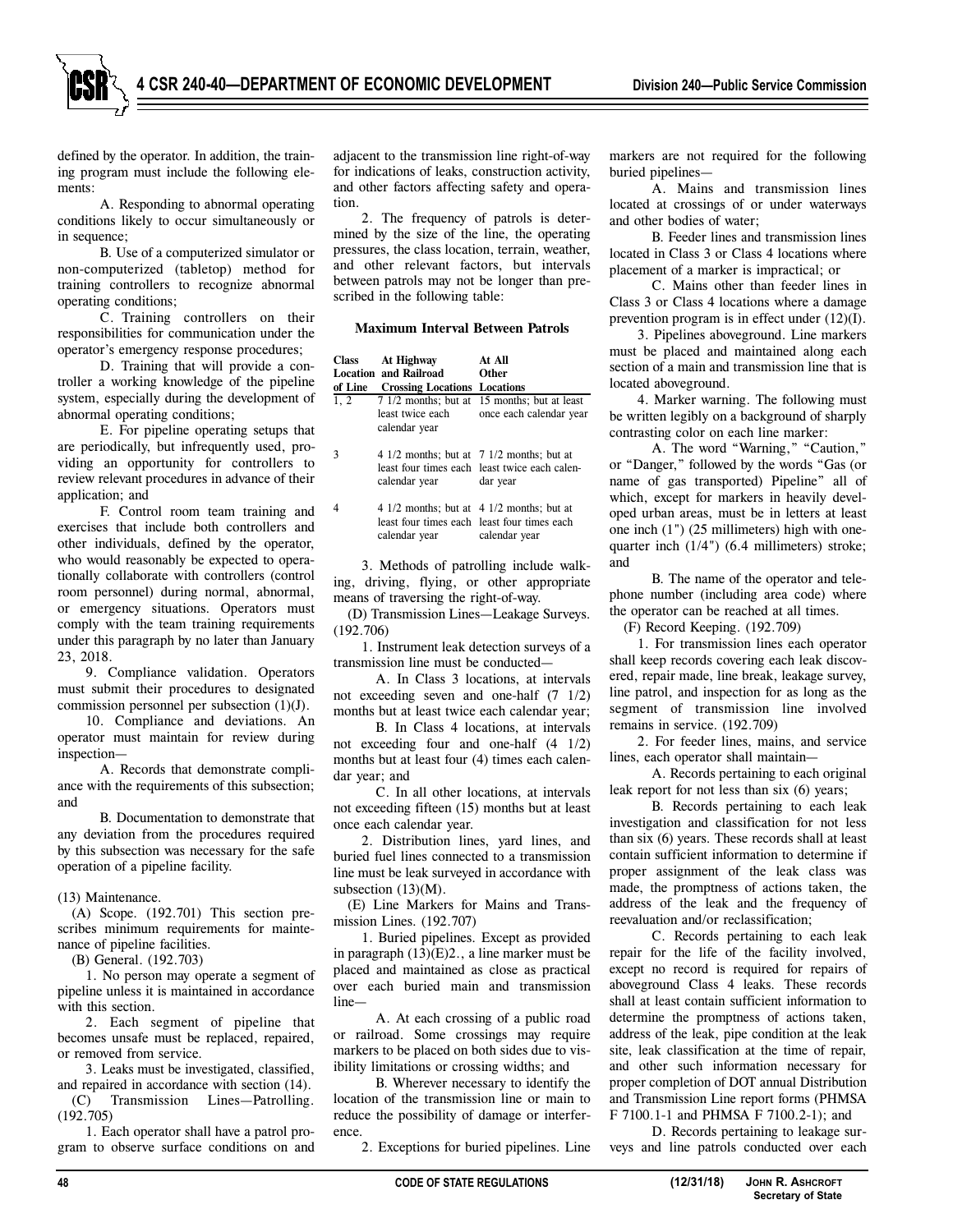defined by the operator. In addition, the training program must include the following elements:

A. Responding to abnormal operating conditions likely to occur simultaneously or in sequence;

B. Use of a computerized simulator or non-computerized (tabletop) method for training controllers to recognize abnormal operating conditions;

C. Training controllers on their responsibilities for communication under the operator's emergency response procedures;

D. Training that will provide a controller a working knowledge of the pipeline system, especially during the development of abnormal operating conditions;

E. For pipeline operating setups that are periodically, but infrequently used, providing an opportunity for controllers to review relevant procedures in advance of their application; and

F. Control room team training and exercises that include both controllers and other individuals, defined by the operator, who would reasonably be expected to operationally collaborate with controllers (control room personnel) during normal, abnormal, or emergency situations. Operators must comply with the team training requirements under this paragraph by no later than January 23, 2018.

9. Compliance validation. Operators must submit their procedures to designated commission personnel per subsection (1)(J).

10. Compliance and deviations. An operator must maintain for review during inspection—

A. Records that demonstrate compliance with the requirements of this subsection; and

B. Documentation to demonstrate that any deviation from the procedures required by this subsection was necessary for the safe operation of a pipeline facility.

(13) Maintenance.

(A) Scope. (192.701) This section prescribes minimum requirements for maintenance of pipeline facilities.

(B) General. (192.703)

1. No person may operate a segment of pipeline unless it is maintained in accordance with this section.

2. Each segment of pipeline that becomes unsafe must be replaced, repaired, or removed from service.

3. Leaks must be investigated, classified, and repaired in accordance with section (14).

(C) Transmission Lines—Patrolling. (192.705)

1. Each operator shall have a patrol program to observe surface conditions on and adjacent to the transmission line right-of-way for indications of leaks, construction activity, and other factors affecting safety and operation.

2. The frequency of patrols is determined by the size of the line, the operating pressures, the class location, terrain, weather, and other relevant factors, but intervals between patrols may not be longer than prescribed in the following table:

**Maximum Interval Between Patrols**

| Class Location of Line | At Highway and Railroad Crossing Locations | At All Other Locations |
|---|---|---|
| 1, 2 | 7 1/2 months; but at least twice each calendar year | 15 months; but at least once each calendar year |
| 3 | 4 1/2 months; but at least four times each calendar year | 7 1/2 months; but at least twice each calendar year |
| 4 | 4 1/2 months; but at least four times each calendar year | 4 1/2 months; but at least four times each calendar year |

3. Methods of patrolling include walking, driving, flying, or other appropriate means of traversing the right-of-way.

(D) Transmission Lines—Leakage Surveys. (192.706)

1. Instrument leak detection surveys of a transmission line must be conducted—

A. In Class 3 locations, at intervals not exceeding seven and one-half (7 1/2) months but at least twice each calendar year;

B. In Class 4 locations, at intervals not exceeding four and one-half (4 1/2) months but at least four (4) times each calendar year; and

C. In all other locations, at intervals not exceeding fifteen (15) months but at least once each calendar year.

2. Distribution lines, yard lines, and buried fuel lines connected to a transmission line must be leak surveyed in accordance with subsection (13)(M).

(E) Line Markers for Mains and Transmission Lines. (192.707)

1. Buried pipelines. Except as provided in paragraph (13)(E)2., a line marker must be placed and maintained as close as practical over each buried main and transmission line—

A. At each crossing of a public road or railroad. Some crossings may require markers to be placed on both sides due to visibility limitations or crossing widths; and

B. Wherever necessary to identify the location of the transmission line or main to reduce the possibility of damage or interference.

2. Exceptions for buried pipelines. Line markers are not required for the following buried pipelines—

A. Mains and transmission lines located at crossings of or under waterways and other bodies of water;

B. Feeder lines and transmission lines located in Class 3 or Class 4 locations where placement of a marker is impractical; or

C. Mains other than feeder lines in Class 3 or Class 4 locations where a damage prevention program is in effect under (12)(I).

3. Pipelines aboveground. Line markers must be placed and maintained along each section of a main and transmission line that is located aboveground.

4. Marker warning. The following must be written legibly on a background of sharply contrasting color on each line marker:

A. The word "Warning," "Caution," or "Danger," followed by the words "Gas (or name of gas transported) Pipeline" all of which, except for markers in heavily developed urban areas, must be in letters at least one inch (1") (25 millimeters) high with one-quarter inch (1/4") (6.4 millimeters) stroke; and

B. The name of the operator and telephone number (including area code) where the operator can be reached at all times.

(F) Record Keeping. (192.709)

1. For transmission lines each operator shall keep records covering each leak discovered, repair made, line break, leakage survey, line patrol, and inspection for as long as the segment of transmission line involved remains in service. (192.709)

2. For feeder lines, mains, and service lines, each operator shall maintain—

A. Records pertaining to each original leak report for not less than six (6) years;

B. Records pertaining to each leak investigation and classification for not less than six (6) years. These records shall at least contain sufficient information to determine if proper assignment of the leak class was made, the promptness of actions taken, the address of the leak and the frequency of reevaluation and/or reclassification;

C. Records pertaining to each leak repair for the life of the facility involved, except no record is required for repairs of aboveground Class 4 leaks. These records shall at least contain sufficient information to determine the promptness of actions taken, address of the leak, pipe condition at the leak site, leak classification at the time of repair, and other such information necessary for proper completion of DOT annual Distribution and Transmission Line report forms (PHMSA F 7100.1-1 and PHMSA F 7100.2-1); and

D. Records pertaining to leakage surveys and line patrols conducted over each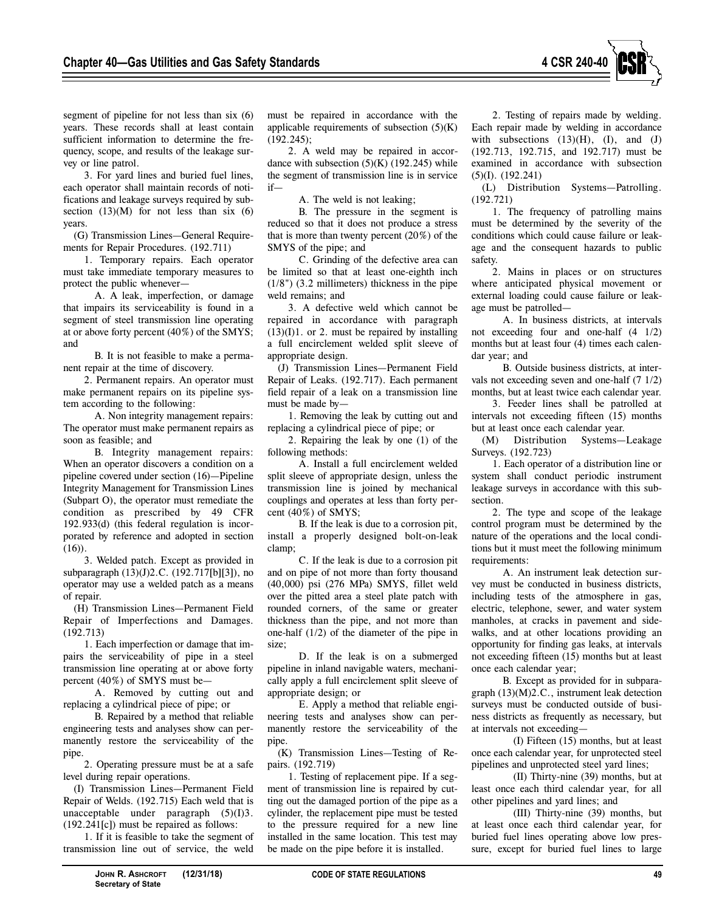segment of pipeline for not less than six (6) years. These records shall at least contain sufficient information to determine the frequency, scope, and results of the leakage survey or line patrol.

3. For yard lines and buried fuel lines, each operator shall maintain records of notifications and leakage surveys required by subsection (13)(M) for not less than six (6) years.

(G) Transmission Lines—General Requirements for Repair Procedures. (192.711)

1. Temporary repairs. Each operator must take immediate temporary measures to protect the public whenever—

A. A leak, imperfection, or damage that impairs its serviceability is found in a segment of steel transmission line operating at or above forty percent (40%) of the SMYS; and

B. It is not feasible to make a permanent repair at the time of discovery.

2. Permanent repairs. An operator must make permanent repairs on its pipeline system according to the following:

A. Non integrity management repairs: The operator must make permanent repairs as soon as feasible; and

B. Integrity management repairs: When an operator discovers a condition on a pipeline covered under section (16)—Pipeline Integrity Management for Transmission Lines (Subpart O), the operator must remediate the condition as prescribed by 49 CFR 192.933(d) (this federal regulation is incorporated by reference and adopted in section (16)).

3. Welded patch. Except as provided in subparagraph (13)(J)2.C. (192.717[b][3]), no operator may use a welded patch as a means of repair.

(H) Transmission Lines—Permanent Field Repair of Imperfections and Damages. (192.713)

1. Each imperfection or damage that impairs the serviceability of pipe in a steel transmission line operating at or above forty percent (40%) of SMYS must be—

A. Removed by cutting out and replacing a cylindrical piece of pipe; or

B. Repaired by a method that reliable engineering tests and analyses show can permanently restore the serviceability of the pipe.

2. Operating pressure must be at a safe level during repair operations.

(I) Transmission Lines—Permanent Field Repair of Welds. (192.715) Each weld that is unacceptable under paragraph (5)(I)3. (192.241[c]) must be repaired as follows:

1. If it is feasible to take the segment of transmission line out of service, the weld must be repaired in accordance with the applicable requirements of subsection (5)(K) (192.245);

2. A weld may be repaired in accordance with subsection (5)(K) (192.245) while the segment of transmission line is in service if—

A. The weld is not leaking;

B. The pressure in the segment is reduced so that it does not produce a stress that is more than twenty percent (20%) of the SMYS of the pipe; and

C. Grinding of the defective area can be limited so that at least one-eighth inch (1/8") (3.2 millimeters) thickness in the pipe weld remains; and

3. A defective weld which cannot be repaired in accordance with paragraph (13)(I)1. or 2. must be repaired by installing a full encirclement welded split sleeve of appropriate design.

(J) Transmission Lines—Permanent Field Repair of Leaks. (192.717). Each permanent field repair of a leak on a transmission line must be made by—

1. Removing the leak by cutting out and replacing a cylindrical piece of pipe; or

2. Repairing the leak by one (1) of the following methods:

A. Install a full encirclement welded split sleeve of appropriate design, unless the transmission line is joined by mechanical couplings and operates at less than forty percent (40%) of SMYS;

B. If the leak is due to a corrosion pit, install a properly designed bolt-on-leak clamp;

C. If the leak is due to a corrosion pit and on pipe of not more than forty thousand (40,000) psi (276 MPa) SMYS, fillet weld over the pitted area a steel plate patch with rounded corners, of the same or greater thickness than the pipe, and not more than one-half (1/2) of the diameter of the pipe in size;

D. If the leak is on a submerged pipeline in inland navigable waters, mechanically apply a full encirclement split sleeve of appropriate design; or

E. Apply a method that reliable engineering tests and analyses show can permanently restore the serviceability of the pipe.

(K) Transmission Lines—Testing of Repairs. (192.719)

1. Testing of replacement pipe. If a segment of transmission line is repaired by cutting out the damaged portion of the pipe as a cylinder, the replacement pipe must be tested to the pressure required for a new line installed in the same location. This test may be made on the pipe before it is installed.

2. Testing of repairs made by welding. Each repair made by welding in accordance with subsections (13)(H), (I), and (J) (192.713, 192.715, and 192.717) must be examined in accordance with subsection (5)(I). (192.241)

(L) Distribution Systems—Patrolling. (192.721)

1. The frequency of patrolling mains must be determined by the severity of the conditions which could cause failure or leakage and the consequent hazards to public safety.

2. Mains in places or on structures where anticipated physical movement or external loading could cause failure or leakage must be patrolled—

A. In business districts, at intervals not exceeding four and one-half (4 1/2) months but at least four (4) times each calendar year; and

B. Outside business districts, at intervals not exceeding seven and one-half (7 1/2) months, but at least twice each calendar year.

3. Feeder lines shall be patrolled at intervals not exceeding fifteen (15) months but at least once each calendar year.

(M) Distribution Systems—Leakage Surveys. (192.723)

1. Each operator of a distribution line or system shall conduct periodic instrument leakage surveys in accordance with this subsection.

2. The type and scope of the leakage control program must be determined by the nature of the operations and the local conditions but it must meet the following minimum requirements:

A. An instrument leak detection survey must be conducted in business districts, including tests of the atmosphere in gas, electric, telephone, sewer, and water system manholes, at cracks in pavement and sidewalks, and at other locations providing an opportunity for finding gas leaks, at intervals not exceeding fifteen (15) months but at least once each calendar year;

B. Except as provided for in subparagraph (13)(M)2.C., instrument leak detection surveys must be conducted outside of business districts as frequently as necessary, but at intervals not exceeding—

(I) Fifteen (15) months, but at least once each calendar year, for unprotected steel pipelines and unprotected steel yard lines;

(II) Thirty-nine (39) months, but at least once each third calendar year, for all other pipelines and yard lines; and

(III) Thirty-nine (39) months, but at least once each third calendar year, for buried fuel lines operating above low pressure, except for buried fuel lines to large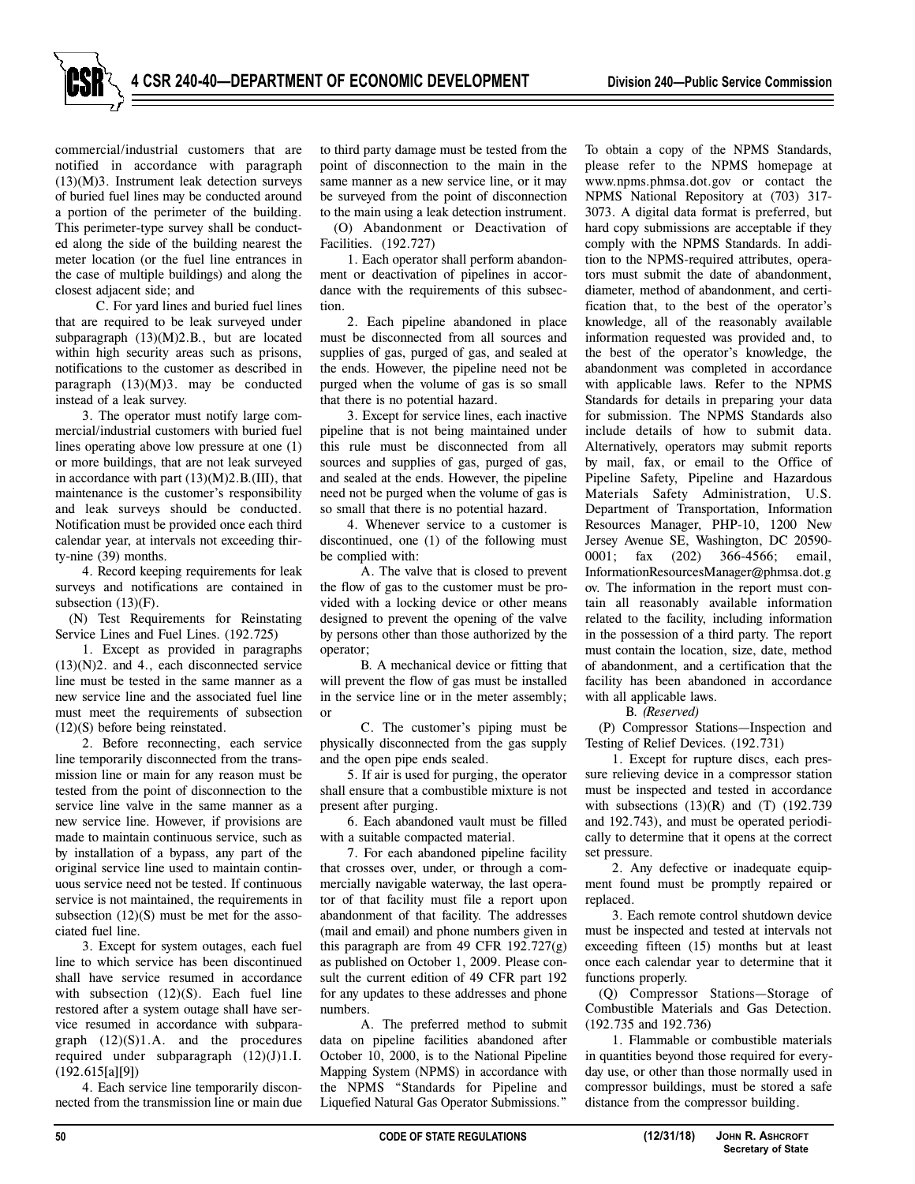commercial/industrial customers that are notified in accordance with paragraph (13)(M)3. Instrument leak detection surveys of buried fuel lines may be conducted around a portion of the perimeter of the building. This perimeter-type survey shall be conducted along the side of the building nearest the meter location (or the fuel line entrances in the case of multiple buildings) and along the closest adjacent side; and

C. For yard lines and buried fuel lines that are required to be leak surveyed under subparagraph (13)(M)2.B., but are located within high security areas such as prisons, notifications to the customer as described in paragraph (13)(M)3. may be conducted instead of a leak survey.

3. The operator must notify large commercial/industrial customers with buried fuel lines operating above low pressure at one (1) or more buildings, that are not leak surveyed in accordance with part (13)(M)2.B.(III), that maintenance is the customer's responsibility and leak surveys should be conducted. Notification must be provided once each third calendar year, at intervals not exceeding thirty-nine (39) months.

4. Record keeping requirements for leak surveys and notifications are contained in subsection (13)(F).

(N) Test Requirements for Reinstating Service Lines and Fuel Lines. (192.725)

1. Except as provided in paragraphs (13)(N)2. and 4., each disconnected service line must be tested in the same manner as a new service line and the associated fuel line must meet the requirements of subsection (12)(S) before being reinstated.

2. Before reconnecting, each service line temporarily disconnected from the transmission line or main for any reason must be tested from the point of disconnection to the service line valve in the same manner as a new service line. However, if provisions are made to maintain continuous service, such as by installation of a bypass, any part of the original service line used to maintain continuous service need not be tested. If continuous service is not maintained, the requirements in subsection (12)(S) must be met for the associated fuel line.

3. Except for system outages, each fuel line to which service has been discontinued shall have service resumed in accordance with subsection (12)(S). Each fuel line restored after a system outage shall have service resumed in accordance with subparagraph (12)(S)1.A. and the procedures required under subparagraph (12)(J)1.I. (192.615[a][9])

4. Each service line temporarily disconnected from the transmission line or main due to third party damage must be tested from the point of disconnection to the main in the same manner as a new service line, or it may be surveyed from the point of disconnection to the main using a leak detection instrument.

(O) Abandonment or Deactivation of Facilities. (192.727)

1. Each operator shall perform abandonment or deactivation of pipelines in accordance with the requirements of this subsection.

2. Each pipeline abandoned in place must be disconnected from all sources and supplies of gas, purged of gas, and sealed at the ends. However, the pipeline need not be purged when the volume of gas is so small that there is no potential hazard.

3. Except for service lines, each inactive pipeline that is not being maintained under this rule must be disconnected from all sources and supplies of gas, purged of gas, and sealed at the ends. However, the pipeline need not be purged when the volume of gas is so small that there is no potential hazard.

4. Whenever service to a customer is discontinued, one (1) of the following must be complied with:

A. The valve that is closed to prevent the flow of gas to the customer must be provided with a locking device or other means designed to prevent the opening of the valve by persons other than those authorized by the operator;

B. A mechanical device or fitting that will prevent the flow of gas must be installed in the service line or in the meter assembly; or

C. The customer's piping must be physically disconnected from the gas supply and the open pipe ends sealed.

5. If air is used for purging, the operator shall ensure that a combustible mixture is not present after purging.

6. Each abandoned vault must be filled with a suitable compacted material.

7. For each abandoned pipeline facility that crosses over, under, or through a commercially navigable waterway, the last operator of that facility must file a report upon abandonment of that facility. The addresses (mail and email) and phone numbers given in this paragraph are from 49 CFR 192.727(g) as published on October 1, 2009. Please consult the current edition of 49 CFR part 192 for any updates to these addresses and phone numbers.

A. The preferred method to submit data on pipeline facilities abandoned after October 10, 2000, is to the National Pipeline Mapping System (NPMS) in accordance with the NPMS "Standards for Pipeline and Liquefied Natural Gas Operator Submissions." To obtain a copy of the NPMS Standards, please refer to the NPMS homepage at www.npms.phmsa.dot.gov or contact the NPMS National Repository at (703) 317-3073. A digital data format is preferred, but hard copy submissions are acceptable if they comply with the NPMS Standards. In addition to the NPMS-required attributes, operators must submit the date of abandonment, diameter, method of abandonment, and certification that, to the best of the operator's knowledge, all of the reasonably available information requested was provided and, to the best of the operator's knowledge, the abandonment was completed in accordance with applicable laws. Refer to the NPMS Standards for details in preparing your data for submission. The NPMS Standards also include details of how to submit data. Alternatively, operators may submit reports by mail, fax, or email to the Office of Pipeline Safety, Pipeline and Hazardous Materials Safety Administration, U.S. Department of Transportation, Information Resources Manager, PHP-10, 1200 New Jersey Avenue SE, Washington, DC 20590-0001; fax (202) 366-4566; email, InformationResourcesManager@phmsa.dot.gov. The information in the report must contain all reasonably available information related to the facility, including information in the possession of a third party. The report must contain the location, size, date, method of abandonment, and a certification that the facility has been abandoned in accordance with all applicable laws.

B. *(Reserved)*

(P) Compressor Stations—Inspection and Testing of Relief Devices. (192.731)

1. Except for rupture discs, each pressure relieving device in a compressor station must be inspected and tested in accordance with subsections (13)(R) and (T) (192.739 and 192.743), and must be operated periodically to determine that it opens at the correct set pressure.

2. Any defective or inadequate equipment found must be promptly repaired or replaced.

3. Each remote control shutdown device must be inspected and tested at intervals not exceeding fifteen (15) months but at least once each calendar year to determine that it functions properly.

(Q) Compressor Stations—Storage of Combustible Materials and Gas Detection. (192.735 and 192.736)

1. Flammable or combustible materials in quantities beyond those required for everyday use, or other than those normally used in compressor buildings, must be stored a safe distance from the compressor building.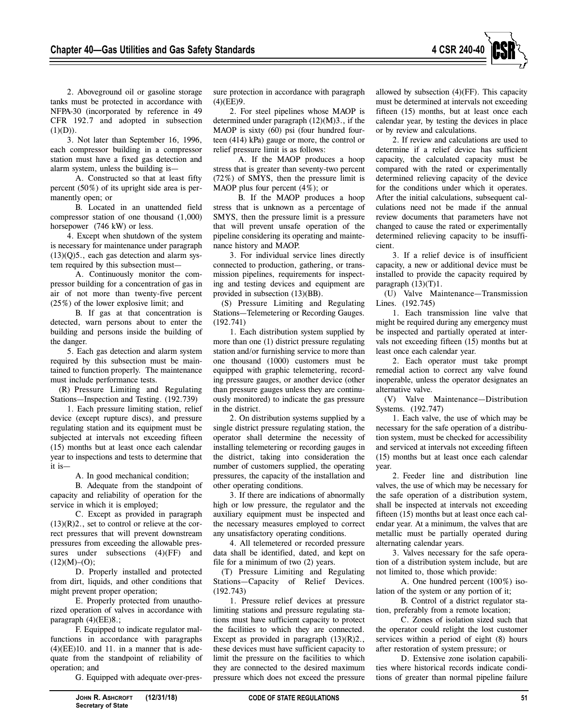2. Aboveground oil or gasoline storage tanks must be protected in accordance with NFPA-30 (incorporated by reference in 49 CFR 192.7 and adopted in subsection (1)(D)).

3. Not later than September 16, 1996, each compressor building in a compressor station must have a fixed gas detection and alarm system, unless the building is—

A. Constructed so that at least fifty percent (50%) of its upright side area is permanently open; or

B. Located in an unattended field compressor station of one thousand (1,000) horsepower (746 kW) or less.

4. Except when shutdown of the system is necessary for maintenance under paragraph (13)(Q)5., each gas detection and alarm system required by this subsection must—

A. Continuously monitor the compressor building for a concentration of gas in air of not more than twenty-five percent (25%) of the lower explosive limit; and

B. If gas at that concentration is detected, warn persons about to enter the building and persons inside the building of the danger.

5. Each gas detection and alarm system required by this subsection must be maintained to function properly. The maintenance must include performance tests.

(R) Pressure Limiting and Regulating Stations—Inspection and Testing. (192.739)

1. Each pressure limiting station, relief device (except rupture discs), and pressure regulating station and its equipment must be subjected at intervals not exceeding fifteen (15) months but at least once each calendar year to inspections and tests to determine that it is—

A. In good mechanical condition;

B. Adequate from the standpoint of capacity and reliability of operation for the service in which it is employed;

C. Except as provided in paragraph (13)(R)2., set to control or relieve at the correct pressures that will prevent downstream pressures from exceeding the allowable pressures under subsections (4)(FF) and (12)(M)–(O);

D. Properly installed and protected from dirt, liquids, and other conditions that might prevent proper operation;

E. Properly protected from unauthorized operation of valves in accordance with paragraph (4)(EE)8.;

F. Equipped to indicate regulator malfunctions in accordance with paragraphs (4)(EE)10. and 11. in a manner that is adequate from the standpoint of reliability of operation; and

G. Equipped with adequate over-pressure protection in accordance with paragraph (4)(EE)9.

2. For steel pipelines whose MAOP is determined under paragraph (12)(M)3., if the MAOP is sixty (60) psi (four hundred fourteen (414) kPa) gauge or more, the control or relief pressure limit is as follows:

A. If the MAOP produces a hoop stress that is greater than seventy-two percent (72%) of SMYS, then the pressure limit is MAOP plus four percent (4%); or

B. If the MAOP produces a hoop stress that is unknown as a percentage of SMYS, then the pressure limit is a pressure that will prevent unsafe operation of the pipeline considering its operating and maintenance history and MAOP.

3. For individual service lines directly connected to production, gathering, or transmission pipelines, requirements for inspecting and testing devices and equipment are provided in subsection (13)(BB).

(S) Pressure Limiting and Regulating Stations—Telemetering or Recording Gauges. (192.741)

1. Each distribution system supplied by more than one (1) district pressure regulating station and/or furnishing service to more than one thousand (1000) customers must be equipped with graphic telemetering, recording pressure gauges, or another device (other than pressure gauges unless they are continuously monitored) to indicate the gas pressure in the district.

2. On distribution systems supplied by a single district pressure regulating station, the operator shall determine the necessity of installing telemetering or recording gauges in the district, taking into consideration the number of customers supplied, the operating pressures, the capacity of the installation and other operating conditions.

3. If there are indications of abnormally high or low pressure, the regulator and the auxiliary equipment must be inspected and the necessary measures employed to correct any unsatisfactory operating conditions.

4. All telemetered or recorded pressure data shall be identified, dated, and kept on file for a minimum of two (2) years.

(T) Pressure Limiting and Regulating Stations—Capacity of Relief Devices. (192.743)

1. Pressure relief devices at pressure limiting stations and pressure regulating stations must have sufficient capacity to protect the facilities to which they are connected. Except as provided in paragraph (13)(R)2., these devices must have sufficient capacity to limit the pressure on the facilities to which they are connected to the desired maximum pressure which does not exceed the pressure allowed by subsection (4)(FF). This capacity must be determined at intervals not exceeding fifteen (15) months, but at least once each calendar year, by testing the devices in place or by review and calculations.

2. If review and calculations are used to determine if a relief device has sufficient capacity, the calculated capacity must be compared with the rated or experimentally determined relieving capacity of the device for the conditions under which it operates. After the initial calculations, subsequent calculations need not be made if the annual review documents that parameters have not changed to cause the rated or experimentally determined relieving capacity to be insufficient.

3. If a relief device is of insufficient capacity, a new or additional device must be installed to provide the capacity required by paragraph (13)(T)1.

(U) Valve Maintenance—Transmission Lines. (192.745)

1. Each transmission line valve that might be required during any emergency must be inspected and partially operated at intervals not exceeding fifteen (15) months but at least once each calendar year.

2. Each operator must take prompt remedial action to correct any valve found inoperable, unless the operator designates an alternative valve.

(V) Valve Maintenance—Distribution Systems. (192.747)

1. Each valve, the use of which may be necessary for the safe operation of a distribution system, must be checked for accessibility and serviced at intervals not exceeding fifteen (15) months but at least once each calendar year.

2. Feeder line and distribution line valves, the use of which may be necessary for the safe operation of a distribution system, shall be inspected at intervals not exceeding fifteen (15) months but at least once each calendar year. At a minimum, the valves that are metallic must be partially operated during alternating calendar years.

3. Valves necessary for the safe operation of a distribution system include, but are not limited to, those which provide:

A. One hundred percent (100%) isolation of the system or any portion of it;

B. Control of a district regulator station, preferably from a remote location;

C. Zones of isolation sized such that the operator could relight the lost customer services within a period of eight (8) hours after restoration of system pressure; or

D. Extensive zone isolation capabilities where historical records indicate conditions of greater than normal pipeline failure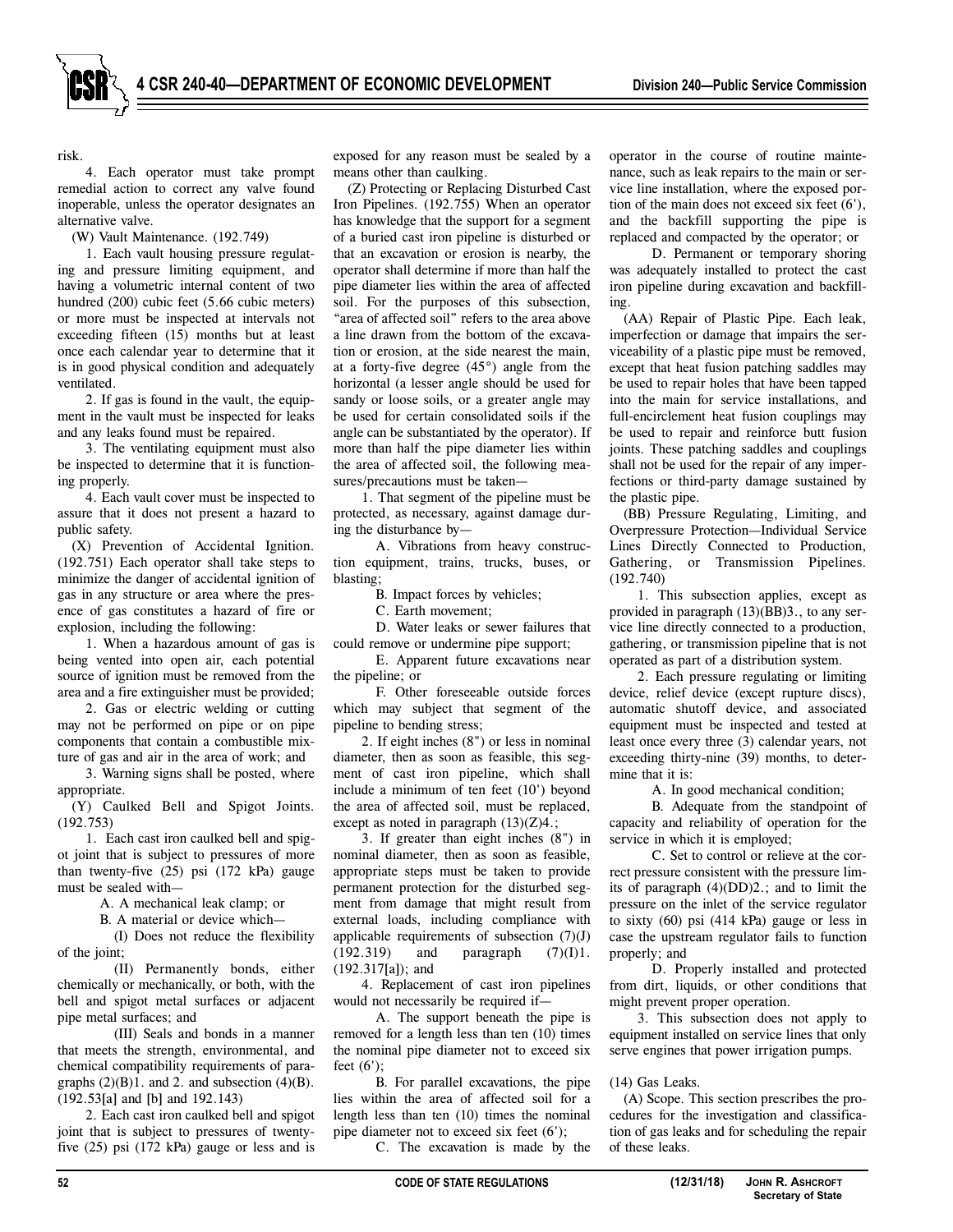risk.

4. Each operator must take prompt remedial action to correct any valve found inoperable, unless the operator designates an alternative valve.

(W) Vault Maintenance. (192.749)

1. Each vault housing pressure regulating and pressure limiting equipment, and having a volumetric internal content of two hundred (200) cubic feet (5.66 cubic meters) or more must be inspected at intervals not exceeding fifteen (15) months but at least once each calendar year to determine that it is in good physical condition and adequately ventilated.

2. If gas is found in the vault, the equipment in the vault must be inspected for leaks and any leaks found must be repaired.

3. The ventilating equipment must also be inspected to determine that it is functioning properly.

4. Each vault cover must be inspected to assure that it does not present a hazard to public safety.

(X) Prevention of Accidental Ignition. (192.751) Each operator shall take steps to minimize the danger of accidental ignition of gas in any structure or area where the presence of gas constitutes a hazard of fire or explosion, including the following:

1. When a hazardous amount of gas is being vented into open air, each potential source of ignition must be removed from the area and a fire extinguisher must be provided;

2. Gas or electric welding or cutting may not be performed on pipe or on pipe components that contain a combustible mixture of gas and air in the area of work; and

3. Warning signs shall be posted, where appropriate.

(Y) Caulked Bell and Spigot Joints. (192.753)

1. Each cast iron caulked bell and spigot joint that is subject to pressures of more than twenty-five (25) psi (172 kPa) gauge must be sealed with—

A. A mechanical leak clamp; or

B. A material or device which—

(I) Does not reduce the flexibility of the joint;

(II) Permanently bonds, either chemically or mechanically, or both, with the bell and spigot metal surfaces or adjacent pipe metal surfaces; and

(III) Seals and bonds in a manner that meets the strength, environmental, and chemical compatibility requirements of paragraphs (2)(B)1. and 2. and subsection (4)(B). (192.53[a] and [b] and 192.143)

2. Each cast iron caulked bell and spigot joint that is subject to pressures of twenty-five (25) psi (172 kPa) gauge or less and is exposed for any reason must be sealed by a means other than caulking.

(Z) Protecting or Replacing Disturbed Cast Iron Pipelines. (192.755) When an operator has knowledge that the support for a segment of a buried cast iron pipeline is disturbed or that an excavation or erosion is nearby, the operator shall determine if more than half the pipe diameter lies within the area of affected soil. For the purposes of this subsection, "area of affected soil" refers to the area above a line drawn from the bottom of the excavation or erosion, at the side nearest the main, at a forty-five degree (45°) angle from the horizontal (a lesser angle should be used for sandy or loose soils, or a greater angle may be used for certain consolidated soils if the angle can be substantiated by the operator). If more than half the pipe diameter lies within the area of affected soil, the following measures/precautions must be taken—

1. That segment of the pipeline must be protected, as necessary, against damage during the disturbance by—

A. Vibrations from heavy construction equipment, trains, trucks, buses, or blasting;

B. Impact forces by vehicles;

C. Earth movement;

D. Water leaks or sewer failures that could remove or undermine pipe support;

E. Apparent future excavations near the pipeline; or

F. Other foreseeable outside forces which may subject that segment of the pipeline to bending stress;

2. If eight inches (8") or less in nominal diameter, then as soon as feasible, this segment of cast iron pipeline, which shall include a minimum of ten feet (10') beyond the area of affected soil, must be replaced, except as noted in paragraph (13)(Z)4.;

3. If greater than eight inches (8") in nominal diameter, then as soon as feasible, appropriate steps must be taken to provide permanent protection for the disturbed segment from damage that might result from external loads, including compliance with applicable requirements of subsection (7)(J) (192.319) and paragraph (7)(I)1. (192.317[a]); and

4. Replacement of cast iron pipelines would not necessarily be required if—

A. The support beneath the pipe is removed for a length less than ten (10) times the nominal pipe diameter not to exceed six feet (6');

B. For parallel excavations, the pipe lies within the area of affected soil for a length less than ten (10) times the nominal pipe diameter not to exceed six feet (6');

C. The excavation is made by the operator in the course of routine maintenance, such as leak repairs to the main or service line installation, where the exposed portion of the main does not exceed six feet (6'), and the backfill supporting the pipe is replaced and compacted by the operator; or

D. Permanent or temporary shoring was adequately installed to protect the cast iron pipeline during excavation and backfilling.

(AA) Repair of Plastic Pipe. Each leak, imperfection or damage that impairs the serviceability of a plastic pipe must be removed, except that heat fusion patching saddles may be used to repair holes that have been tapped into the main for service installations, and full-encirclement heat fusion couplings may be used to repair and reinforce butt fusion joints. These patching saddles and couplings shall not be used for the repair of any imperfections or third-party damage sustained by the plastic pipe.

(BB) Pressure Regulating, Limiting, and Overpressure Protection—Individual Service Lines Directly Connected to Production, Gathering, or Transmission Pipelines. (192.740)

1. This subsection applies, except as provided in paragraph (13)(BB)3., to any service line directly connected to a production, gathering, or transmission pipeline that is not operated as part of a distribution system.

2. Each pressure regulating or limiting device, relief device (except rupture discs), automatic shutoff device, and associated equipment must be inspected and tested at least once every three (3) calendar years, not exceeding thirty-nine (39) months, to determine that it is:

A. In good mechanical condition;

B. Adequate from the standpoint of capacity and reliability of operation for the service in which it is employed;

C. Set to control or relieve at the correct pressure consistent with the pressure limits of paragraph (4)(DD)2.; and to limit the pressure on the inlet of the service regulator to sixty (60) psi (414 kPa) gauge or less in case the upstream regulator fails to function properly; and

D. Properly installed and protected from dirt, liquids, or other conditions that might prevent proper operation.

3. This subsection does not apply to equipment installed on service lines that only serve engines that power irrigation pumps.

(14) Gas Leaks.

(A) Scope. This section prescribes the procedures for the investigation and classification of gas leaks and for scheduling the repair of these leaks.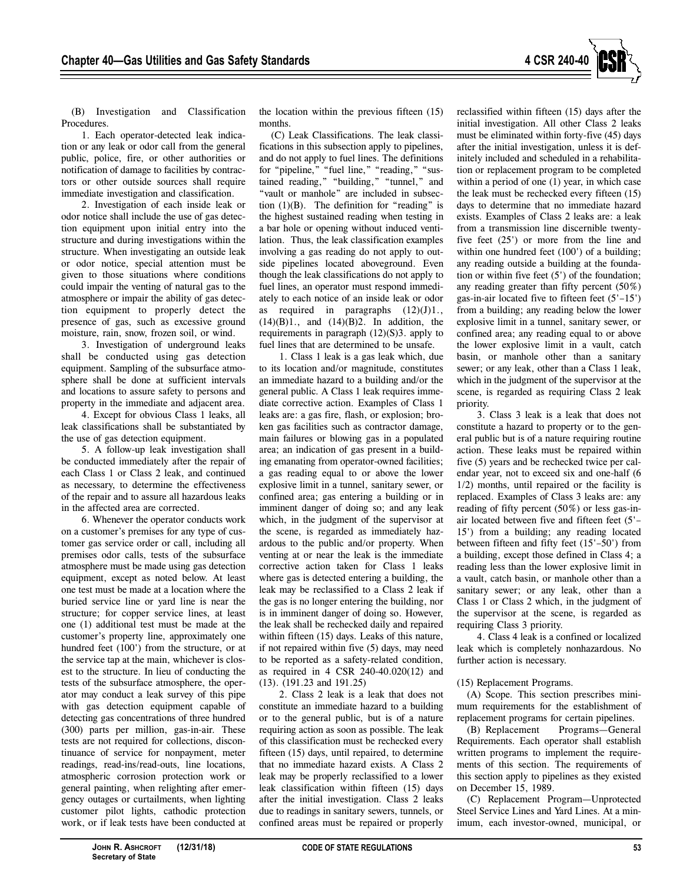(B) Investigation and Classification Procedures.

1. Each operator-detected leak indication or any leak or odor call from the general public, police, fire, or other authorities or notification of damage to facilities by contractors or other outside sources shall require immediate investigation and classification.

2. Investigation of each inside leak or odor notice shall include the use of gas detection equipment upon initial entry into the structure and during investigations within the structure. When investigating an outside leak or odor notice, special attention must be given to those situations where conditions could impair the venting of natural gas to the atmosphere or impair the ability of gas detection equipment to properly detect the presence of gas, such as excessive ground moisture, rain, snow, frozen soil, or wind.

3. Investigation of underground leaks shall be conducted using gas detection equipment. Sampling of the subsurface atmosphere shall be done at sufficient intervals and locations to assure safety to persons and property in the immediate and adjacent area.

4. Except for obvious Class 1 leaks, all leak classifications shall be substantiated by the use of gas detection equipment.

5. A follow-up leak investigation shall be conducted immediately after the repair of each Class 1 or Class 2 leak, and continued as necessary, to determine the effectiveness of the repair and to assure all hazardous leaks in the affected area are corrected.

6. Whenever the operator conducts work on a customer's premises for any type of customer gas service order or call, including all premises odor calls, tests of the subsurface atmosphere must be made using gas detection equipment, except as noted below. At least one test must be made at a location where the buried service line or yard line is near the structure; for copper service lines, at least one (1) additional test must be made at the customer's property line, approximately one hundred feet (100') from the structure, or at the service tap at the main, whichever is closest to the structure. In lieu of conducting the tests of the subsurface atmosphere, the operator may conduct a leak survey of this pipe with gas detection equipment capable of detecting gas concentrations of three hundred (300) parts per million, gas-in-air. These tests are not required for collections, discontinuance of service for nonpayment, meter readings, read-ins/read-outs, line locations, atmospheric corrosion protection work or general painting, when relighting after emergency outages or curtailments, when lighting customer pilot lights, cathodic protection work, or if leak tests have been conducted at the location within the previous fifteen (15) months.

(C) Leak Classifications. The leak classifications in this subsection apply to pipelines, and do not apply to fuel lines. The definitions for "pipeline," "fuel line," "reading," "sustained reading," "building," "tunnel," and "vault or manhole" are included in subsection (1)(B). The definition for "reading" is the highest sustained reading when testing in a bar hole or opening without induced ventilation. Thus, the leak classification examples involving a gas reading do not apply to outside pipelines located aboveground. Even though the leak classifications do not apply to fuel lines, an operator must respond immediately to each notice of an inside leak or odor as required in paragraphs (12)(J)1., (14)(B)1., and (14)(B)2. In addition, the requirements in paragraph (12)(S)3. apply to fuel lines that are determined to be unsafe.

1. Class 1 leak is a gas leak which, due to its location and/or magnitude, constitutes an immediate hazard to a building and/or the general public. A Class 1 leak requires immediate corrective action. Examples of Class 1 leaks are: a gas fire, flash, or explosion; broken gas facilities such as contractor damage, main failures or blowing gas in a populated area; an indication of gas present in a building emanating from operator-owned facilities; a gas reading equal to or above the lower explosive limit in a tunnel, sanitary sewer, or confined area; gas entering a building or in imminent danger of doing so; and any leak which, in the judgment of the supervisor at the scene, is regarded as immediately hazardous to the public and/or property. When venting at or near the leak is the immediate corrective action taken for Class 1 leaks where gas is detected entering a building, the leak may be reclassified to a Class 2 leak if the gas is no longer entering the building, nor is in imminent danger of doing so. However, the leak shall be rechecked daily and repaired within fifteen (15) days. Leaks of this nature, if not repaired within five (5) days, may need to be reported as a safety-related condition, as required in 4 CSR 240-40.020(12) and (13). (191.23 and 191.25)

2. Class 2 leak is a leak that does not constitute an immediate hazard to a building or to the general public, but is of a nature requiring action as soon as possible. The leak of this classification must be rechecked every fifteen (15) days, until repaired, to determine that no immediate hazard exists. A Class 2 leak may be properly reclassified to a lower leak classification within fifteen (15) days after the initial investigation. Class 2 leaks due to readings in sanitary sewers, tunnels, or confined areas must be repaired or properly reclassified within fifteen (15) days after the initial investigation. All other Class 2 leaks must be eliminated within forty-five (45) days after the initial investigation, unless it is definitely included and scheduled in a rehabilitation or replacement program to be completed within a period of one (1) year, in which case the leak must be rechecked every fifteen (15) days to determine that no immediate hazard exists. Examples of Class 2 leaks are: a leak from a transmission line discernible twenty-five feet (25') or more from the line and within one hundred feet (100') of a building; any reading outside a building at the foundation or within five feet (5') of the foundation; any reading greater than fifty percent (50%) gas-in-air located five to fifteen feet (5'–15') from a building; any reading below the lower explosive limit in a tunnel, sanitary sewer, or confined area; any reading equal to or above the lower explosive limit in a vault, catch basin, or manhole other than a sanitary sewer; or any leak, other than a Class 1 leak, which in the judgment of the supervisor at the scene, is regarded as requiring Class 2 leak priority.

3. Class 3 leak is a leak that does not constitute a hazard to property or to the general public but is of a nature requiring routine action. These leaks must be repaired within five (5) years and be rechecked twice per calendar year, not to exceed six and one-half (6 1/2) months, until repaired or the facility is replaced. Examples of Class 3 leaks are: any reading of fifty percent (50%) or less gas-in-air located between five and fifteen feet (5'–15') from a building; any reading located between fifteen and fifty feet (15'–50') from a building, except those defined in Class 4; a reading less than the lower explosive limit in a vault, catch basin, or manhole other than a sanitary sewer; or any leak, other than a Class 1 or Class 2 which, in the judgment of the supervisor at the scene, is regarded as requiring Class 3 priority.

4. Class 4 leak is a confined or localized leak which is completely nonhazardous. No further action is necessary.

(15) Replacement Programs.

(A) Scope. This section prescribes minimum requirements for the establishment of replacement programs for certain pipelines.

(B) Replacement Programs—General Requirements. Each operator shall establish written programs to implement the requirements of this section. The requirements of this section apply to pipelines as they existed on December 15, 1989.

(C) Replacement Program—Unprotected Steel Service Lines and Yard Lines. At a minimum, each investor-owned, municipal, or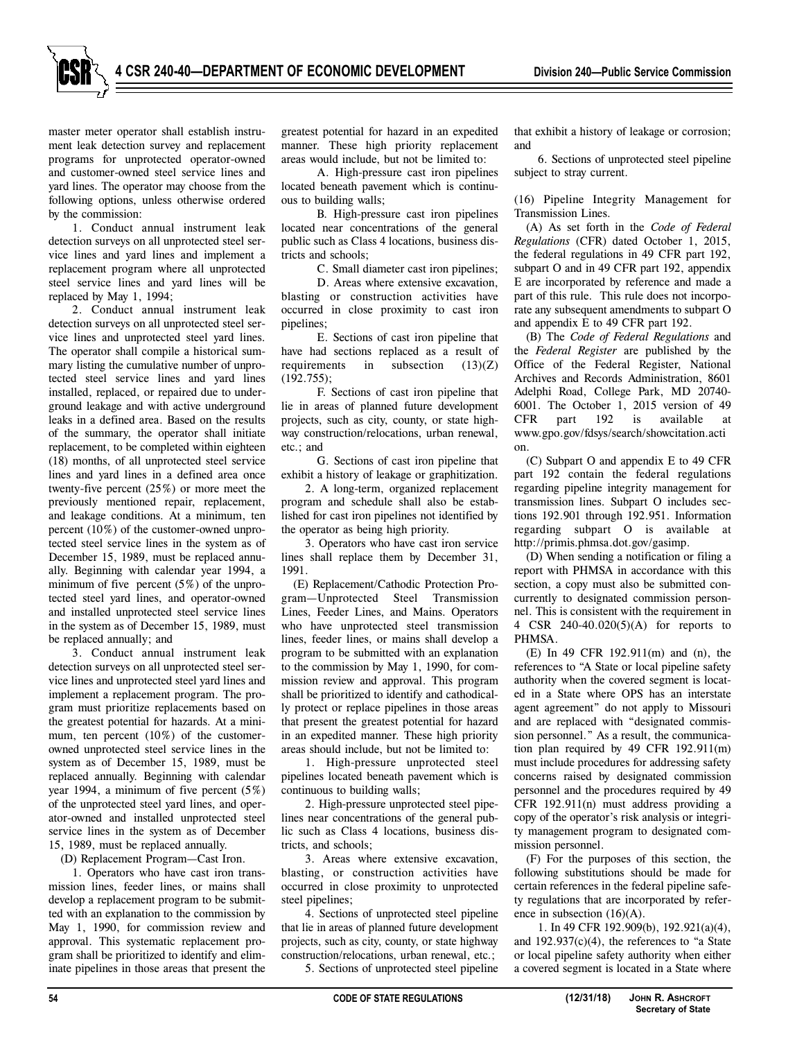master meter operator shall establish instrument leak detection survey and replacement programs for unprotected operator-owned and customer-owned steel service lines and yard lines. The operator may choose from the following options, unless otherwise ordered by the commission:

1. Conduct annual instrument leak detection surveys on all unprotected steel service lines and yard lines and implement a replacement program where all unprotected steel service lines and yard lines will be replaced by May 1, 1994;

2. Conduct annual instrument leak detection surveys on all unprotected steel service lines and unprotected steel yard lines. The operator shall compile a historical summary listing the cumulative number of unprotected steel service lines and yard lines installed, replaced, or repaired due to underground leakage and with active underground leaks in a defined area. Based on the results of the summary, the operator shall initiate replacement, to be completed within eighteen (18) months, of all unprotected steel service lines and yard lines in a defined area once twenty-five percent (25%) or more meet the previously mentioned repair, replacement, and leakage conditions. At a minimum, ten percent (10%) of the customer-owned unprotected steel service lines in the system as of December 15, 1989, must be replaced annually. Beginning with calendar year 1994, a minimum of five percent (5%) of the unprotected steel yard lines, and operator-owned and installed unprotected steel service lines in the system as of December 15, 1989, must be replaced annually; and

3. Conduct annual instrument leak detection surveys on all unprotected steel service lines and unprotected steel yard lines and implement a replacement program. The program must prioritize replacements based on the greatest potential for hazards. At a minimum, ten percent (10%) of the customer-owned unprotected steel service lines in the system as of December 15, 1989, must be replaced annually. Beginning with calendar year 1994, a minimum of five percent (5%) of the unprotected steel yard lines, and operator-owned and installed unprotected steel service lines in the system as of December 15, 1989, must be replaced annually.

(D) Replacement Program—Cast Iron.

1. Operators who have cast iron transmission lines, feeder lines, or mains shall develop a replacement program to be submitted with an explanation to the commission by May 1, 1990, for commission review and approval. This systematic replacement program shall be prioritized to identify and eliminate pipelines in those areas that present the greatest potential for hazard in an expedited manner. These high priority replacement areas would include, but not be limited to:

A. High-pressure cast iron pipelines located beneath pavement which is continuous to building walls;

B. High-pressure cast iron pipelines located near concentrations of the general public such as Class 4 locations, business districts and schools;

C. Small diameter cast iron pipelines;

D. Areas where extensive excavation, blasting or construction activities have occurred in close proximity to cast iron pipelines;

E. Sections of cast iron pipeline that have had sections replaced as a result of requirements in subsection (13)(Z) (192.755);

F. Sections of cast iron pipeline that lie in areas of planned future development projects, such as city, county, or state highway construction/relocations, urban renewal, etc.; and

G. Sections of cast iron pipeline that exhibit a history of leakage or graphitization.

2. A long-term, organized replacement program and schedule shall also be established for cast iron pipelines not identified by the operator as being high priority.

3. Operators who have cast iron service lines shall replace them by December 31, 1991.

(E) Replacement/Cathodic Protection Program—Unprotected Steel Transmission Lines, Feeder Lines, and Mains. Operators who have unprotected steel transmission lines, feeder lines, or mains shall develop a program to be submitted with an explanation to the commission by May 1, 1990, for commission review and approval. This program shall be prioritized to identify and cathodically protect or replace pipelines in those areas that present the greatest potential for hazard in an expedited manner. These high priority areas should include, but not be limited to:

1. High-pressure unprotected steel pipelines located beneath pavement which is continuous to building walls;

2. High-pressure unprotected steel pipelines near concentrations of the general public such as Class 4 locations, business districts, and schools;

3. Areas where extensive excavation, blasting, or construction activities have occurred in close proximity to unprotected steel pipelines;

4. Sections of unprotected steel pipeline that lie in areas of planned future development projects, such as city, county, or state highway construction/relocations, urban renewal, etc.;

5. Sections of unprotected steel pipeline that exhibit a history of leakage or corrosion; and

6. Sections of unprotected steel pipeline subject to stray current.

(16) Pipeline Integrity Management for Transmission Lines.

(A) As set forth in the *Code of Federal Regulations* (CFR) dated October 1, 2015, the federal regulations in 49 CFR part 192, subpart O and in 49 CFR part 192, appendix E are incorporated by reference and made a part of this rule. This rule does not incorporate any subsequent amendments to subpart O and appendix E to 49 CFR part 192.

(B) The *Code of Federal Regulations* and the *Federal Register* are published by the Office of the Federal Register, National Archives and Records Administration, 8601 Adelphi Road, College Park, MD 20740-6001. The October 1, 2015 version of 49 CFR part 192 is available at www.gpo.gov/fdsys/search/showcitation.action.

(C) Subpart O and appendix E to 49 CFR part 192 contain the federal regulations regarding pipeline integrity management for transmission lines. Subpart O includes sections 192.901 through 192.951. Information regarding subpart O is available at http://primis.phmsa.dot.gov/gasimp.

(D) When sending a notification or filing a report with PHMSA in accordance with this section, a copy must also be submitted concurrently to designated commission personnel. This is consistent with the requirement in 4 CSR 240-40.020(5)(A) for reports to PHMSA.

(E) In 49 CFR 192.911(m) and (n), the references to "A State or local pipeline safety authority when the covered segment is located in a State where OPS has an interstate agent agreement" do not apply to Missouri and are replaced with "designated commission personnel." As a result, the communication plan required by 49 CFR 192.911(m) must include procedures for addressing safety concerns raised by designated commission personnel and the procedures required by 49 CFR 192.911(n) must address providing a copy of the operator's risk analysis or integrity management program to designated commission personnel.

(F) For the purposes of this section, the following substitutions should be made for certain references in the federal pipeline safety regulations that are incorporated by reference in subsection (16)(A).

1. In 49 CFR 192.909(b), 192.921(a)(4), and 192.937(c)(4), the references to "a State or local pipeline safety authority when either a covered segment is located in a State where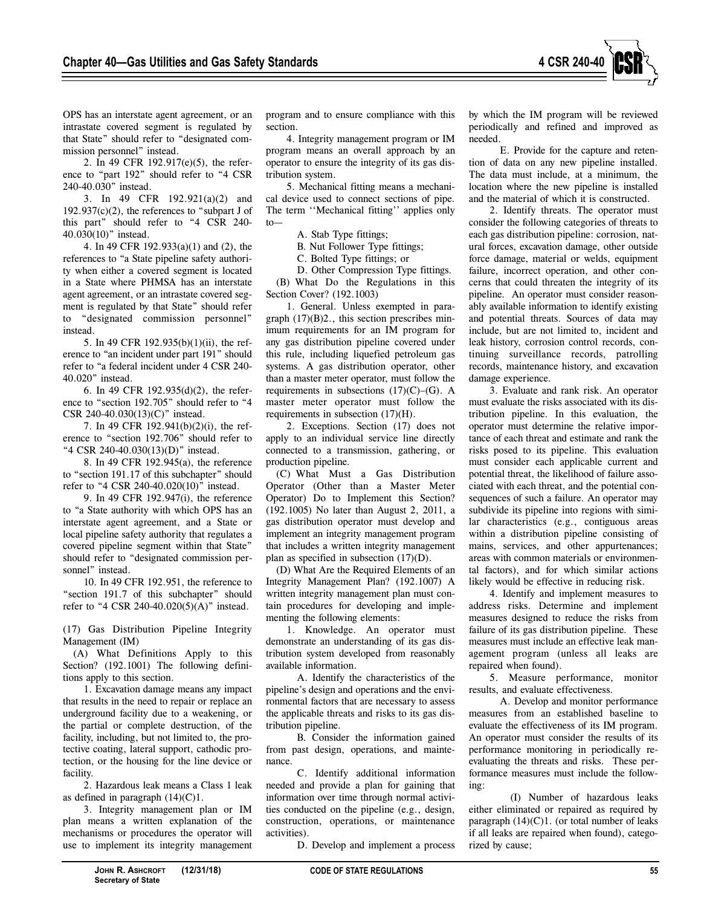OPS has an interstate agent agreement, or an intrastate covered segment is regulated by that State" should refer to "designated commission personnel" instead.

2. In 49 CFR 192.917(e)(5), the reference to "part 192" should refer to "4 CSR 240-40.030" instead.

3. In 49 CFR 192.921(a)(2) and 192.937(c)(2), the references to "subpart J of this part" should refer to "4 CSR 240-40.030(10)" instead.

4. In 49 CFR 192.933(a)(1) and (2), the references to "a State pipeline safety authority when either a covered segment is located in a State where PHMSA has an interstate agent agreement, or an intrastate covered segment is regulated by that State" should refer to "designated commission personnel" instead.

5. In 49 CFR 192.935(b)(1)(ii), the reference to "an incident under part 191" should refer to "a federal incident under 4 CSR 240-40.020" instead.

6. In 49 CFR 192.935(d)(2), the reference to "section 192.705" should refer to "4 CSR 240-40.030(13)(C)" instead.

7. In 49 CFR 192.941(b)(2)(i), the reference to "section 192.706" should refer to "4 CSR 240-40.030(13)(D)" instead.

8. In 49 CFR 192.945(a), the reference to "section 191.17 of this subchapter" should refer to "4 CSR 240-40.020(10)" instead.

9. In 49 CFR 192.947(i), the reference to "a State authority with which OPS has an interstate agent agreement, and a State or local pipeline safety authority that regulates a covered pipeline segment within that State" should refer to "designated commission personnel" instead.

10. In 49 CFR 192.951, the reference to "section 191.7 of this subchapter" should refer to "4 CSR 240-40.020(5)(A)" instead.

(17) Gas Distribution Pipeline Integrity Management (IM)

(A) What Definitions Apply to this Section? (192.1001) The following definitions apply to this section.

1. Excavation damage means any impact that results in the need to repair or replace an underground facility due to a weakening, or the partial or complete destruction, of the facility, including, but not limited to, the protective coating, lateral support, cathodic protection, or the housing for the line device or facility.

2. Hazardous leak means a Class 1 leak as defined in paragraph (14)(C)1.

3. Integrity management plan or IM plan means a written explanation of the mechanisms or procedures the operator will use to implement its integrity management program and to ensure compliance with this section.

4. Integrity management program or IM program means an overall approach by an operator to ensure the integrity of its gas distribution system.

5. Mechanical fitting means a mechanical device used to connect sections of pipe. The term ''Mechanical fitting'' applies only to—

A. Stab Type fittings;

B. Nut Follower Type fittings;

C. Bolted Type fittings; or

D. Other Compression Type fittings.

(B) What Do the Regulations in this Section Cover? (192.1003)

1. General. Unless exempted in paragraph (17)(B)2., this section prescribes minimum requirements for an IM program for any gas distribution pipeline covered under this rule, including liquefied petroleum gas systems. A gas distribution operator, other than a master meter operator, must follow the requirements in subsections (17)(C)–(G). A master meter operator must follow the requirements in subsection (17)(H).

2. Exceptions. Section (17) does not apply to an individual service line directly connected to a transmission, gathering, or production pipeline.

(C) What Must a Gas Distribution Operator (Other than a Master Meter Operator) Do to Implement this Section? (192.1005) No later than August 2, 2011, a gas distribution operator must develop and implement an integrity management program that includes a written integrity management plan as specified in subsection (17)(D).

(D) What Are the Required Elements of an Integrity Management Plan? (192.1007) A written integrity management plan must contain procedures for developing and implementing the following elements:

1. Knowledge. An operator must demonstrate an understanding of its gas distribution system developed from reasonably available information.

A. Identify the characteristics of the pipeline's design and operations and the environmental factors that are necessary to assess the applicable threats and risks to its gas distribution pipeline.

B. Consider the information gained from past design, operations, and maintenance.

C. Identify additional information needed and provide a plan for gaining that information over time through normal activities conducted on the pipeline (e.g., design, construction, operations, or maintenance activities).

D. Develop and implement a process by which the IM program will be reviewed periodically and refined and improved as needed.

E. Provide for the capture and retention of data on any new pipeline installed. The data must include, at a minimum, the location where the new pipeline is installed and the material of which it is constructed.

2. Identify threats. The operator must consider the following categories of threats to each gas distribution pipeline: corrosion, natural forces, excavation damage, other outside force damage, material or welds, equipment failure, incorrect operation, and other concerns that could threaten the integrity of its pipeline. An operator must consider reasonably available information to identify existing and potential threats. Sources of data may include, but are not limited to, incident and leak history, corrosion control records, continuing surveillance records, patrolling records, maintenance history, and excavation damage experience.

3. Evaluate and rank risk. An operator must evaluate the risks associated with its distribution pipeline. In this evaluation, the operator must determine the relative importance of each threat and estimate and rank the risks posed to its pipeline. This evaluation must consider each applicable current and potential threat, the likelihood of failure associated with each threat, and the potential consequences of such a failure. An operator may subdivide its pipeline into regions with similar characteristics (e.g., contiguous areas within a distribution pipeline consisting of mains, services, and other appurtenances; areas with common materials or environmental factors), and for which similar actions likely would be effective in reducing risk.

4. Identify and implement measures to address risks. Determine and implement measures designed to reduce the risks from failure of its gas distribution pipeline. These measures must include an effective leak management program (unless all leaks are repaired when found).

5. Measure performance, monitor results, and evaluate effectiveness.

A. Develop and monitor performance measures from an established baseline to evaluate the effectiveness of its IM program. An operator must consider the results of its performance monitoring in periodically re-evaluating the threats and risks. These performance measures must include the following:

(I) Number of hazardous leaks either eliminated or repaired as required by paragraph (14)(C)1. (or total number of leaks if all leaks are repaired when found), categorized by cause;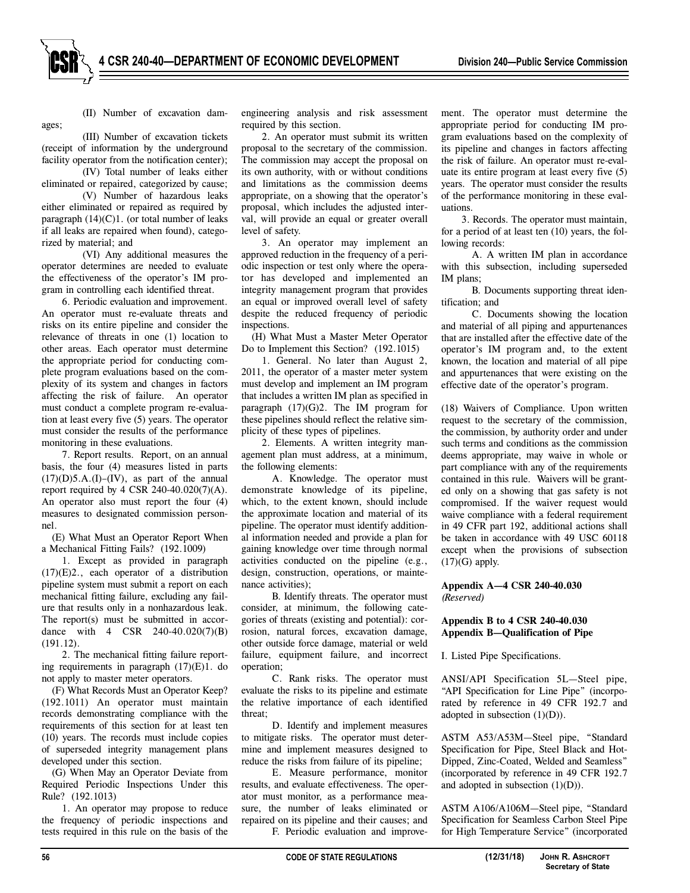(II) Number of excavation damages;

(III) Number of excavation tickets (receipt of information by the underground facility operator from the notification center);

(IV) Total number of leaks either eliminated or repaired, categorized by cause;

(V) Number of hazardous leaks either eliminated or repaired as required by paragraph (14)(C)1. (or total number of leaks if all leaks are repaired when found), categorized by material; and

(VI) Any additional measures the operator determines are needed to evaluate the effectiveness of the operator's IM program in controlling each identified threat.

6. Periodic evaluation and improvement. An operator must re-evaluate threats and risks on its entire pipeline and consider the relevance of threats in one (1) location to other areas. Each operator must determine the appropriate period for conducting complete program evaluations based on the complexity of its system and changes in factors affecting the risk of failure. An operator must conduct a complete program re-evaluation at least every five (5) years. The operator must consider the results of the performance monitoring in these evaluations.

7. Report results. Report, on an annual basis, the four (4) measures listed in parts (17)(D)5.A.(I)–(IV), as part of the annual report required by 4 CSR 240-40.020(7)(A). An operator also must report the four (4) measures to designated commission personnel.

(E) What Must an Operator Report When a Mechanical Fitting Fails? (192.1009)

1. Except as provided in paragraph (17)(E)2., each operator of a distribution pipeline system must submit a report on each mechanical fitting failure, excluding any failure that results only in a nonhazardous leak. The report(s) must be submitted in accordance with 4 CSR 240-40.020(7)(B) (191.12).

2. The mechanical fitting failure reporting requirements in paragraph (17)(E)1. do not apply to master meter operators.

(F) What Records Must an Operator Keep? (192.1011) An operator must maintain records demonstrating compliance with the requirements of this section for at least ten (10) years. The records must include copies of superseded integrity management plans developed under this section.

(G) When May an Operator Deviate from Required Periodic Inspections Under this Rule? (192.1013)

1. An operator may propose to reduce the frequency of periodic inspections and tests required in this rule on the basis of the engineering analysis and risk assessment required by this section.

2. An operator must submit its written proposal to the secretary of the commission. The commission may accept the proposal on its own authority, with or without conditions and limitations as the commission deems appropriate, on a showing that the operator's proposal, which includes the adjusted interval, will provide an equal or greater overall level of safety.

3. An operator may implement an approved reduction in the frequency of a periodic inspection or test only where the operator has developed and implemented an integrity management program that provides an equal or improved overall level of safety despite the reduced frequency of periodic inspections.

(H) What Must a Master Meter Operator Do to Implement this Section? (192.1015)

1. General. No later than August 2, 2011, the operator of a master meter system must develop and implement an IM program that includes a written IM plan as specified in paragraph (17)(G)2. The IM program for these pipelines should reflect the relative simplicity of these types of pipelines.

2. Elements. A written integrity management plan must address, at a minimum, the following elements:

A. Knowledge. The operator must demonstrate knowledge of its pipeline, which, to the extent known, should include the approximate location and material of its pipeline. The operator must identify additional information needed and provide a plan for gaining knowledge over time through normal activities conducted on the pipeline (e.g., design, construction, operations, or maintenance activities);

B. Identify threats. The operator must consider, at minimum, the following categories of threats (existing and potential): corrosion, natural forces, excavation damage, other outside force damage, material or weld failure, equipment failure, and incorrect operation;

C. Rank risks. The operator must evaluate the risks to its pipeline and estimate the relative importance of each identified threat;

D. Identify and implement measures to mitigate risks. The operator must determine and implement measures designed to reduce the risks from failure of its pipeline;

E. Measure performance, monitor results, and evaluate effectiveness. The operator must monitor, as a performance measure, the number of leaks eliminated or repaired on its pipeline and their causes; and

F. Periodic evaluation and improvement. The operator must determine the appropriate period for conducting IM program evaluations based on the complexity of its pipeline and changes in factors affecting the risk of failure. An operator must re-evaluate its entire program at least every five (5) years. The operator must consider the results of the performance monitoring in these evaluations.

3. Records. The operator must maintain, for a period of at least ten (10) years, the following records:

A. A written IM plan in accordance with this subsection, including superseded IM plans;

B. Documents supporting threat identification; and

C. Documents showing the location and material of all piping and appurtenances that are installed after the effective date of the operator's IM program and, to the extent known, the location and material of all pipe and appurtenances that were existing on the effective date of the operator's program.

(18) Waivers of Compliance. Upon written request to the secretary of the commission, the commission, by authority order and under such terms and conditions as the commission deems appropriate, may waive in whole or part compliance with any of the requirements contained in this rule. Waivers will be granted only on a showing that gas safety is not compromised. If the waiver request would waive compliance with a federal requirement in 49 CFR part 192, additional actions shall be taken in accordance with 49 USC 60118 except when the provisions of subsection (17)(G) apply.

**Appendix A—4 CSR 240-40.030**
*(Reserved)*

**Appendix B to 4 CSR 240-40.030**
**Appendix B—Qualification of Pipe**

I. Listed Pipe Specifications.

ANSI/API Specification 5L—Steel pipe, "API Specification for Line Pipe" (incorporated by reference in 49 CFR 192.7 and adopted in subsection (1)(D)).

ASTM A53/A53M—Steel pipe, "Standard Specification for Pipe, Steel Black and Hot-Dipped, Zinc-Coated, Welded and Seamless" (incorporated by reference in 49 CFR 192.7 and adopted in subsection (1)(D)).

ASTM A106/A106M—Steel pipe, "Standard Specification for Seamless Carbon Steel Pipe for High Temperature Service" (incorporated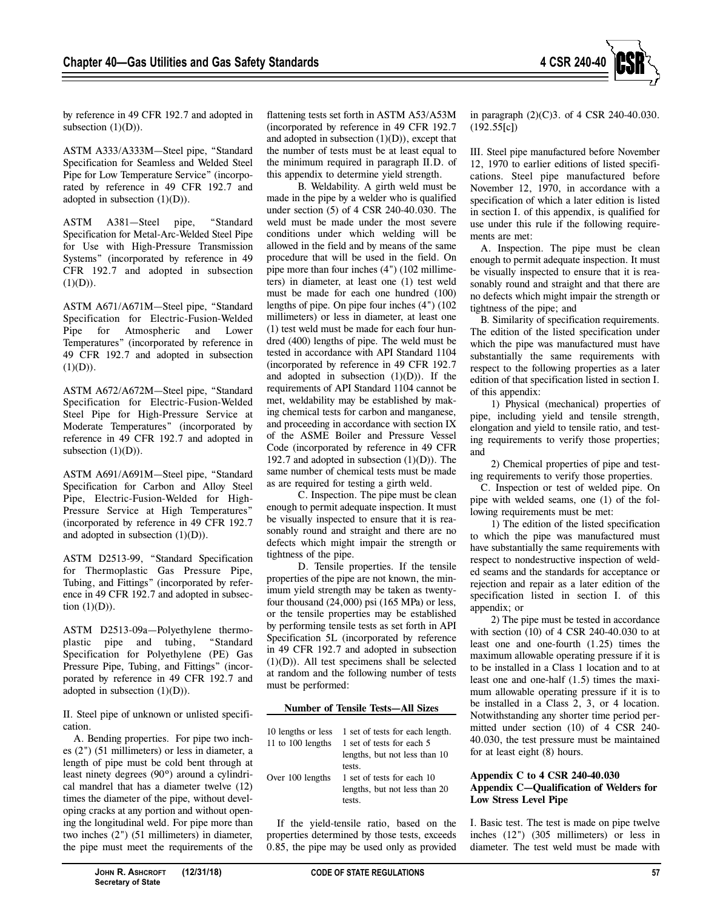by reference in 49 CFR 192.7 and adopted in subsection (1)(D)).

ASTM A333/A333M—Steel pipe, "Standard Specification for Seamless and Welded Steel Pipe for Low Temperature Service" (incorporated by reference in 49 CFR 192.7 and adopted in subsection (1)(D)).

ASTM A381—Steel pipe, "Standard Specification for Metal-Arc-Welded Steel Pipe for Use with High-Pressure Transmission Systems" (incorporated by reference in 49 CFR 192.7 and adopted in subsection (1)(D)).

ASTM A671/A671M—Steel pipe, "Standard Specification for Electric-Fusion-Welded Pipe for Atmospheric and Lower Temperatures" (incorporated by reference in 49 CFR 192.7 and adopted in subsection (1)(D)).

ASTM A672/A672M—Steel pipe, "Standard Specification for Electric-Fusion-Welded Steel Pipe for High-Pressure Service at Moderate Temperatures" (incorporated by reference in 49 CFR 192.7 and adopted in subsection (1)(D)).

ASTM A691/A691M—Steel pipe, "Standard Specification for Carbon and Alloy Steel Pipe, Electric-Fusion-Welded for High-Pressure Service at High Temperatures" (incorporated by reference in 49 CFR 192.7 and adopted in subsection (1)(D)).

ASTM D2513-99, "Standard Specification for Thermoplastic Gas Pressure Pipe, Tubing, and Fittings" (incorporated by reference in 49 CFR 192.7 and adopted in subsection (1)(D)).

ASTM D2513-09a—Polyethylene thermoplastic pipe and tubing, "Standard Specification for Polyethylene (PE) Gas Pressure Pipe, Tubing, and Fittings" (incorporated by reference in 49 CFR 192.7 and adopted in subsection (1)(D)).

II. Steel pipe of unknown or unlisted specification.

A. Bending properties. For pipe two inches (2") (51 millimeters) or less in diameter, a length of pipe must be cold bent through at least ninety degrees (90°) around a cylindrical mandrel that has a diameter twelve (12) times the diameter of the pipe, without developing cracks at any portion and without opening the longitudinal weld. For pipe more than two inches (2") (51 millimeters) in diameter, the pipe must meet the requirements of the flattening tests set forth in ASTM A53/A53M (incorporated by reference in 49 CFR 192.7 and adopted in subsection (1)(D)), except that the number of tests must be at least equal to the minimum required in paragraph II.D. of this appendix to determine yield strength.

B. Weldability. A girth weld must be made in the pipe by a welder who is qualified under section (5) of 4 CSR 240-40.030. The weld must be made under the most severe conditions under which welding will be allowed in the field and by means of the same procedure that will be used in the field. On pipe more than four inches (4") (102 millimeters) in diameter, at least one (1) test weld must be made for each one hundred (100) lengths of pipe. On pipe four inches (4") (102 millimeters) or less in diameter, at least one (1) test weld must be made for each four hundred (400) lengths of pipe. The weld must be tested in accordance with API Standard 1104 (incorporated by reference in 49 CFR 192.7 and adopted in subsection (1)(D)). If the requirements of API Standard 1104 cannot be met, weldability may be established by making chemical tests for carbon and manganese, and proceeding in accordance with section IX of the ASME Boiler and Pressure Vessel Code (incorporated by reference in 49 CFR 192.7 and adopted in subsection (1)(D)). The same number of chemical tests must be made as are required for testing a girth weld.

C. Inspection. The pipe must be clean enough to permit adequate inspection. It must be visually inspected to ensure that it is reasonably round and straight and there are no defects which might impair the strength or tightness of the pipe.

D. Tensile properties. If the tensile properties of the pipe are not known, the minimum yield strength may be taken as twenty-four thousand (24,000) psi (165 MPa) or less, or the tensile properties may be established by performing tensile tests as set forth in API Specification 5L (incorporated by reference in 49 CFR 192.7 and adopted in subsection (1)(D)). All test specimens shall be selected at random and the following number of tests must be performed:

**Number of Tensile Tests—All Sizes**

| | |
|---|---|
| 10 lengths or less | 1 set of tests for each length. |
| 11 to 100 lengths | 1 set of tests for each 5 lengths, but not less than 10 tests. |
| Over 100 lengths | 1 set of tests for each 10 lengths, but not less than 20 tests. |

If the yield-tensile ratio, based on the properties determined by those tests, exceeds 0.85, the pipe may be used only as provided in paragraph (2)(C)3. of 4 CSR 240-40.030. (192.55[c])

III. Steel pipe manufactured before November 12, 1970 to earlier editions of listed specifications. Steel pipe manufactured before November 12, 1970, in accordance with a specification of which a later edition is listed in section I. of this appendix, is qualified for use under this rule if the following requirements are met:

A. Inspection. The pipe must be clean enough to permit adequate inspection. It must be visually inspected to ensure that it is reasonably round and straight and that there are no defects which might impair the strength or tightness of the pipe; and

B. Similarity of specification requirements. The edition of the listed specification under which the pipe was manufactured must have substantially the same requirements with respect to the following properties as a later edition of that specification listed in section I. of this appendix:

1) Physical (mechanical) properties of pipe, including yield and tensile strength, elongation and yield to tensile ratio, and testing requirements to verify those properties; and

2) Chemical properties of pipe and testing requirements to verify those properties.

C. Inspection or test of welded pipe. On pipe with welded seams, one (1) of the following requirements must be met:

1) The edition of the listed specification to which the pipe was manufactured must have substantially the same requirements with respect to nondestructive inspection of welded seams and the standards for acceptance or rejection and repair as a later edition of the specification listed in section I. of this appendix; or

2) The pipe must be tested in accordance with section (10) of 4 CSR 240-40.030 to at least one and one-fourth (1.25) times the maximum allowable operating pressure if it is to be installed in a Class 1 location and to at least one and one-half (1.5) times the maximum allowable operating pressure if it is to be installed in a Class 2, 3, or 4 location. Notwithstanding any shorter time period permitted under section (10) of 4 CSR 240-40.030, the test pressure must be maintained for at least eight (8) hours.

**Appendix C to 4 CSR 240-40.030**
**Appendix C—Qualification of Welders for Low Stress Level Pipe**

I. Basic test. The test is made on pipe twelve inches (12") (305 millimeters) or less in diameter. The test weld must be made with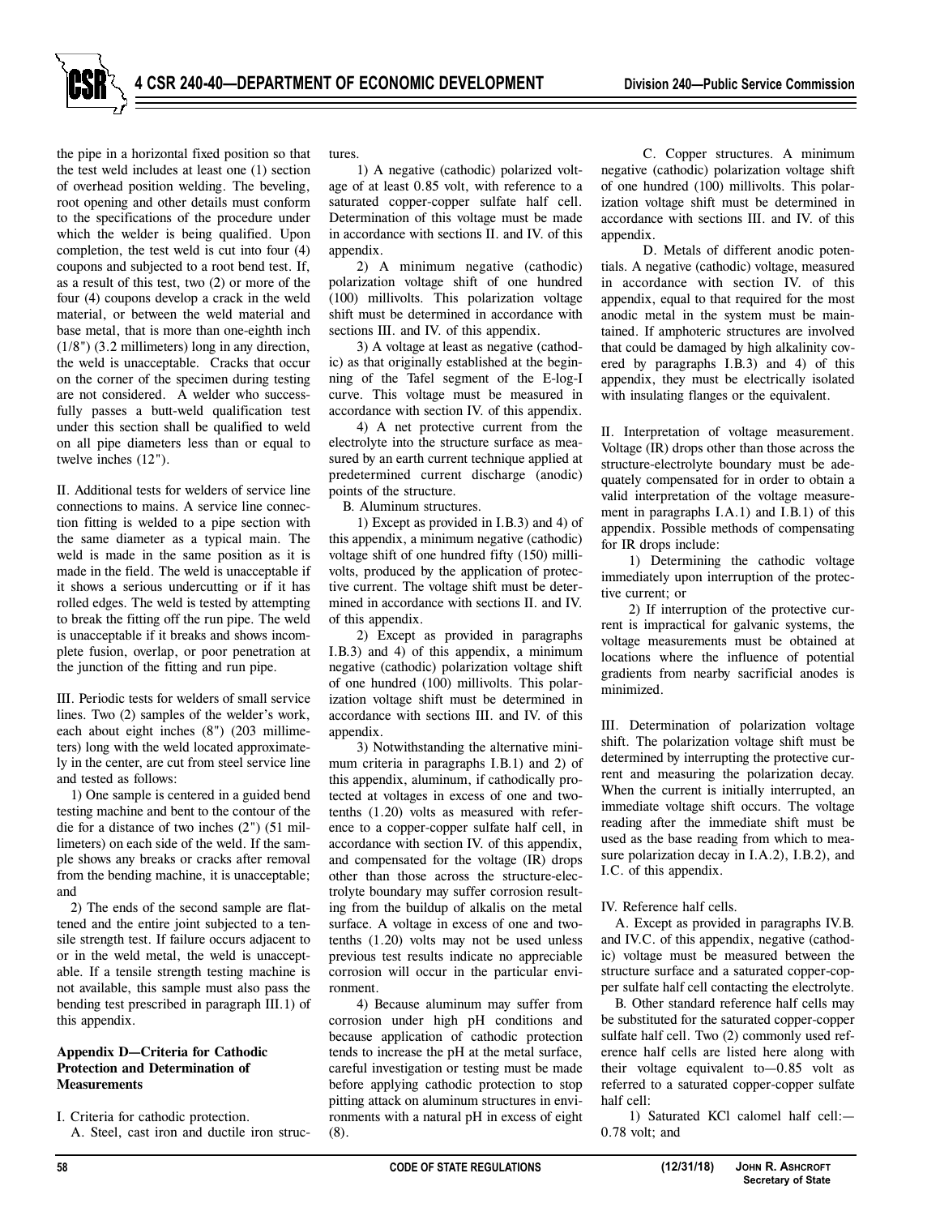the pipe in a horizontal fixed position so that the test weld includes at least one (1) section of overhead position welding. The beveling, root opening and other details must conform to the specifications of the procedure under which the welder is being qualified. Upon completion, the test weld is cut into four (4) coupons and subjected to a root bend test. If, as a result of this test, two (2) or more of the four (4) coupons develop a crack in the weld material, or between the weld material and base metal, that is more than one-eighth inch (1/8") (3.2 millimeters) long in any direction, the weld is unacceptable. Cracks that occur on the corner of the specimen during testing are not considered. A welder who successfully passes a butt-weld qualification test under this section shall be qualified to weld on all pipe diameters less than or equal to twelve inches (12").

II. Additional tests for welders of service line connections to mains. A service line connection fitting is welded to a pipe section with the same diameter as a typical main. The weld is made in the same position as it is made in the field. The weld is unacceptable if it shows a serious undercutting or if it has rolled edges. The weld is tested by attempting to break the fitting off the run pipe. The weld is unacceptable if it breaks and shows incomplete fusion, overlap, or poor penetration at the junction of the fitting and run pipe.

III. Periodic tests for welders of small service lines. Two (2) samples of the welder's work, each about eight inches (8") (203 millimeters) long with the weld located approximately in the center, are cut from steel service line and tested as follows:

1) One sample is centered in a guided bend testing machine and bent to the contour of the die for a distance of two inches (2") (51 millimeters) on each side of the weld. If the sample shows any breaks or cracks after removal from the bending machine, it is unacceptable; and

2) The ends of the second sample are flattened and the entire joint subjected to a tensile strength test. If failure occurs adjacent to or in the weld metal, the weld is unacceptable. If a tensile strength testing machine is not available, this sample must also pass the bending test prescribed in paragraph III.1) of this appendix.

**Appendix D—Criteria for Cathodic Protection and Determination of Measurements**

I. Criteria for cathodic protection.

A. Steel, cast iron and ductile iron structures.

1) A negative (cathodic) polarized voltage of at least 0.85 volt, with reference to a saturated copper-copper sulfate half cell. Determination of this voltage must be made in accordance with sections II. and IV. of this appendix.

2) A minimum negative (cathodic) polarization voltage shift of one hundred (100) millivolts. This polarization voltage shift must be determined in accordance with sections III. and IV. of this appendix.

3) A voltage at least as negative (cathodic) as that originally established at the beginning of the Tafel segment of the E-log-I curve. This voltage must be measured in accordance with section IV. of this appendix.

4) A net protective current from the electrolyte into the structure surface as measured by an earth current technique applied at predetermined current discharge (anodic) points of the structure.

B. Aluminum structures.

1) Except as provided in I.B.3) and 4) of this appendix, a minimum negative (cathodic) voltage shift of one hundred fifty (150) millivolts, produced by the application of protective current. The voltage shift must be determined in accordance with sections II. and IV. of this appendix.

2) Except as provided in paragraphs I.B.3) and 4) of this appendix, a minimum negative (cathodic) polarization voltage shift of one hundred (100) millivolts. This polarization voltage shift must be determined in accordance with sections III. and IV. of this appendix.

3) Notwithstanding the alternative minimum criteria in paragraphs I.B.1) and 2) of this appendix, aluminum, if cathodically protected at voltages in excess of one and two-tenths (1.20) volts as measured with reference to a copper-copper sulfate half cell, in accordance with section IV. of this appendix, and compensated for the voltage (IR) drops other than those across the structure-electrolyte boundary may suffer corrosion resulting from the buildup of alkalis on the metal surface. A voltage in excess of one and two-tenths (1.20) volts may not be used unless previous test results indicate no appreciable corrosion will occur in the particular environment.

4) Because aluminum may suffer from corrosion under high pH conditions and because application of cathodic protection tends to increase the pH at the metal surface, careful investigation or testing must be made before applying cathodic protection to stop pitting attack on aluminum structures in environments with a natural pH in excess of eight (8).

C. Copper structures. A minimum negative (cathodic) polarization voltage shift of one hundred (100) millivolts. This polarization voltage shift must be determined in accordance with sections III. and IV. of this appendix.

D. Metals of different anodic potentials. A negative (cathodic) voltage, measured in accordance with section IV. of this appendix, equal to that required for the most anodic metal in the system must be maintained. If amphoteric structures are involved that could be damaged by high alkalinity covered by paragraphs I.B.3) and 4) of this appendix, they must be electrically isolated with insulating flanges or the equivalent.

II. Interpretation of voltage measurement. Voltage (IR) drops other than those across the structure-electrolyte boundary must be adequately compensated for in order to obtain a valid interpretation of the voltage measurement in paragraphs I.A.1) and I.B.1) of this appendix. Possible methods of compensating for IR drops include:

1) Determining the cathodic voltage immediately upon interruption of the protective current; or

2) If interruption of the protective current is impractical for galvanic systems, the voltage measurements must be obtained at locations where the influence of potential gradients from nearby sacrificial anodes is minimized.

III. Determination of polarization voltage shift. The polarization voltage shift must be determined by interrupting the protective current and measuring the polarization decay. When the current is initially interrupted, an immediate voltage shift occurs. The voltage reading after the immediate shift must be used as the base reading from which to measure polarization decay in I.A.2), I.B.2), and I.C. of this appendix.

IV. Reference half cells.

A. Except as provided in paragraphs IV.B. and IV.C. of this appendix, negative (cathodic) voltage must be measured between the structure surface and a saturated copper-copper sulfate half cell contacting the electrolyte.

B. Other standard reference half cells may be substituted for the saturated copper-copper sulfate half cell. Two (2) commonly used reference half cells are listed here along with their voltage equivalent to—0.85 volt as referred to a saturated copper-copper sulfate half cell:

1) Saturated KCl calomel half cell:—0.78 volt; and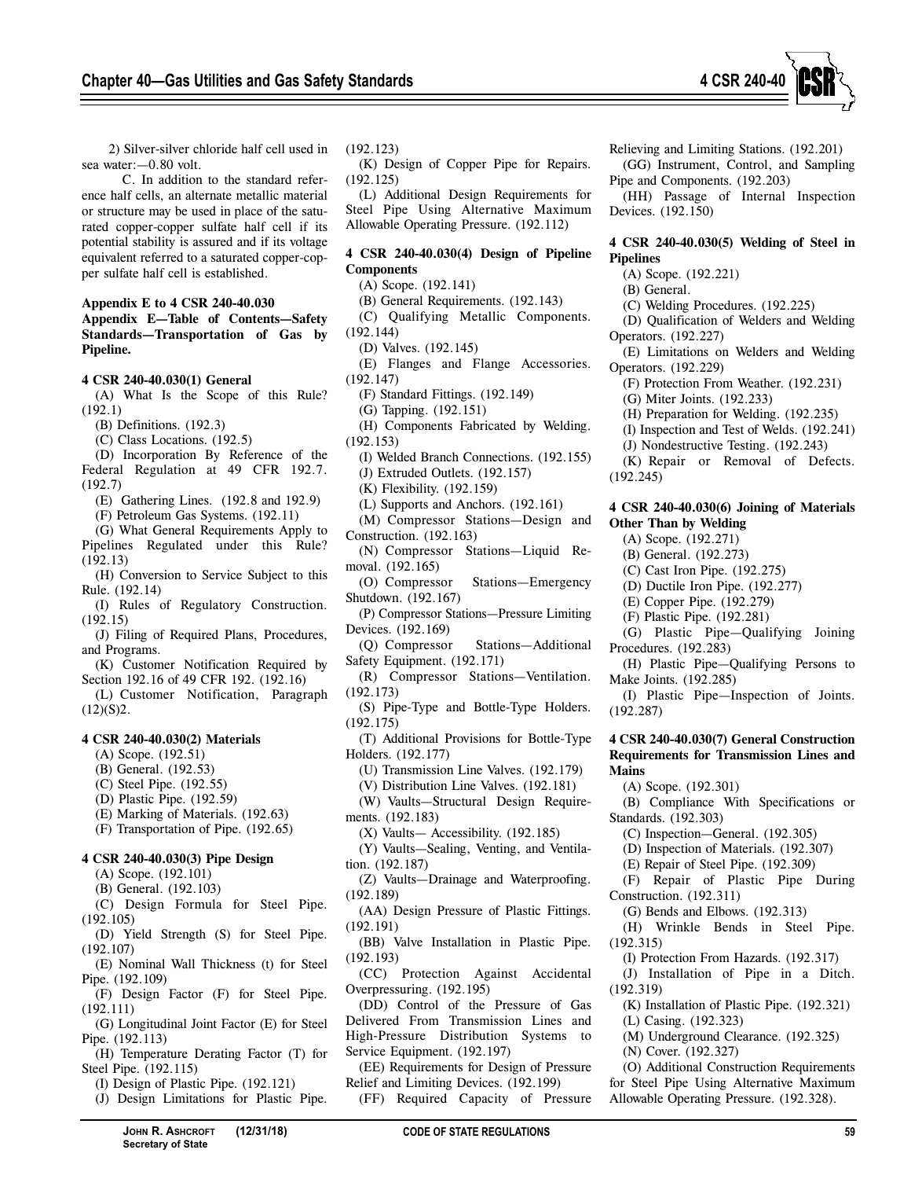2) Silver-silver chloride half cell used in sea water:—0.80 volt.

C. In addition to the standard reference half cells, an alternate metallic material or structure may be used in place of the saturated copper-copper sulfate half cell if its potential stability is assured and if its voltage equivalent referred to a saturated copper-copper sulfate half cell is established.

**Appendix E to 4 CSR 240-40.030**
**Appendix E—Table of Contents—Safety Standards—Transportation of Gas by Pipeline.**

**4 CSR 240-40.030(1) General**

(A) What Is the Scope of this Rule? (192.1)
(B) Definitions. (192.3)
(C) Class Locations. (192.5)
(D) Incorporation By Reference of the Federal Regulation at 49 CFR 192.7. (192.7)
(E) Gathering Lines. (192.8 and 192.9)
(F) Petroleum Gas Systems. (192.11)
(G) What General Requirements Apply to Pipelines Regulated under this Rule? (192.13)
(H) Conversion to Service Subject to this Rule. (192.14)
(I) Rules of Regulatory Construction. (192.15)
(J) Filing of Required Plans, Procedures, and Programs.
(K) Customer Notification Required by Section 192.16 of 49 CFR 192. (192.16)
(L) Customer Notification, Paragraph (12)(S)2.

**4 CSR 240-40.030(2) Materials**

(A) Scope. (192.51)
(B) General. (192.53)
(C) Steel Pipe. (192.55)
(D) Plastic Pipe. (192.59)
(E) Marking of Materials. (192.63)
(F) Transportation of Pipe. (192.65)

**4 CSR 240-40.030(3) Pipe Design**

(A) Scope. (192.101)
(B) General. (192.103)
(C) Design Formula for Steel Pipe. (192.105)
(D) Yield Strength (S) for Steel Pipe. (192.107)
(E) Nominal Wall Thickness (t) for Steel Pipe. (192.109)
(F) Design Factor (F) for Steel Pipe. (192.111)
(G) Longitudinal Joint Factor (E) for Steel Pipe. (192.113)
(H) Temperature Derating Factor (T) for Steel Pipe. (192.115)
(I) Design of Plastic Pipe. (192.121)
(J) Design Limitations for Plastic Pipe. (192.123)
(K) Design of Copper Pipe for Repairs. (192.125)
(L) Additional Design Requirements for Steel Pipe Using Alternative Maximum Allowable Operating Pressure. (192.112)

**4 CSR 240-40.030(4) Design of Pipeline Components**

(A) Scope. (192.141)
(B) General Requirements. (192.143)
(C) Qualifying Metallic Components. (192.144)
(D) Valves. (192.145)
(E) Flanges and Flange Accessories. (192.147)
(F) Standard Fittings. (192.149)
(G) Tapping. (192.151)
(H) Components Fabricated by Welding. (192.153)
(I) Welded Branch Connections. (192.155)
(J) Extruded Outlets. (192.157)
(K) Flexibility. (192.159)
(L) Supports and Anchors. (192.161)
(M) Compressor Stations—Design and Construction. (192.163)
(N) Compressor Stations—Liquid Removal. (192.165)
(O) Compressor Stations—Emergency Shutdown. (192.167)
(P) Compressor Stations—Pressure Limiting Devices. (192.169)
(Q) Compressor Stations—Additional Safety Equipment. (192.171)
(R) Compressor Stations—Ventilation. (192.173)
(S) Pipe-Type and Bottle-Type Holders. (192.175)
(T) Additional Provisions for Bottle-Type Holders. (192.177)
(U) Transmission Line Valves. (192.179)
(V) Distribution Line Valves. (192.181)
(W) Vaults—Structural Design Requirements. (192.183)
(X) Vaults— Accessibility. (192.185)
(Y) Vaults—Sealing, Venting, and Ventilation. (192.187)
(Z) Vaults—Drainage and Waterproofing. (192.189)
(AA) Design Pressure of Plastic Fittings. (192.191)
(BB) Valve Installation in Plastic Pipe. (192.193)
(CC) Protection Against Accidental Overpressuring. (192.195)
(DD) Control of the Pressure of Gas Delivered From Transmission Lines and High-Pressure Distribution Systems to Service Equipment. (192.197)
(EE) Requirements for Design of Pressure Relief and Limiting Devices. (192.199)
(FF) Required Capacity of Pressure Relieving and Limiting Stations. (192.201)
(GG) Instrument, Control, and Sampling Pipe and Components. (192.203)
(HH) Passage of Internal Inspection Devices. (192.150)

**4 CSR 240-40.030(5) Welding of Steel in Pipelines**

(A) Scope. (192.221)
(B) General.
(C) Welding Procedures. (192.225)
(D) Qualification of Welders and Welding Operators. (192.227)
(E) Limitations on Welders and Welding Operators. (192.229)
(F) Protection From Weather. (192.231)
(G) Miter Joints. (192.233)
(H) Preparation for Welding. (192.235)
(I) Inspection and Test of Welds. (192.241)
(J) Nondestructive Testing. (192.243)
(K) Repair or Removal of Defects. (192.245)

**4 CSR 240-40.030(6) Joining of Materials Other Than by Welding**

(A) Scope. (192.271)
(B) General. (192.273)
(C) Cast Iron Pipe. (192.275)
(D) Ductile Iron Pipe. (192.277)
(E) Copper Pipe. (192.279)
(F) Plastic Pipe. (192.281)
(G) Plastic Pipe—Qualifying Joining Procedures. (192.283)
(H) Plastic Pipe—Qualifying Persons to Make Joints. (192.285)
(I) Plastic Pipe—Inspection of Joints. (192.287)

**4 CSR 240-40.030(7) General Construction Requirements for Transmission Lines and Mains**

(A) Scope. (192.301)
(B) Compliance With Specifications or Standards. (192.303)
(C) Inspection—General. (192.305)
(D) Inspection of Materials. (192.307)
(E) Repair of Steel Pipe. (192.309)
(F) Repair of Plastic Pipe During Construction. (192.311)
(G) Bends and Elbows. (192.313)
(H) Wrinkle Bends in Steel Pipe. (192.315)
(I) Protection From Hazards. (192.317)
(J) Installation of Pipe in a Ditch. (192.319)
(K) Installation of Plastic Pipe. (192.321)
(L) Casing. (192.323)
(M) Underground Clearance. (192.325)
(N) Cover. (192.327)
(O) Additional Construction Requirements for Steel Pipe Using Alternative Maximum Allowable Operating Pressure. (192.328).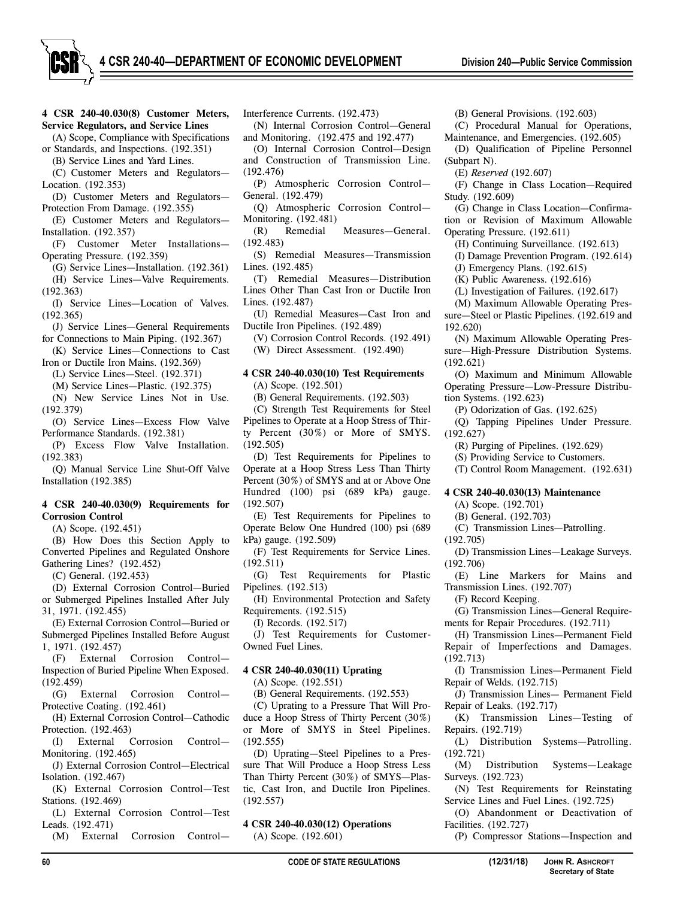**4 CSR 240-40.030(8) Customer Meters, Service Regulators, and Service Lines**

(A) Scope, Compliance with Specifications or Standards, and Inspections. (192.351)

(B) Service Lines and Yard Lines.

(C) Customer Meters and Regulators—Location. (192.353)

(D) Customer Meters and Regulators—Protection From Damage. (192.355)

(E) Customer Meters and Regulators—Installation. (192.357)

(F) Customer Meter Installations—Operating Pressure. (192.359)

(G) Service Lines—Installation. (192.361)

(H) Service Lines—Valve Requirements. (192.363)

(I) Service Lines—Location of Valves. (192.365)

(J) Service Lines—General Requirements for Connections to Main Piping. (192.367)

(K) Service Lines—Connections to Cast Iron or Ductile Iron Mains. (192.369)

(L) Service Lines—Steel. (192.371)

(M) Service Lines—Plastic. (192.375)

(N) New Service Lines Not in Use. (192.379)

(O) Service Lines—Excess Flow Valve Performance Standards. (192.381)

(P) Excess Flow Valve Installation. (192.383)

(Q) Manual Service Line Shut-Off Valve Installation (192.385)

**4 CSR 240-40.030(9) Requirements for Corrosion Control**

(A) Scope. (192.451)

(B) How Does this Section Apply to Converted Pipelines and Regulated Onshore Gathering Lines? (192.452)

(C) General. (192.453)

(D) External Corrosion Control—Buried or Submerged Pipelines Installed After July 31, 1971. (192.455)

(E) External Corrosion Control—Buried or Submerged Pipelines Installed Before August 1, 1971. (192.457)

(F) External Corrosion Control—Inspection of Buried Pipeline When Exposed. (192.459)

(G) External Corrosion Control—Protective Coating. (192.461)

(H) External Corrosion Control—Cathodic Protection. (192.463)

(I) External Corrosion Control—Monitoring. (192.465)

(J) External Corrosion Control—Electrical Isolation. (192.467)

(K) External Corrosion Control—Test Stations. (192.469)

(L) External Corrosion Control—Test Leads. (192.471)

(M) External Corrosion Control—Interference Currents. (192.473)

(N) Internal Corrosion Control—General and Monitoring. (192.475 and 192.477)

(O) Internal Corrosion Control—Design and Construction of Transmission Line. (192.476)

(P) Atmospheric Corrosion Control—General. (192.479)

(Q) Atmospheric Corrosion Control—Monitoring. (192.481)

(R) Remedial Measures—General. (192.483)

(S) Remedial Measures—Transmission Lines. (192.485)

(T) Remedial Measures—Distribution Lines Other Than Cast Iron or Ductile Iron Lines. (192.487)

(U) Remedial Measures—Cast Iron and Ductile Iron Pipelines. (192.489)

(V) Corrosion Control Records. (192.491)

(W) Direct Assessment. (192.490)

**4 CSR 240-40.030(10) Test Requirements**

(A) Scope. (192.501)

(B) General Requirements. (192.503)

(C) Strength Test Requirements for Steel Pipelines to Operate at a Hoop Stress of Thirty Percent (30%) or More of SMYS. (192.505)

(D) Test Requirements for Pipelines to Operate at a Hoop Stress Less Than Thirty Percent (30%) of SMYS and at or Above One Hundred (100) psi (689 kPa) gauge. (192.507)

(E) Test Requirements for Pipelines to Operate Below One Hundred (100) psi (689 kPa) gauge. (192.509)

(F) Test Requirements for Service Lines. (192.511)

(G) Test Requirements for Plastic Pipelines. (192.513)

(H) Environmental Protection and Safety Requirements. (192.515)

(I) Records. (192.517)

(J) Test Requirements for Customer-Owned Fuel Lines.

**4 CSR 240-40.030(11) Uprating**

(A) Scope. (192.551)

(B) General Requirements. (192.553)

(C) Uprating to a Pressure That Will Produce a Hoop Stress of Thirty Percent (30%) or More of SMYS in Steel Pipelines. (192.555)

(D) Uprating—Steel Pipelines to a Pressure That Will Produce a Hoop Stress Less Than Thirty Percent (30%) of SMYS—Plastic, Cast Iron, and Ductile Iron Pipelines. (192.557)

**4 CSR 240-40.030(12) Operations**

(A) Scope. (192.601)

(B) General Provisions. (192.603)

(C) Procedural Manual for Operations, Maintenance, and Emergencies. (192.605)

(D) Qualification of Pipeline Personnel (Subpart N).

(E) *Reserved* (192.607)

(F) Change in Class Location—Required Study. (192.609)

(G) Change in Class Location—Confirmation or Revision of Maximum Allowable Operating Pressure. (192.611)

(H) Continuing Surveillance. (192.613)

(I) Damage Prevention Program. (192.614)

(J) Emergency Plans. (192.615)

(K) Public Awareness. (192.616)

(L) Investigation of Failures. (192.617)

(M) Maximum Allowable Operating Pressure—Steel or Plastic Pipelines. (192.619 and 192.620)

(N) Maximum Allowable Operating Pressure—High-Pressure Distribution Systems. (192.621)

(O) Maximum and Minimum Allowable Operating Pressure—Low-Pressure Distribution Systems. (192.623)

(P) Odorization of Gas. (192.625)

(Q) Tapping Pipelines Under Pressure. (192.627)

(R) Purging of Pipelines. (192.629)

(S) Providing Service to Customers.

(T) Control Room Management. (192.631)

**4 CSR 240-40.030(13) Maintenance**

(A) Scope. (192.701)

(B) General. (192.703)

(C) Transmission Lines—Patrolling. (192.705)

(D) Transmission Lines—Leakage Surveys. (192.706)

(E) Line Markers for Mains and Transmission Lines. (192.707)

(F) Record Keeping.

(G) Transmission Lines—General Requirements for Repair Procedures. (192.711)

(H) Transmission Lines—Permanent Field Repair of Imperfections and Damages. (192.713)

(I) Transmission Lines—Permanent Field Repair of Welds. (192.715)

(J) Transmission Lines— Permanent Field Repair of Leaks. (192.717)

(K) Transmission Lines—Testing of Repairs. (192.719)

(L) Distribution Systems—Patrolling. (192.721)

(M) Distribution Systems—Leakage Surveys. (192.723)

(N) Test Requirements for Reinstating Service Lines and Fuel Lines. (192.725)

(O) Abandonment or Deactivation of Facilities. (192.727)

(P) Compressor Stations—Inspection and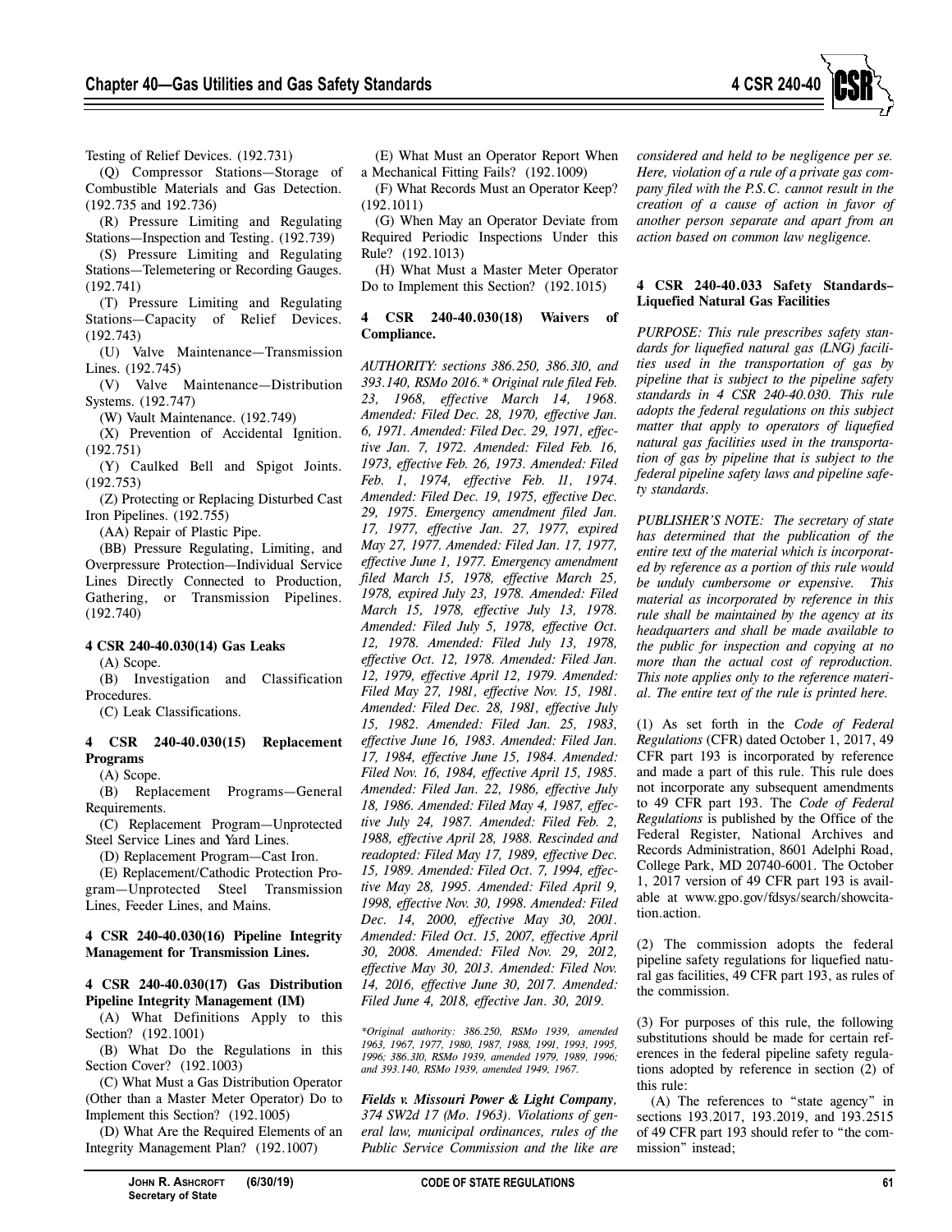Testing of Relief Devices. (192.731)

(Q) Compressor Stations—Storage of Combustible Materials and Gas Detection. (192.735 and 192.736)

(R) Pressure Limiting and Regulating Stations—Inspection and Testing. (192.739)

(S) Pressure Limiting and Regulating Stations—Telemetering or Recording Gauges. (192.741)

(T) Pressure Limiting and Regulating Stations—Capacity of Relief Devices. (192.743)

(U) Valve Maintenance—Transmission Lines. (192.745)

(V) Valve Maintenance—Distribution Systems. (192.747)

(W) Vault Maintenance. (192.749)

(X) Prevention of Accidental Ignition. (192.751)

(Y) Caulked Bell and Spigot Joints. (192.753)

(Z) Protecting or Replacing Disturbed Cast Iron Pipelines. (192.755)

(AA) Repair of Plastic Pipe.

(BB) Pressure Regulating, Limiting, and Overpressure Protection—Individual Service Lines Directly Connected to Production, Gathering, or Transmission Pipelines. (192.740)

**4 CSR 240-40.030(14) Gas Leaks**

(A) Scope.

(B) Investigation and Classification Procedures.

(C) Leak Classifications.

**4 CSR 240-40.030(15) Replacement Programs**

(A) Scope.

(B) Replacement Programs—General Requirements.

(C) Replacement Program—Unprotected Steel Service Lines and Yard Lines.

(D) Replacement Program—Cast Iron.

(E) Replacement/Cathodic Protection Program—Unprotected Steel Transmission Lines, Feeder Lines, and Mains.

**4 CSR 240-40.030(16) Pipeline Integrity Management for Transmission Lines.**

**4 CSR 240-40.030(17) Gas Distribution Pipeline Integrity Management (IM)**

(A) What Definitions Apply to this Section? (192.1001)

(B) What Do the Regulations in this Section Cover? (192.1003)

(C) What Must a Gas Distribution Operator (Other than a Master Meter Operator) Do to Implement this Section? (192.1005)

(D) What Are the Required Elements of an Integrity Management Plan? (192.1007)

(E) What Must an Operator Report When a Mechanical Fitting Fails? (192.1009)

(F) What Records Must an Operator Keep? (192.1011)

(G) When May an Operator Deviate from Required Periodic Inspections Under this Rule? (192.1013)

(H) What Must a Master Meter Operator Do to Implement this Section? (192.1015)

**4 CSR 240-40.030(18) Waivers of Compliance.**

*AUTHORITY: sections 386.250, 386.310, and 393.140, RSMo 2016.\* Original rule filed Feb. 23, 1968, effective March 14, 1968. Amended: Filed Dec. 28, 1970, effective Jan. 6, 1971. Amended: Filed Dec. 29, 1971, effective Jan. 7, 1972. Amended: Filed Feb. 16, 1973, effective Feb. 26, 1973. Amended: Filed Feb. 1, 1974, effective Feb. 11, 1974. Amended: Filed Dec. 19, 1975, effective Dec. 29, 1975. Emergency amendment filed Jan. 17, 1977, effective Jan. 27, 1977, expired May 27, 1977. Amended: Filed Jan. 17, 1977, effective June 1, 1977. Emergency amendment filed March 15, 1978, effective March 25, 1978, expired July 23, 1978. Amended: Filed March 15, 1978, effective July 13, 1978. Amended: Filed July 5, 1978, effective Oct. 12, 1978. Amended: Filed July 13, 1978, effective Oct. 12, 1978. Amended: Filed Jan. 12, 1979, effective April 12, 1979. Amended: Filed May 27, 1981, effective Nov. 15, 1981. Amended: Filed Dec. 28, 1981, effective July 15, 1982. Amended: Filed Jan. 25, 1983, effective June 16, 1983. Amended: Filed Jan. 17, 1984, effective June 15, 1984. Amended: Filed Nov. 16, 1984, effective April 15, 1985. Amended: Filed Jan. 22, 1986, effective July 18, 1986. Amended: Filed May 4, 1987, effective July 24, 1987. Amended: Filed Feb. 2, 1988, effective April 28, 1988. Rescinded and readopted: Filed May 17, 1989, effective Dec. 15, 1989. Amended: Filed Oct. 7, 1994, effective May 28, 1995. Amended: Filed April 9, 1998, effective Nov. 30, 1998. Amended: Filed Dec. 14, 2000, effective May 30, 2001. Amended: Filed Oct. 15, 2007, effective April 30, 2008. Amended: Filed Nov. 29, 2012, effective May 30, 2013. Amended: Filed Nov. 14, 2016, effective June 30, 2017. Amended: Filed June 4, 2018, effective Jan. 30, 2019.*

*\*Original authority: 386.250, RSMo 1939, amended 1963, 1967, 1977, 1980, 1987, 1988, 1991, 1993, 1995, 1996; 386.310, RSMo 1939, amended 1979, 1989, 1996; and 393.140, RSMo 1939, amended 1949, 1967.*

***Fields v. Missouri Power & Light Company**, 374 SW2d 17 (Mo. 1963). Violations of general law, municipal ordinances, rules of the Public Service Commission and the like are considered and held to be negligence per se. Here, violation of a rule of a private gas company filed with the P.S.C. cannot result in the creation of a cause of action in favor of another person separate and apart from an action based on common law negligence.*

**4 CSR 240-40.033 Safety Standards–Liquefied Natural Gas Facilities**

*PURPOSE: This rule prescribes safety standards for liquefied natural gas (LNG) facilities used in the transportation of gas by pipeline that is subject to the pipeline safety standards in 4 CSR 240-40.030. This rule adopts the federal regulations on this subject matter that apply to operators of liquefied natural gas facilities used in the transportation of gas by pipeline that is subject to the federal pipeline safety laws and pipeline safety standards.*

*PUBLISHER'S NOTE: The secretary of state has determined that the publication of the entire text of the material which is incorporated by reference as a portion of this rule would be unduly cumbersome or expensive. This material as incorporated by reference in this rule shall be maintained by the agency at its headquarters and shall be made available to the public for inspection and copying at no more than the actual cost of reproduction. This note applies only to the reference material. The entire text of the rule is printed here.*

(1) As set forth in the *Code of Federal Regulations* (CFR) dated October 1, 2017, 49 CFR part 193 is incorporated by reference and made a part of this rule. This rule does not incorporate any subsequent amendments to 49 CFR part 193. The *Code of Federal Regulations* is published by the Office of the Federal Register, National Archives and Records Administration, 8601 Adelphi Road, College Park, MD 20740-6001. The October 1, 2017 version of 49 CFR part 193 is available at www.gpo.gov/fdsys/search/showcitation.action.

(2) The commission adopts the federal pipeline safety regulations for liquefied natural gas facilities, 49 CFR part 193, as rules of the commission.

(3) For purposes of this rule, the following substitutions should be made for certain references in the federal pipeline safety regulations adopted by reference in section (2) of this rule:

(A) The references to "state agency" in sections 193.2017, 193.2019, and 193.2515 of 49 CFR part 193 should refer to "the commission" instead;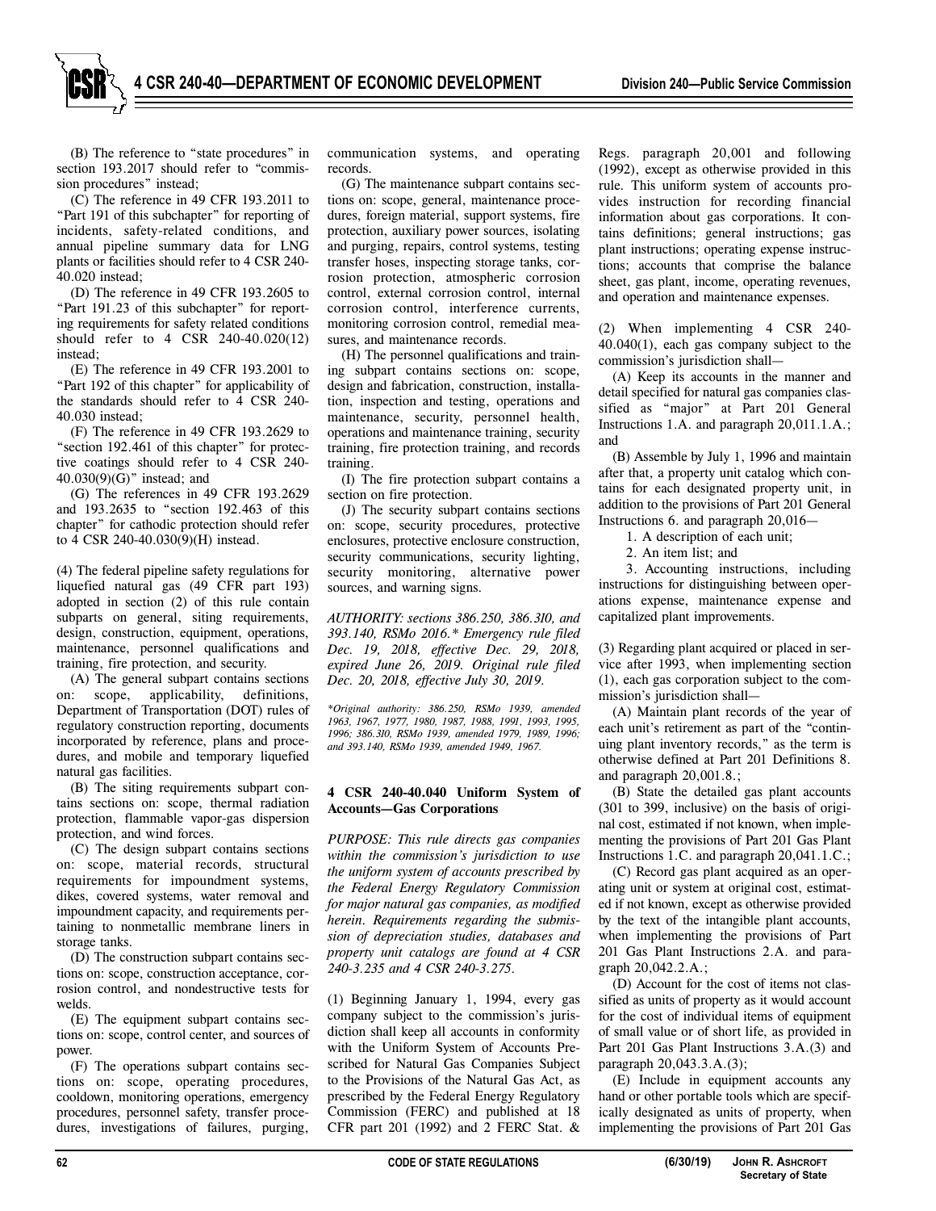(B) The reference to "state procedures" in section 193.2017 should refer to "commission procedures" instead;

(C) The reference in 49 CFR 193.2011 to "Part 191 of this subchapter" for reporting of incidents, safety-related conditions, and annual pipeline summary data for LNG plants or facilities should refer to 4 CSR 240-40.020 instead;

(D) The reference in 49 CFR 193.2605 to "Part 191.23 of this subchapter" for reporting requirements for safety related conditions should refer to 4 CSR 240-40.020(12) instead;

(E) The reference in 49 CFR 193.2001 to "Part 192 of this chapter" for applicability of the standards should refer to 4 CSR 240-40.030 instead;

(F) The reference in 49 CFR 193.2629 to "section 192.461 of this chapter" for protective coatings should refer to 4 CSR 240-40.030(9)(G)" instead; and

(G) The references in 49 CFR 193.2629 and 193.2635 to "section 192.463 of this chapter" for cathodic protection should refer to 4 CSR 240-40.030(9)(H) instead.

(4) The federal pipeline safety regulations for liquefied natural gas (49 CFR part 193) adopted in section (2) of this rule contain subparts on general, siting requirements, design, construction, equipment, operations, maintenance, personnel qualifications and training, fire protection, and security.

(A) The general subpart contains sections on: scope, applicability, definitions, Department of Transportation (DOT) rules of regulatory construction reporting, documents incorporated by reference, plans and procedures, and mobile and temporary liquefied natural gas facilities.

(B) The siting requirements subpart contains sections on: scope, thermal radiation protection, flammable vapor-gas dispersion protection, and wind forces.

(C) The design subpart contains sections on: scope, material records, structural requirements for impoundment systems, dikes, covered systems, water removal and impoundment capacity, and requirements pertaining to nonmetallic membrane liners in storage tanks.

(D) The construction subpart contains sections on: scope, construction acceptance, corrosion control, and nondestructive tests for welds.

(E) The equipment subpart contains sections on: scope, control center, and sources of power.

(F) The operations subpart contains sections on: scope, operating procedures, cooldown, monitoring operations, emergency procedures, personnel safety, transfer procedures, investigations of failures, purging, communication systems, and operating records.

(G) The maintenance subpart contains sections on: scope, general, maintenance procedures, foreign material, support systems, fire protection, auxiliary power sources, isolating and purging, repairs, control systems, testing transfer hoses, inspecting storage tanks, corrosion protection, atmospheric corrosion control, external corrosion control, internal corrosion control, interference currents, monitoring corrosion control, remedial measures, and maintenance records.

(H) The personnel qualifications and training subpart contains sections on: scope, design and fabrication, construction, installation, inspection and testing, operations and maintenance, security, personnel health, operations and maintenance training, security training, fire protection training, and records training.

(I) The fire protection subpart contains a section on fire protection.

(J) The security subpart contains sections on: scope, security procedures, protective enclosures, protective enclosure construction, security communications, security lighting, security monitoring, alternative power sources, and warning signs.

*AUTHORITY: sections 386.250, 386.310, and 393.140, RSMo 2016.\* Emergency rule filed Dec. 19, 2018, effective Dec. 29, 2018, expired June 26, 2019. Original rule filed Dec. 20, 2018, effective July 30, 2019.*

*\*Original authority: 386.250, RSMo 1939, amended 1963, 1967, 1977, 1980, 1987, 1988, 1991, 1993, 1995, 1996; 386.310, RSMo 1939, amended 1979, 1989, 1996; and 393.140, RSMo 1939, amended 1949, 1967.*

**4 CSR 240-40.040 Uniform System of Accounts—Gas Corporations**

*PURPOSE: This rule directs gas companies within the commission's jurisdiction to use the uniform system of accounts prescribed by the Federal Energy Regulatory Commission for major natural gas companies, as modified herein. Requirements regarding the submission of depreciation studies, databases and property unit catalogs are found at 4 CSR 240-3.235 and 4 CSR 240-3.275.*

(1) Beginning January 1, 1994, every gas company subject to the commission's jurisdiction shall keep all accounts in conformity with the Uniform System of Accounts Prescribed for Natural Gas Companies Subject to the Provisions of the Natural Gas Act, as prescribed by the Federal Energy Regulatory Commission (FERC) and published at 18 CFR part 201 (1992) and 2 FERC Stat. & Regs. paragraph 20,001 and following (1992), except as otherwise provided in this rule. This uniform system of accounts provides instruction for recording financial information about gas corporations. It contains definitions; general instructions; gas plant instructions; operating expense instructions; accounts that comprise the balance sheet, gas plant, income, operating revenues, and operation and maintenance expenses.

(2) When implementing 4 CSR 240-40.040(1), each gas company subject to the commission's jurisdiction shall—

(A) Keep its accounts in the manner and detail specified for natural gas companies classified as "major" at Part 201 General Instructions 1.A. and paragraph 20,011.1.A.; and

(B) Assemble by July 1, 1996 and maintain after that, a property unit catalog which contains for each designated property unit, in addition to the provisions of Part 201 General Instructions 6. and paragraph 20,016—

1. A description of each unit;
2. An item list; and
3. Accounting instructions, including instructions for distinguishing between operations expense, maintenance expense and capitalized plant improvements.

(3) Regarding plant acquired or placed in service after 1993, when implementing section (1), each gas corporation subject to the commission's jurisdiction shall—

(A) Maintain plant records of the year of each unit's retirement as part of the "continuing plant inventory records," as the term is otherwise defined at Part 201 Definitions 8. and paragraph 20,001.8.;

(B) State the detailed gas plant accounts (301 to 399, inclusive) on the basis of original cost, estimated if not known, when implementing the provisions of Part 201 Gas Plant Instructions 1.C. and paragraph 20,041.1.C.;

(C) Record gas plant acquired as an operating unit or system at original cost, estimated if not known, except as otherwise provided by the text of the intangible plant accounts, when implementing the provisions of Part 201 Gas Plant Instructions 2.A. and paragraph 20,042.2.A.;

(D) Account for the cost of items not classified as units of property as it would account for the cost of individual items of equipment of small value or of short life, as provided in Part 201 Gas Plant Instructions 3.A.(3) and paragraph 20,043.3.A.(3);

(E) Include in equipment accounts any hand or other portable tools which are specifically designated as units of property, when implementing the provisions of Part 201 Gas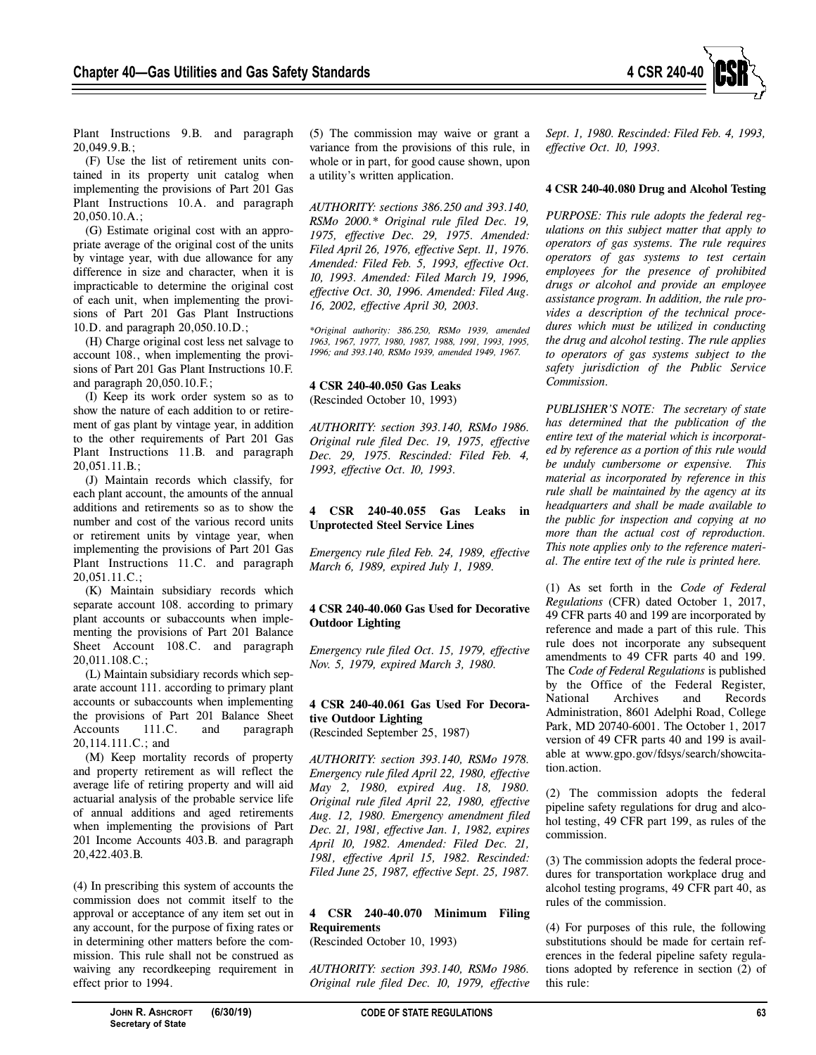Plant Instructions 9.B. and paragraph 20,049.9.B.;

(F) Use the list of retirement units contained in its property unit catalog when implementing the provisions of Part 201 Gas Plant Instructions 10.A. and paragraph 20,050.10.A.;

(G) Estimate original cost with an appropriate average of the original cost of the units by vintage year, with due allowance for any difference in size and character, when it is impracticable to determine the original cost of each unit, when implementing the provisions of Part 201 Gas Plant Instructions 10.D. and paragraph 20,050.10.D.;

(H) Charge original cost less net salvage to account 108., when implementing the provisions of Part 201 Gas Plant Instructions 10.F. and paragraph 20,050.10.F.;

(I) Keep its work order system so as to show the nature of each addition to or retirement of gas plant by vintage year, in addition to the other requirements of Part 201 Gas Plant Instructions 11.B. and paragraph 20,051.11.B.;

(J) Maintain records which classify, for each plant account, the amounts of the annual additions and retirements so as to show the number and cost of the various record units or retirement units by vintage year, when implementing the provisions of Part 201 Gas Plant Instructions 11.C. and paragraph 20,051.11.C.;

(K) Maintain subsidiary records which separate account 108. according to primary plant accounts or subaccounts when implementing the provisions of Part 201 Balance Sheet Account 108.C. and paragraph 20,011.108.C.;

(L) Maintain subsidiary records which separate account 111. according to primary plant accounts or subaccounts when implementing the provisions of Part 201 Balance Sheet Accounts 111.C. and paragraph 20,114.111.C.; and

(M) Keep mortality records of property and property retirement as will reflect the average life of retiring property and will aid actuarial analysis of the probable service life of annual additions and aged retirements when implementing the provisions of Part 201 Income Accounts 403.B. and paragraph 20,422.403.B.

(4) In prescribing this system of accounts the commission does not commit itself to the approval or acceptance of any item set out in any account, for the purpose of fixing rates or in determining other matters before the commission. This rule shall not be construed as waiving any recordkeeping requirement in effect prior to 1994.

(5) The commission may waive or grant a variance from the provisions of this rule, in whole or in part, for good cause shown, upon a utility's written application.

*AUTHORITY: sections 386.250 and 393.140, RSMo 2000.\* Original rule filed Dec. 19, 1975, effective Dec. 29, 1975. Amended: Filed April 26, 1976, effective Sept. 11, 1976. Amended: Filed Feb. 5, 1993, effective Oct. 10, 1993. Amended: Filed March 19, 1996, effective Oct. 30, 1996. Amended: Filed Aug. 16, 2002, effective April 30, 2003.*

*\*Original authority: 386.250, RSMo 1939, amended 1963, 1967, 1977, 1980, 1987, 1988, 1991, 1993, 1995, 1996; and 393.140, RSMo 1939, amended 1949, 1967.*

**4 CSR 240-40.050 Gas Leaks**
(Rescinded October 10, 1993)

*AUTHORITY: section 393.140, RSMo 1986. Original rule filed Dec. 19, 1975, effective Dec. 29, 1975. Rescinded: Filed Feb. 4, 1993, effective Oct. 10, 1993.*

**4 CSR 240-40.055 Gas Leaks in Unprotected Steel Service Lines**

*Emergency rule filed Feb. 24, 1989, effective March 6, 1989, expired July 1, 1989.*

**4 CSR 240-40.060 Gas Used for Decorative Outdoor Lighting**

*Emergency rule filed Oct. 15, 1979, effective Nov. 5, 1979, expired March 3, 1980.*

**4 CSR 240-40.061 Gas Used For Decorative Outdoor Lighting**
(Rescinded September 25, 1987)

*AUTHORITY: section 393.140, RSMo 1978. Emergency rule filed April 22, 1980, effective May 2, 1980, expired Aug. 18, 1980. Original rule filed April 22, 1980, effective Aug. 12, 1980. Emergency amendment filed Dec. 21, 1981, effective Jan. 1, 1982, expires April 10, 1982. Amended: Filed Dec. 21, 1981, effective April 15, 1982. Rescinded: Filed June 25, 1987, effective Sept. 25, 1987.*

**4 CSR 240-40.070 Minimum Filing Requirements**
(Rescinded October 10, 1993)

*AUTHORITY: section 393.140, RSMo 1986. Original rule filed Dec. 10, 1979, effective Sept. 1, 1980. Rescinded: Filed Feb. 4, 1993, effective Oct. 10, 1993.*

**4 CSR 240-40.080 Drug and Alcohol Testing**

*PURPOSE: This rule adopts the federal regulations on this subject matter that apply to operators of gas systems. The rule requires operators of gas systems to test certain employees for the presence of prohibited drugs or alcohol and provide an employee assistance program. In addition, the rule provides a description of the technical procedures which must be utilized in conducting the drug and alcohol testing. The rule applies to operators of gas systems subject to the safety jurisdiction of the Public Service Commission.*

*PUBLISHER'S NOTE: The secretary of state has determined that the publication of the entire text of the material which is incorporated by reference as a portion of this rule would be unduly cumbersome or expensive. This material as incorporated by reference in this rule shall be maintained by the agency at its headquarters and shall be made available to the public for inspection and copying at no more than the actual cost of reproduction. This note applies only to the reference material. The entire text of the rule is printed here.*

(1) As set forth in the *Code of Federal Regulations* (CFR) dated October 1, 2017, 49 CFR parts 40 and 199 are incorporated by reference and made a part of this rule. This rule does not incorporate any subsequent amendments to 49 CFR parts 40 and 199. The *Code of Federal Regulations* is published by the Office of the Federal Register, National Archives and Records Administration, 8601 Adelphi Road, College Park, MD 20740-6001. The October 1, 2017 version of 49 CFR parts 40 and 199 is available at www.gpo.gov/fdsys/search/showcitation.action.

(2) The commission adopts the federal pipeline safety regulations for drug and alcohol testing, 49 CFR part 199, as rules of the commission.

(3) The commission adopts the federal procedures for transportation workplace drug and alcohol testing programs, 49 CFR part 40, as rules of the commission.

(4) For purposes of this rule, the following substitutions should be made for certain references in the federal pipeline safety regulations adopted by reference in section (2) of this rule: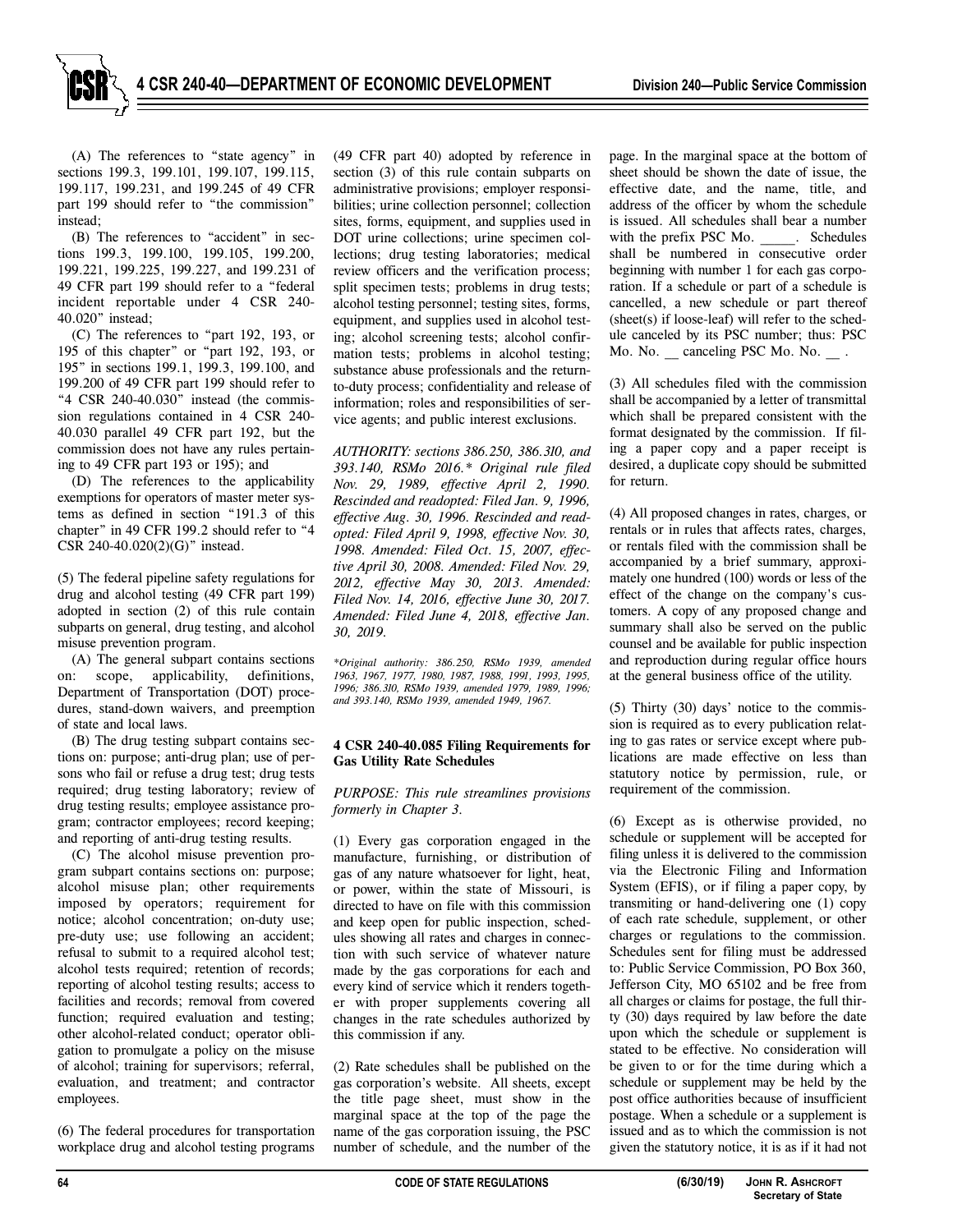(A) The references to "state agency" in sections 199.3, 199.101, 199.107, 199.115, 199.117, 199.231, and 199.245 of 49 CFR part 199 should refer to "the commission" instead;

(B) The references to "accident" in sections 199.3, 199.100, 199.105, 199.200, 199.221, 199.225, 199.227, and 199.231 of 49 CFR part 199 should refer to a "federal incident reportable under 4 CSR 240-40.020" instead;

(C) The references to "part 192, 193, or 195 of this chapter" or "part 192, 193, or 195" in sections 199.1, 199.3, 199.100, and 199.200 of 49 CFR part 199 should refer to "4 CSR 240-40.030" instead (the commission regulations contained in 4 CSR 240-40.030 parallel 49 CFR part 192, but the commission does not have any rules pertaining to 49 CFR part 193 or 195); and

(D) The references to the applicability exemptions for operators of master meter systems as defined in section "191.3 of this chapter" in 49 CFR 199.2 should refer to "4 CSR 240-40.020(2)(G)" instead.

(5) The federal pipeline safety regulations for drug and alcohol testing (49 CFR part 199) adopted in section (2) of this rule contain subparts on general, drug testing, and alcohol misuse prevention program.

(A) The general subpart contains sections on: scope, applicability, definitions, Department of Transportation (DOT) procedures, stand-down waivers, and preemption of state and local laws.

(B) The drug testing subpart contains sections on: purpose; anti-drug plan; use of persons who fail or refuse a drug test; drug tests required; drug testing laboratory; review of drug testing results; employee assistance program; contractor employees; record keeping; and reporting of anti-drug testing results.

(C) The alcohol misuse prevention program subpart contains sections on: purpose; alcohol misuse plan; other requirements imposed by operators; requirement for notice; alcohol concentration; on-duty use; pre-duty use; use following an accident; refusal to submit to a required alcohol test; alcohol tests required; retention of records; reporting of alcohol testing results; access to facilities and records; removal from covered function; required evaluation and testing; other alcohol-related conduct; operator obligation to promulgate a policy on the misuse of alcohol; training for supervisors; referral, evaluation, and treatment; and contractor employees.

(6) The federal procedures for transportation workplace drug and alcohol testing programs (49 CFR part 40) adopted by reference in section (3) of this rule contain subparts on administrative provisions; employer responsibilities; urine collection personnel; collection sites, forms, equipment, and supplies used in DOT urine collections; urine specimen collections; drug testing laboratories; medical review officers and the verification process; split specimen tests; problems in drug tests; alcohol testing personnel; testing sites, forms, equipment, and supplies used in alcohol testing; alcohol screening tests; alcohol confirmation tests; problems in alcohol testing; substance abuse professionals and the return-to-duty process; confidentiality and release of information; roles and responsibilities of service agents; and public interest exclusions.

*AUTHORITY: sections 386.250, 386.310, and 393.140, RSMo 2016.\* Original rule filed Nov. 29, 1989, effective April 2, 1990. Rescinded and readopted: Filed Jan. 9, 1996, effective Aug. 30, 1996. Rescinded and readopted: Filed April 9, 1998, effective Nov. 30, 1998. Amended: Filed Oct. 15, 2007, effective April 30, 2008. Amended: Filed Nov. 29, 2012, effective May 30, 2013. Amended: Filed Nov. 14, 2016, effective June 30, 2017. Amended: Filed June 4, 2018, effective Jan. 30, 2019.*

*\*Original authority: 386.250, RSMo 1939, amended 1963, 1967, 1977, 1980, 1987, 1988, 1991, 1993, 1995, 1996; 386.310, RSMo 1939, amended 1979, 1989, 1996; and 393.140, RSMo 1939, amended 1949, 1967.*

**4 CSR 240-40.085 Filing Requirements for Gas Utility Rate Schedules**

*PURPOSE: This rule streamlines provisions formerly in Chapter 3.*

(1) Every gas corporation engaged in the manufacture, furnishing, or distribution of gas of any nature whatsoever for light, heat, or power, within the state of Missouri, is directed to have on file with this commission and keep open for public inspection, schedules showing all rates and charges in connection with such service of whatever nature made by the gas corporations for each and every kind of service which it renders together with proper supplements covering all changes in the rate schedules authorized by this commission if any.

(2) Rate schedules shall be published on the gas corporation's website. All sheets, except the title page sheet, must show in the marginal space at the top of the page the name of the gas corporation issuing, the PSC number of schedule, and the number of the page. In the marginal space at the bottom of sheet should be shown the date of issue, the effective date, and the name, title, and address of the officer by whom the schedule is issued. All schedules shall bear a number with the prefix PSC Mo. _____. Schedules shall be numbered in consecutive order beginning with number 1 for each gas corporation. If a schedule or part of a schedule is cancelled, a new schedule or part thereof (sheet(s) if loose-leaf) will refer to the schedule canceled by its PSC number; thus: PSC Mo. No. __ canceling PSC Mo. No. __ .

(3) All schedules filed with the commission shall be accompanied by a letter of transmittal which shall be prepared consistent with the format designated by the commission. If filing a paper copy and a paper receipt is desired, a duplicate copy should be submitted for return.

(4) All proposed changes in rates, charges, or rentals or in rules that affects rates, charges, or rentals filed with the commission shall be accompanied by a brief summary, approximately one hundred (100) words or less of the effect of the change on the company's customers. A copy of any proposed change and summary shall also be served on the public counsel and be available for public inspection and reproduction during regular office hours at the general business office of the utility.

(5) Thirty (30) days' notice to the commission is required as to every publication relating to gas rates or service except where publications are made effective on less than statutory notice by permission, rule, or requirement of the commission.

(6) Except as is otherwise provided, no schedule or supplement will be accepted for filing unless it is delivered to the commission via the Electronic Filing and Information System (EFIS), or if filing a paper copy, by transmitting or hand-delivering one (1) copy of each rate schedule, supplement, or other charges or regulations to the commission. Schedules sent for filing must be addressed to: Public Service Commission, PO Box 360, Jefferson City, MO 65102 and be free from all charges or claims for postage, the full thirty (30) days required by law before the date upon which the schedule or supplement is stated to be effective. No consideration will be given to or for the time during which a schedule or supplement may be held by the post office authorities because of insufficient postage. When a schedule or a supplement is issued and as to which the commission is not given the statutory notice, it is as if it had not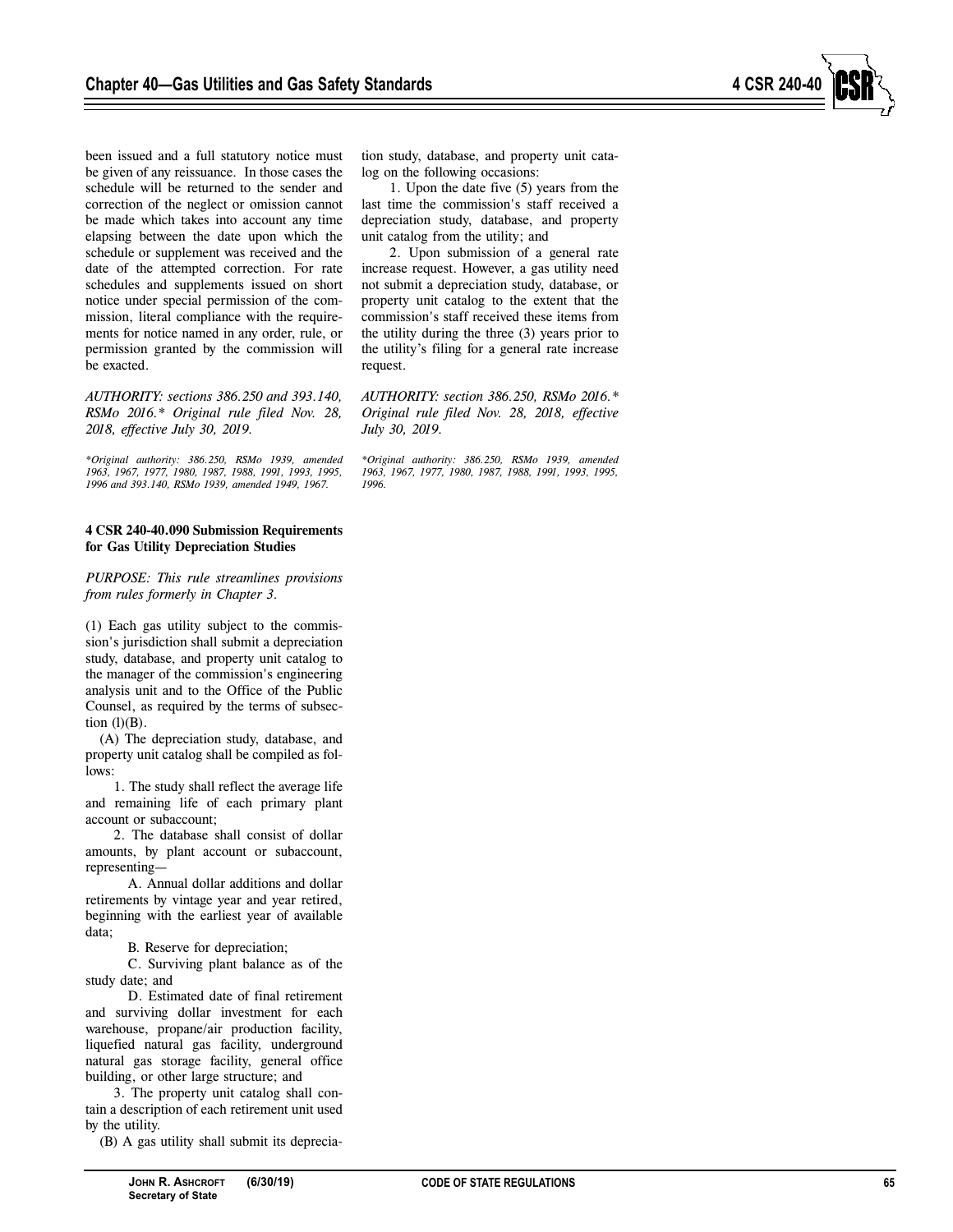been issued and a full statutory notice must be given of any reissuance. In those cases the schedule will be returned to the sender and correction of the neglect or omission cannot be made which takes into account any time elapsing between the date upon which the schedule or supplement was received and the date of the attempted correction. For rate schedules and supplements issued on short notice under special permission of the commission, literal compliance with the requirements for notice named in any order, rule, or permission granted by the commission will be exacted.

*AUTHORITY: sections 386.250 and 393.140, RSMo 2016.\* Original rule filed Nov. 28, 2018, effective July 30, 2019.*

*\*Original authority: 386.250, RSMo 1939, amended 1963, 1967, 1977, 1980, 1987, 1988, 1991, 1993, 1995, 1996 and 393.140, RSMo 1939, amended 1949, 1967.*

**4 CSR 240-40.090 Submission Requirements for Gas Utility Depreciation Studies**

*PURPOSE: This rule streamlines provisions from rules formerly in Chapter 3.*

(1) Each gas utility subject to the commission's jurisdiction shall submit a depreciation study, database, and property unit catalog to the manager of the commission's engineering analysis unit and to the Office of the Public Counsel, as required by the terms of subsection (l)(B).

(A) The depreciation study, database, and property unit catalog shall be compiled as follows:

1. The study shall reflect the average life and remaining life of each primary plant account or subaccount;

2. The database shall consist of dollar amounts, by plant account or subaccount, representing—

A. Annual dollar additions and dollar retirements by vintage year and year retired, beginning with the earliest year of available data;

B. Reserve for depreciation;

C. Surviving plant balance as of the study date; and

D. Estimated date of final retirement and surviving dollar investment for each warehouse, propane/air production facility, liquefied natural gas facility, underground natural gas storage facility, general office building, or other large structure; and

3. The property unit catalog shall contain a description of each retirement unit used by the utility.

(B) A gas utility shall submit its depreciation study, database, and property unit catalog on the following occasions:

1. Upon the date five (5) years from the last time the commission's staff received a depreciation study, database, and property unit catalog from the utility; and

2. Upon submission of a general rate increase request. However, a gas utility need not submit a depreciation study, database, or property unit catalog to the extent that the commission's staff received these items from the utility during the three (3) years prior to the utility's filing for a general rate increase request.

*AUTHORITY: section 386.250, RSMo 2016.\* Original rule filed Nov. 28, 2018, effective July 30, 2019.*

*\*Original authority: 386.250, RSMo 1939, amended 1963, 1967, 1977, 1980, 1987, 1988, 1991, 1993, 1995, 1996.*